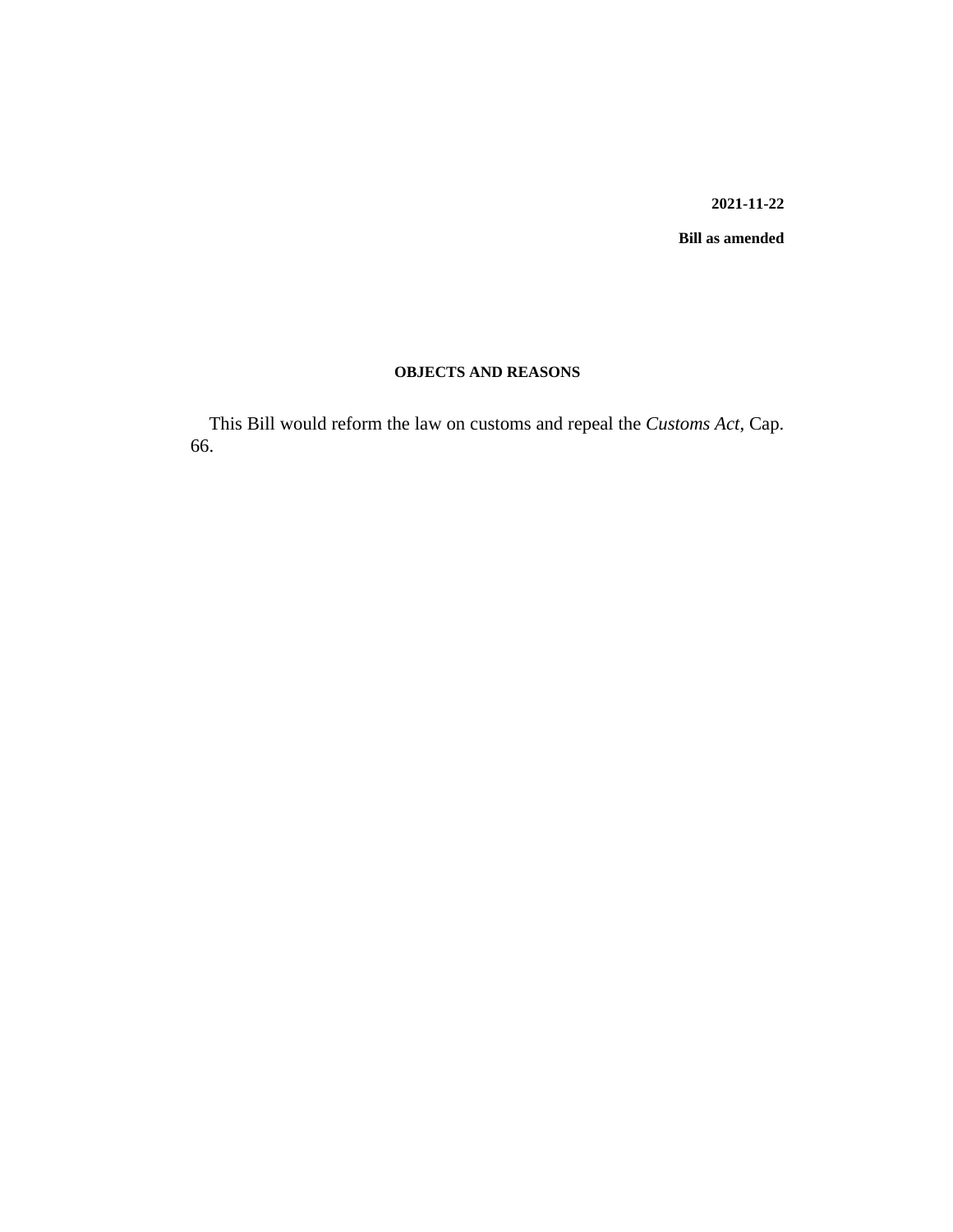**2021-11-22**

**Bill as amended**

## OBJECTS AND REASONS

This Bill would reform the law on customs and repeal the *Customs Act*, Cap. 66.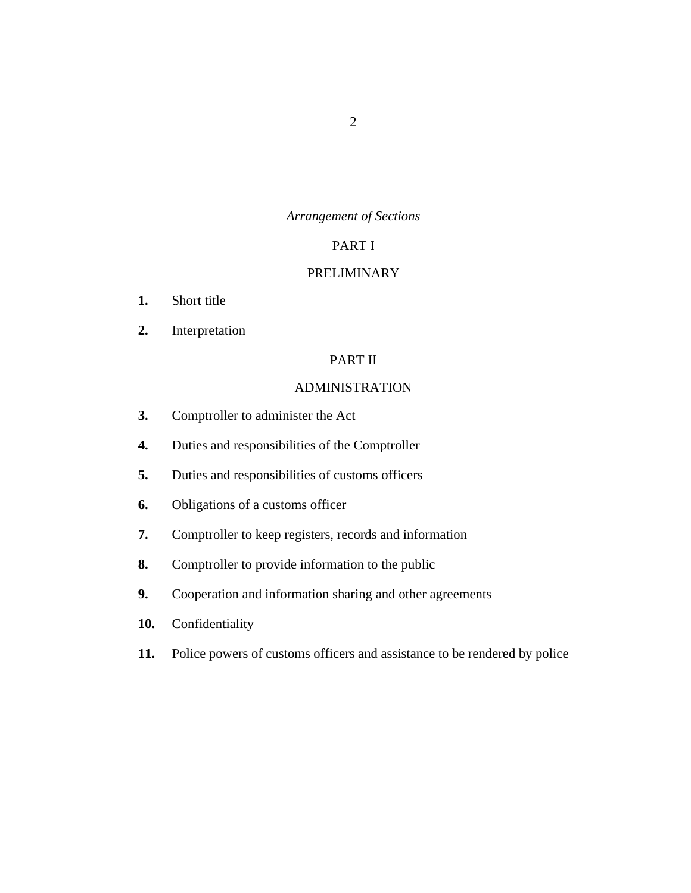*Arrangement of Sections*

## PART I

## PRELIMINARY

**1.** Short title

**2.** Interpretation

## PART II

## ADMINISTRATION

**3.** Comptroller to administer the Act

**4.** Duties and responsibilities of the Comptroller

**5.** Duties and responsibilities of customs officers

**6.** Obligations of a customs officer

**7.** Comptroller to keep registers, records and information

**8.** Comptroller to provide information to the public

**9.** Cooperation and information sharing and other agreements

**10.** Confidentiality

**11.** Police powers of customs officers and assistance to be rendered by police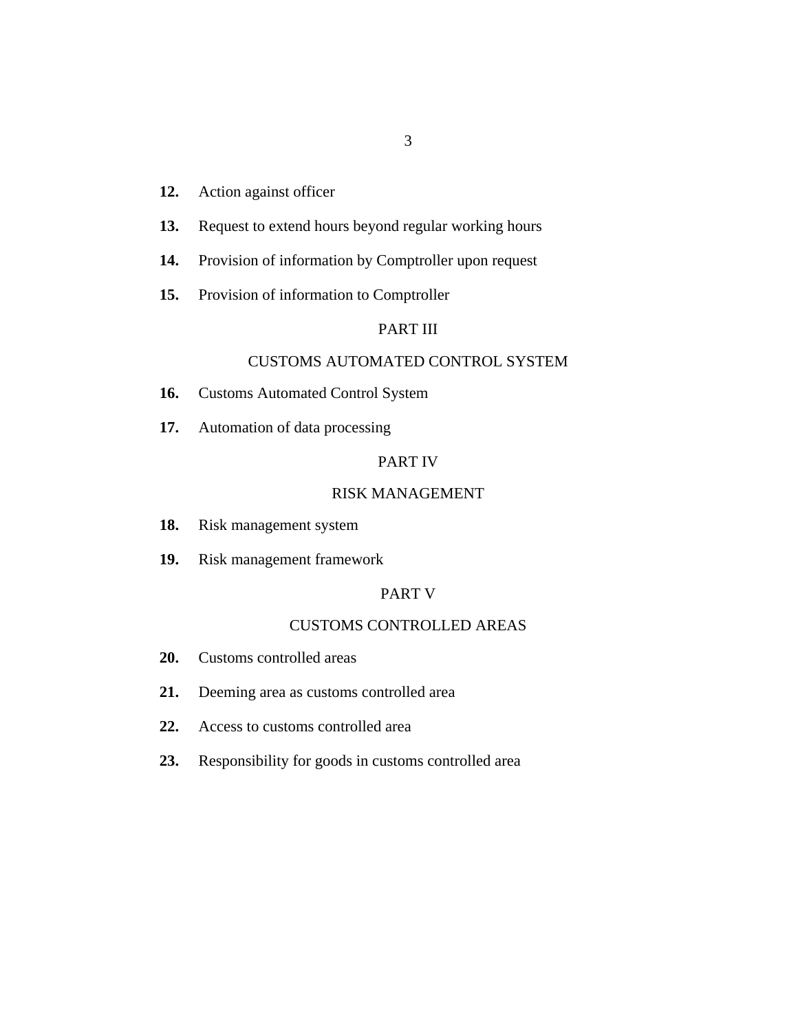**12.** Action against officer

**13.** Request to extend hours beyond regular working hours

**14.** Provision of information by Comptroller upon request

**15.** Provision of information to Comptroller

PART III

CUSTOMS AUTOMATED CONTROL SYSTEM

**16.** Customs Automated Control System

**17.** Automation of data processing

PART IV

RISK MANAGEMENT

**18.** Risk management system

**19.** Risk management framework

PART V

CUSTOMS CONTROLLED AREAS

**20.** Customs controlled areas

**21.** Deeming area as customs controlled area

**22.** Access to customs controlled area

**23.** Responsibility for goods in customs controlled area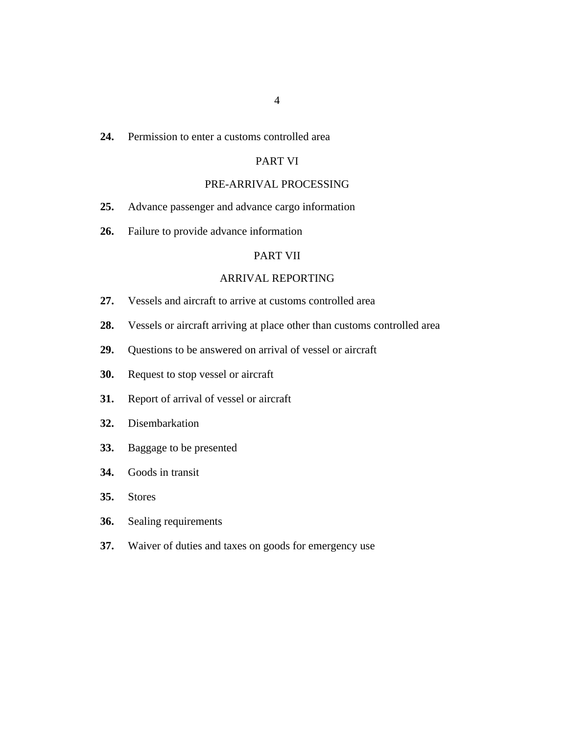**24.** Permission to enter a customs controlled area

PART VI

PRE-ARRIVAL PROCESSING

**25.** Advance passenger and advance cargo information

**26.** Failure to provide advance information

PART VII

ARRIVAL REPORTING

**27.** Vessels and aircraft to arrive at customs controlled area

**28.** Vessels or aircraft arriving at place other than customs controlled area

**29.** Questions to be answered on arrival of vessel or aircraft

**30.** Request to stop vessel or aircraft

**31.** Report of arrival of vessel or aircraft

**32.** Disembarkation

**33.** Baggage to be presented

**34.** Goods in transit

**35.** Stores

**36.** Sealing requirements

**37.** Waiver of duties and taxes on goods for emergency use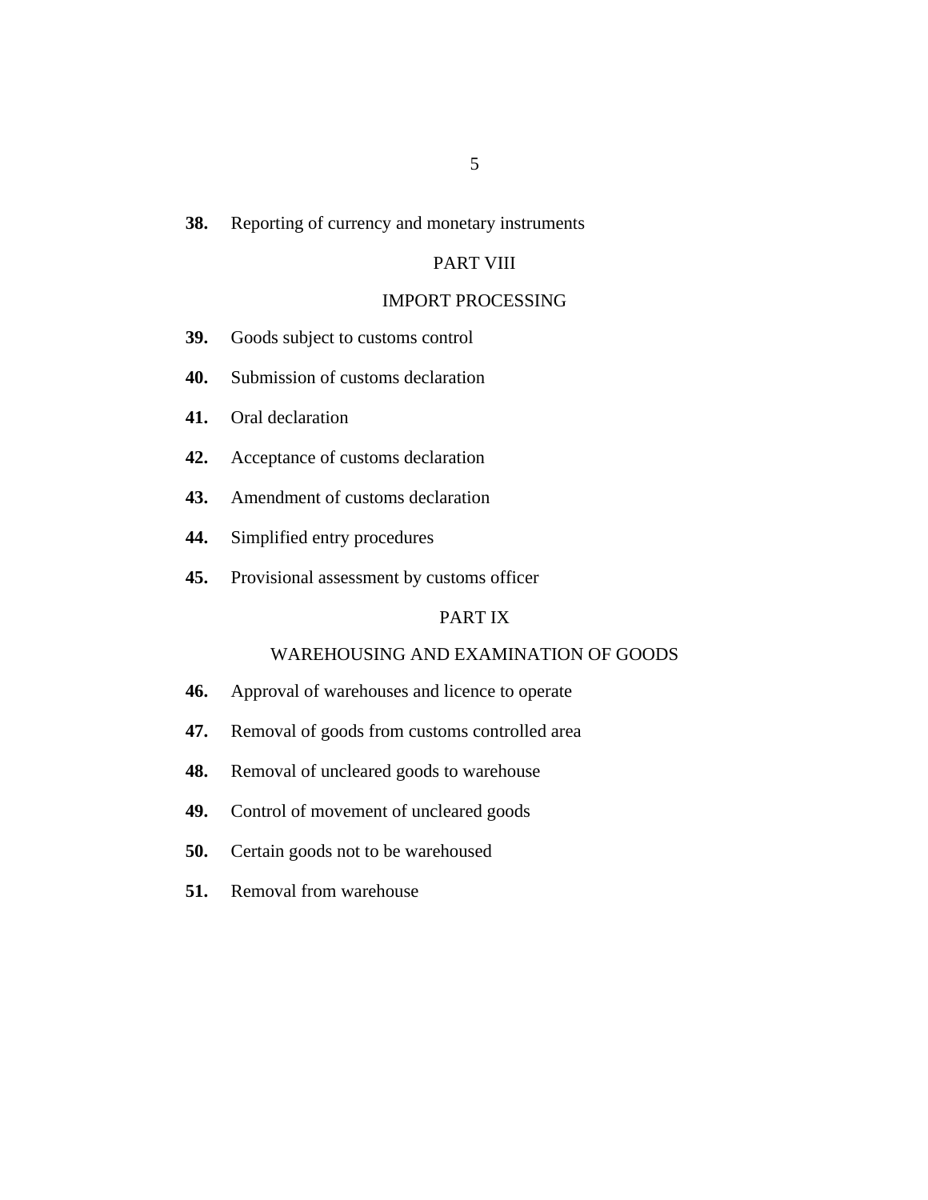**38.** Reporting of currency and monetary instruments

## PART VIII

## IMPORT PROCESSING

**39.** Goods subject to customs control

**40.** Submission of customs declaration

**41.** Oral declaration

**42.** Acceptance of customs declaration

**43.** Amendment of customs declaration

**44.** Simplified entry procedures

**45.** Provisional assessment by customs officer

## PART IX

## WAREHOUSING AND EXAMINATION OF GOODS

**46.** Approval of warehouses and licence to operate

**47.** Removal of goods from customs controlled area

**48.** Removal of uncleared goods to warehouse

**49.** Control of movement of uncleared goods

**50.** Certain goods not to be warehoused

**51.** Removal from warehouse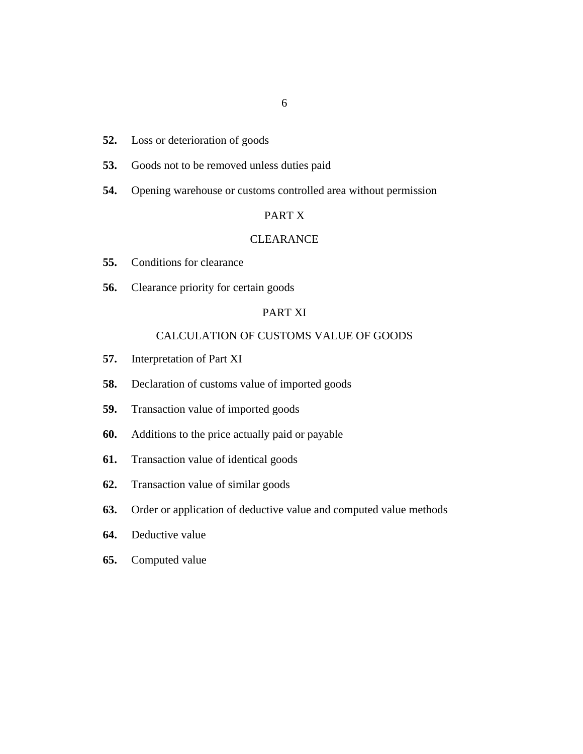**52.** Loss or deterioration of goods

**53.** Goods not to be removed unless duties paid

**54.** Opening warehouse or customs controlled area without permission

PART X

CLEARANCE

**55.** Conditions for clearance

**56.** Clearance priority for certain goods

PART XI

CALCULATION OF CUSTOMS VALUE OF GOODS

**57.** Interpretation of Part XI

**58.** Declaration of customs value of imported goods

**59.** Transaction value of imported goods

**60.** Additions to the price actually paid or payable

**61.** Transaction value of identical goods

**62.** Transaction value of similar goods

**63.** Order or application of deductive value and computed value methods

**64.** Deductive value

**65.** Computed value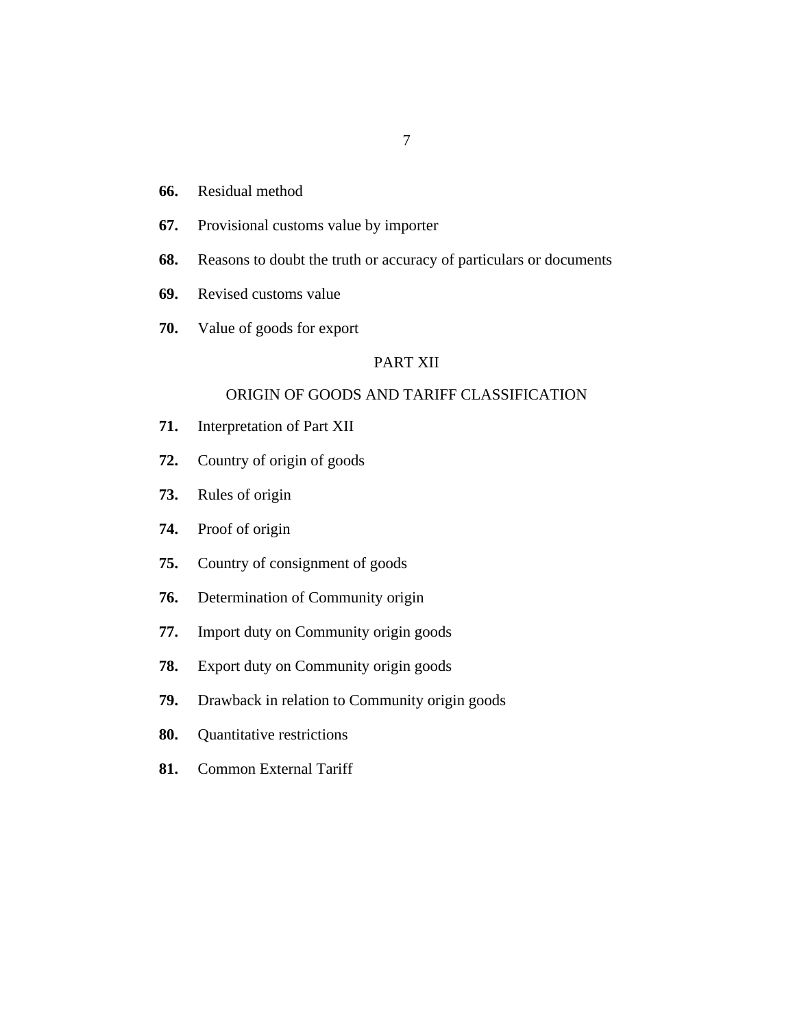**66.** Residual method

**67.** Provisional customs value by importer

**68.** Reasons to doubt the truth or accuracy of particulars or documents

**69.** Revised customs value

**70.** Value of goods for export

PART XII

ORIGIN OF GOODS AND TARIFF CLASSIFICATION

**71.** Interpretation of Part XII

**72.** Country of origin of goods

**73.** Rules of origin

**74.** Proof of origin

**75.** Country of consignment of goods

**76.** Determination of Community origin

**77.** Import duty on Community origin goods

**78.** Export duty on Community origin goods

**79.** Drawback in relation to Community origin goods

**80.** Quantitative restrictions

**81.** Common External Tariff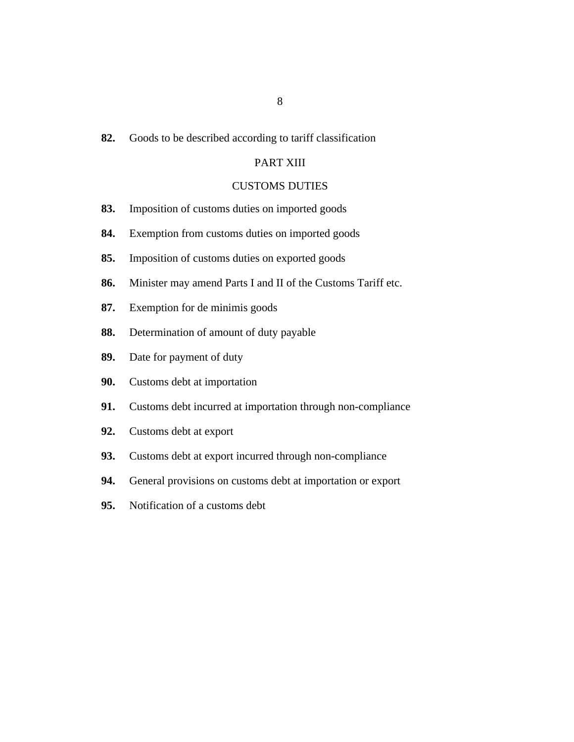**82.** Goods to be described according to tariff classification

PART XIII

CUSTOMS DUTIES

**83.** Imposition of customs duties on imported goods

**84.** Exemption from customs duties on imported goods

**85.** Imposition of customs duties on exported goods

**86.** Minister may amend Parts I and II of the Customs Tariff etc.

**87.** Exemption for de minimis goods

**88.** Determination of amount of duty payable

**89.** Date for payment of duty

**90.** Customs debt at importation

**91.** Customs debt incurred at importation through non-compliance

**92.** Customs debt at export

**93.** Customs debt at export incurred through non-compliance

**94.** General provisions on customs debt at importation or export

**95.** Notification of a customs debt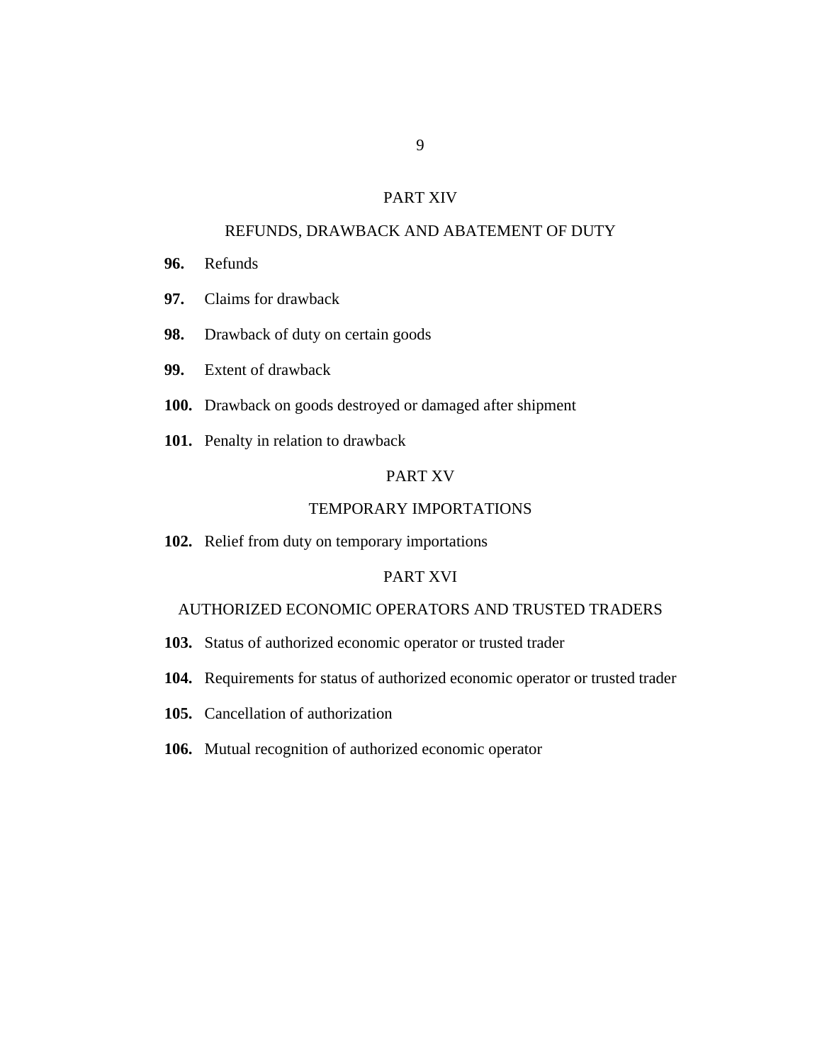## PART XIV

## REFUNDS, DRAWBACK AND ABATEMENT OF DUTY

**96.** Refunds

**97.** Claims for drawback

**98.** Drawback of duty on certain goods

**99.** Extent of drawback

**100.** Drawback on goods destroyed or damaged after shipment

**101.** Penalty in relation to drawback

## PART XV

## TEMPORARY IMPORTATIONS

**102.** Relief from duty on temporary importations

## PART XVI

## AUTHORIZED ECONOMIC OPERATORS AND TRUSTED TRADERS

**103.** Status of authorized economic operator or trusted trader

**104.** Requirements for status of authorized economic operator or trusted trader

**105.** Cancellation of authorization

**106.** Mutual recognition of authorized economic operator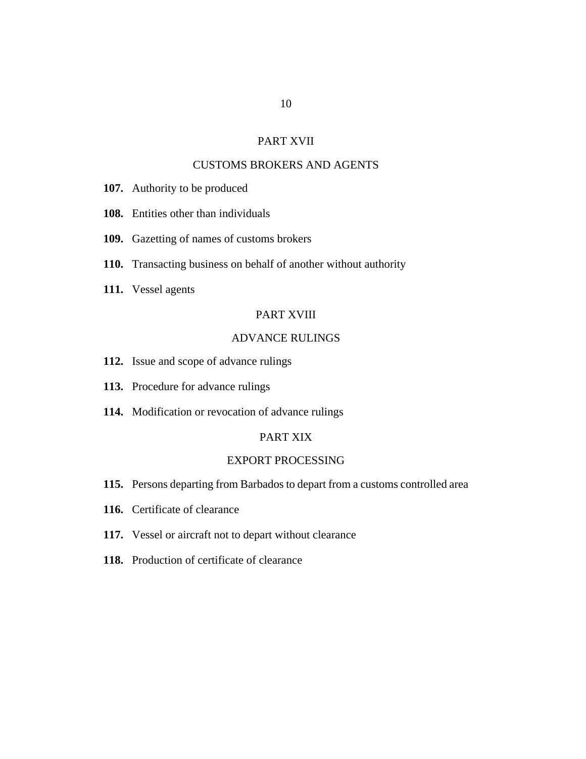## PART XVII

## CUSTOMS BROKERS AND AGENTS

**107.** Authority to be produced

**108.** Entities other than individuals

**109.** Gazetting of names of customs brokers

**110.** Transacting business on behalf of another without authority

**111.** Vessel agents

## PART XVIII

## ADVANCE RULINGS

**112.** Issue and scope of advance rulings

**113.** Procedure for advance rulings

**114.** Modification or revocation of advance rulings

## PART XIX

## EXPORT PROCESSING

**115.** Persons departing from Barbados to depart from a customs controlled area

**116.** Certificate of clearance

**117.** Vessel or aircraft not to depart without clearance

**118.** Production of certificate of clearance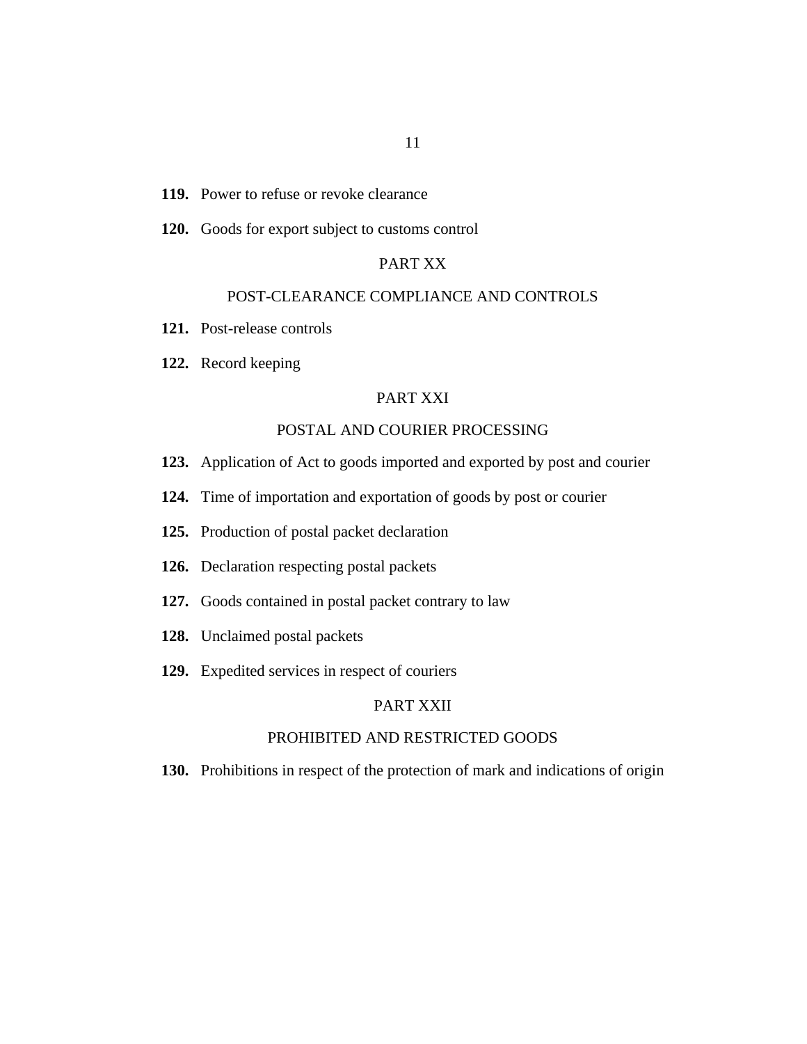**119.** Power to refuse or revoke clearance

**120.** Goods for export subject to customs control

PART XX

POST-CLEARANCE COMPLIANCE AND CONTROLS

**121.** Post-release controls

**122.** Record keeping

PART XXI

POSTAL AND COURIER PROCESSING

**123.** Application of Act to goods imported and exported by post and courier

**124.** Time of importation and exportation of goods by post or courier

**125.** Production of postal packet declaration

**126.** Declaration respecting postal packets

**127.** Goods contained in postal packet contrary to law

**128.** Unclaimed postal packets

**129.** Expedited services in respect of couriers

PART XXII

PROHIBITED AND RESTRICTED GOODS

**130.** Prohibitions in respect of the protection of mark and indications of origin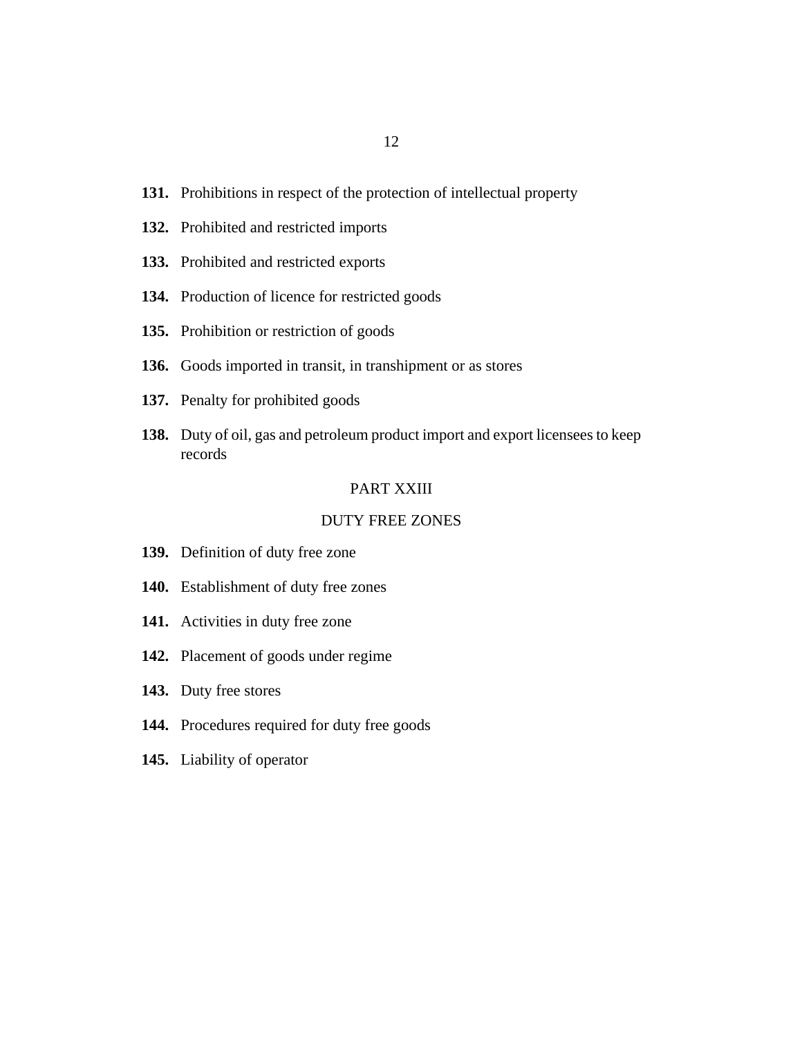**131.** Prohibitions in respect of the protection of intellectual property

**132.** Prohibited and restricted imports

**133.** Prohibited and restricted exports

**134.** Production of licence for restricted goods

**135.** Prohibition or restriction of goods

**136.** Goods imported in transit, in transhipment or as stores

**137.** Penalty for prohibited goods

**138.** Duty of oil, gas and petroleum product import and export licensees to keep records

## PART XXIII

## DUTY FREE ZONES

**139.** Definition of duty free zone

**140.** Establishment of duty free zones

**141.** Activities in duty free zone

**142.** Placement of goods under regime

**143.** Duty free stores

**144.** Procedures required for duty free goods

**145.** Liability of operator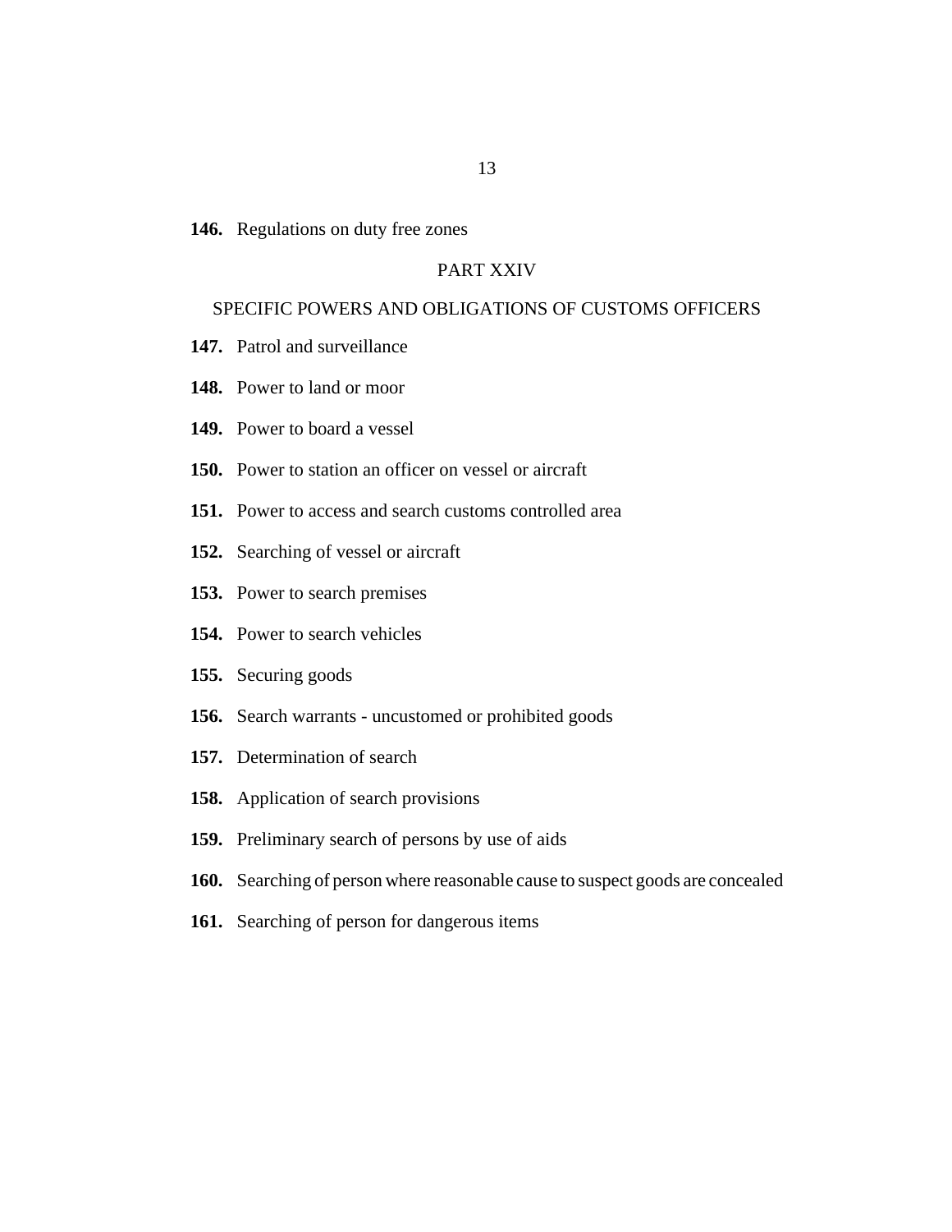**146.** Regulations on duty free zones

## PART XXIV

## SPECIFIC POWERS AND OBLIGATIONS OF CUSTOMS OFFICERS

**147.** Patrol and surveillance

**148.** Power to land or moor

**149.** Power to board a vessel

**150.** Power to station an officer on vessel or aircraft

**151.** Power to access and search customs controlled area

**152.** Searching of vessel or aircraft

**153.** Power to search premises

**154.** Power to search vehicles

**155.** Securing goods

**156.** Search warrants - uncustomed or prohibited goods

**157.** Determination of search

**158.** Application of search provisions

**159.** Preliminary search of persons by use of aids

**160.** Searching of person where reasonable cause to suspect goods are concealed

**161.** Searching of person for dangerous items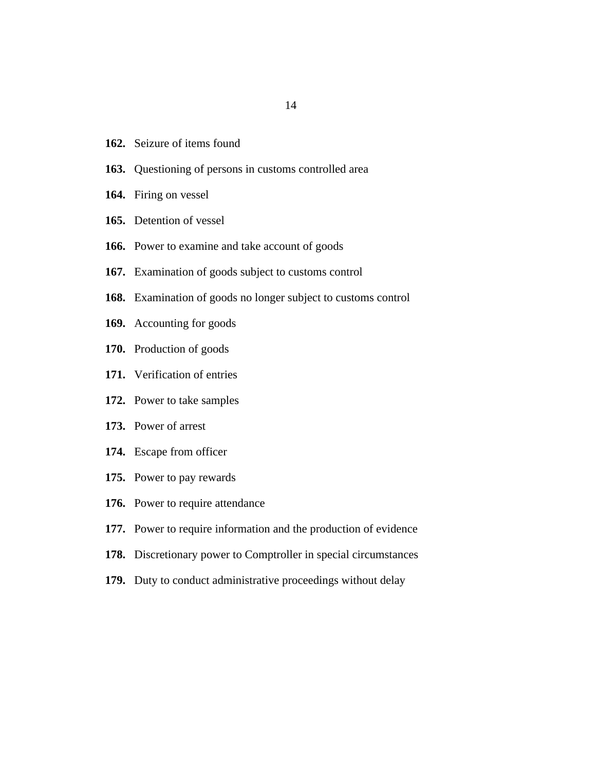**162.** Seizure of items found

**163.** Questioning of persons in customs controlled area

**164.** Firing on vessel

**165.** Detention of vessel

**166.** Power to examine and take account of goods

**167.** Examination of goods subject to customs control

**168.** Examination of goods no longer subject to customs control

**169.** Accounting for goods

**170.** Production of goods

**171.** Verification of entries

**172.** Power to take samples

**173.** Power of arrest

**174.** Escape from officer

**175.** Power to pay rewards

**176.** Power to require attendance

**177.** Power to require information and the production of evidence

**178.** Discretionary power to Comptroller in special circumstances

**179.** Duty to conduct administrative proceedings without delay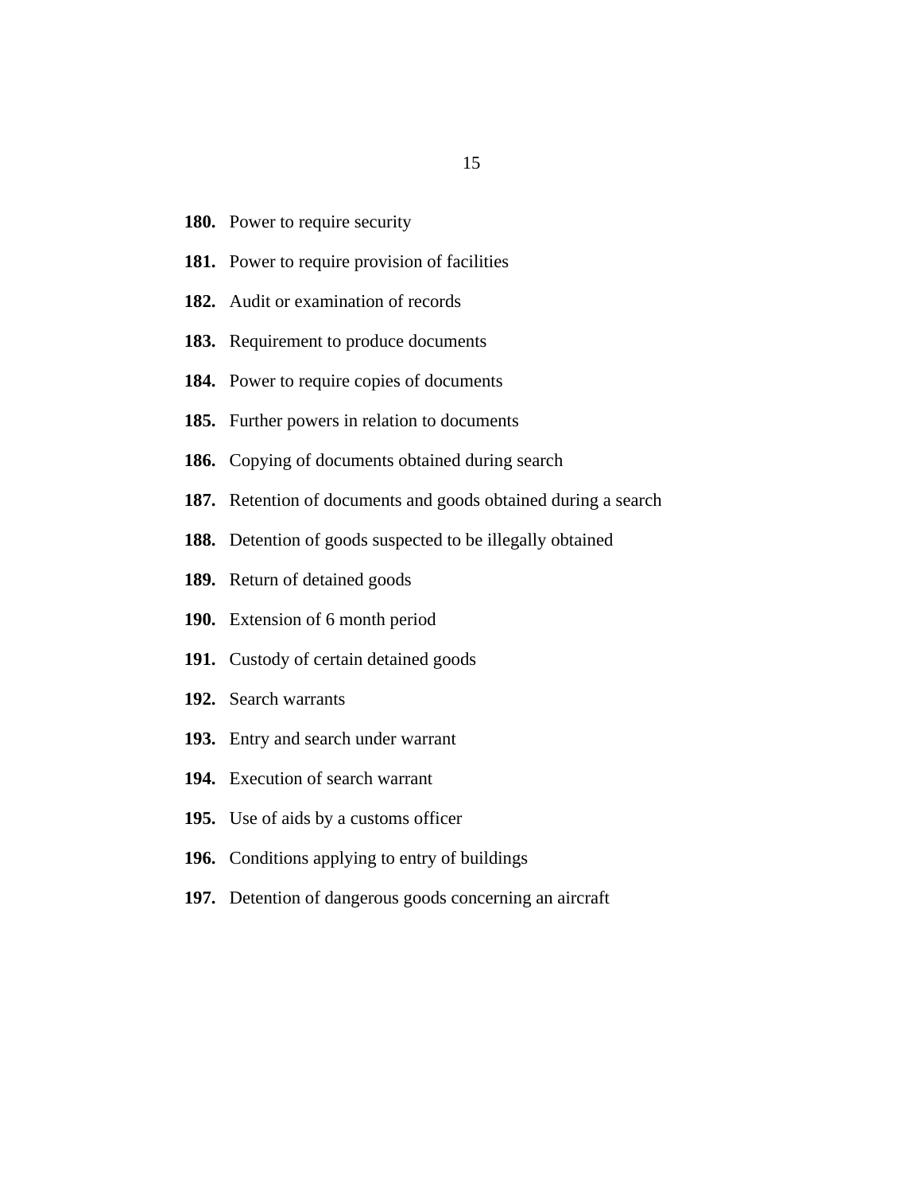**180.** Power to require security

**181.** Power to require provision of facilities

**182.** Audit or examination of records

**183.** Requirement to produce documents

**184.** Power to require copies of documents

**185.** Further powers in relation to documents

**186.** Copying of documents obtained during search

**187.** Retention of documents and goods obtained during a search

**188.** Detention of goods suspected to be illegally obtained

**189.** Return of detained goods

**190.** Extension of 6 month period

**191.** Custody of certain detained goods

**192.** Search warrants

**193.** Entry and search under warrant

**194.** Execution of search warrant

**195.** Use of aids by a customs officer

**196.** Conditions applying to entry of buildings

**197.** Detention of dangerous goods concerning an aircraft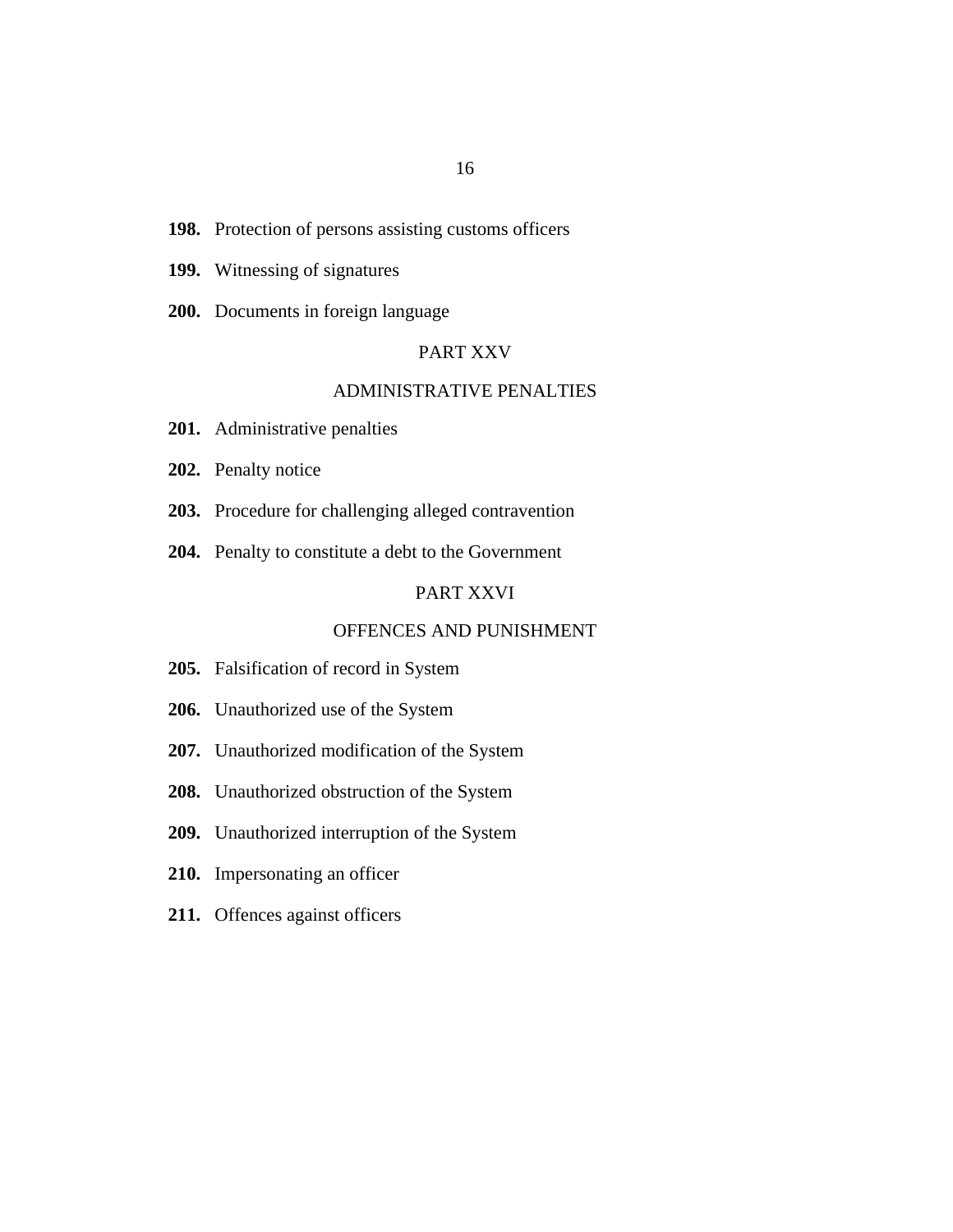**198.** Protection of persons assisting customs officers

**199.** Witnessing of signatures

**200.** Documents in foreign language

PART XXV

ADMINISTRATIVE PENALTIES

**201.** Administrative penalties

**202.** Penalty notice

**203.** Procedure for challenging alleged contravention

**204.** Penalty to constitute a debt to the Government

PART XXVI

OFFENCES AND PUNISHMENT

**205.** Falsification of record in System

**206.** Unauthorized use of the System

**207.** Unauthorized modification of the System

**208.** Unauthorized obstruction of the System

**209.** Unauthorized interruption of the System

**210.** Impersonating an officer

**211.** Offences against officers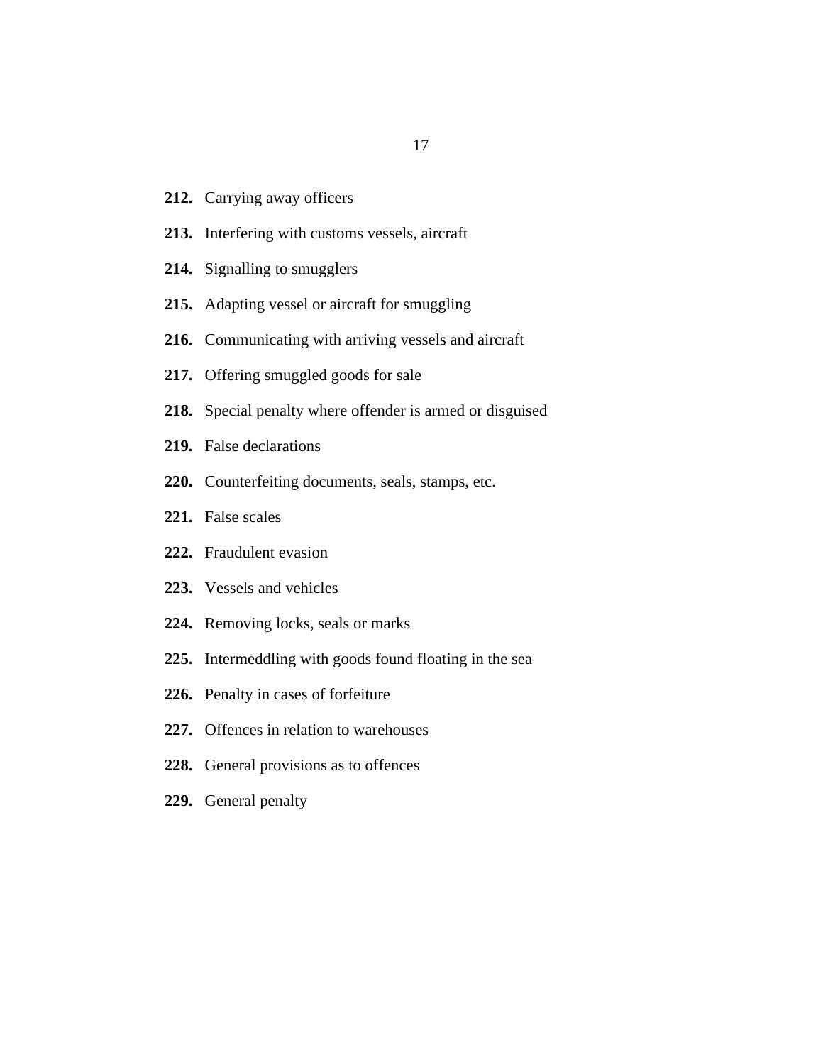**212.** Carrying away officers

**213.** Interfering with customs vessels, aircraft

**214.** Signalling to smugglers

**215.** Adapting vessel or aircraft for smuggling

**216.** Communicating with arriving vessels and aircraft

**217.** Offering smuggled goods for sale

**218.** Special penalty where offender is armed or disguised

**219.** False declarations

**220.** Counterfeiting documents, seals, stamps, etc.

**221.** False scales

**222.** Fraudulent evasion

**223.** Vessels and vehicles

**224.** Removing locks, seals or marks

**225.** Intermeddling with goods found floating in the sea

**226.** Penalty in cases of forfeiture

**227.** Offences in relation to warehouses

**228.** General provisions as to offences

**229.** General penalty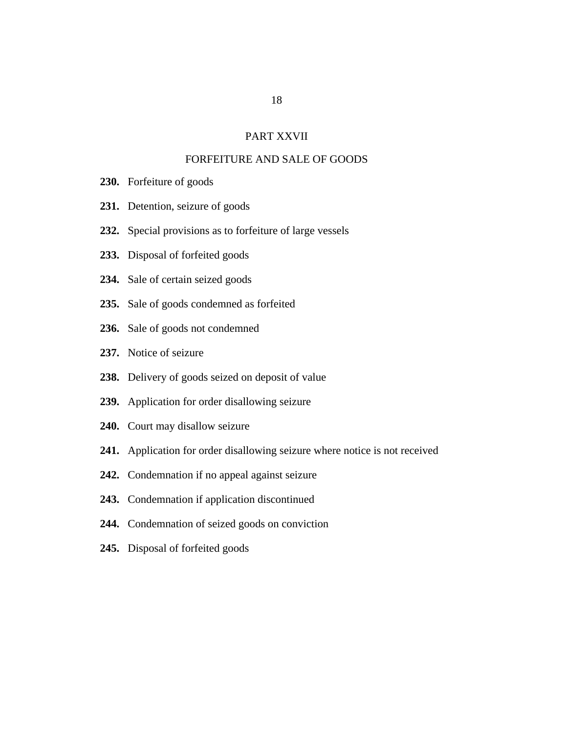## PART XXVII

## FORFEITURE AND SALE OF GOODS

**230.** Forfeiture of goods

**231.** Detention, seizure of goods

**232.** Special provisions as to forfeiture of large vessels

**233.** Disposal of forfeited goods

**234.** Sale of certain seized goods

**235.** Sale of goods condemned as forfeited

**236.** Sale of goods not condemned

**237.** Notice of seizure

**238.** Delivery of goods seized on deposit of value

**239.** Application for order disallowing seizure

**240.** Court may disallow seizure

**241.** Application for order disallowing seizure where notice is not received

**242.** Condemnation if no appeal against seizure

**243.** Condemnation if application discontinued

**244.** Condemnation of seized goods on conviction

**245.** Disposal of forfeited goods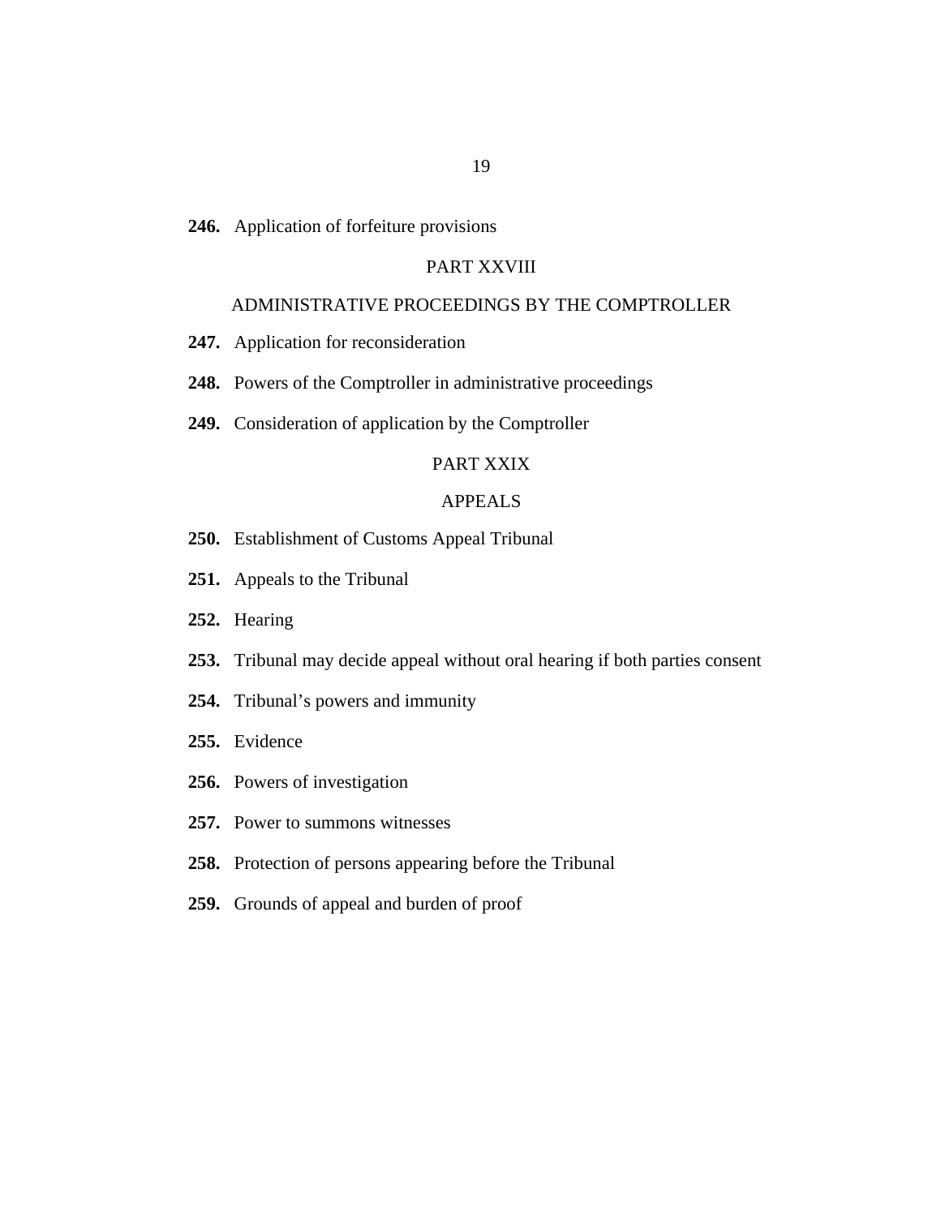**246.** Application of forfeiture provisions

PART XXVIII

ADMINISTRATIVE PROCEEDINGS BY THE COMPTROLLER

**247.** Application for reconsideration

**248.** Powers of the Comptroller in administrative proceedings

**249.** Consideration of application by the Comptroller

PART XXIX

APPEALS

**250.** Establishment of Customs Appeal Tribunal

**251.** Appeals to the Tribunal

**252.** Hearing

**253.** Tribunal may decide appeal without oral hearing if both parties consent

**254.** Tribunal's powers and immunity

**255.** Evidence

**256.** Powers of investigation

**257.** Power to summons witnesses

**258.** Protection of persons appearing before the Tribunal

**259.** Grounds of appeal and burden of proof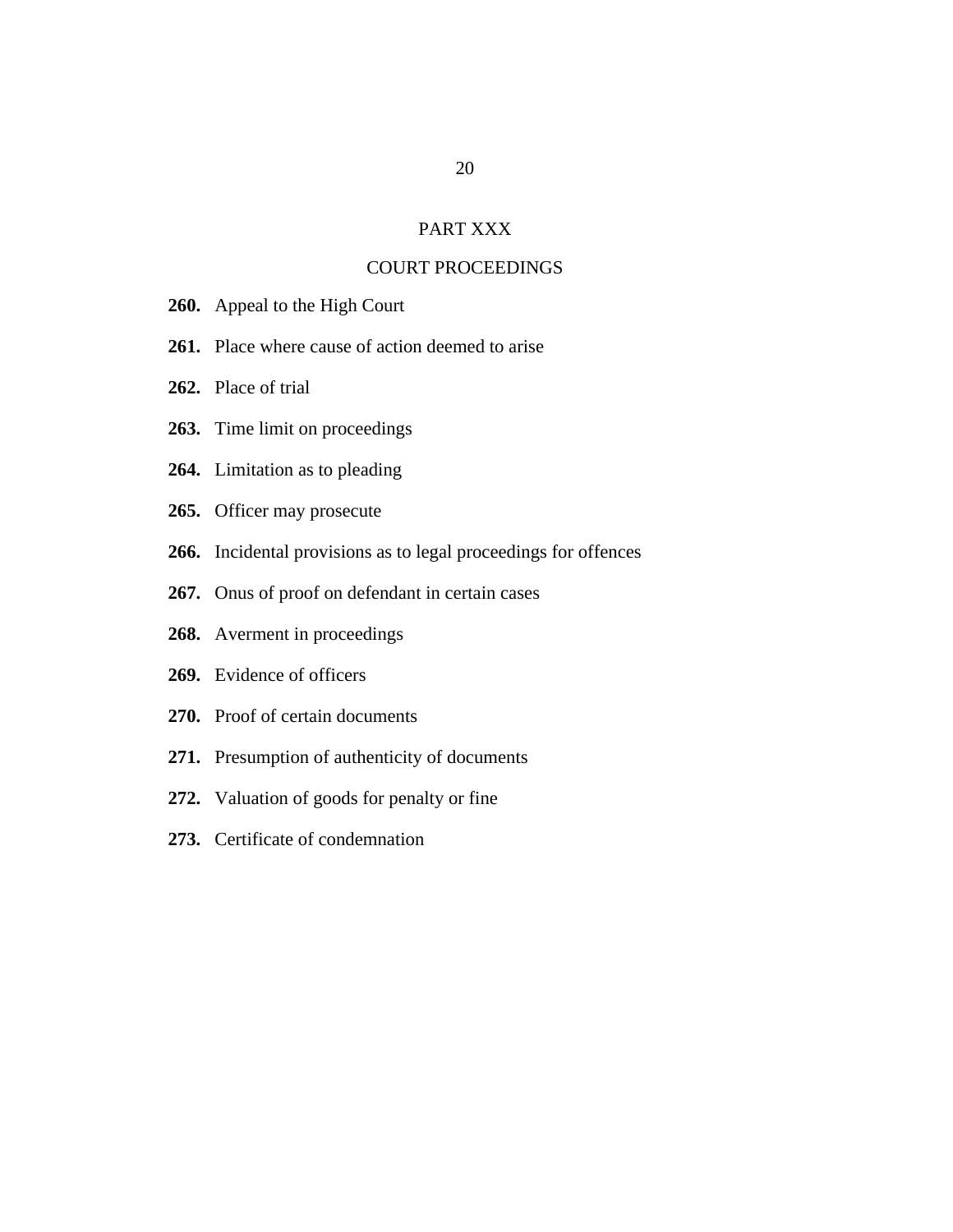## PART XXX

## COURT PROCEEDINGS

**260.** Appeal to the High Court

**261.** Place where cause of action deemed to arise

**262.** Place of trial

**263.** Time limit on proceedings

**264.** Limitation as to pleading

**265.** Officer may prosecute

**266.** Incidental provisions as to legal proceedings for offences

**267.** Onus of proof on defendant in certain cases

**268.** Averment in proceedings

**269.** Evidence of officers

**270.** Proof of certain documents

**271.** Presumption of authenticity of documents

**272.** Valuation of goods for penalty or fine

**273.** Certificate of condemnation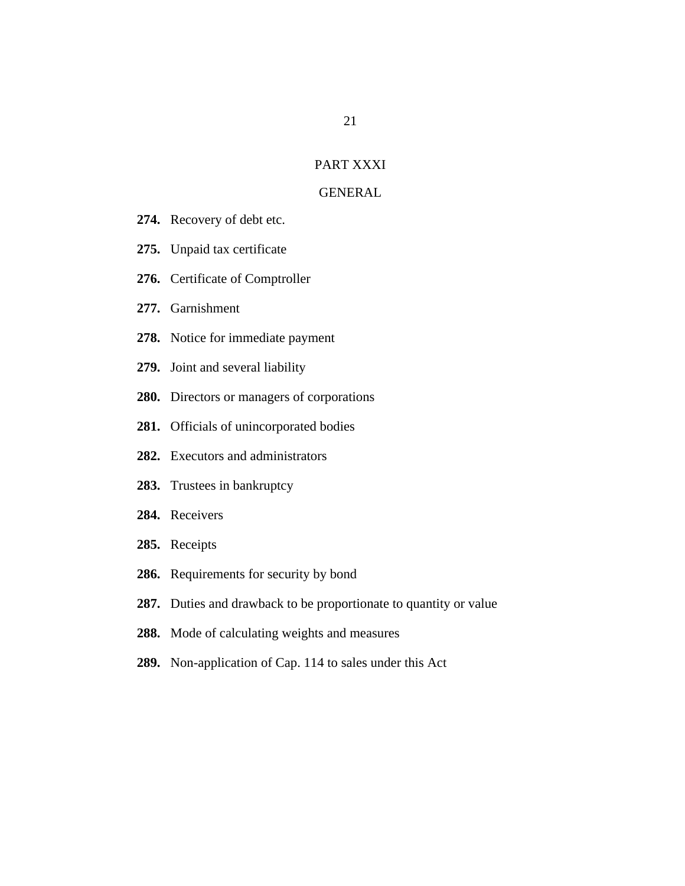## PART XXXI

## GENERAL

**274.** Recovery of debt etc.

**275.** Unpaid tax certificate

**276.** Certificate of Comptroller

**277.** Garnishment

**278.** Notice for immediate payment

**279.** Joint and several liability

**280.** Directors or managers of corporations

**281.** Officials of unincorporated bodies

**282.** Executors and administrators

**283.** Trustees in bankruptcy

**284.** Receivers

**285.** Receipts

**286.** Requirements for security by bond

**287.** Duties and drawback to be proportionate to quantity or value

**288.** Mode of calculating weights and measures

**289.** Non-application of Cap. 114 to sales under this Act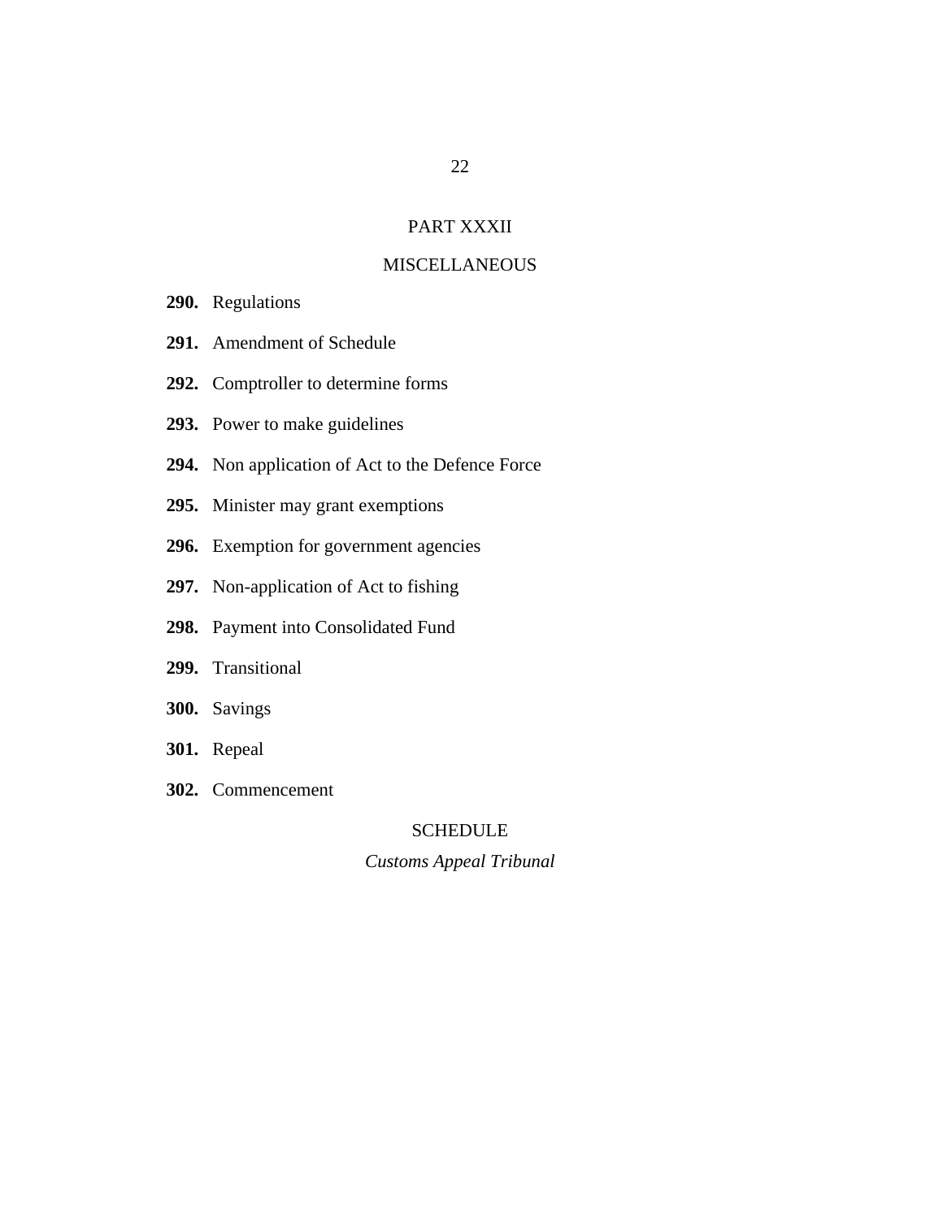## PART XXXII

## MISCELLANEOUS

**290.** Regulations

**291.** Amendment of Schedule

**292.** Comptroller to determine forms

**293.** Power to make guidelines

**294.** Non application of Act to the Defence Force

**295.** Minister may grant exemptions

**296.** Exemption for government agencies

**297.** Non-application of Act to fishing

**298.** Payment into Consolidated Fund

**299.** Transitional

**300.** Savings

**301.** Repeal

**302.** Commencement

## SCHEDULE

*Customs Appeal Tribunal*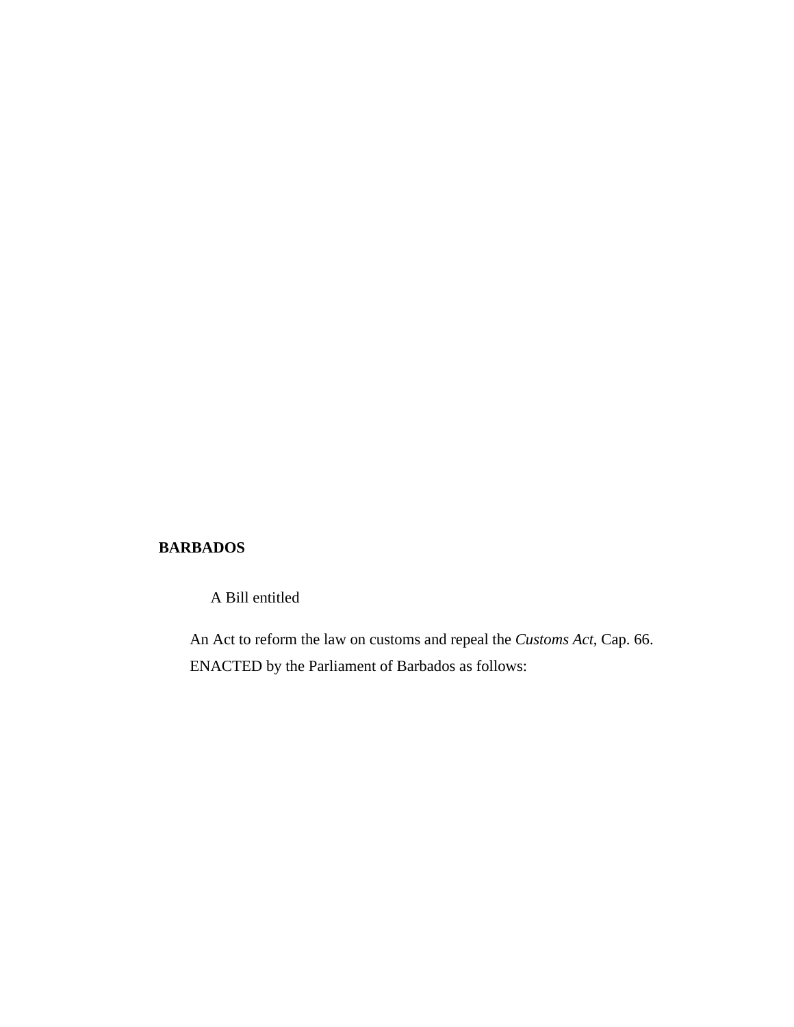**BARBADOS**

A Bill entitled

An Act to reform the law on customs and repeal the *Customs Act*, Cap. 66.

ENACTED by the Parliament of Barbados as follows: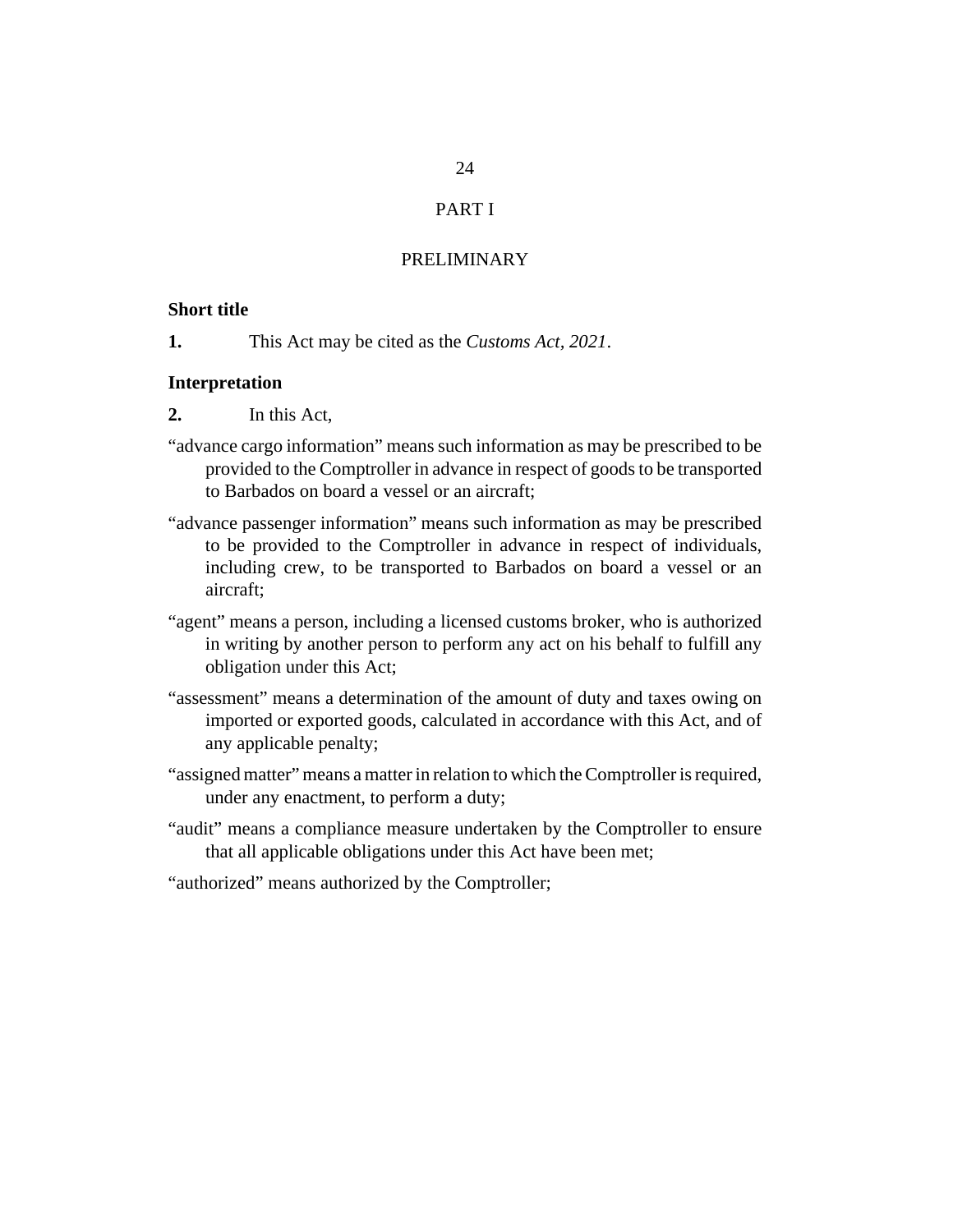# PART I

## PRELIMINARY

**Short title**

**1.** This Act may be cited as the *Customs Act, 2021*.

**Interpretation**

**2.** In this Act,

"advance cargo information" means such information as may be prescribed to be provided to the Comptroller in advance in respect of goods to be transported to Barbados on board a vessel or an aircraft;

"advance passenger information" means such information as may be prescribed to be provided to the Comptroller in advance in respect of individuals, including crew, to be transported to Barbados on board a vessel or an aircraft;

"agent" means a person, including a licensed customs broker, who is authorized in writing by another person to perform any act on his behalf to fulfill any obligation under this Act;

"assessment" means a determination of the amount of duty and taxes owing on imported or exported goods, calculated in accordance with this Act, and of any applicable penalty;

"assigned matter" means a matter in relation to which the Comptroller is required, under any enactment, to perform a duty;

"audit" means a compliance measure undertaken by the Comptroller to ensure that all applicable obligations under this Act have been met;

"authorized" means authorized by the Comptroller;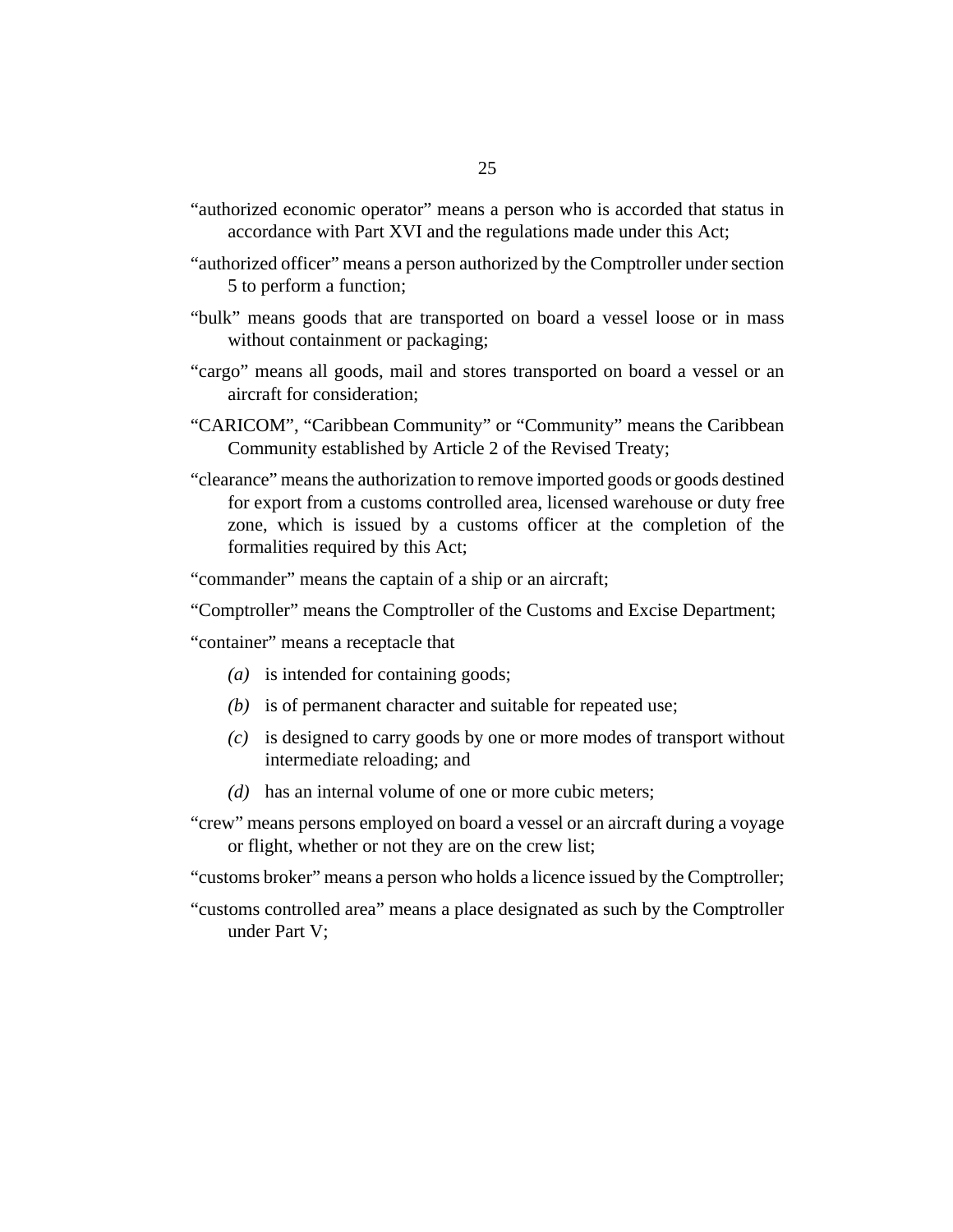"authorized economic operator" means a person who is accorded that status in accordance with Part XVI and the regulations made under this Act;

"authorized officer" means a person authorized by the Comptroller under section 5 to perform a function;

"bulk" means goods that are transported on board a vessel loose or in mass without containment or packaging;

"cargo" means all goods, mail and stores transported on board a vessel or an aircraft for consideration;

"CARICOM", "Caribbean Community" or "Community" means the Caribbean Community established by Article 2 of the Revised Treaty;

"clearance" means the authorization to remove imported goods or goods destined for export from a customs controlled area, licensed warehouse or duty free zone, which is issued by a customs officer at the completion of the formalities required by this Act;

"commander" means the captain of a ship or an aircraft;

"Comptroller" means the Comptroller of the Customs and Excise Department;

"container" means a receptacle that

*(a)* is intended for containing goods;

*(b)* is of permanent character and suitable for repeated use;

*(c)* is designed to carry goods by one or more modes of transport without intermediate reloading; and

*(d)* has an internal volume of one or more cubic meters;

"crew" means persons employed on board a vessel or an aircraft during a voyage or flight, whether or not they are on the crew list;

"customs broker" means a person who holds a licence issued by the Comptroller;

"customs controlled area" means a place designated as such by the Comptroller under Part V;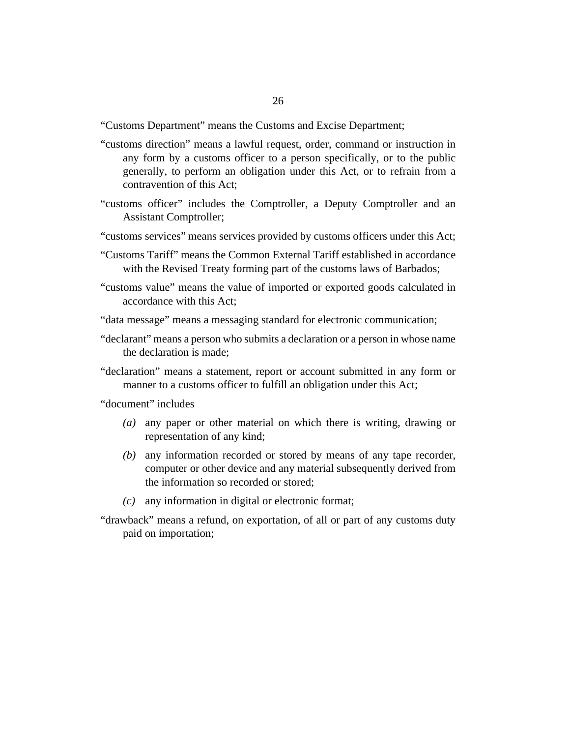"Customs Department" means the Customs and Excise Department;

"customs direction" means a lawful request, order, command or instruction in any form by a customs officer to a person specifically, or to the public generally, to perform an obligation under this Act, or to refrain from a contravention of this Act;

"customs officer" includes the Comptroller, a Deputy Comptroller and an Assistant Comptroller;

"customs services" means services provided by customs officers under this Act;

"Customs Tariff" means the Common External Tariff established in accordance with the Revised Treaty forming part of the customs laws of Barbados;

"customs value" means the value of imported or exported goods calculated in accordance with this Act;

"data message" means a messaging standard for electronic communication;

"declarant" means a person who submits a declaration or a person in whose name the declaration is made;

"declaration" means a statement, report or account submitted in any form or manner to a customs officer to fulfill an obligation under this Act;

"document" includes

*(a)* any paper or other material on which there is writing, drawing or representation of any kind;

*(b)* any information recorded or stored by means of any tape recorder, computer or other device and any material subsequently derived from the information so recorded or stored;

*(c)* any information in digital or electronic format;

"drawback" means a refund, on exportation, of all or part of any customs duty paid on importation;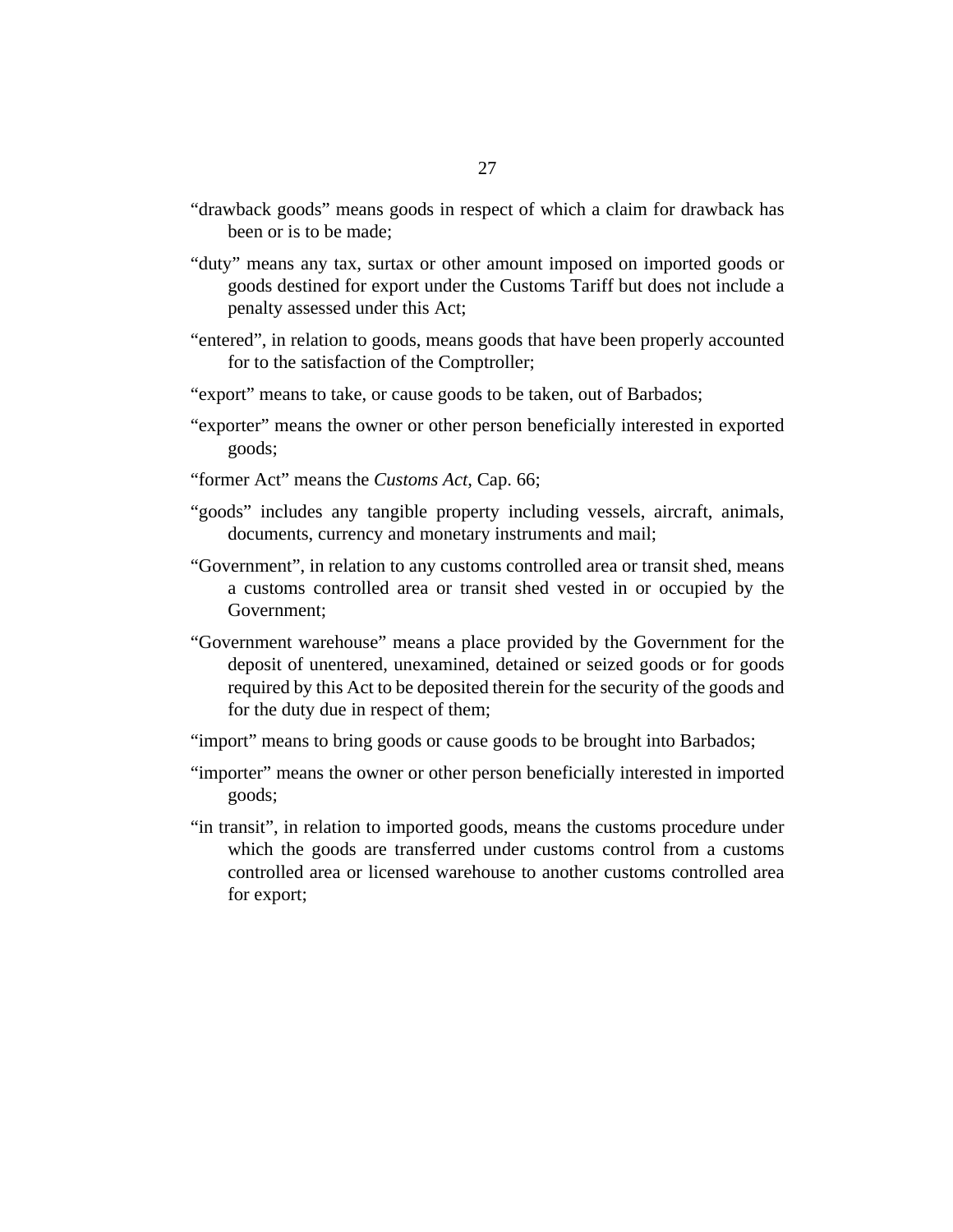"drawback goods" means goods in respect of which a claim for drawback has been or is to be made;

"duty" means any tax, surtax or other amount imposed on imported goods or goods destined for export under the Customs Tariff but does not include a penalty assessed under this Act;

"entered", in relation to goods, means goods that have been properly accounted for to the satisfaction of the Comptroller;

"export" means to take, or cause goods to be taken, out of Barbados;

"exporter" means the owner or other person beneficially interested in exported goods;

"former Act" means the *Customs Act*, Cap. 66;

"goods" includes any tangible property including vessels, aircraft, animals, documents, currency and monetary instruments and mail;

"Government", in relation to any customs controlled area or transit shed, means a customs controlled area or transit shed vested in or occupied by the Government;

"Government warehouse" means a place provided by the Government for the deposit of unentered, unexamined, detained or seized goods or for goods required by this Act to be deposited therein for the security of the goods and for the duty due in respect of them;

"import" means to bring goods or cause goods to be brought into Barbados;

"importer" means the owner or other person beneficially interested in imported goods;

"in transit", in relation to imported goods, means the customs procedure under which the goods are transferred under customs control from a customs controlled area or licensed warehouse to another customs controlled area for export;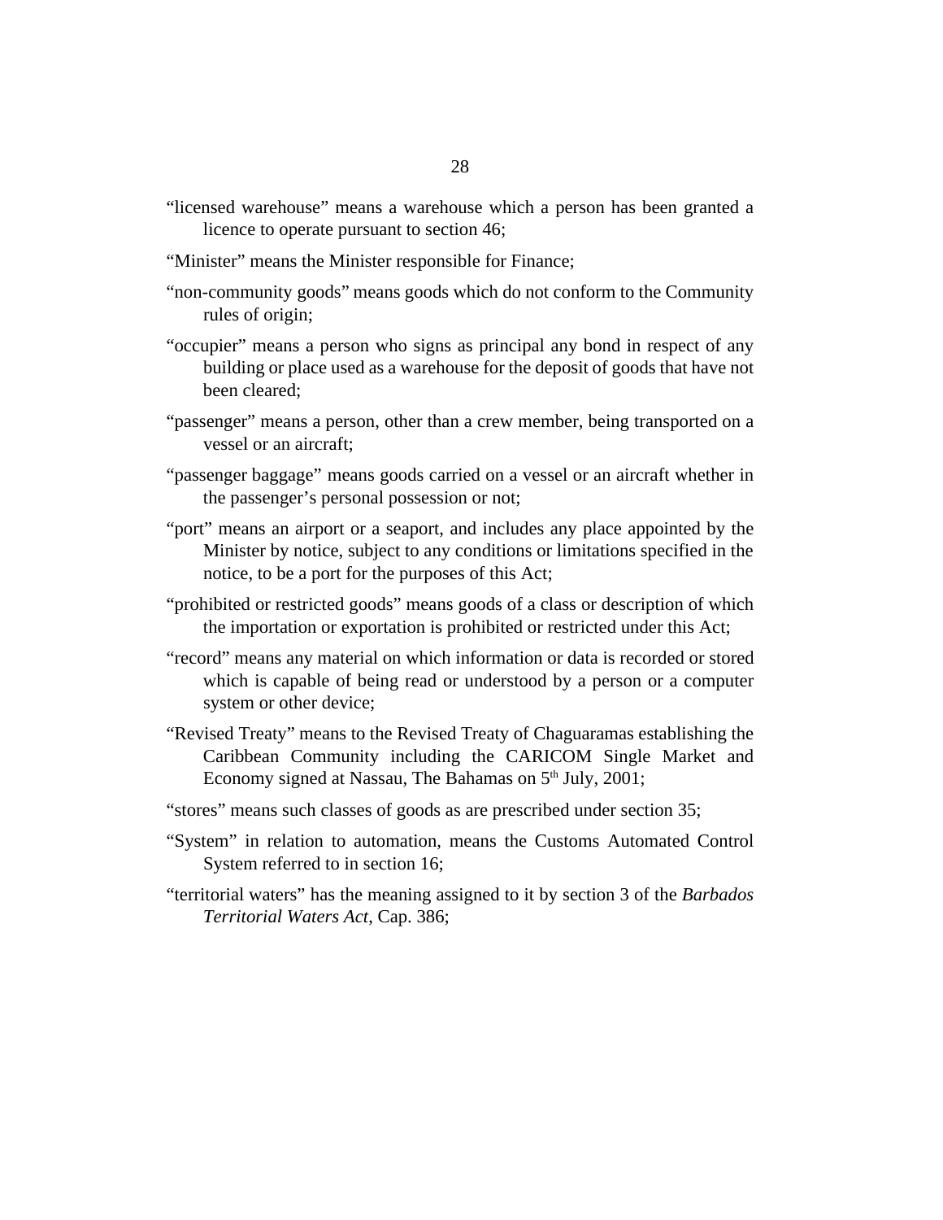"licensed warehouse" means a warehouse which a person has been granted a licence to operate pursuant to section 46;

"Minister" means the Minister responsible for Finance;

"non-community goods" means goods which do not conform to the Community rules of origin;

"occupier" means a person who signs as principal any bond in respect of any building or place used as a warehouse for the deposit of goods that have not been cleared;

"passenger" means a person, other than a crew member, being transported on a vessel or an aircraft;

"passenger baggage" means goods carried on a vessel or an aircraft whether in the passenger's personal possession or not;

"port" means an airport or a seaport, and includes any place appointed by the Minister by notice, subject to any conditions or limitations specified in the notice, to be a port for the purposes of this Act;

"prohibited or restricted goods" means goods of a class or description of which the importation or exportation is prohibited or restricted under this Act;

"record" means any material on which information or data is recorded or stored which is capable of being read or understood by a person or a computer system or other device;

"Revised Treaty" means to the Revised Treaty of Chaguaramas establishing the Caribbean Community including the CARICOM Single Market and Economy signed at Nassau, The Bahamas on 5th July, 2001;

"stores" means such classes of goods as are prescribed under section 35;

"System" in relation to automation, means the Customs Automated Control System referred to in section 16;

"territorial waters" has the meaning assigned to it by section 3 of the *Barbados Territorial Waters Act*, Cap. 386;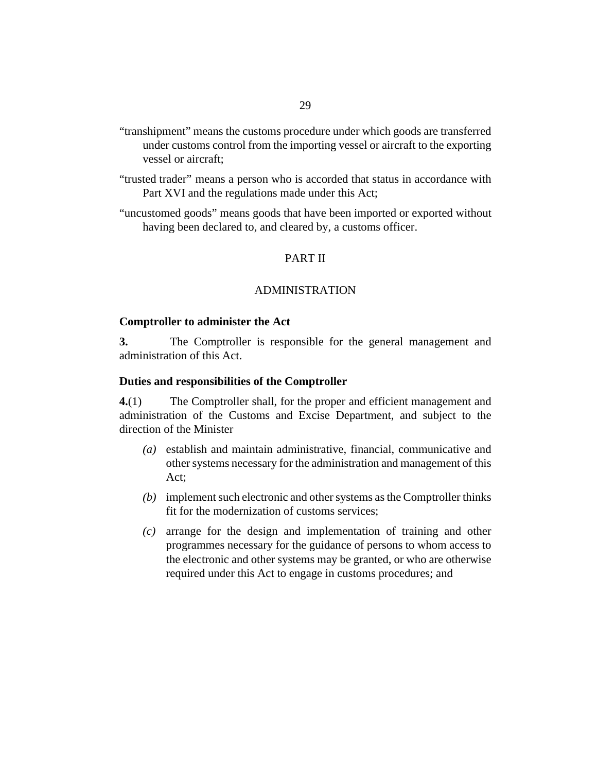"transhipment" means the customs procedure under which goods are transferred under customs control from the importing vessel or aircraft to the exporting vessel or aircraft;

"trusted trader" means a person who is accorded that status in accordance with Part XVI and the regulations made under this Act;

"uncustomed goods" means goods that have been imported or exported without having been declared to, and cleared by, a customs officer.

## PART II

## ADMINISTRATION

### Comptroller to administer the Act

**3.** The Comptroller is responsible for the general management and administration of this Act.

### Duties and responsibilities of the Comptroller

**4.**(1) The Comptroller shall, for the proper and efficient management and administration of the Customs and Excise Department, and subject to the direction of the Minister

*(a)* establish and maintain administrative, financial, communicative and other systems necessary for the administration and management of this Act;

*(b)* implement such electronic and other systems as the Comptroller thinks fit for the modernization of customs services;

*(c)* arrange for the design and implementation of training and other programmes necessary for the guidance of persons to whom access to the electronic and other systems may be granted, or who are otherwise required under this Act to engage in customs procedures; and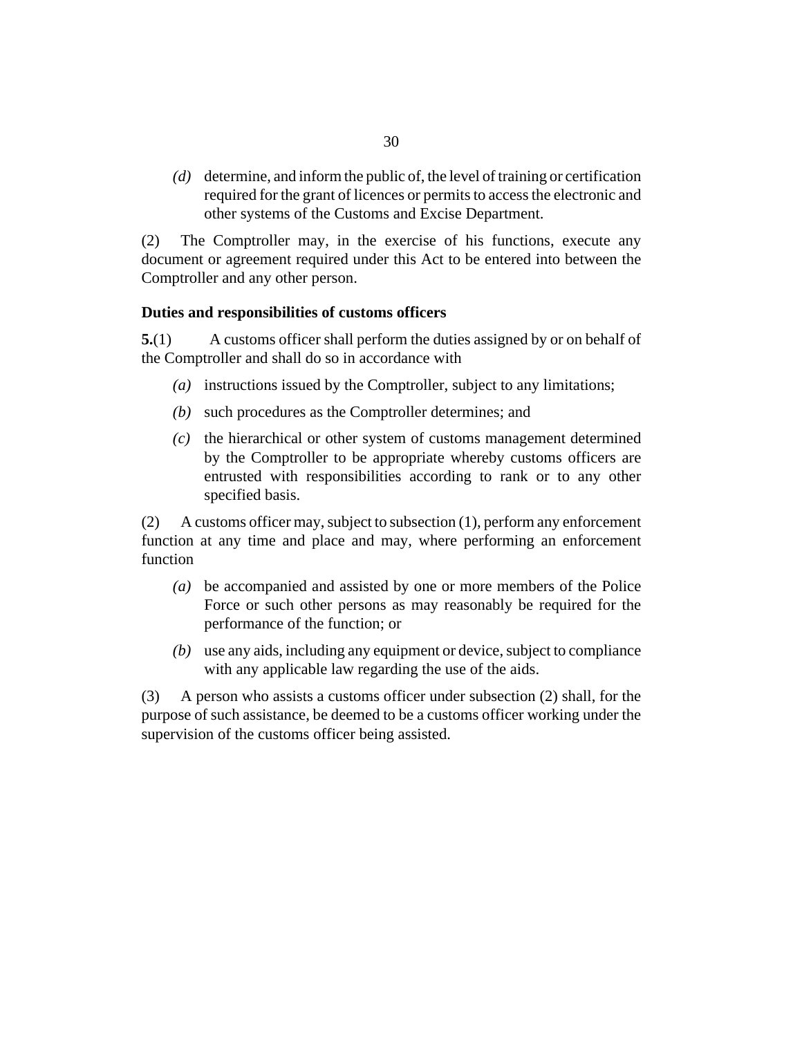*(d)* determine, and inform the public of, the level of training or certification required for the grant of licences or permits to access the electronic and other systems of the Customs and Excise Department.

(2) The Comptroller may, in the exercise of his functions, execute any document or agreement required under this Act to be entered into between the Comptroller and any other person.

**Duties and responsibilities of customs officers**

**5.**(1) A customs officer shall perform the duties assigned by or on behalf of the Comptroller and shall do so in accordance with

*(a)* instructions issued by the Comptroller, subject to any limitations;

*(b)* such procedures as the Comptroller determines; and

*(c)* the hierarchical or other system of customs management determined by the Comptroller to be appropriate whereby customs officers are entrusted with responsibilities according to rank or to any other specified basis.

(2) A customs officer may, subject to subsection (1), perform any enforcement function at any time and place and may, where performing an enforcement function

*(a)* be accompanied and assisted by one or more members of the Police Force or such other persons as may reasonably be required for the performance of the function; or

*(b)* use any aids, including any equipment or device, subject to compliance with any applicable law regarding the use of the aids.

(3) A person who assists a customs officer under subsection (2) shall, for the purpose of such assistance, be deemed to be a customs officer working under the supervision of the customs officer being assisted.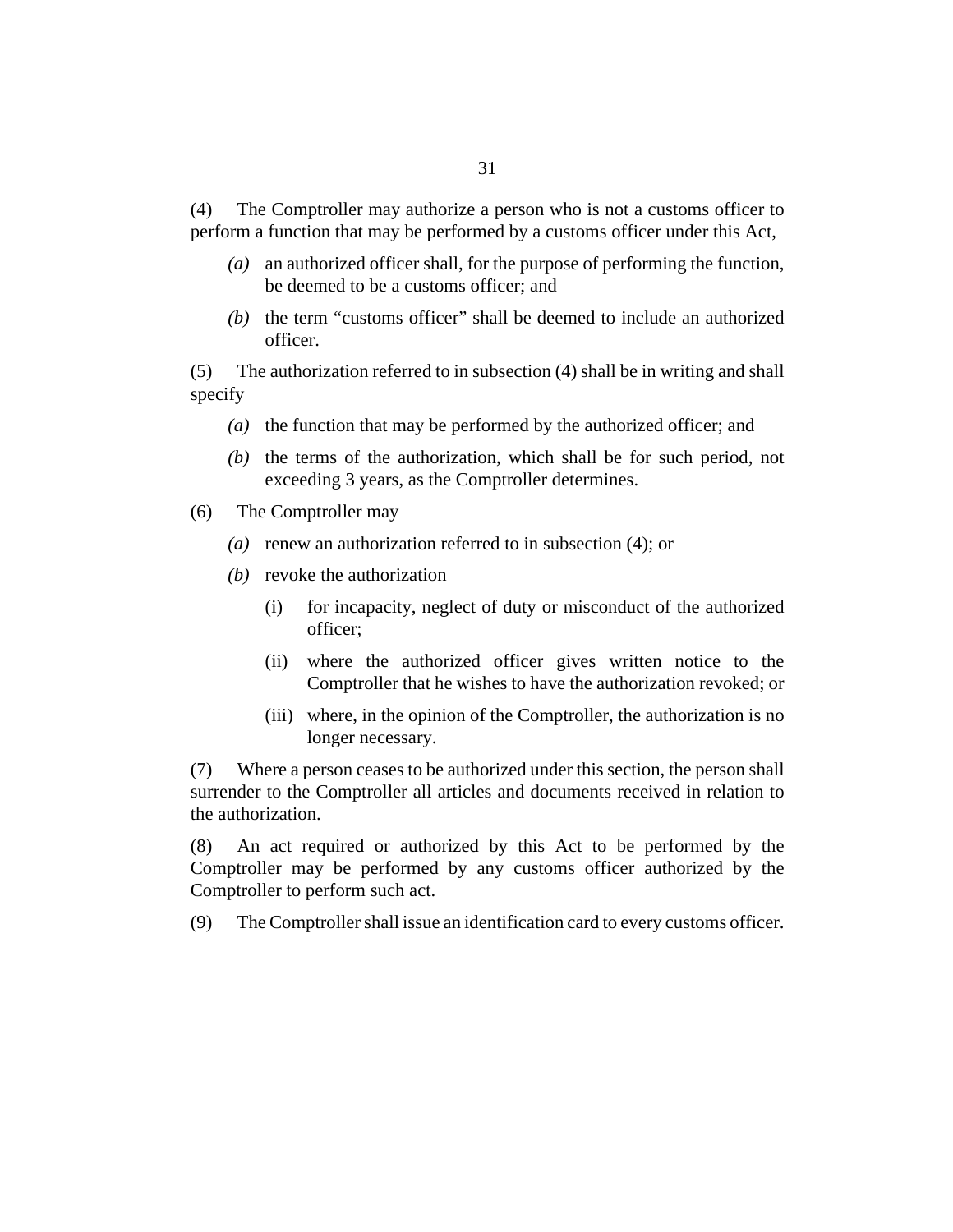(4) The Comptroller may authorize a person who is not a customs officer to perform a function that may be performed by a customs officer under this Act,

*(a)* an authorized officer shall, for the purpose of performing the function, be deemed to be a customs officer; and

*(b)* the term “customs officer” shall be deemed to include an authorized officer.

(5) The authorization referred to in subsection (4) shall be in writing and shall specify

*(a)* the function that may be performed by the authorized officer; and

*(b)* the terms of the authorization, which shall be for such period, not exceeding 3 years, as the Comptroller determines.

(6) The Comptroller may

*(a)* renew an authorization referred to in subsection (4); or

*(b)* revoke the authorization

(i) for incapacity, neglect of duty or misconduct of the authorized officer;

(ii) where the authorized officer gives written notice to the Comptroller that he wishes to have the authorization revoked; or

(iii) where, in the opinion of the Comptroller, the authorization is no longer necessary.

(7) Where a person ceases to be authorized under this section, the person shall surrender to the Comptroller all articles and documents received in relation to the authorization.

(8) An act required or authorized by this Act to be performed by the Comptroller may be performed by any customs officer authorized by the Comptroller to perform such act.

(9) The Comptroller shall issue an identification card to every customs officer.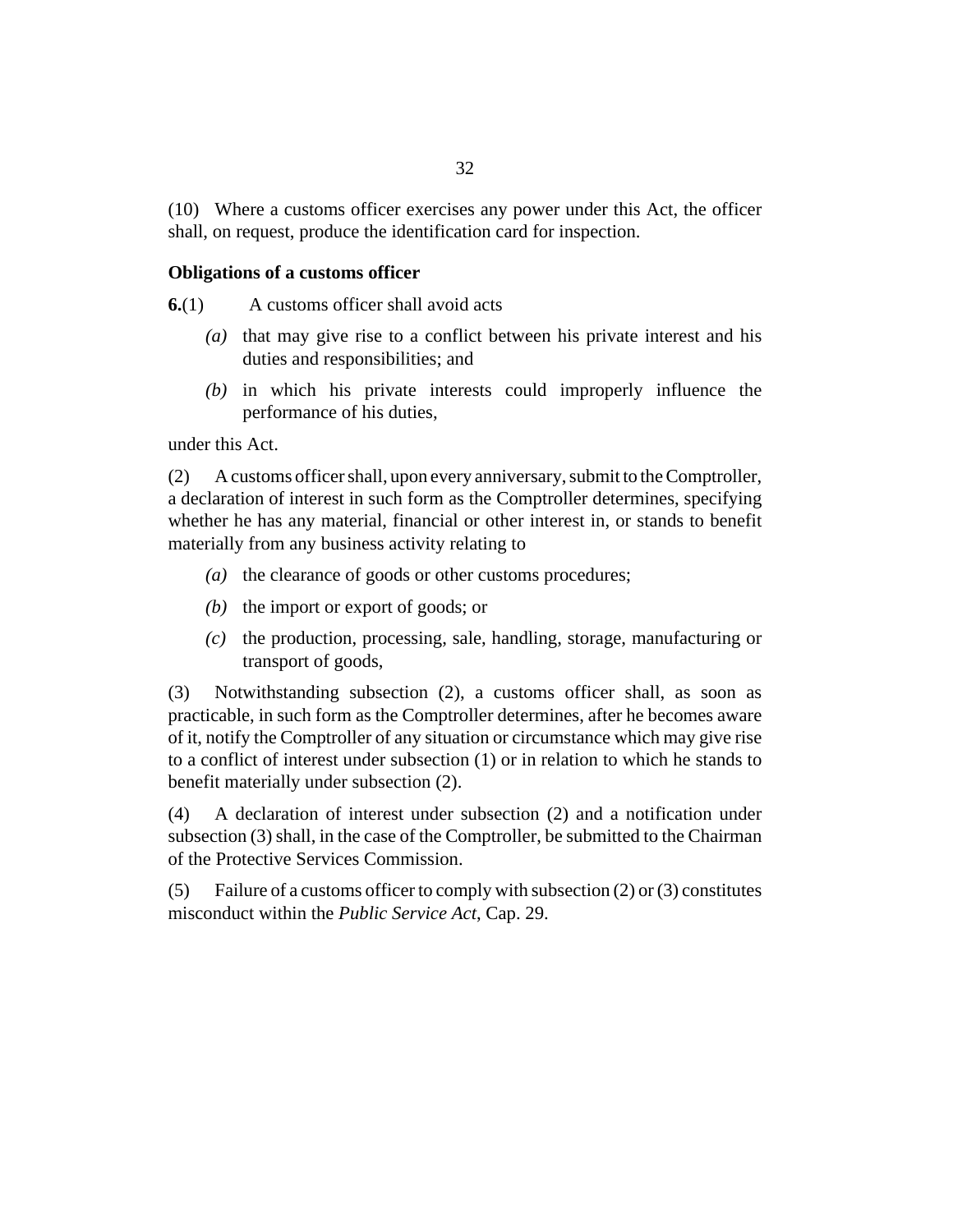(10) Where a customs officer exercises any power under this Act, the officer shall, on request, produce the identification card for inspection.

### Obligations of a customs officer

**6.**(1) A customs officer shall avoid acts

*(a)* that may give rise to a conflict between his private interest and his duties and responsibilities; and

*(b)* in which his private interests could improperly influence the performance of his duties,

under this Act.

(2) A customs officer shall, upon every anniversary, submit to the Comptroller, a declaration of interest in such form as the Comptroller determines, specifying whether he has any material, financial or other interest in, or stands to benefit materially from any business activity relating to

*(a)* the clearance of goods or other customs procedures;

*(b)* the import or export of goods; or

*(c)* the production, processing, sale, handling, storage, manufacturing or transport of goods,

(3) Notwithstanding subsection (2), a customs officer shall, as soon as practicable, in such form as the Comptroller determines, after he becomes aware of it, notify the Comptroller of any situation or circumstance which may give rise to a conflict of interest under subsection (1) or in relation to which he stands to benefit materially under subsection (2).

(4) A declaration of interest under subsection (2) and a notification under subsection (3) shall, in the case of the Comptroller, be submitted to the Chairman of the Protective Services Commission.

(5) Failure of a customs officer to comply with subsection (2) or (3) constitutes misconduct within the *Public Service Act*, Cap. 29.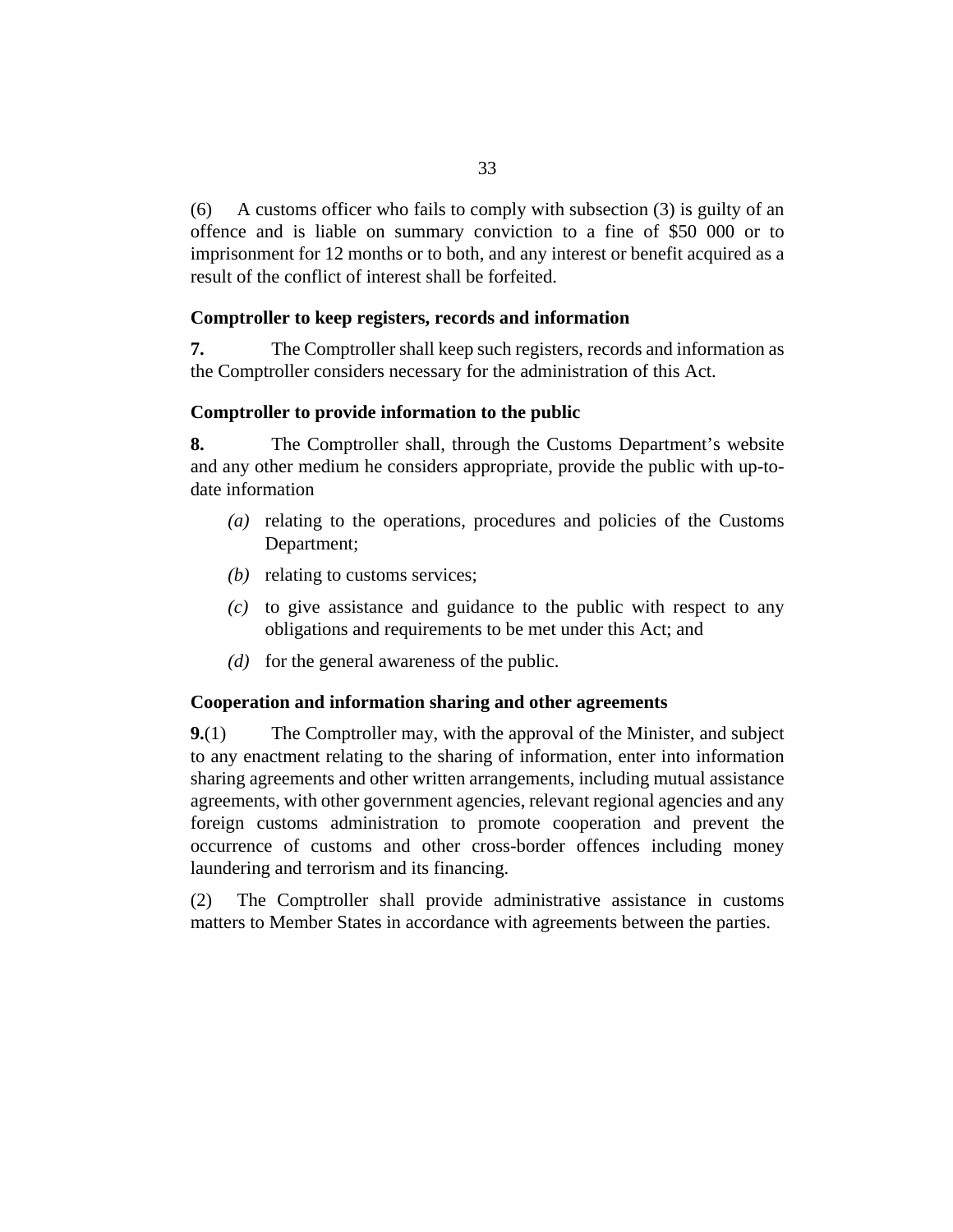(6) A customs officer who fails to comply with subsection (3) is guilty of an offence and is liable on summary conviction to a fine of $50 000 or to imprisonment for 12 months or to both, and any interest or benefit acquired as a result of the conflict of interest shall be forfeited.

**Comptroller to keep registers, records and information**

**7.** The Comptroller shall keep such registers, records and information as the Comptroller considers necessary for the administration of this Act.

**Comptroller to provide information to the public**

**8.** The Comptroller shall, through the Customs Department's website and any other medium he considers appropriate, provide the public with up-to-date information

*(a)* relating to the operations, procedures and policies of the Customs Department;

*(b)* relating to customs services;

*(c)* to give assistance and guidance to the public with respect to any obligations and requirements to be met under this Act; and

*(d)* for the general awareness of the public.

**Cooperation and information sharing and other agreements**

**9.**(1) The Comptroller may, with the approval of the Minister, and subject to any enactment relating to the sharing of information, enter into information sharing agreements and other written arrangements, including mutual assistance agreements, with other government agencies, relevant regional agencies and any foreign customs administration to promote cooperation and prevent the occurrence of customs and other cross-border offences including money laundering and terrorism and its financing.

(2) The Comptroller shall provide administrative assistance in customs matters to Member States in accordance with agreements between the parties.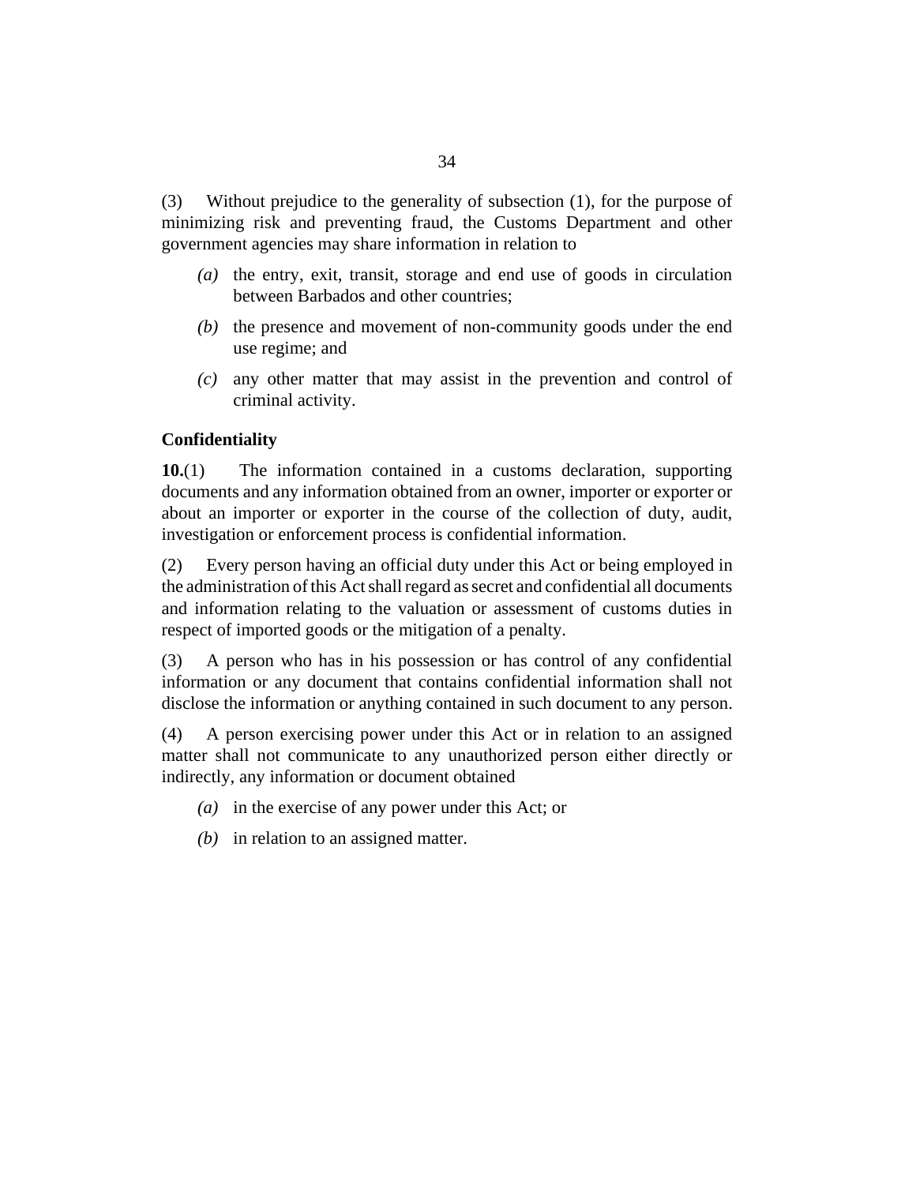(3) Without prejudice to the generality of subsection (1), for the purpose of minimizing risk and preventing fraud, the Customs Department and other government agencies may share information in relation to

*(a)* the entry, exit, transit, storage and end use of goods in circulation between Barbados and other countries;

*(b)* the presence and movement of non-community goods under the end use regime; and

*(c)* any other matter that may assist in the prevention and control of criminal activity.

**Confidentiality**

**10.**(1) The information contained in a customs declaration, supporting documents and any information obtained from an owner, importer or exporter or about an importer or exporter in the course of the collection of duty, audit, investigation or enforcement process is confidential information.

(2) Every person having an official duty under this Act or being employed in the administration of this Act shall regard as secret and confidential all documents and information relating to the valuation or assessment of customs duties in respect of imported goods or the mitigation of a penalty.

(3) A person who has in his possession or has control of any confidential information or any document that contains confidential information shall not disclose the information or anything contained in such document to any person.

(4) A person exercising power under this Act or in relation to an assigned matter shall not communicate to any unauthorized person either directly or indirectly, any information or document obtained

*(a)* in the exercise of any power under this Act; or

*(b)* in relation to an assigned matter.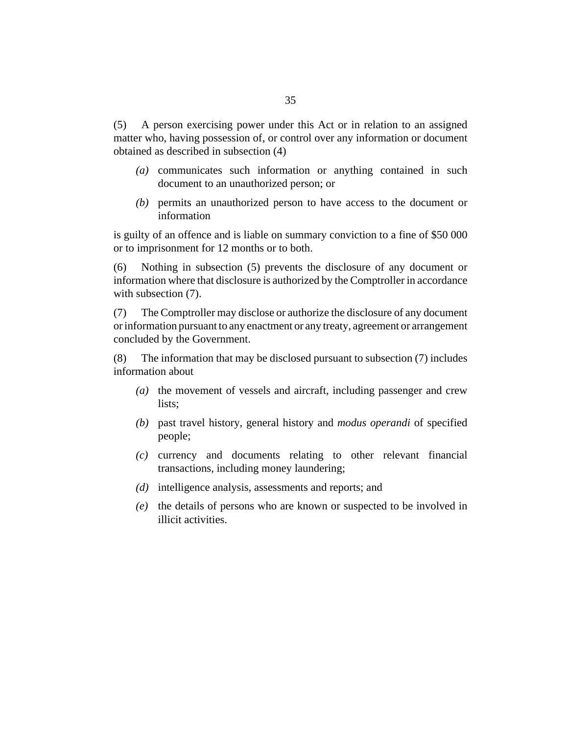(5) A person exercising power under this Act or in relation to an assigned matter who, having possession of, or control over any information or document obtained as described in subsection (4)

*(a)* communicates such information or anything contained in such document to an unauthorized person; or

*(b)* permits an unauthorized person to have access to the document or information

is guilty of an offence and is liable on summary conviction to a fine of $50 000 or to imprisonment for 12 months or to both.

(6) Nothing in subsection (5) prevents the disclosure of any document or information where that disclosure is authorized by the Comptroller in accordance with subsection (7).

(7) The Comptroller may disclose or authorize the disclosure of any document or information pursuant to any enactment or any treaty, agreement or arrangement concluded by the Government.

(8) The information that may be disclosed pursuant to subsection (7) includes information about

*(a)* the movement of vessels and aircraft, including passenger and crew lists;

*(b)* past travel history, general history and *modus operandi* of specified people;

*(c)* currency and documents relating to other relevant financial transactions, including money laundering;

*(d)* intelligence analysis, assessments and reports; and

*(e)* the details of persons who are known or suspected to be involved in illicit activities.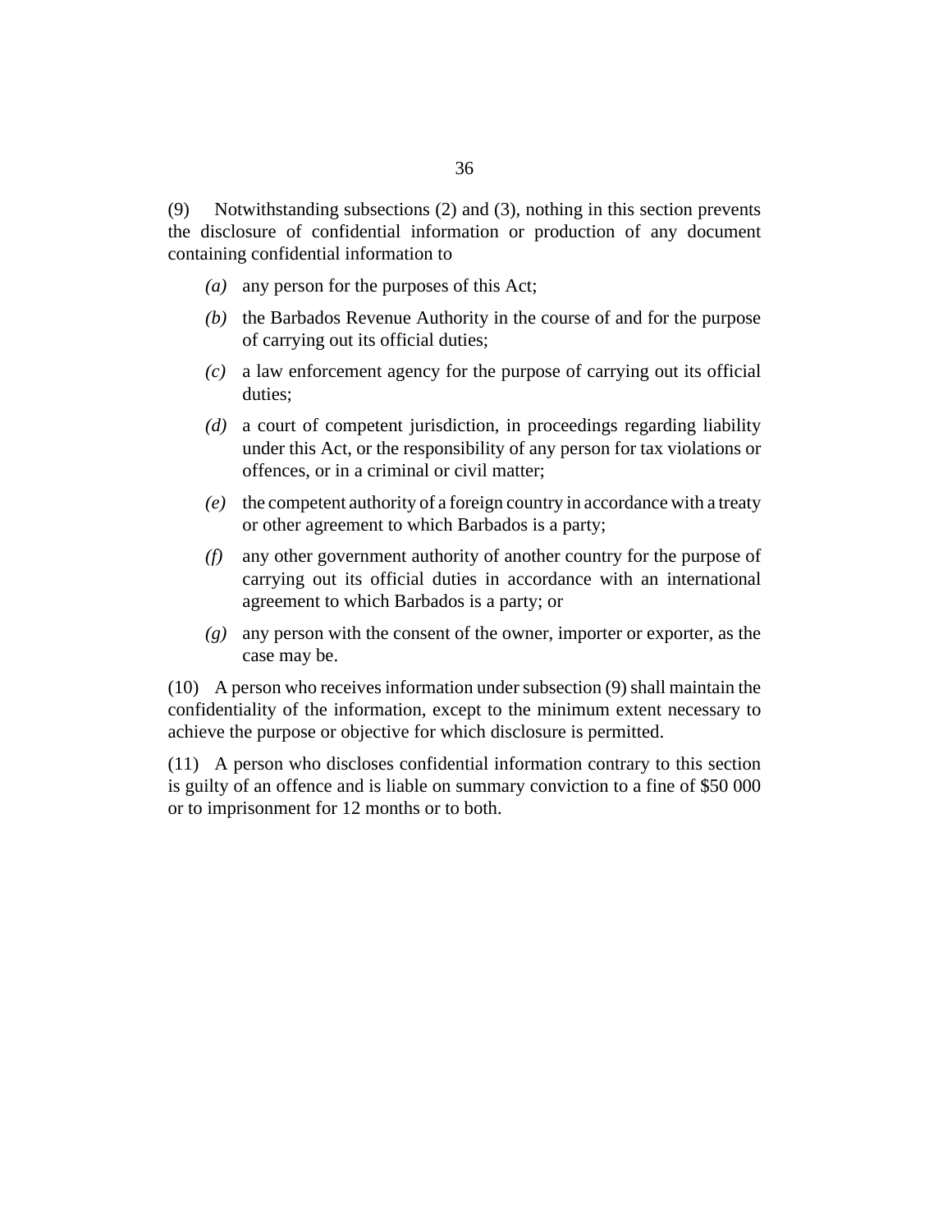(9) Notwithstanding subsections (2) and (3), nothing in this section prevents the disclosure of confidential information or production of any document containing confidential information to

*(a)* any person for the purposes of this Act;

*(b)* the Barbados Revenue Authority in the course of and for the purpose of carrying out its official duties;

*(c)* a law enforcement agency for the purpose of carrying out its official duties;

*(d)* a court of competent jurisdiction, in proceedings regarding liability under this Act, or the responsibility of any person for tax violations or offences, or in a criminal or civil matter;

*(e)* the competent authority of a foreign country in accordance with a treaty or other agreement to which Barbados is a party;

*(f)* any other government authority of another country for the purpose of carrying out its official duties in accordance with an international agreement to which Barbados is a party; or

*(g)* any person with the consent of the owner, importer or exporter, as the case may be.

(10) A person who receives information under subsection (9) shall maintain the confidentiality of the information, except to the minimum extent necessary to achieve the purpose or objective for which disclosure is permitted.

(11) A person who discloses confidential information contrary to this section is guilty of an offence and is liable on summary conviction to a fine of $50 000 or to imprisonment for 12 months or to both.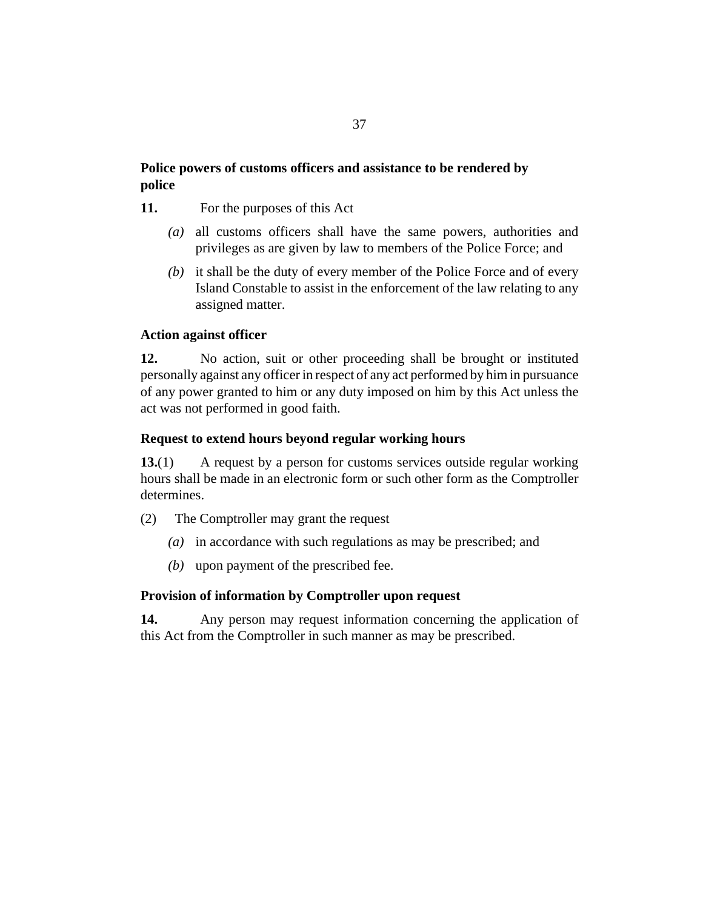**Police powers of customs officers and assistance to be rendered by police**

**11.** For the purposes of this Act

*(a)* all customs officers shall have the same powers, authorities and privileges as are given by law to members of the Police Force; and

*(b)* it shall be the duty of every member of the Police Force and of every Island Constable to assist in the enforcement of the law relating to any assigned matter.

**Action against officer**

**12.** No action, suit or other proceeding shall be brought or instituted personally against any officer in respect of any act performed by him in pursuance of any power granted to him or any duty imposed on him by this Act unless the act was not performed in good faith.

**Request to extend hours beyond regular working hours**

**13.**(1) A request by a person for customs services outside regular working hours shall be made in an electronic form or such other form as the Comptroller determines.

(2) The Comptroller may grant the request

*(a)* in accordance with such regulations as may be prescribed; and

*(b)* upon payment of the prescribed fee.

**Provision of information by Comptroller upon request**

**14.** Any person may request information concerning the application of this Act from the Comptroller in such manner as may be prescribed.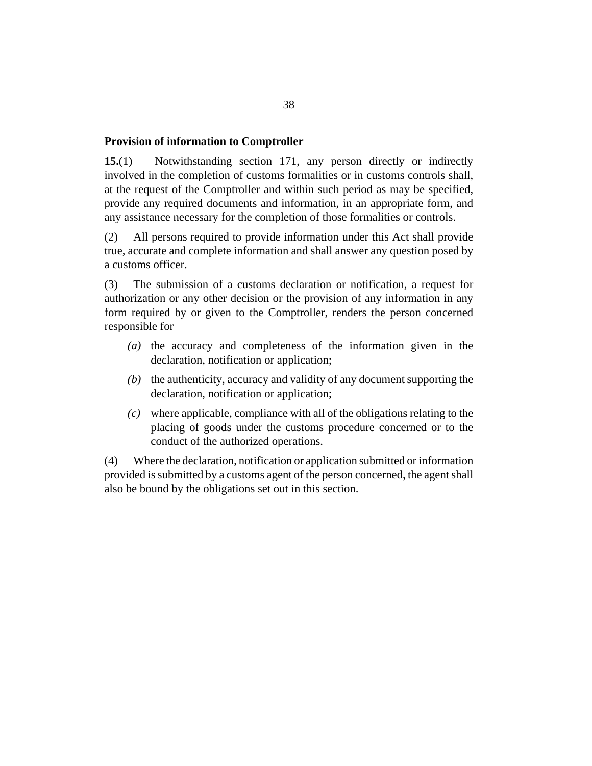### Provision of information to Comptroller

**15.**(1) Notwithstanding section 171, any person directly or indirectly involved in the completion of customs formalities or in customs controls shall, at the request of the Comptroller and within such period as may be specified, provide any required documents and information, in an appropriate form, and any assistance necessary for the completion of those formalities or controls.

(2) All persons required to provide information under this Act shall provide true, accurate and complete information and shall answer any question posed by a customs officer.

(3) The submission of a customs declaration or notification, a request for authorization or any other decision or the provision of any information in any form required by or given to the Comptroller, renders the person concerned responsible for

*(a)* the accuracy and completeness of the information given in the declaration, notification or application;

*(b)* the authenticity, accuracy and validity of any document supporting the declaration, notification or application;

*(c)* where applicable, compliance with all of the obligations relating to the placing of goods under the customs procedure concerned or to the conduct of the authorized operations.

(4) Where the declaration, notification or application submitted or information provided is submitted by a customs agent of the person concerned, the agent shall also be bound by the obligations set out in this section.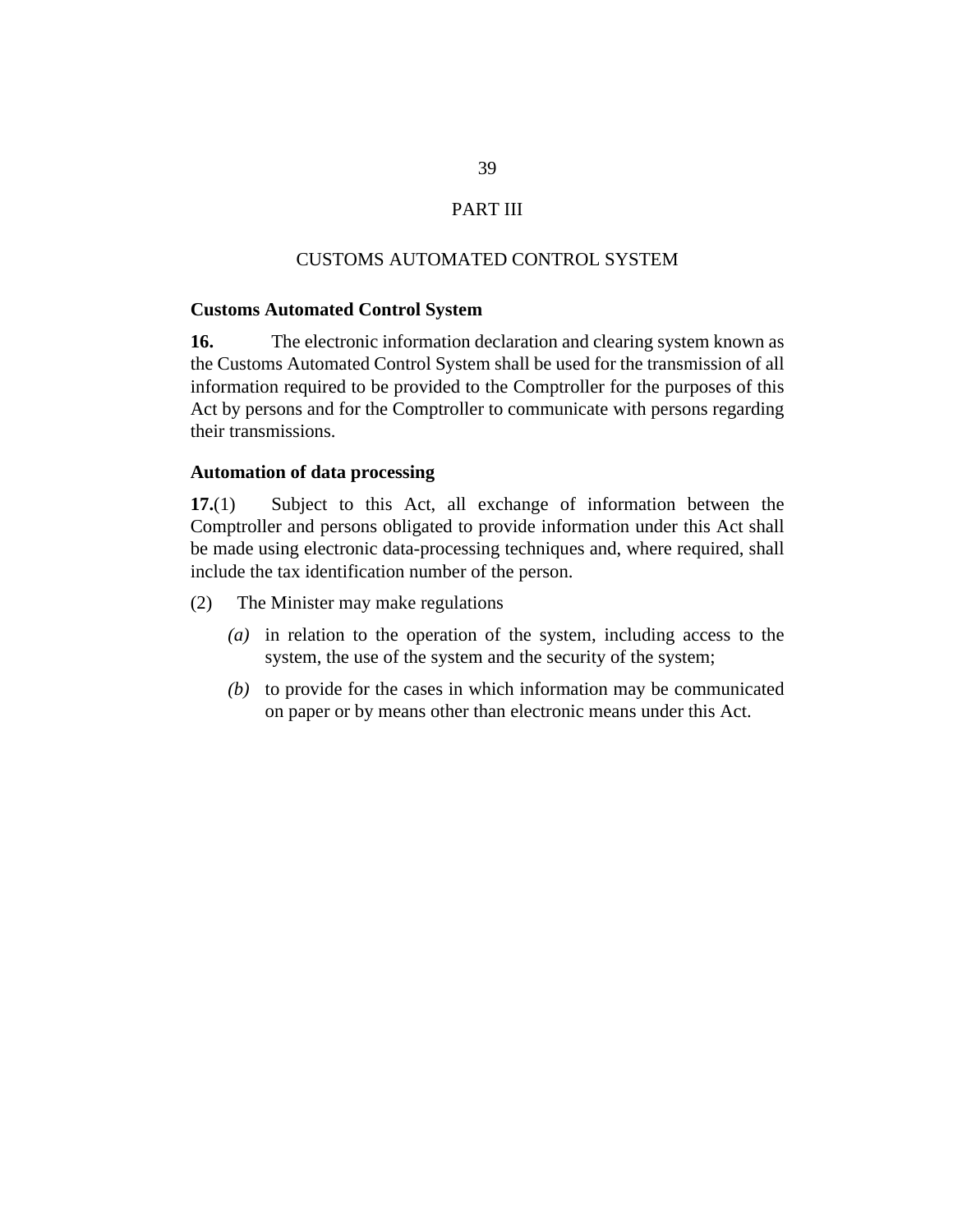# PART III

## CUSTOMS AUTOMATED CONTROL SYSTEM

### Customs Automated Control System

**16.** The electronic information declaration and clearing system known as the Customs Automated Control System shall be used for the transmission of all information required to be provided to the Comptroller for the purposes of this Act by persons and for the Comptroller to communicate with persons regarding their transmissions.

### Automation of data processing

**17.**(1) Subject to this Act, all exchange of information between the Comptroller and persons obligated to provide information under this Act shall be made using electronic data-processing techniques and, where required, shall include the tax identification number of the person.

(2) The Minister may make regulations

*(a)* in relation to the operation of the system, including access to the system, the use of the system and the security of the system;

*(b)* to provide for the cases in which information may be communicated on paper or by means other than electronic means under this Act.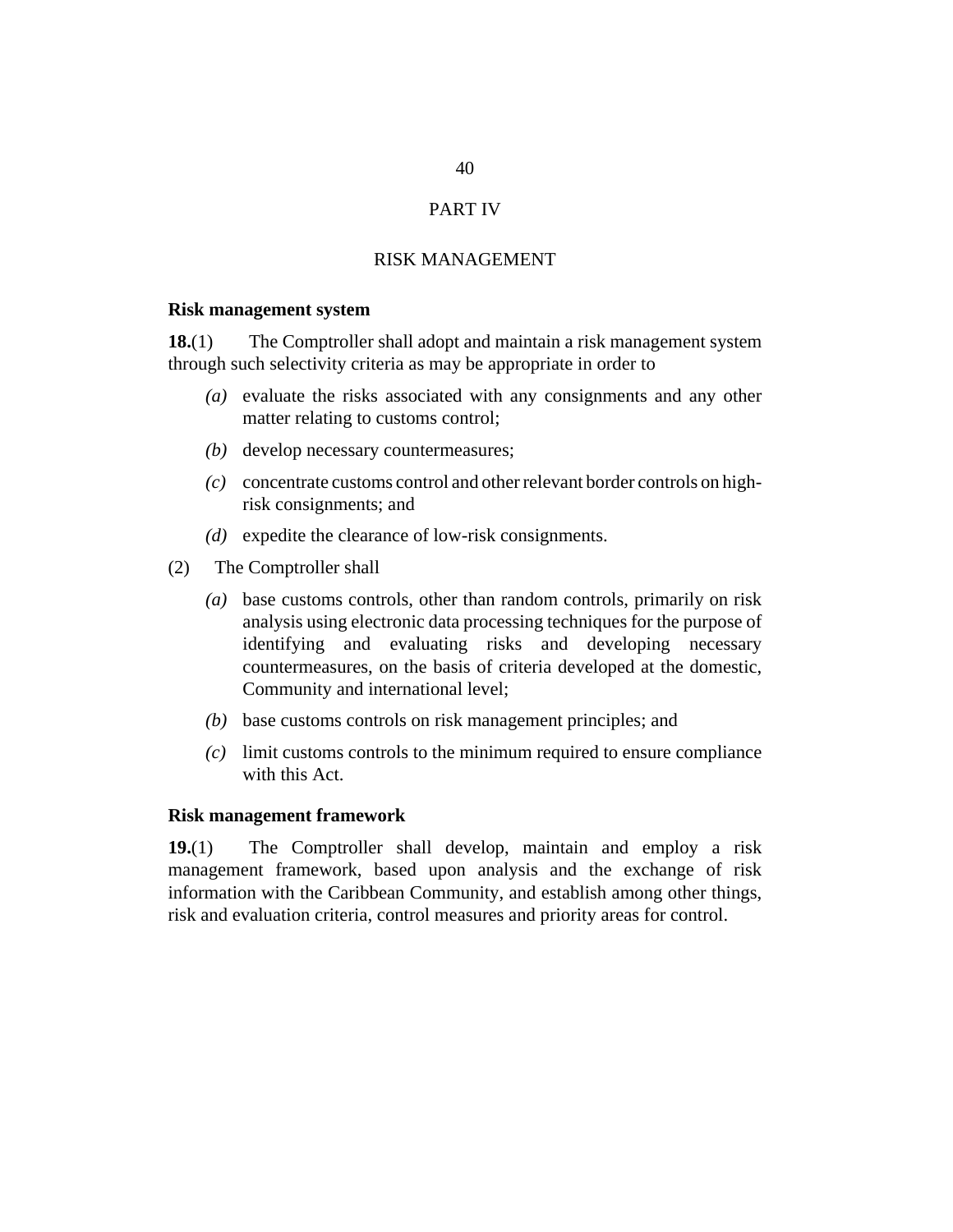## PART IV

## RISK MANAGEMENT

### Risk management system

**18.**(1) The Comptroller shall adopt and maintain a risk management system through such selectivity criteria as may be appropriate in order to

- *(a)* evaluate the risks associated with any consignments and any other matter relating to customs control;
- *(b)* develop necessary countermeasures;
- *(c)* concentrate customs control and other relevant border controls on high-risk consignments; and
- *(d)* expedite the clearance of low-risk consignments.

(2) The Comptroller shall

- *(a)* base customs controls, other than random controls, primarily on risk analysis using electronic data processing techniques for the purpose of identifying and evaluating risks and developing necessary countermeasures, on the basis of criteria developed at the domestic, Community and international level;
- *(b)* base customs controls on risk management principles; and
- *(c)* limit customs controls to the minimum required to ensure compliance with this Act.

### Risk management framework

**19.**(1) The Comptroller shall develop, maintain and employ a risk management framework, based upon analysis and the exchange of risk information with the Caribbean Community, and establish among other things, risk and evaluation criteria, control measures and priority areas for control.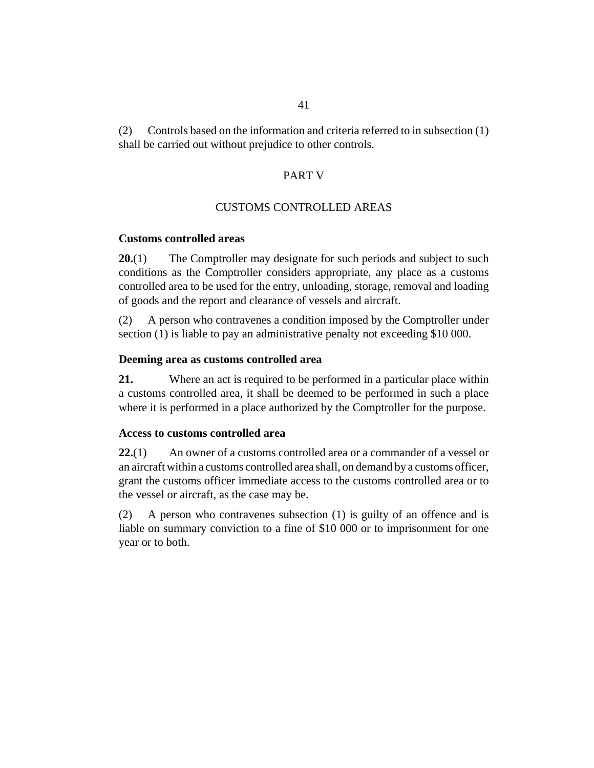(2) Controls based on the information and criteria referred to in subsection (1) shall be carried out without prejudice to other controls.

## PART V

## CUSTOMS CONTROLLED AREAS

### Customs controlled areas

**20.**(1) The Comptroller may designate for such periods and subject to such conditions as the Comptroller considers appropriate, any place as a customs controlled area to be used for the entry, unloading, storage, removal and loading of goods and the report and clearance of vessels and aircraft.

(2) A person who contravenes a condition imposed by the Comptroller under section (1) is liable to pay an administrative penalty not exceeding $10 000.

### Deeming area as customs controlled area

**21.** Where an act is required to be performed in a particular place within a customs controlled area, it shall be deemed to be performed in such a place where it is performed in a place authorized by the Comptroller for the purpose.

### Access to customs controlled area

**22.**(1) An owner of a customs controlled area or a commander of a vessel or an aircraft within a customs controlled area shall, on demand by a customs officer, grant the customs officer immediate access to the customs controlled area or to the vessel or aircraft, as the case may be.

(2) A person who contravenes subsection (1) is guilty of an offence and is liable on summary conviction to a fine of $10 000 or to imprisonment for one year or to both.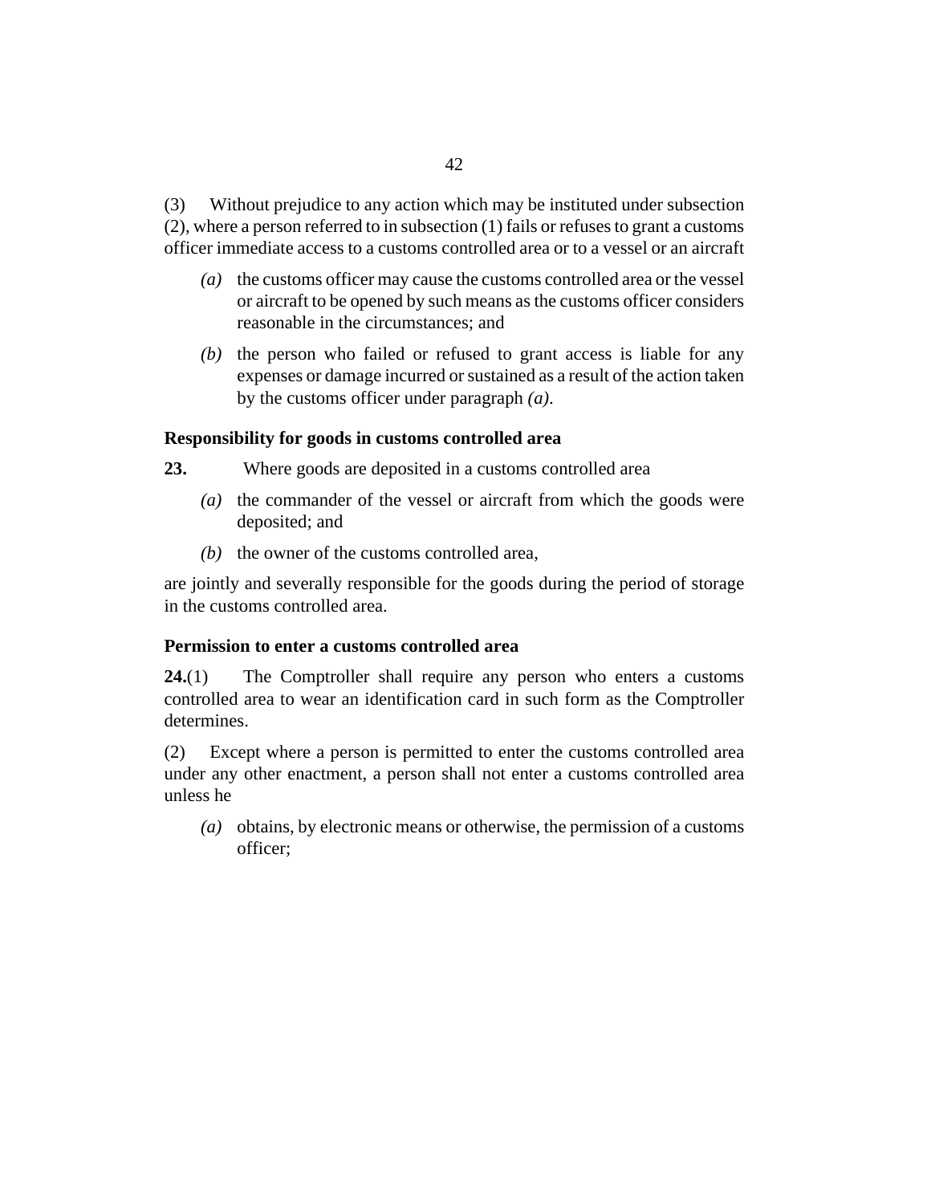(3) Without prejudice to any action which may be instituted under subsection (2), where a person referred to in subsection (1) fails or refuses to grant a customs officer immediate access to a customs controlled area or to a vessel or an aircraft

*(a)* the customs officer may cause the customs controlled area or the vessel or aircraft to be opened by such means as the customs officer considers reasonable in the circumstances; and

*(b)* the person who failed or refused to grant access is liable for any expenses or damage incurred or sustained as a result of the action taken by the customs officer under paragraph *(a)*.

**Responsibility for goods in customs controlled area**

**23.** Where goods are deposited in a customs controlled area

*(a)* the commander of the vessel or aircraft from which the goods were deposited; and

*(b)* the owner of the customs controlled area,

are jointly and severally responsible for the goods during the period of storage in the customs controlled area.

**Permission to enter a customs controlled area**

**24.**(1) The Comptroller shall require any person who enters a customs controlled area to wear an identification card in such form as the Comptroller determines.

(2) Except where a person is permitted to enter the customs controlled area under any other enactment, a person shall not enter a customs controlled area unless he

*(a)* obtains, by electronic means or otherwise, the permission of a customs officer;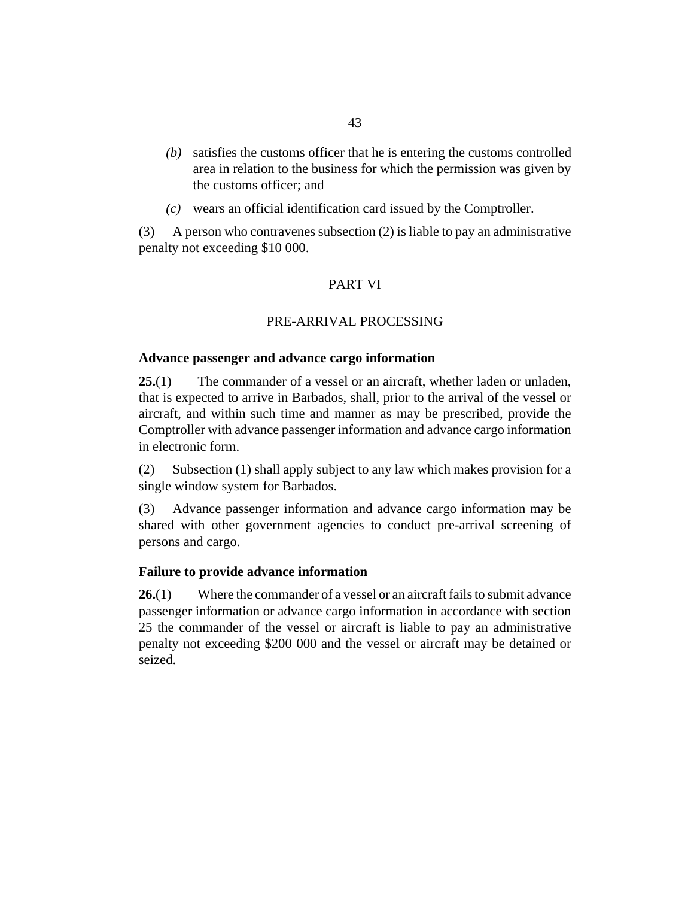(b) satisfies the customs officer that he is entering the customs controlled area in relation to the business for which the permission was given by the customs officer; and

(c) wears an official identification card issued by the Comptroller.

(3) A person who contravenes subsection (2) is liable to pay an administrative penalty not exceeding $10 000.

## PART VI

## PRE-ARRIVAL PROCESSING

### Advance passenger and advance cargo information

**25.**(1) The commander of a vessel or an aircraft, whether laden or unladen, that is expected to arrive in Barbados, shall, prior to the arrival of the vessel or aircraft, and within such time and manner as may be prescribed, provide the Comptroller with advance passenger information and advance cargo information in electronic form.

(2) Subsection (1) shall apply subject to any law which makes provision for a single window system for Barbados.

(3) Advance passenger information and advance cargo information may be shared with other government agencies to conduct pre-arrival screening of persons and cargo.

### Failure to provide advance information

**26.**(1) Where the commander of a vessel or an aircraft fails to submit advance passenger information or advance cargo information in accordance with section 25 the commander of the vessel or aircraft is liable to pay an administrative penalty not exceeding $200 000 and the vessel or aircraft may be detained or seized.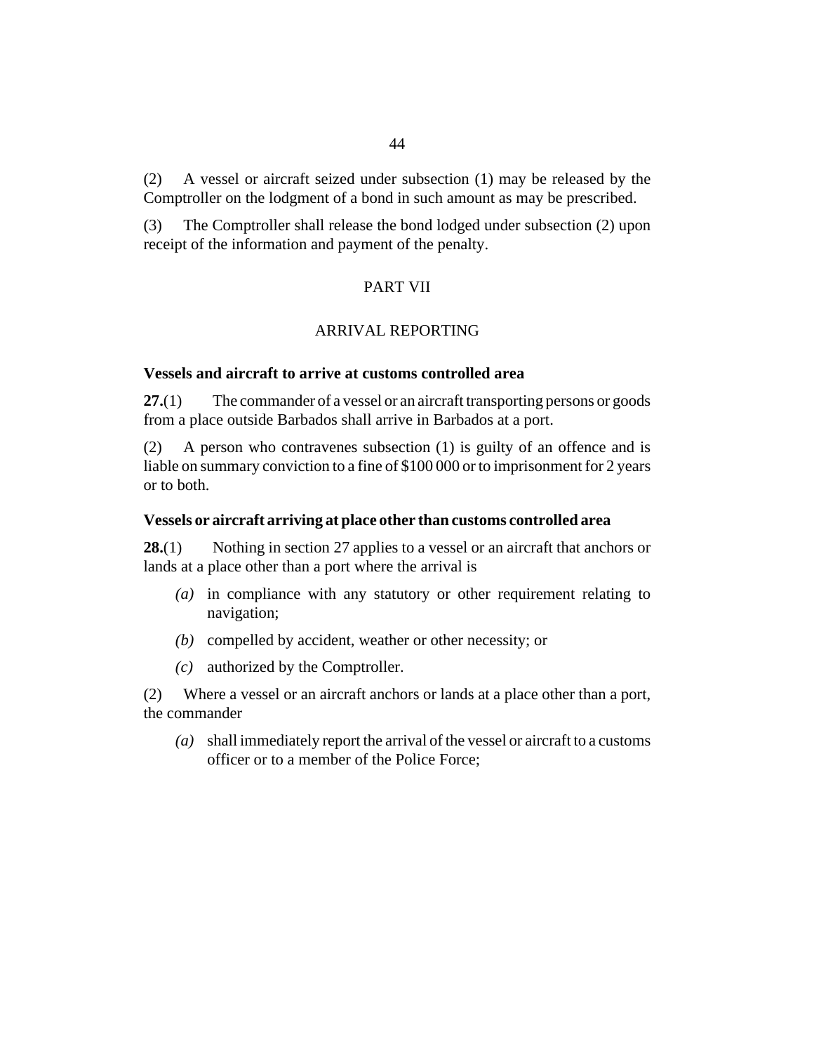(2) A vessel or aircraft seized under subsection (1) may be released by the Comptroller on the lodgment of a bond in such amount as may be prescribed.

(3) The Comptroller shall release the bond lodged under subsection (2) upon receipt of the information and payment of the penalty.

## PART VII

## ARRIVAL REPORTING

### Vessels and aircraft to arrive at customs controlled area

**27.**(1) The commander of a vessel or an aircraft transporting persons or goods from a place outside Barbados shall arrive in Barbados at a port.

(2) A person who contravenes subsection (1) is guilty of an offence and is liable on summary conviction to a fine of $100 000 or to imprisonment for 2 years or to both.

### Vessels or aircraft arriving at place other than customs controlled area

**28.**(1) Nothing in section 27 applies to a vessel or an aircraft that anchors or lands at a place other than a port where the arrival is

- *(a)* in compliance with any statutory or other requirement relating to navigation;
- *(b)* compelled by accident, weather or other necessity; or
- *(c)* authorized by the Comptroller.

(2) Where a vessel or an aircraft anchors or lands at a place other than a port, the commander

- *(a)* shall immediately report the arrival of the vessel or aircraft to a customs officer or to a member of the Police Force;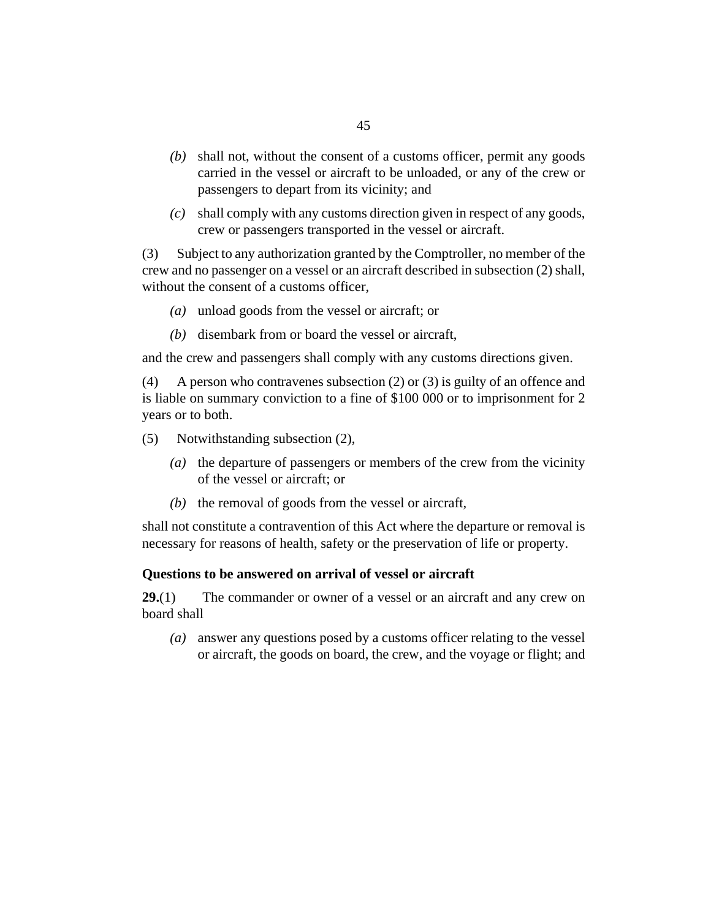*(b)* shall not, without the consent of a customs officer, permit any goods carried in the vessel or aircraft to be unloaded, or any of the crew or passengers to depart from its vicinity; and

*(c)* shall comply with any customs direction given in respect of any goods, crew or passengers transported in the vessel or aircraft.

(3) Subject to any authorization granted by the Comptroller, no member of the crew and no passenger on a vessel or an aircraft described in subsection (2) shall, without the consent of a customs officer,

*(a)* unload goods from the vessel or aircraft; or

*(b)* disembark from or board the vessel or aircraft,

and the crew and passengers shall comply with any customs directions given.

(4) A person who contravenes subsection (2) or (3) is guilty of an offence and is liable on summary conviction to a fine of $100 000 or to imprisonment for 2 years or to both.

(5) Notwithstanding subsection (2),

*(a)* the departure of passengers or members of the crew from the vicinity of the vessel or aircraft; or

*(b)* the removal of goods from the vessel or aircraft,

shall not constitute a contravention of this Act where the departure or removal is necessary for reasons of health, safety or the preservation of life or property.

### Questions to be answered on arrival of vessel or aircraft

**29.**(1) The commander or owner of a vessel or an aircraft and any crew on board shall

*(a)* answer any questions posed by a customs officer relating to the vessel or aircraft, the goods on board, the crew, and the voyage or flight; and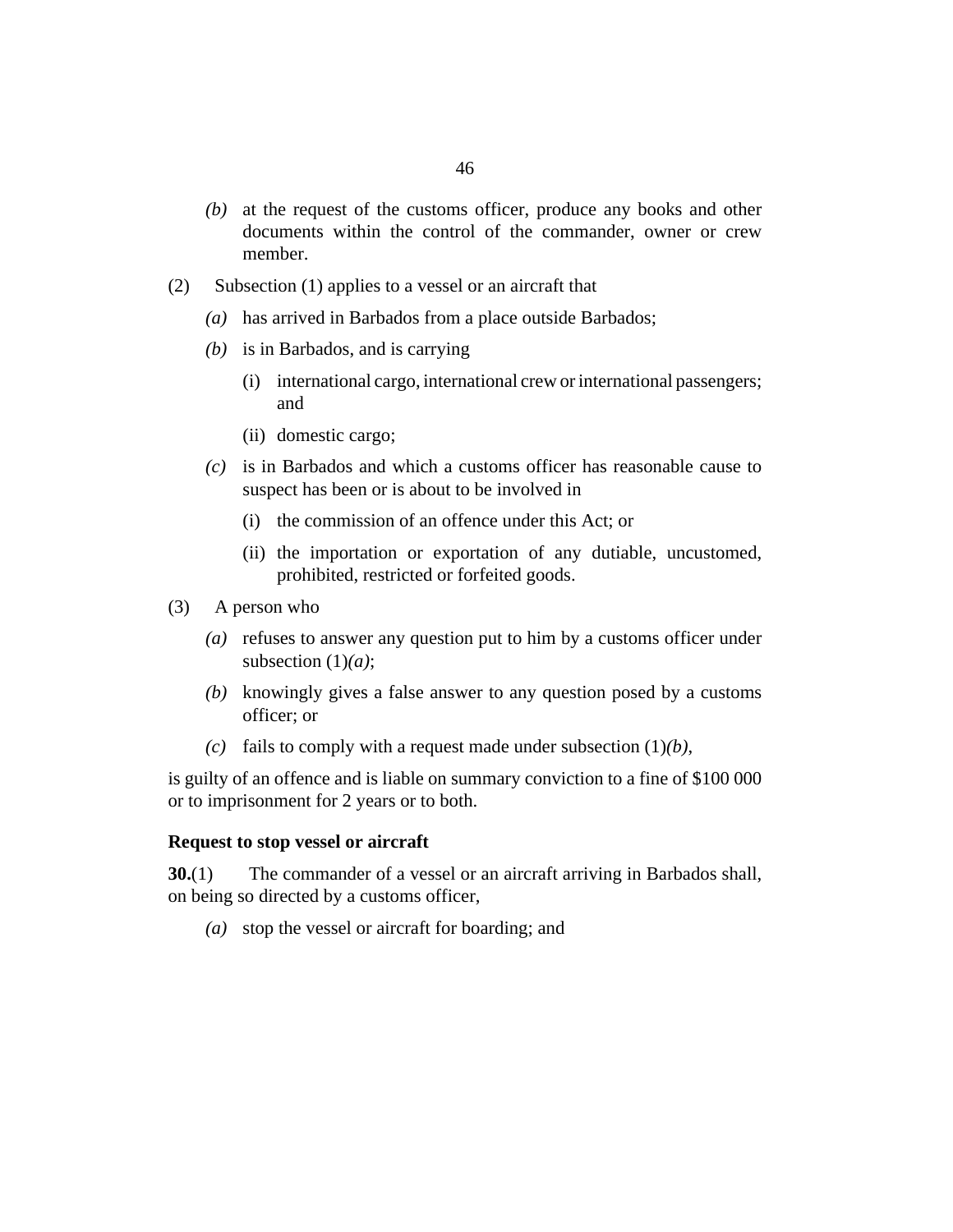*(b)* at the request of the customs officer, produce any books and other documents within the control of the commander, owner or crew member.

(2) Subsection (1) applies to a vessel or an aircraft that

*(a)* has arrived in Barbados from a place outside Barbados;

*(b)* is in Barbados, and is carrying

(i) international cargo, international crew or international passengers; and

(ii) domestic cargo;

*(c)* is in Barbados and which a customs officer has reasonable cause to suspect has been or is about to be involved in

(i) the commission of an offence under this Act; or

(ii) the importation or exportation of any dutiable, uncustomed, prohibited, restricted or forfeited goods.

(3) A person who

*(a)* refuses to answer any question put to him by a customs officer under subsection (1)*(a)*;

*(b)* knowingly gives a false answer to any question posed by a customs officer; or

*(c)* fails to comply with a request made under subsection (1)*(b)*,

is guilty of an offence and is liable on summary conviction to a fine of $100 000 or to imprisonment for 2 years or to both.

**Request to stop vessel or aircraft**

**30.**(1) The commander of a vessel or an aircraft arriving in Barbados shall, on being so directed by a customs officer,

*(a)* stop the vessel or aircraft for boarding; and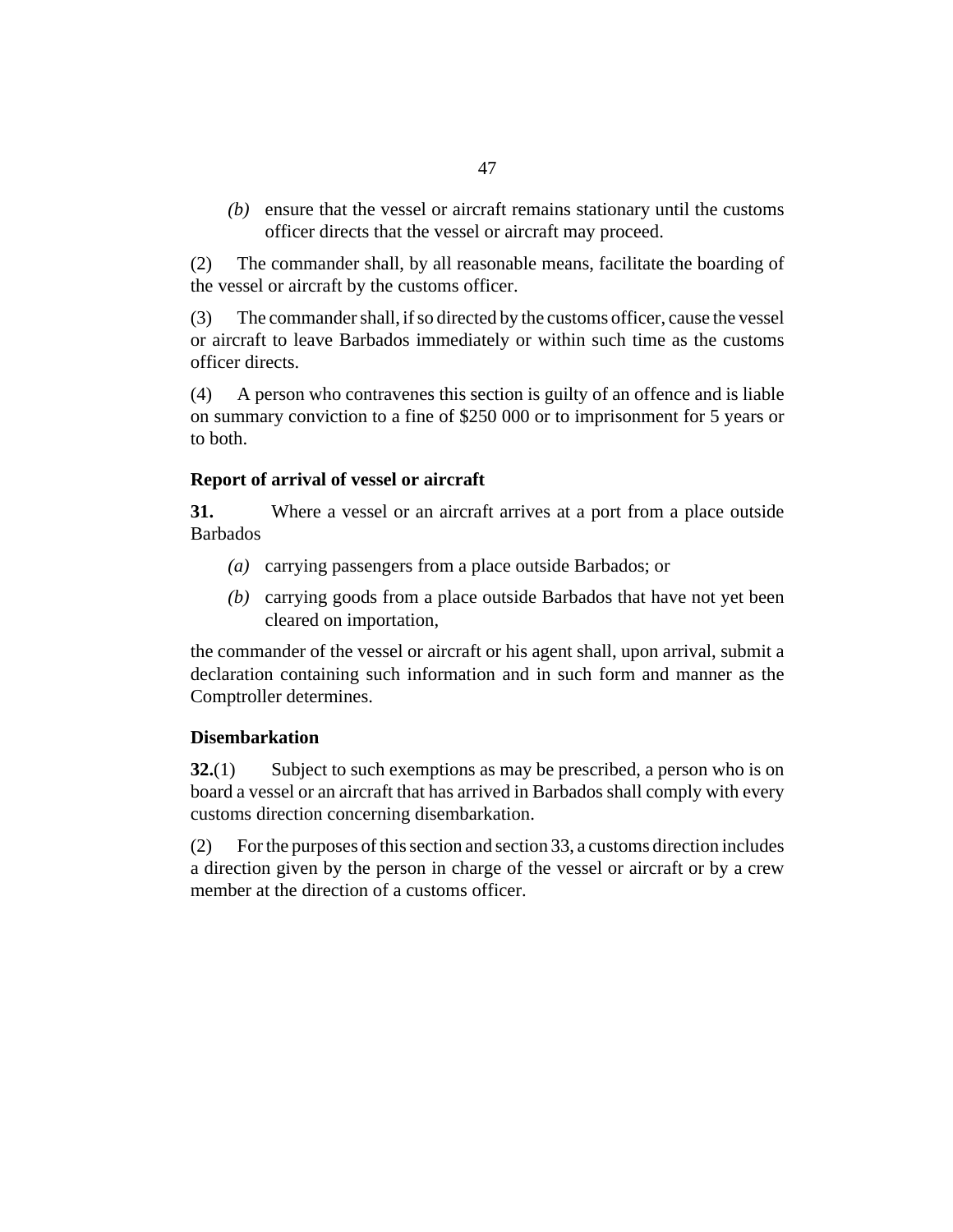*(b)* ensure that the vessel or aircraft remains stationary until the customs officer directs that the vessel or aircraft may proceed.

(2) The commander shall, by all reasonable means, facilitate the boarding of the vessel or aircraft by the customs officer.

(3) The commander shall, if so directed by the customs officer, cause the vessel or aircraft to leave Barbados immediately or within such time as the customs officer directs.

(4) A person who contravenes this section is guilty of an offence and is liable on summary conviction to a fine of $250 000 or to imprisonment for 5 years or to both.

### Report of arrival of vessel or aircraft

**31.** Where a vessel or an aircraft arrives at a port from a place outside Barbados

*(a)* carrying passengers from a place outside Barbados; or

*(b)* carrying goods from a place outside Barbados that have not yet been cleared on importation,

the commander of the vessel or aircraft or his agent shall, upon arrival, submit a declaration containing such information and in such form and manner as the Comptroller determines.

### Disembarkation

**32.**(1) Subject to such exemptions as may be prescribed, a person who is on board a vessel or an aircraft that has arrived in Barbados shall comply with every customs direction concerning disembarkation.

(2) For the purposes of this section and section 33, a customs direction includes a direction given by the person in charge of the vessel or aircraft or by a crew member at the direction of a customs officer.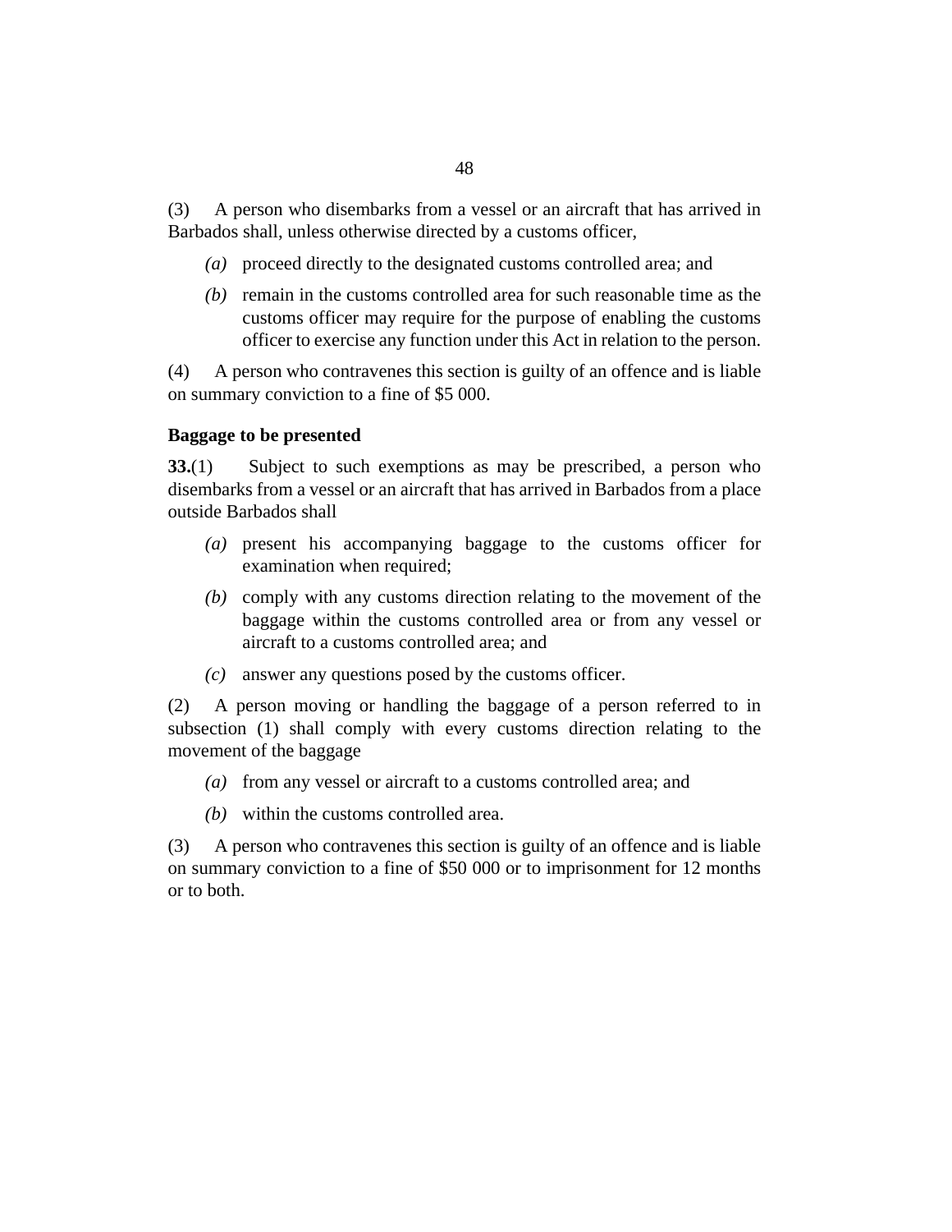(3) A person who disembarks from a vessel or an aircraft that has arrived in Barbados shall, unless otherwise directed by a customs officer,

- *(a)* proceed directly to the designated customs controlled area; and
- *(b)* remain in the customs controlled area for such reasonable time as the customs officer may require for the purpose of enabling the customs officer to exercise any function under this Act in relation to the person.

(4) A person who contravenes this section is guilty of an offence and is liable on summary conviction to a fine of $5 000.

**Baggage to be presented**

**33.**(1) Subject to such exemptions as may be prescribed, a person who disembarks from a vessel or an aircraft that has arrived in Barbados from a place outside Barbados shall

- *(a)* present his accompanying baggage to the customs officer for examination when required;
- *(b)* comply with any customs direction relating to the movement of the baggage within the customs controlled area or from any vessel or aircraft to a customs controlled area; and
- *(c)* answer any questions posed by the customs officer.

(2) A person moving or handling the baggage of a person referred to in subsection (1) shall comply with every customs direction relating to the movement of the baggage

- *(a)* from any vessel or aircraft to a customs controlled area; and
- *(b)* within the customs controlled area.

(3) A person who contravenes this section is guilty of an offence and is liable on summary conviction to a fine of $50 000 or to imprisonment for 12 months or to both.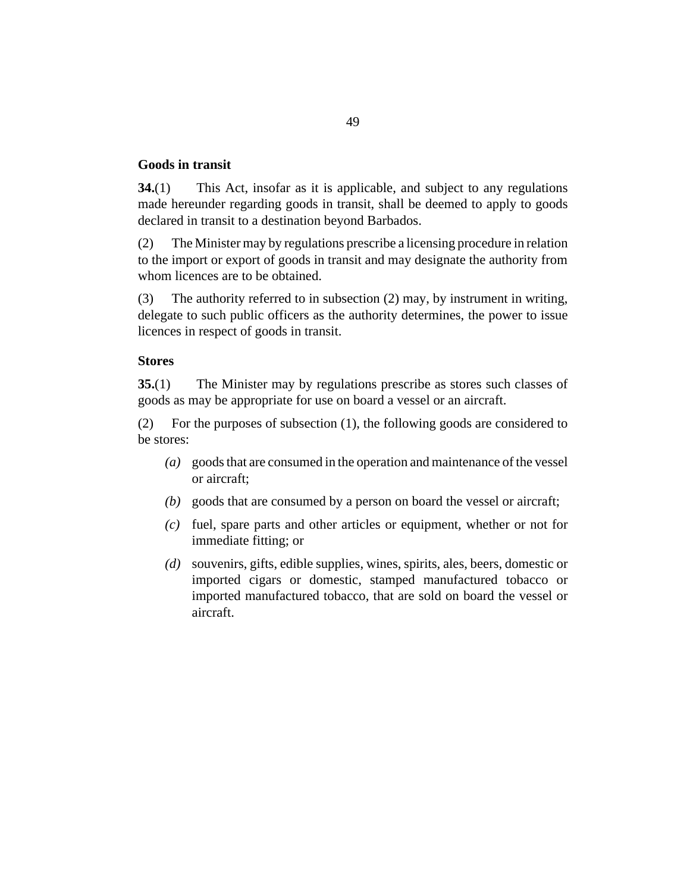### Goods in transit

**34.**(1) This Act, insofar as it is applicable, and subject to any regulations made hereunder regarding goods in transit, shall be deemed to apply to goods declared in transit to a destination beyond Barbados.

(2) The Minister may by regulations prescribe a licensing procedure in relation to the import or export of goods in transit and may designate the authority from whom licences are to be obtained.

(3) The authority referred to in subsection (2) may, by instrument in writing, delegate to such public officers as the authority determines, the power to issue licences in respect of goods in transit.

### Stores

**35.**(1) The Minister may by regulations prescribe as stores such classes of goods as may be appropriate for use on board a vessel or an aircraft.

(2) For the purposes of subsection (1), the following goods are considered to be stores:

*(a)* goods that are consumed in the operation and maintenance of the vessel or aircraft;

*(b)* goods that are consumed by a person on board the vessel or aircraft;

*(c)* fuel, spare parts and other articles or equipment, whether or not for immediate fitting; or

*(d)* souvenirs, gifts, edible supplies, wines, spirits, ales, beers, domestic or imported cigars or domestic, stamped manufactured tobacco or imported manufactured tobacco, that are sold on board the vessel or aircraft.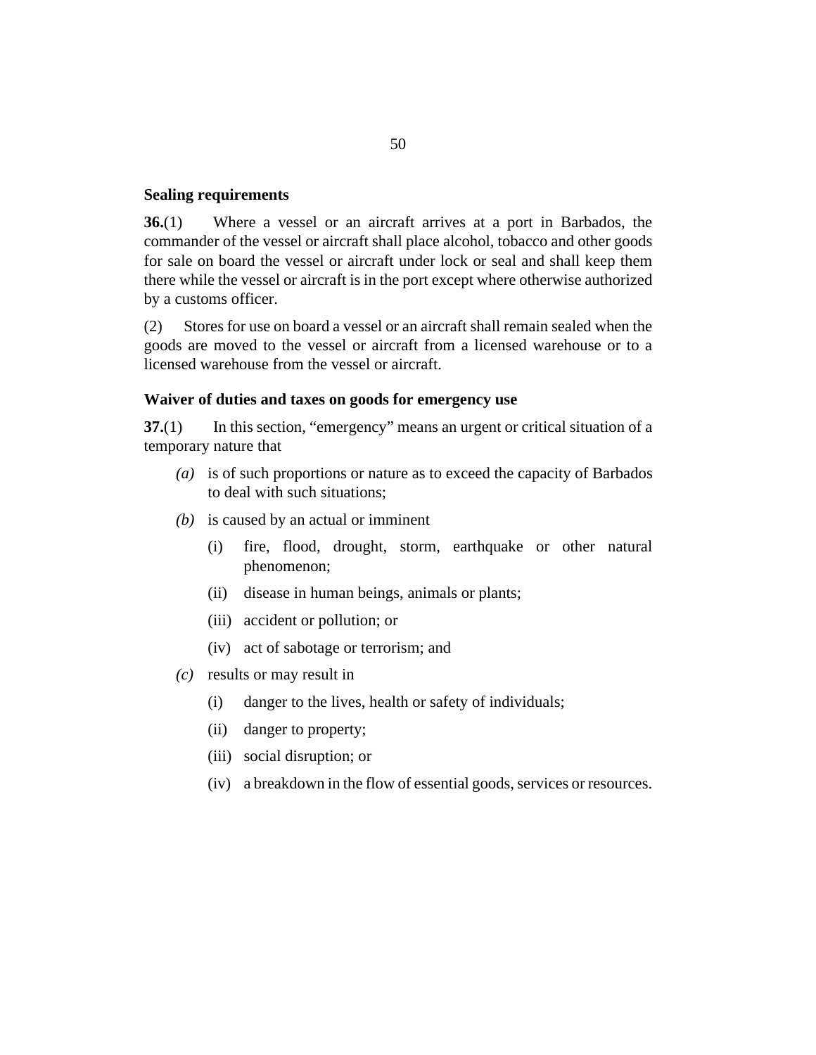**Sealing requirements**

**36.**(1) Where a vessel or an aircraft arrives at a port in Barbados, the commander of the vessel or aircraft shall place alcohol, tobacco and other goods for sale on board the vessel or aircraft under lock or seal and shall keep them there while the vessel or aircraft is in the port except where otherwise authorized by a customs officer.

(2) Stores for use on board a vessel or an aircraft shall remain sealed when the goods are moved to the vessel or aircraft from a licensed warehouse or to a licensed warehouse from the vessel or aircraft.

**Waiver of duties and taxes on goods for emergency use**

**37.**(1) In this section, "emergency" means an urgent or critical situation of a temporary nature that

*(a)* is of such proportions or nature as to exceed the capacity of Barbados to deal with such situations;

*(b)* is caused by an actual or imminent

(i) fire, flood, drought, storm, earthquake or other natural phenomenon;

(ii) disease in human beings, animals or plants;

(iii) accident or pollution; or

(iv) act of sabotage or terrorism; and

*(c)* results or may result in

(i) danger to the lives, health or safety of individuals;

(ii) danger to property;

(iii) social disruption; or

(iv) a breakdown in the flow of essential goods, services or resources.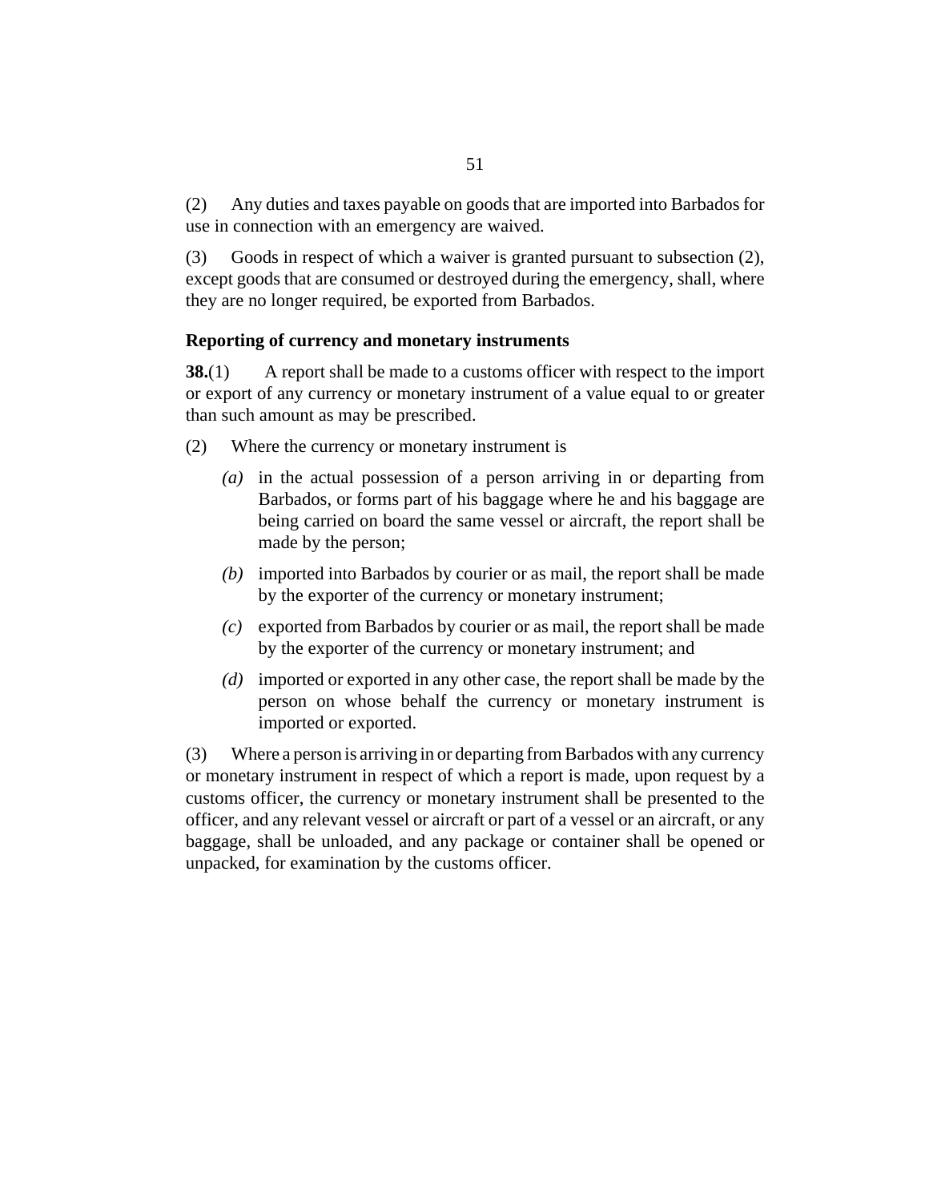(2) Any duties and taxes payable on goods that are imported into Barbados for use in connection with an emergency are waived.

(3) Goods in respect of which a waiver is granted pursuant to subsection (2), except goods that are consumed or destroyed during the emergency, shall, where they are no longer required, be exported from Barbados.

### Reporting of currency and monetary instruments

**38.**(1) A report shall be made to a customs officer with respect to the import or export of any currency or monetary instrument of a value equal to or greater than such amount as may be prescribed.

(2) Where the currency or monetary instrument is

*(a)* in the actual possession of a person arriving in or departing from Barbados, or forms part of his baggage where he and his baggage are being carried on board the same vessel or aircraft, the report shall be made by the person;

*(b)* imported into Barbados by courier or as mail, the report shall be made by the exporter of the currency or monetary instrument;

*(c)* exported from Barbados by courier or as mail, the report shall be made by the exporter of the currency or monetary instrument; and

*(d)* imported or exported in any other case, the report shall be made by the person on whose behalf the currency or monetary instrument is imported or exported.

(3) Where a person is arriving in or departing from Barbados with any currency or monetary instrument in respect of which a report is made, upon request by a customs officer, the currency or monetary instrument shall be presented to the officer, and any relevant vessel or aircraft or part of a vessel or an aircraft, or any baggage, shall be unloaded, and any package or container shall be opened or unpacked, for examination by the customs officer.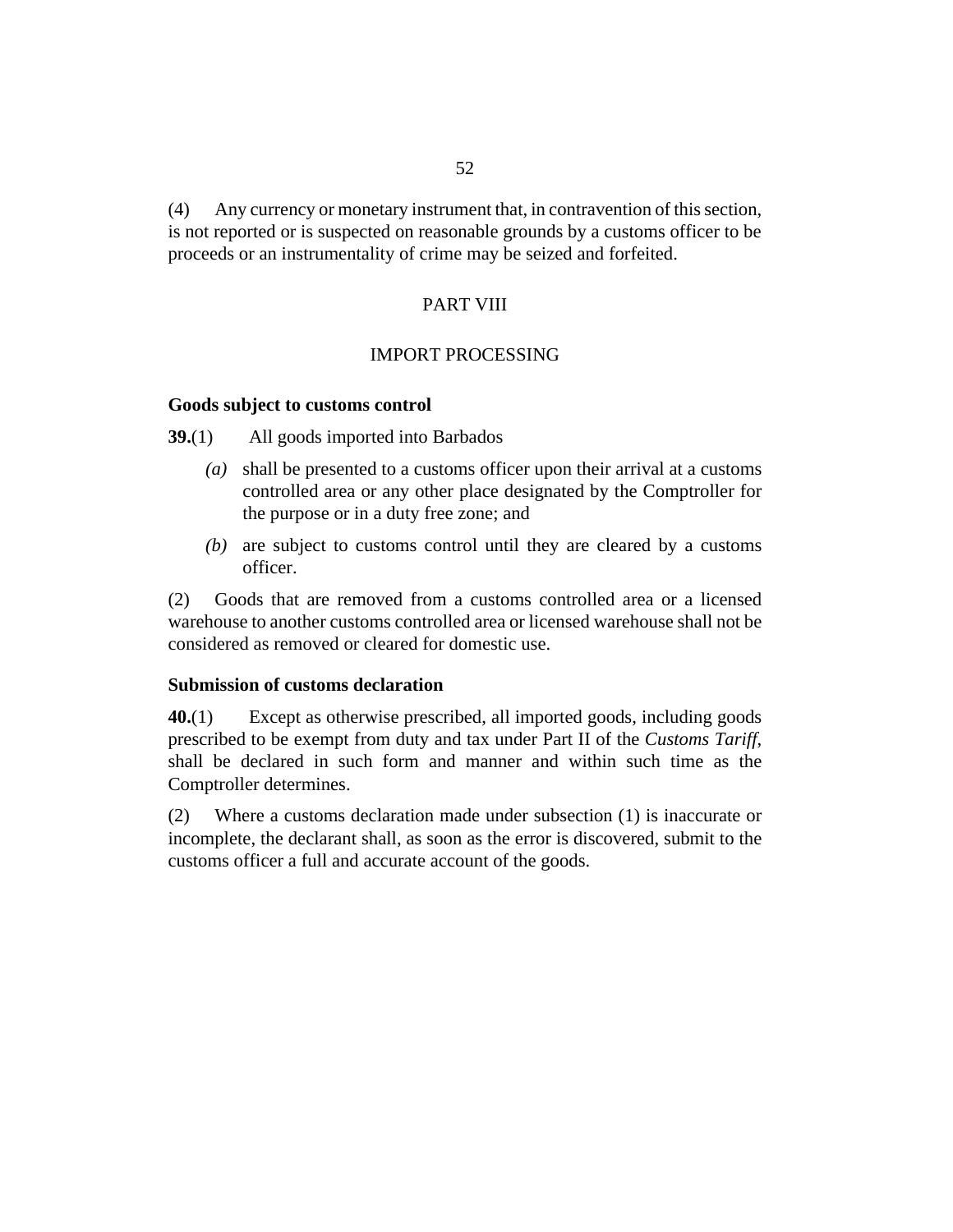(4) Any currency or monetary instrument that, in contravention of this section, is not reported or is suspected on reasonable grounds by a customs officer to be proceeds or an instrumentality of crime may be seized and forfeited.

## PART VIII

## IMPORT PROCESSING

### Goods subject to customs control

**39.**(1) All goods imported into Barbados

- *(a)* shall be presented to a customs officer upon their arrival at a customs controlled area or any other place designated by the Comptroller for the purpose or in a duty free zone; and
- *(b)* are subject to customs control until they are cleared by a customs officer.

(2) Goods that are removed from a customs controlled area or a licensed warehouse to another customs controlled area or licensed warehouse shall not be considered as removed or cleared for domestic use.

### Submission of customs declaration

**40.**(1) Except as otherwise prescribed, all imported goods, including goods prescribed to be exempt from duty and tax under Part II of the *Customs Tariff*, shall be declared in such form and manner and within such time as the Comptroller determines.

(2) Where a customs declaration made under subsection (1) is inaccurate or incomplete, the declarant shall, as soon as the error is discovered, submit to the customs officer a full and accurate account of the goods.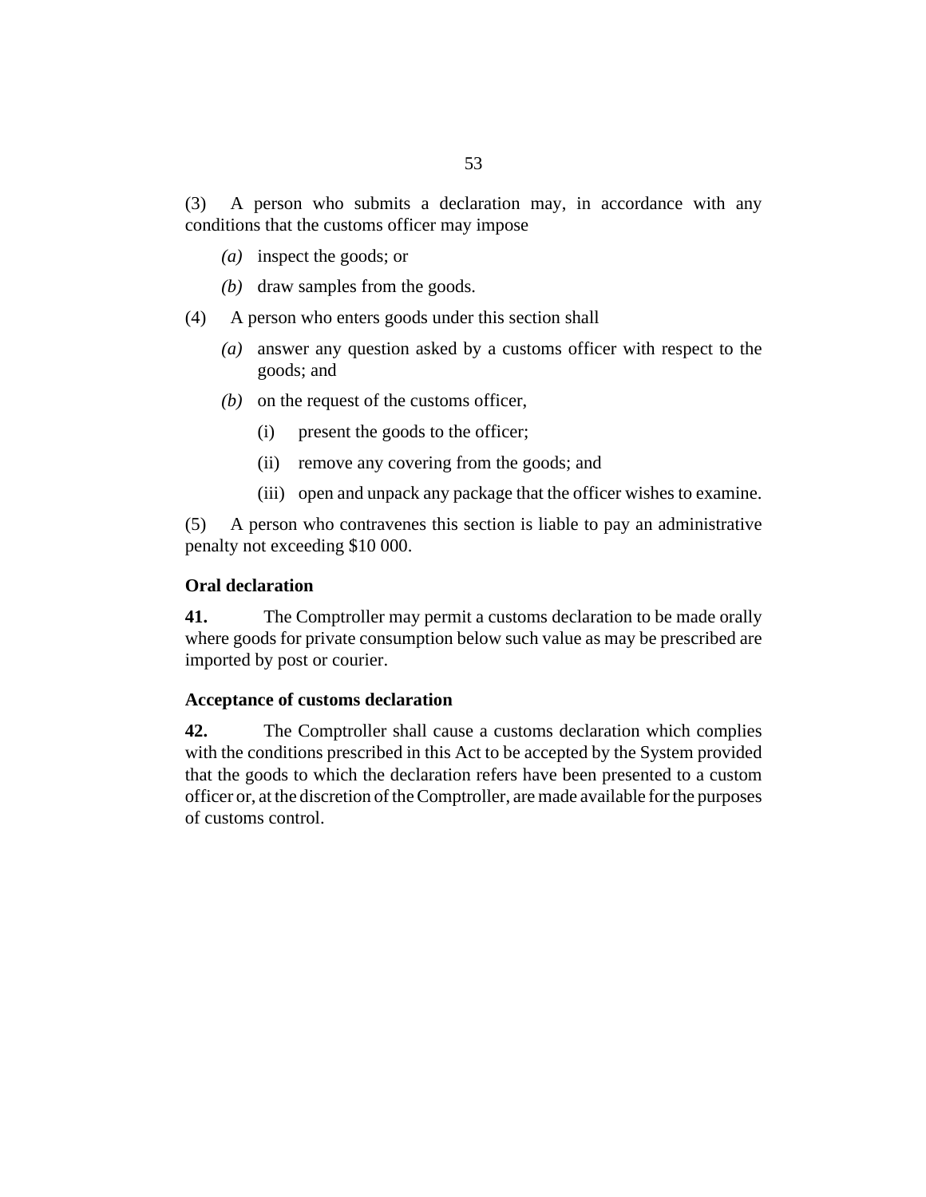(3) A person who submits a declaration may, in accordance with any conditions that the customs officer may impose

*(a)* inspect the goods; or

*(b)* draw samples from the goods.

(4) A person who enters goods under this section shall

*(a)* answer any question asked by a customs officer with respect to the goods; and

*(b)* on the request of the customs officer,

(i) present the goods to the officer;

(ii) remove any covering from the goods; and

(iii) open and unpack any package that the officer wishes to examine.

(5) A person who contravenes this section is liable to pay an administrative penalty not exceeding $10 000.

**Oral declaration**

**41.** The Comptroller may permit a customs declaration to be made orally where goods for private consumption below such value as may be prescribed are imported by post or courier.

**Acceptance of customs declaration**

**42.** The Comptroller shall cause a customs declaration which complies with the conditions prescribed in this Act to be accepted by the System provided that the goods to which the declaration refers have been presented to a custom officer or, at the discretion of the Comptroller, are made available for the purposes of customs control.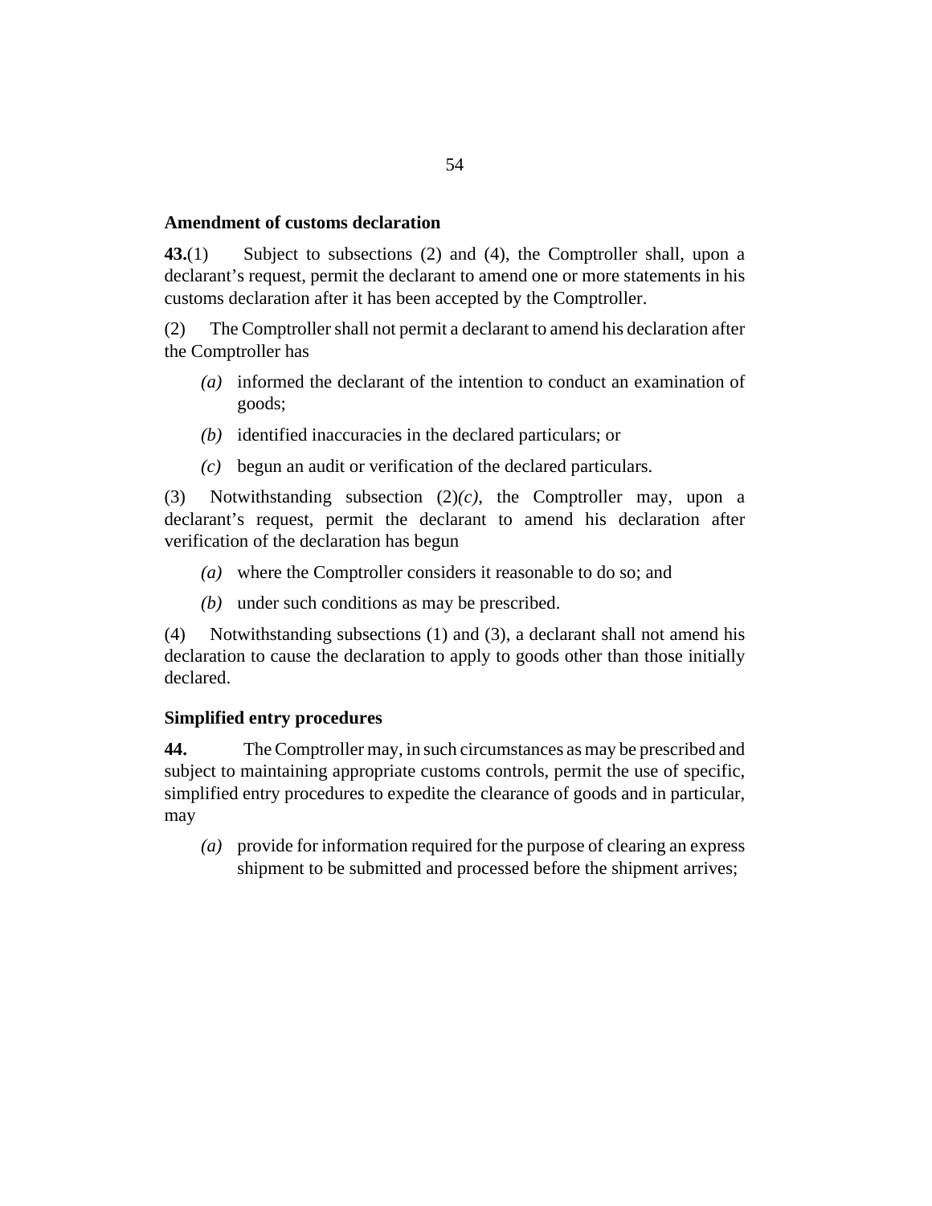### Amendment of customs declaration

**43.**(1) Subject to subsections (2) and (4), the Comptroller shall, upon a declarant's request, permit the declarant to amend one or more statements in his customs declaration after it has been accepted by the Comptroller.

(2) The Comptroller shall not permit a declarant to amend his declaration after the Comptroller has

- *(a)* informed the declarant of the intention to conduct an examination of goods;
- *(b)* identified inaccuracies in the declared particulars; or
- *(c)* begun an audit or verification of the declared particulars.

(3) Notwithstanding subsection (2)*(c)*, the Comptroller may, upon a declarant's request, permit the declarant to amend his declaration after verification of the declaration has begun

- *(a)* where the Comptroller considers it reasonable to do so; and
- *(b)* under such conditions as may be prescribed.

(4) Notwithstanding subsections (1) and (3), a declarant shall not amend his declaration to cause the declaration to apply to goods other than those initially declared.

### Simplified entry procedures

**44.** The Comptroller may, in such circumstances as may be prescribed and subject to maintaining appropriate customs controls, permit the use of specific, simplified entry procedures to expedite the clearance of goods and in particular, may

- *(a)* provide for information required for the purpose of clearing an express shipment to be submitted and processed before the shipment arrives;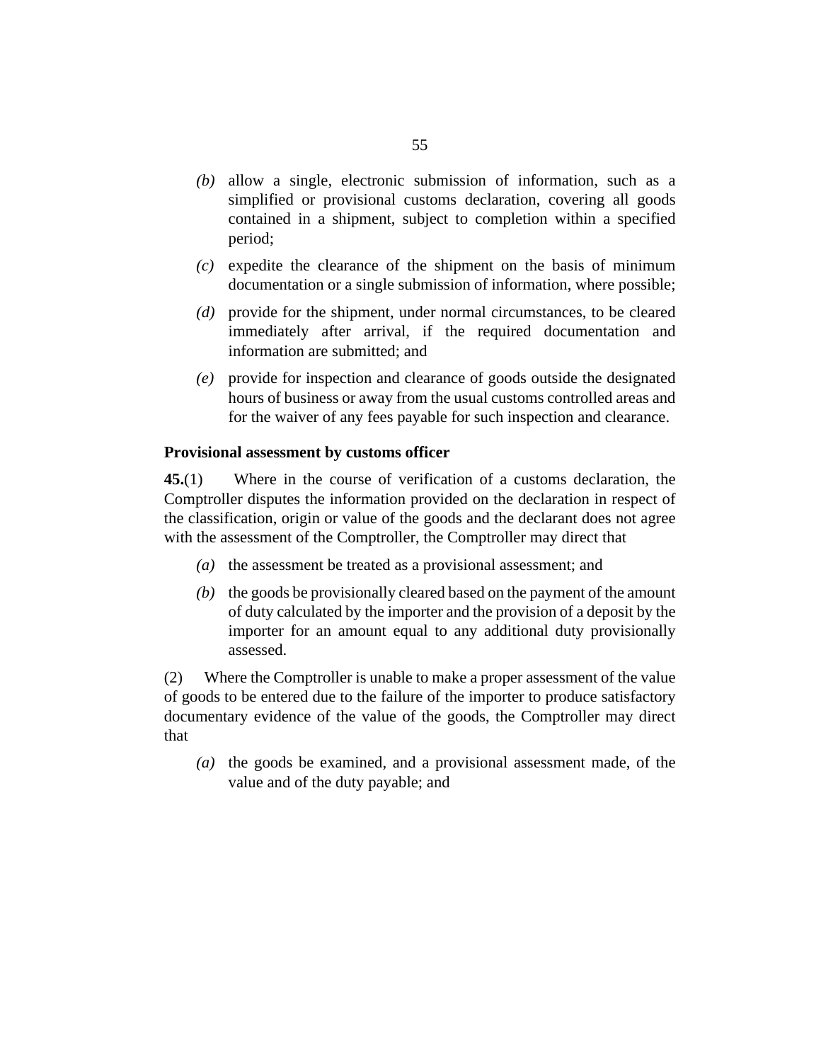*(b)* allow a single, electronic submission of information, such as a simplified or provisional customs declaration, covering all goods contained in a shipment, subject to completion within a specified period;

*(c)* expedite the clearance of the shipment on the basis of minimum documentation or a single submission of information, where possible;

*(d)* provide for the shipment, under normal circumstances, to be cleared immediately after arrival, if the required documentation and information are submitted; and

*(e)* provide for inspection and clearance of goods outside the designated hours of business or away from the usual customs controlled areas and for the waiver of any fees payable for such inspection and clearance.

**Provisional assessment by customs officer**

**45.**(1) Where in the course of verification of a customs declaration, the Comptroller disputes the information provided on the declaration in respect of the classification, origin or value of the goods and the declarant does not agree with the assessment of the Comptroller, the Comptroller may direct that

*(a)* the assessment be treated as a provisional assessment; and

*(b)* the goods be provisionally cleared based on the payment of the amount of duty calculated by the importer and the provision of a deposit by the importer for an amount equal to any additional duty provisionally assessed.

(2) Where the Comptroller is unable to make a proper assessment of the value of goods to be entered due to the failure of the importer to produce satisfactory documentary evidence of the value of the goods, the Comptroller may direct that

*(a)* the goods be examined, and a provisional assessment made, of the value and of the duty payable; and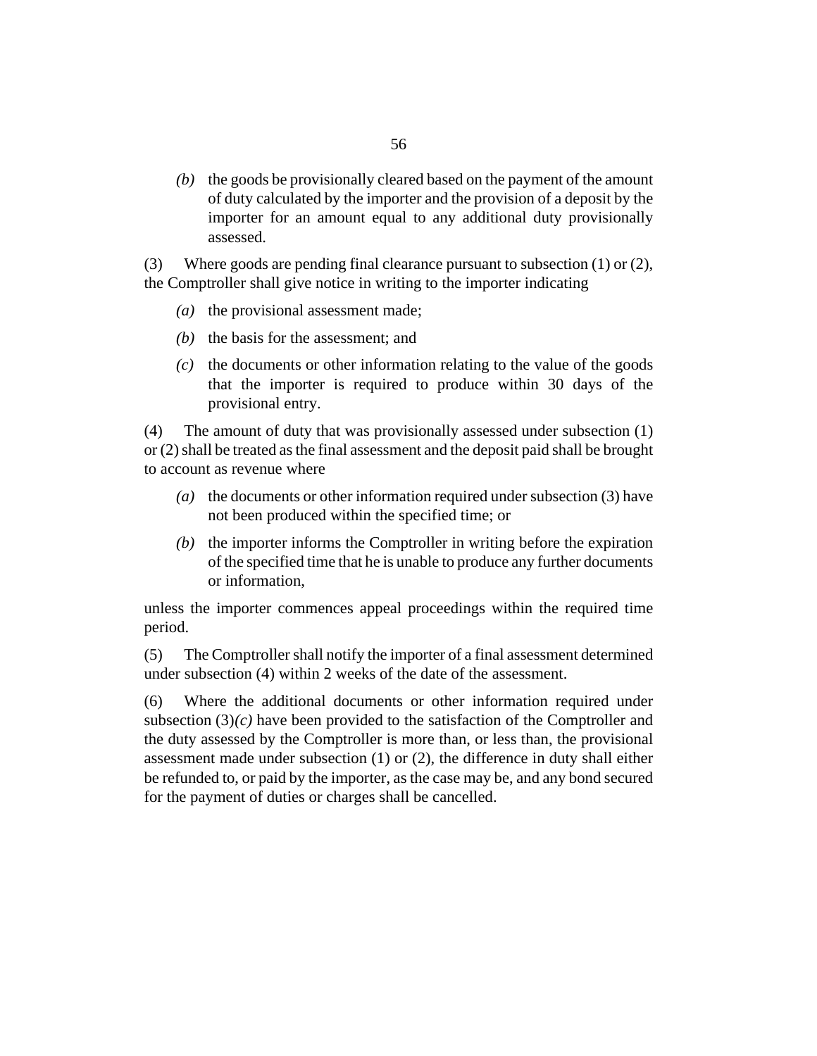*(b)* the goods be provisionally cleared based on the payment of the amount of duty calculated by the importer and the provision of a deposit by the importer for an amount equal to any additional duty provisionally assessed.

(3) Where goods are pending final clearance pursuant to subsection (1) or (2), the Comptroller shall give notice in writing to the importer indicating

*(a)* the provisional assessment made;

*(b)* the basis for the assessment; and

*(c)* the documents or other information relating to the value of the goods that the importer is required to produce within 30 days of the provisional entry.

(4) The amount of duty that was provisionally assessed under subsection (1) or (2) shall be treated as the final assessment and the deposit paid shall be brought to account as revenue where

*(a)* the documents or other information required under subsection (3) have not been produced within the specified time; or

*(b)* the importer informs the Comptroller in writing before the expiration of the specified time that he is unable to produce any further documents or information,

unless the importer commences appeal proceedings within the required time period.

(5) The Comptroller shall notify the importer of a final assessment determined under subsection (4) within 2 weeks of the date of the assessment.

(6) Where the additional documents or other information required under subsection (3)*(c)* have been provided to the satisfaction of the Comptroller and the duty assessed by the Comptroller is more than, or less than, the provisional assessment made under subsection (1) or (2), the difference in duty shall either be refunded to, or paid by the importer, as the case may be, and any bond secured for the payment of duties or charges shall be cancelled.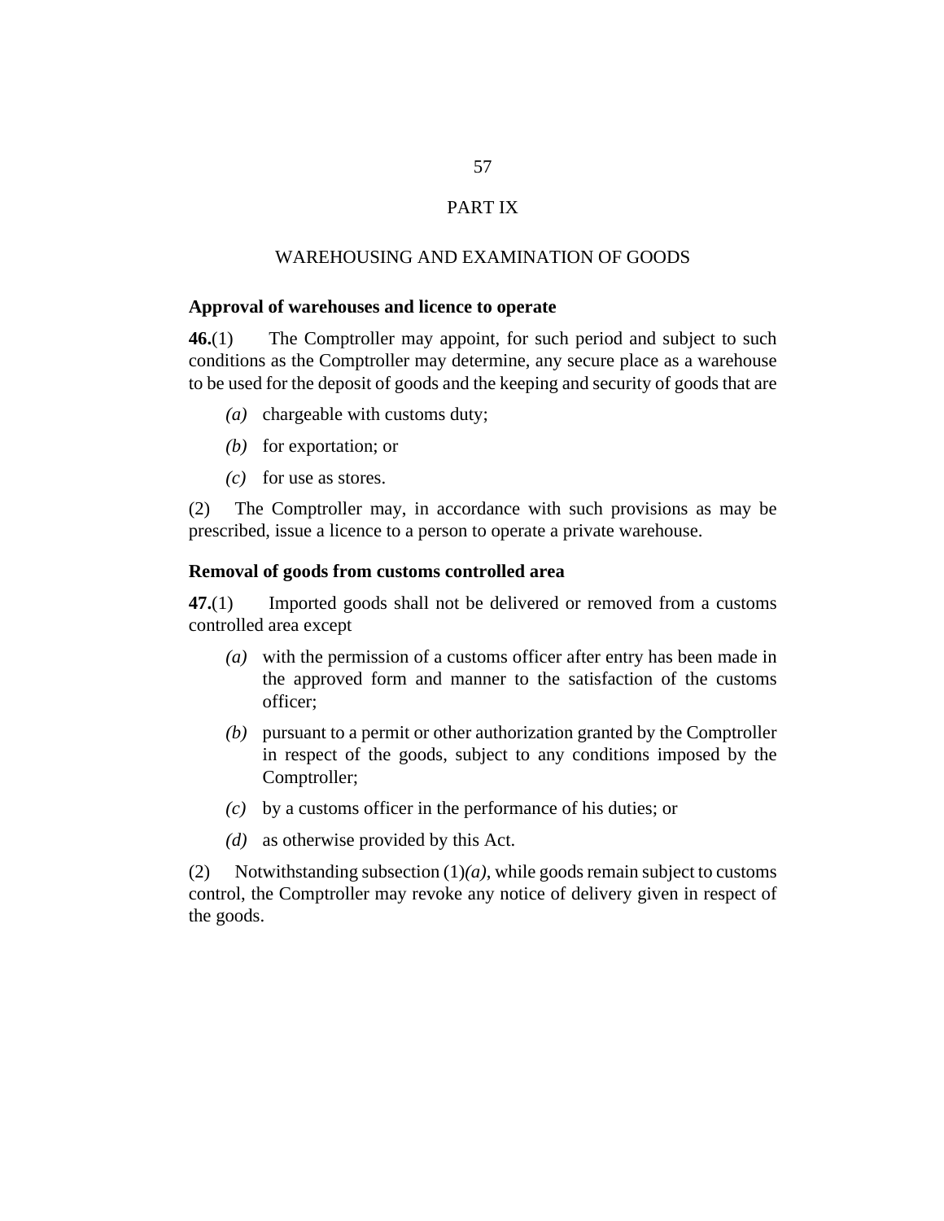# PART IX

## WAREHOUSING AND EXAMINATION OF GOODS

### Approval of warehouses and licence to operate

**46.**(1) The Comptroller may appoint, for such period and subject to such conditions as the Comptroller may determine, any secure place as a warehouse to be used for the deposit of goods and the keeping and security of goods that are

- *(a)* chargeable with customs duty;
- *(b)* for exportation; or
- *(c)* for use as stores.

(2) The Comptroller may, in accordance with such provisions as may be prescribed, issue a licence to a person to operate a private warehouse.

### Removal of goods from customs controlled area

**47.**(1) Imported goods shall not be delivered or removed from a customs controlled area except

- *(a)* with the permission of a customs officer after entry has been made in the approved form and manner to the satisfaction of the customs officer;
- *(b)* pursuant to a permit or other authorization granted by the Comptroller in respect of the goods, subject to any conditions imposed by the Comptroller;
- *(c)* by a customs officer in the performance of his duties; or
- *(d)* as otherwise provided by this Act.

(2) Notwithstanding subsection (1)*(a)*, while goods remain subject to customs control, the Comptroller may revoke any notice of delivery given in respect of the goods.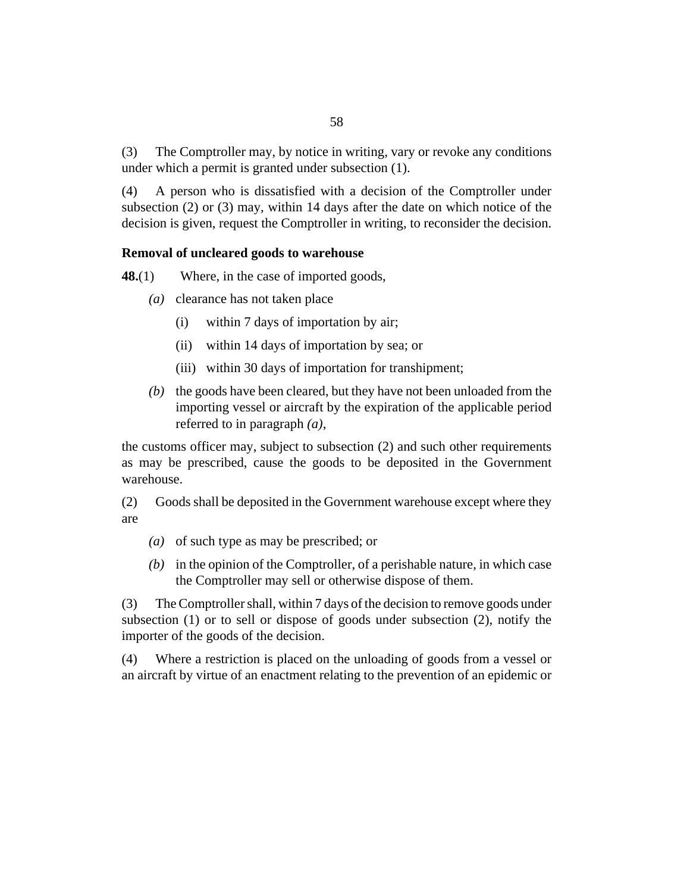(3) The Comptroller may, by notice in writing, vary or revoke any conditions under which a permit is granted under subsection (1).

(4) A person who is dissatisfied with a decision of the Comptroller under subsection (2) or (3) may, within 14 days after the date on which notice of the decision is given, request the Comptroller in writing, to reconsider the decision.

**Removal of uncleared goods to warehouse**

**48.**(1) Where, in the case of imported goods,

*(a)* clearance has not taken place

(i) within 7 days of importation by air;

(ii) within 14 days of importation by sea; or

(iii) within 30 days of importation for transhipment;

*(b)* the goods have been cleared, but they have not been unloaded from the importing vessel or aircraft by the expiration of the applicable period referred to in paragraph *(a)*,

the customs officer may, subject to subsection (2) and such other requirements as may be prescribed, cause the goods to be deposited in the Government warehouse.

(2) Goods shall be deposited in the Government warehouse except where they are

*(a)* of such type as may be prescribed; or

*(b)* in the opinion of the Comptroller, of a perishable nature, in which case the Comptroller may sell or otherwise dispose of them.

(3) The Comptroller shall, within 7 days of the decision to remove goods under subsection (1) or to sell or dispose of goods under subsection (2), notify the importer of the goods of the decision.

(4) Where a restriction is placed on the unloading of goods from a vessel or an aircraft by virtue of an enactment relating to the prevention of an epidemic or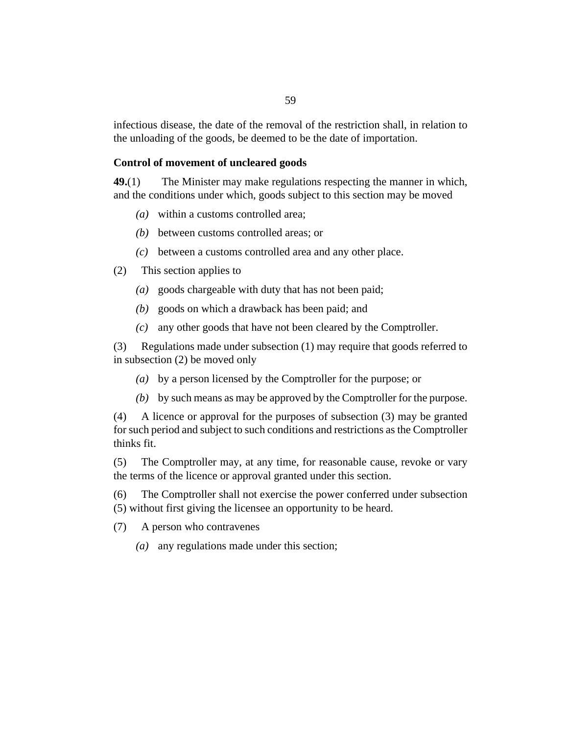infectious disease, the date of the removal of the restriction shall, in relation to the unloading of the goods, be deemed to be the date of importation.

### Control of movement of uncleared goods

**49.**(1) The Minister may make regulations respecting the manner in which, and the conditions under which, goods subject to this section may be moved

*(a)* within a customs controlled area;

*(b)* between customs controlled areas; or

*(c)* between a customs controlled area and any other place.

(2) This section applies to

*(a)* goods chargeable with duty that has not been paid;

*(b)* goods on which a drawback has been paid; and

*(c)* any other goods that have not been cleared by the Comptroller.

(3) Regulations made under subsection (1) may require that goods referred to in subsection (2) be moved only

*(a)* by a person licensed by the Comptroller for the purpose; or

*(b)* by such means as may be approved by the Comptroller for the purpose.

(4) A licence or approval for the purposes of subsection (3) may be granted for such period and subject to such conditions and restrictions as the Comptroller thinks fit.

(5) The Comptroller may, at any time, for reasonable cause, revoke or vary the terms of the licence or approval granted under this section.

(6) The Comptroller shall not exercise the power conferred under subsection (5) without first giving the licensee an opportunity to be heard.

(7) A person who contravenes

*(a)* any regulations made under this section;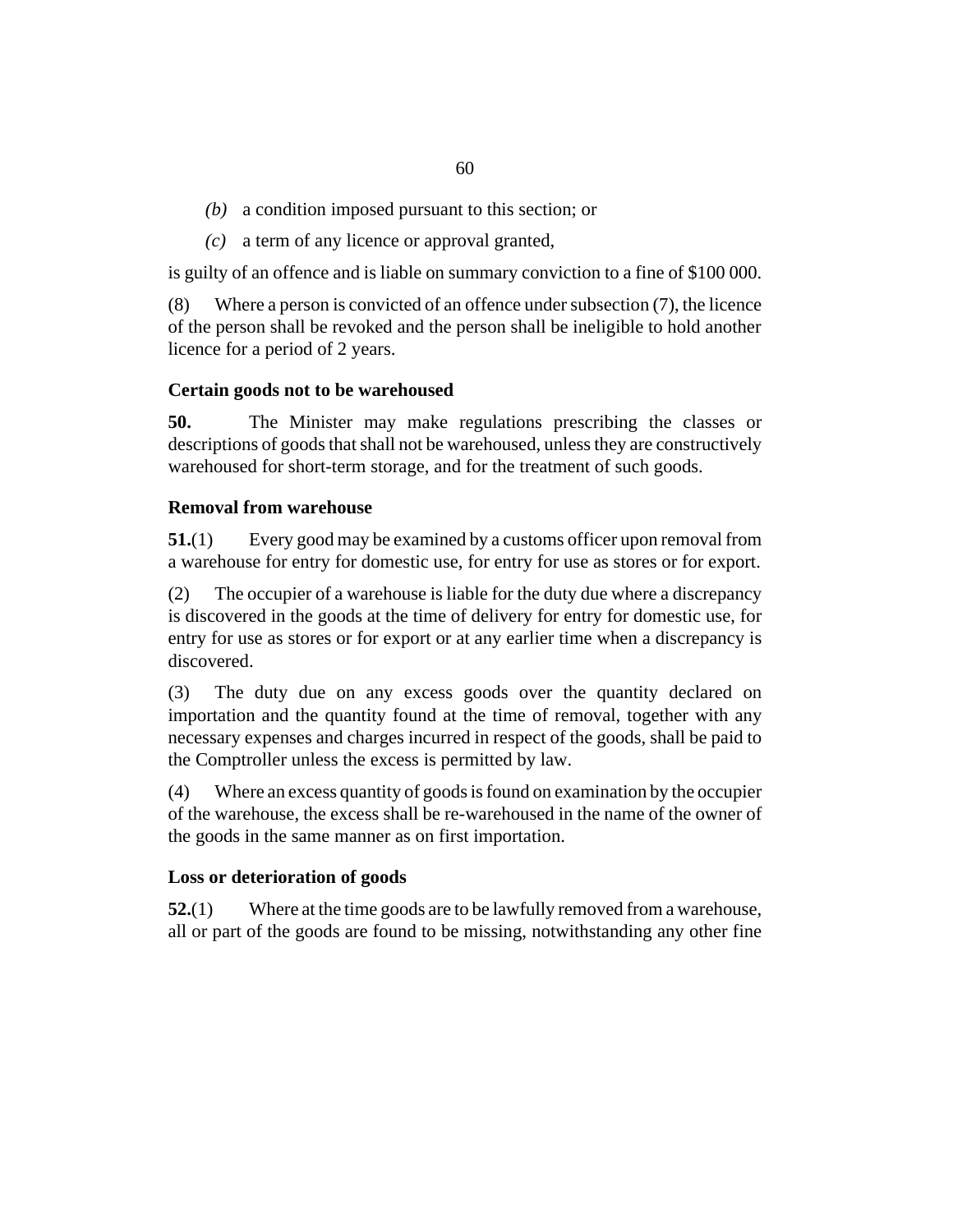*(b)* a condition imposed pursuant to this section; or

*(c)* a term of any licence or approval granted,

is guilty of an offence and is liable on summary conviction to a fine of $100 000.

(8) Where a person is convicted of an offence under subsection (7), the licence of the person shall be revoked and the person shall be ineligible to hold another licence for a period of 2 years.

**Certain goods not to be warehoused**

**50.** The Minister may make regulations prescribing the classes or descriptions of goods that shall not be warehoused, unless they are constructively warehoused for short-term storage, and for the treatment of such goods.

**Removal from warehouse**

**51.**(1) Every good may be examined by a customs officer upon removal from a warehouse for entry for domestic use, for entry for use as stores or for export.

(2) The occupier of a warehouse is liable for the duty due where a discrepancy is discovered in the goods at the time of delivery for entry for domestic use, for entry for use as stores or for export or at any earlier time when a discrepancy is discovered.

(3) The duty due on any excess goods over the quantity declared on importation and the quantity found at the time of removal, together with any necessary expenses and charges incurred in respect of the goods, shall be paid to the Comptroller unless the excess is permitted by law.

(4) Where an excess quantity of goods is found on examination by the occupier of the warehouse, the excess shall be re-warehoused in the name of the owner of the goods in the same manner as on first importation.

**Loss or deterioration of goods**

**52.**(1) Where at the time goods are to be lawfully removed from a warehouse, all or part of the goods are found to be missing, notwithstanding any other fine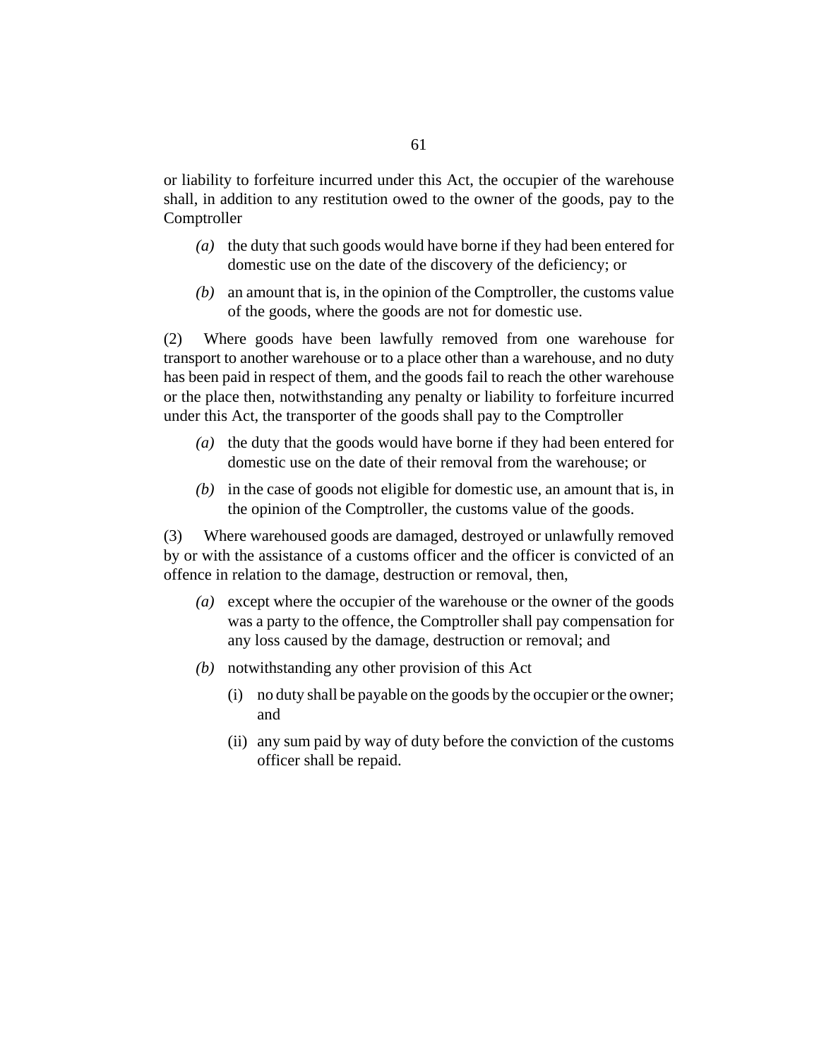or liability to forfeiture incurred under this Act, the occupier of the warehouse shall, in addition to any restitution owed to the owner of the goods, pay to the Comptroller

*(a)* the duty that such goods would have borne if they had been entered for domestic use on the date of the discovery of the deficiency; or

*(b)* an amount that is, in the opinion of the Comptroller, the customs value of the goods, where the goods are not for domestic use.

(2) Where goods have been lawfully removed from one warehouse for transport to another warehouse or to a place other than a warehouse, and no duty has been paid in respect of them, and the goods fail to reach the other warehouse or the place then, notwithstanding any penalty or liability to forfeiture incurred under this Act, the transporter of the goods shall pay to the Comptroller

*(a)* the duty that the goods would have borne if they had been entered for domestic use on the date of their removal from the warehouse; or

*(b)* in the case of goods not eligible for domestic use, an amount that is, in the opinion of the Comptroller, the customs value of the goods.

(3) Where warehoused goods are damaged, destroyed or unlawfully removed by or with the assistance of a customs officer and the officer is convicted of an offence in relation to the damage, destruction or removal, then,

*(a)* except where the occupier of the warehouse or the owner of the goods was a party to the offence, the Comptroller shall pay compensation for any loss caused by the damage, destruction or removal; and

*(b)* notwithstanding any other provision of this Act

(i) no duty shall be payable on the goods by the occupier or the owner; and

(ii) any sum paid by way of duty before the conviction of the customs officer shall be repaid.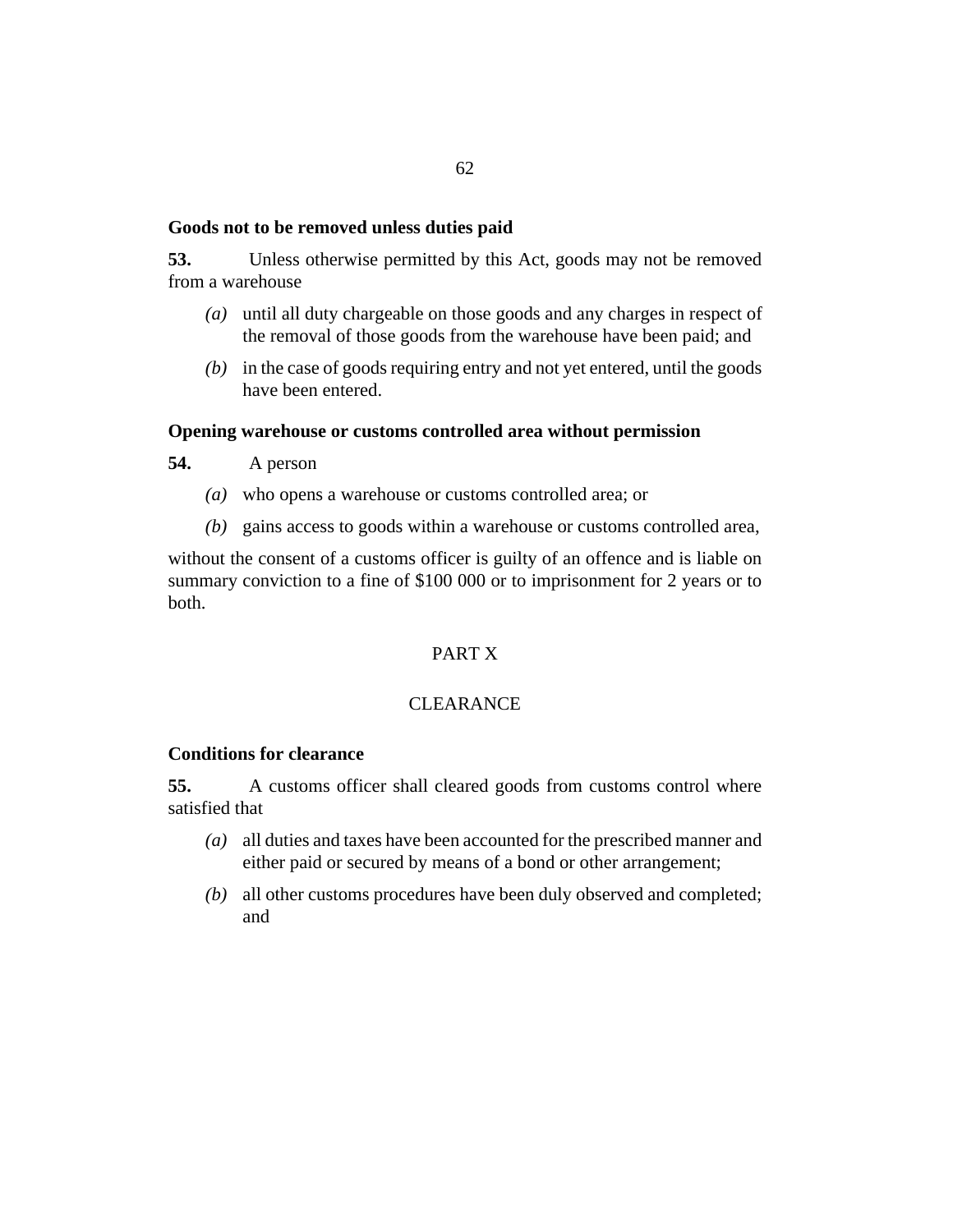**Goods not to be removed unless duties paid**

**53.** Unless otherwise permitted by this Act, goods may not be removed from a warehouse

*(a)* until all duty chargeable on those goods and any charges in respect of the removal of those goods from the warehouse have been paid; and

*(b)* in the case of goods requiring entry and not yet entered, until the goods have been entered.

**Opening warehouse or customs controlled area without permission**

**54.** A person

*(a)* who opens a warehouse or customs controlled area; or

*(b)* gains access to goods within a warehouse or customs controlled area,

without the consent of a customs officer is guilty of an offence and is liable on summary conviction to a fine of $100 000 or to imprisonment for 2 years or to both.

## PART X

## CLEARANCE

**Conditions for clearance**

**55.** A customs officer shall cleared goods from customs control where satisfied that

*(a)* all duties and taxes have been accounted for the prescribed manner and either paid or secured by means of a bond or other arrangement;

*(b)* all other customs procedures have been duly observed and completed; and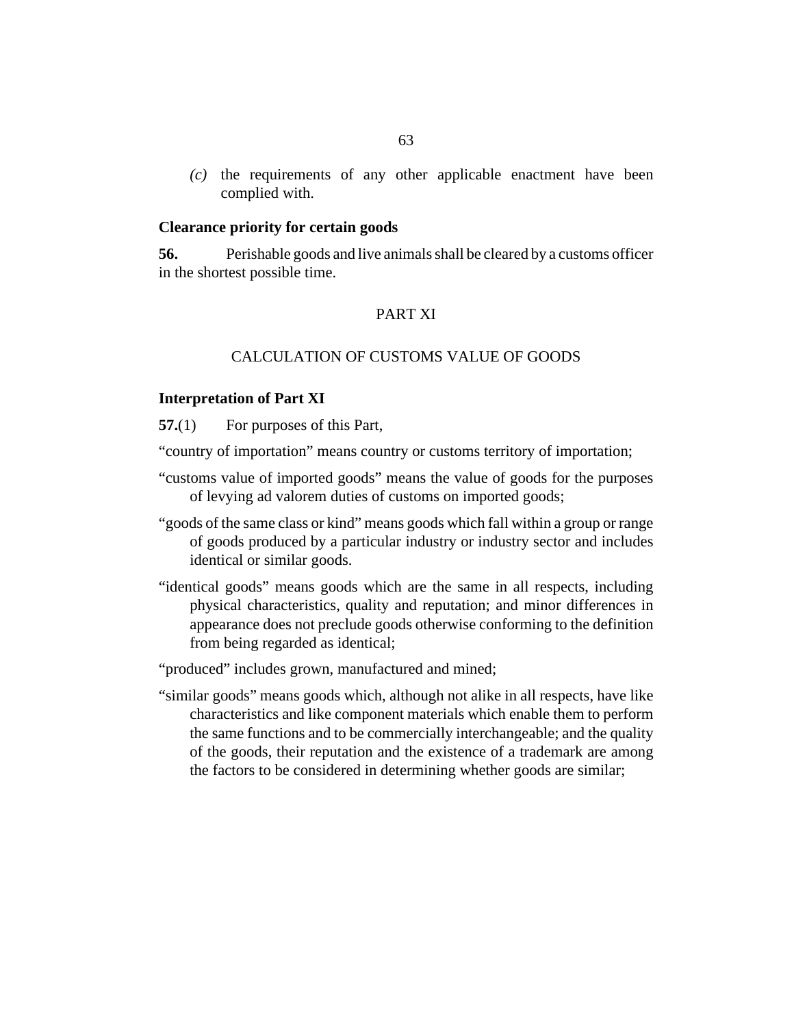*(c)* the requirements of any other applicable enactment have been complied with.

**Clearance priority for certain goods**

**56.** Perishable goods and live animals shall be cleared by a customs officer in the shortest possible time.

## PART XI

## CALCULATION OF CUSTOMS VALUE OF GOODS

**Interpretation of Part XI**

**57.**(1) For purposes of this Part,

"country of importation" means country or customs territory of importation;

"customs value of imported goods" means the value of goods for the purposes of levying ad valorem duties of customs on imported goods;

"goods of the same class or kind" means goods which fall within a group or range of goods produced by a particular industry or industry sector and includes identical or similar goods.

"identical goods" means goods which are the same in all respects, including physical characteristics, quality and reputation; and minor differences in appearance does not preclude goods otherwise conforming to the definition from being regarded as identical;

"produced" includes grown, manufactured and mined;

"similar goods" means goods which, although not alike in all respects, have like characteristics and like component materials which enable them to perform the same functions and to be commercially interchangeable; and the quality of the goods, their reputation and the existence of a trademark are among the factors to be considered in determining whether goods are similar;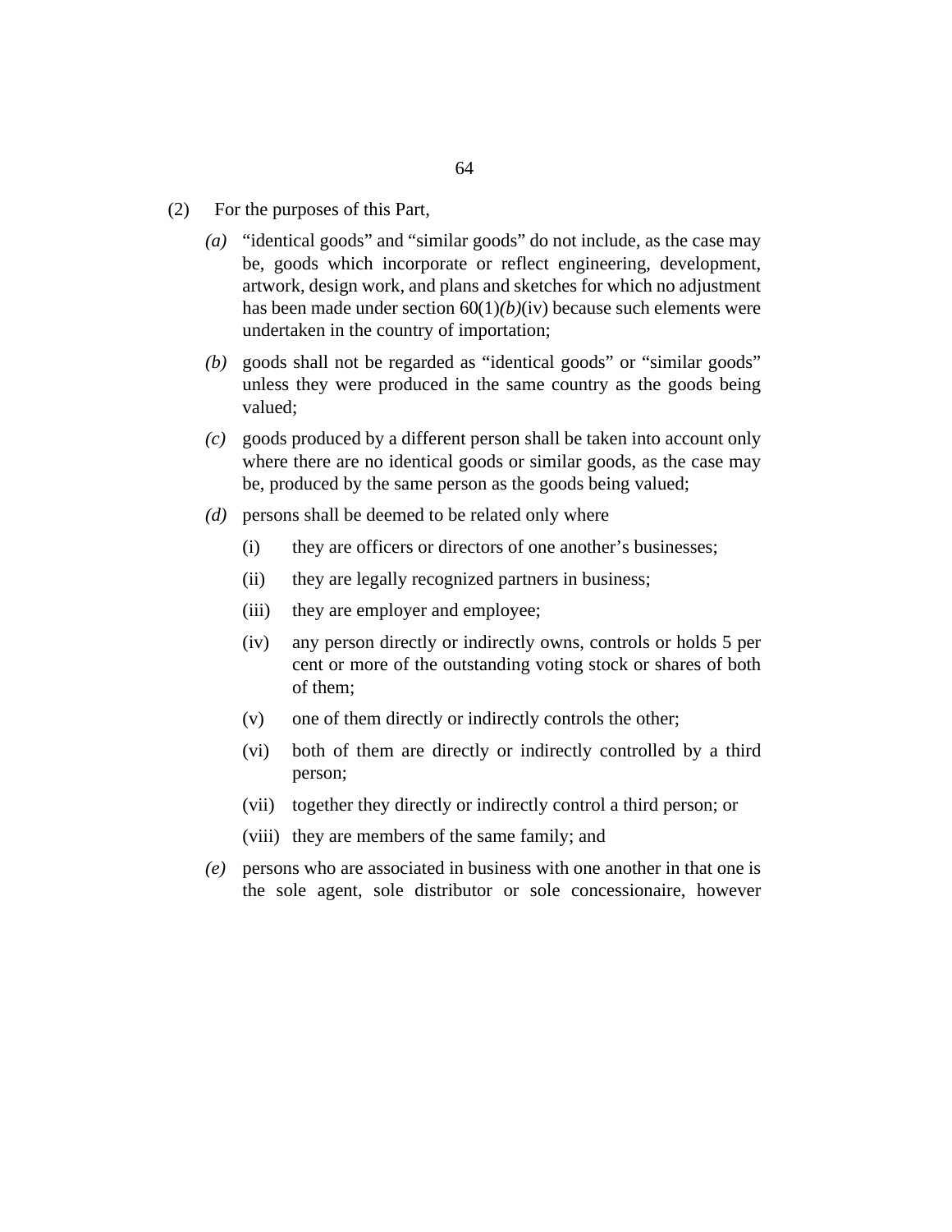(2) For the purposes of this Part,

*(a)* "identical goods" and "similar goods" do not include, as the case may be, goods which incorporate or reflect engineering, development, artwork, design work, and plans and sketches for which no adjustment has been made under section 60(1)*(b)*(iv) because such elements were undertaken in the country of importation;

*(b)* goods shall not be regarded as "identical goods" or "similar goods" unless they were produced in the same country as the goods being valued;

*(c)* goods produced by a different person shall be taken into account only where there are no identical goods or similar goods, as the case may be, produced by the same person as the goods being valued;

*(d)* persons shall be deemed to be related only where

(i) they are officers or directors of one another's businesses;

(ii) they are legally recognized partners in business;

(iii) they are employer and employee;

(iv) any person directly or indirectly owns, controls or holds 5 per cent or more of the outstanding voting stock or shares of both of them;

(v) one of them directly or indirectly controls the other;

(vi) both of them are directly or indirectly controlled by a third person;

(vii) together they directly or indirectly control a third person; or

(viii) they are members of the same family; and

*(e)* persons who are associated in business with one another in that one is the sole agent, sole distributor or sole concessionaire, however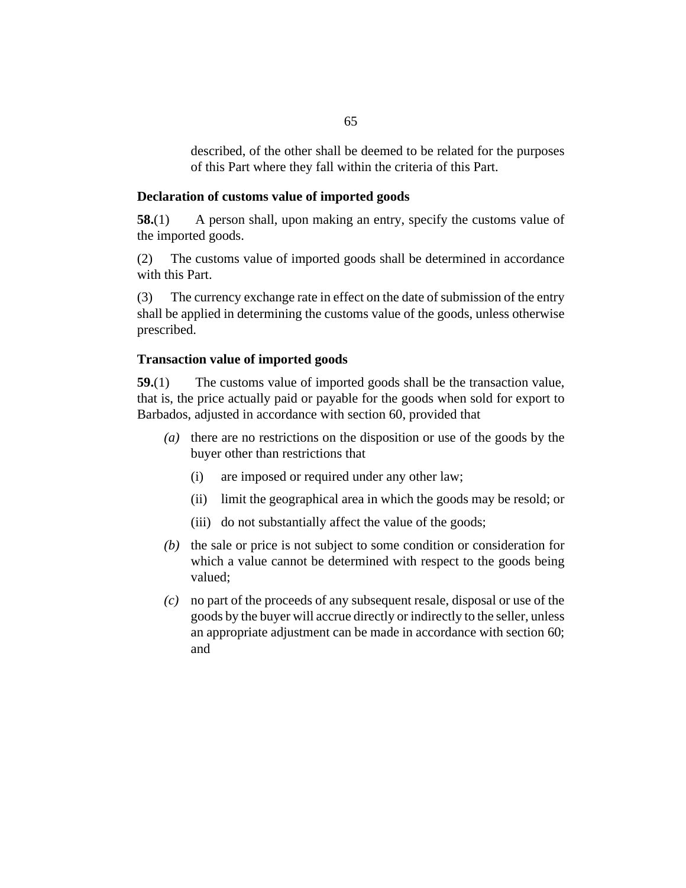described, of the other shall be deemed to be related for the purposes of this Part where they fall within the criteria of this Part.

### Declaration of customs value of imported goods

**58.**(1) A person shall, upon making an entry, specify the customs value of the imported goods.

(2) The customs value of imported goods shall be determined in accordance with this Part.

(3) The currency exchange rate in effect on the date of submission of the entry shall be applied in determining the customs value of the goods, unless otherwise prescribed.

### Transaction value of imported goods

**59.**(1) The customs value of imported goods shall be the transaction value, that is, the price actually paid or payable for the goods when sold for export to Barbados, adjusted in accordance with section 60, provided that

*(a)* there are no restrictions on the disposition or use of the goods by the buyer other than restrictions that

(i) are imposed or required under any other law;

(ii) limit the geographical area in which the goods may be resold; or

(iii) do not substantially affect the value of the goods;

*(b)* the sale or price is not subject to some condition or consideration for which a value cannot be determined with respect to the goods being valued;

*(c)* no part of the proceeds of any subsequent resale, disposal or use of the goods by the buyer will accrue directly or indirectly to the seller, unless an appropriate adjustment can be made in accordance with section 60; and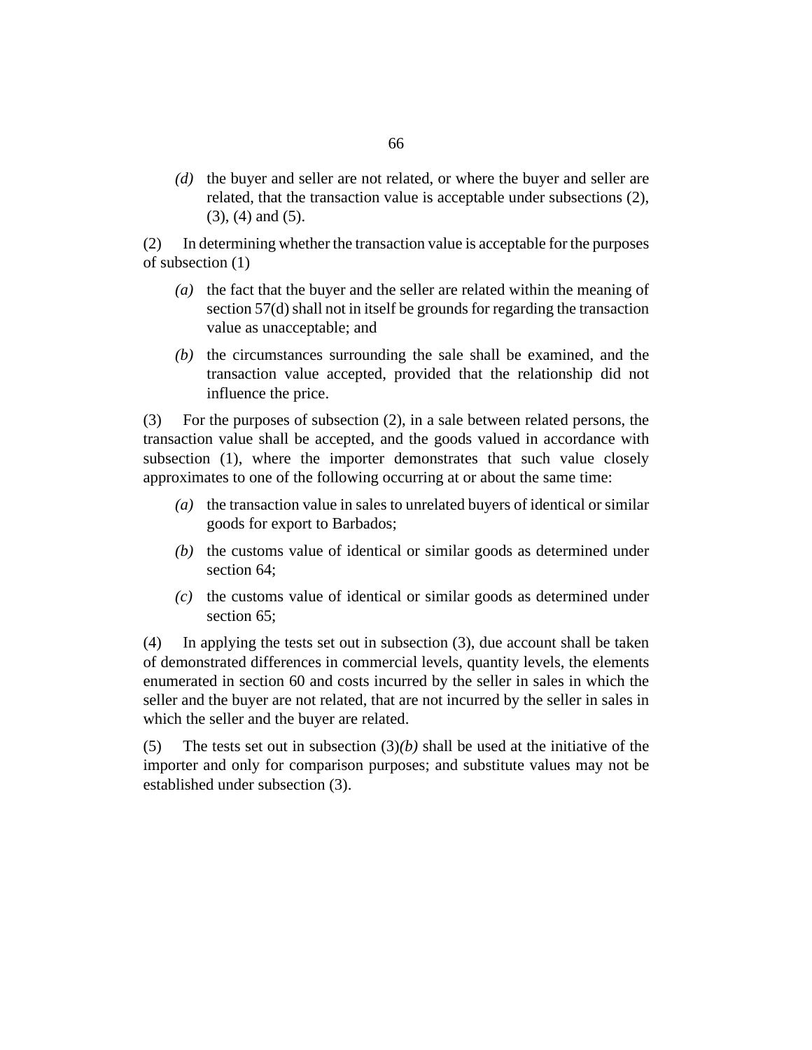*(d)* the buyer and seller are not related, or where the buyer and seller are related, that the transaction value is acceptable under subsections (2), (3), (4) and (5).

(2) In determining whether the transaction value is acceptable for the purposes of subsection (1)

*(a)* the fact that the buyer and the seller are related within the meaning of section 57(d) shall not in itself be grounds for regarding the transaction value as unacceptable; and

*(b)* the circumstances surrounding the sale shall be examined, and the transaction value accepted, provided that the relationship did not influence the price.

(3) For the purposes of subsection (2), in a sale between related persons, the transaction value shall be accepted, and the goods valued in accordance with subsection (1), where the importer demonstrates that such value closely approximates to one of the following occurring at or about the same time:

*(a)* the transaction value in sales to unrelated buyers of identical or similar goods for export to Barbados;

*(b)* the customs value of identical or similar goods as determined under section 64;

*(c)* the customs value of identical or similar goods as determined under section 65;

(4) In applying the tests set out in subsection (3), due account shall be taken of demonstrated differences in commercial levels, quantity levels, the elements enumerated in section 60 and costs incurred by the seller in sales in which the seller and the buyer are not related, that are not incurred by the seller in sales in which the seller and the buyer are related.

(5) The tests set out in subsection (3)*(b)* shall be used at the initiative of the importer and only for comparison purposes; and substitute values may not be established under subsection (3).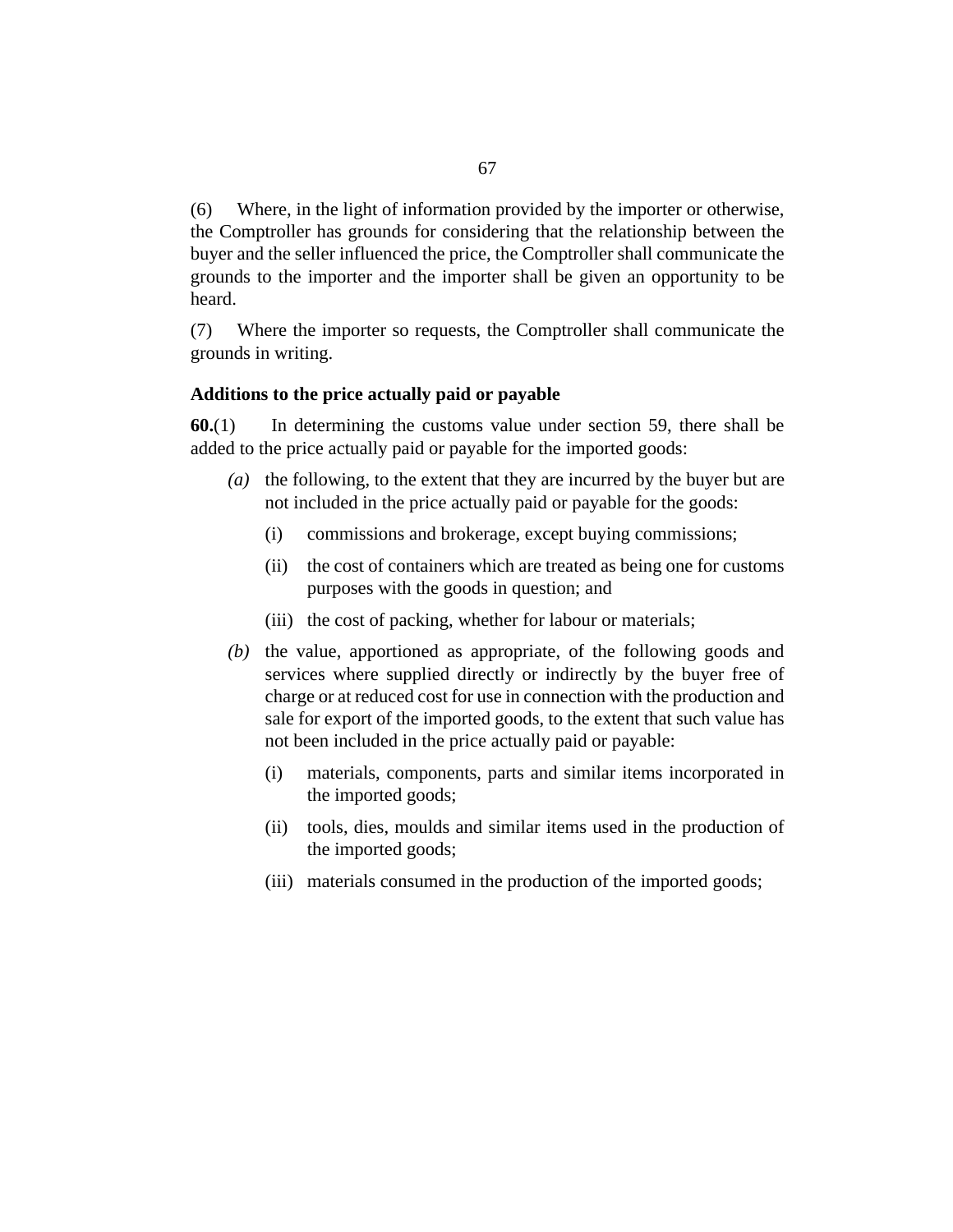(6) Where, in the light of information provided by the importer or otherwise, the Comptroller has grounds for considering that the relationship between the buyer and the seller influenced the price, the Comptroller shall communicate the grounds to the importer and the importer shall be given an opportunity to be heard.

(7) Where the importer so requests, the Comptroller shall communicate the grounds in writing.

### Additions to the price actually paid or payable

**60.**(1) In determining the customs value under section 59, there shall be added to the price actually paid or payable for the imported goods:

*(a)* the following, to the extent that they are incurred by the buyer but are not included in the price actually paid or payable for the goods:

- (i) commissions and brokerage, except buying commissions;
- (ii) the cost of containers which are treated as being one for customs purposes with the goods in question; and
- (iii) the cost of packing, whether for labour or materials;

*(b)* the value, apportioned as appropriate, of the following goods and services where supplied directly or indirectly by the buyer free of charge or at reduced cost for use in connection with the production and sale for export of the imported goods, to the extent that such value has not been included in the price actually paid or payable:

- (i) materials, components, parts and similar items incorporated in the imported goods;
- (ii) tools, dies, moulds and similar items used in the production of the imported goods;
- (iii) materials consumed in the production of the imported goods;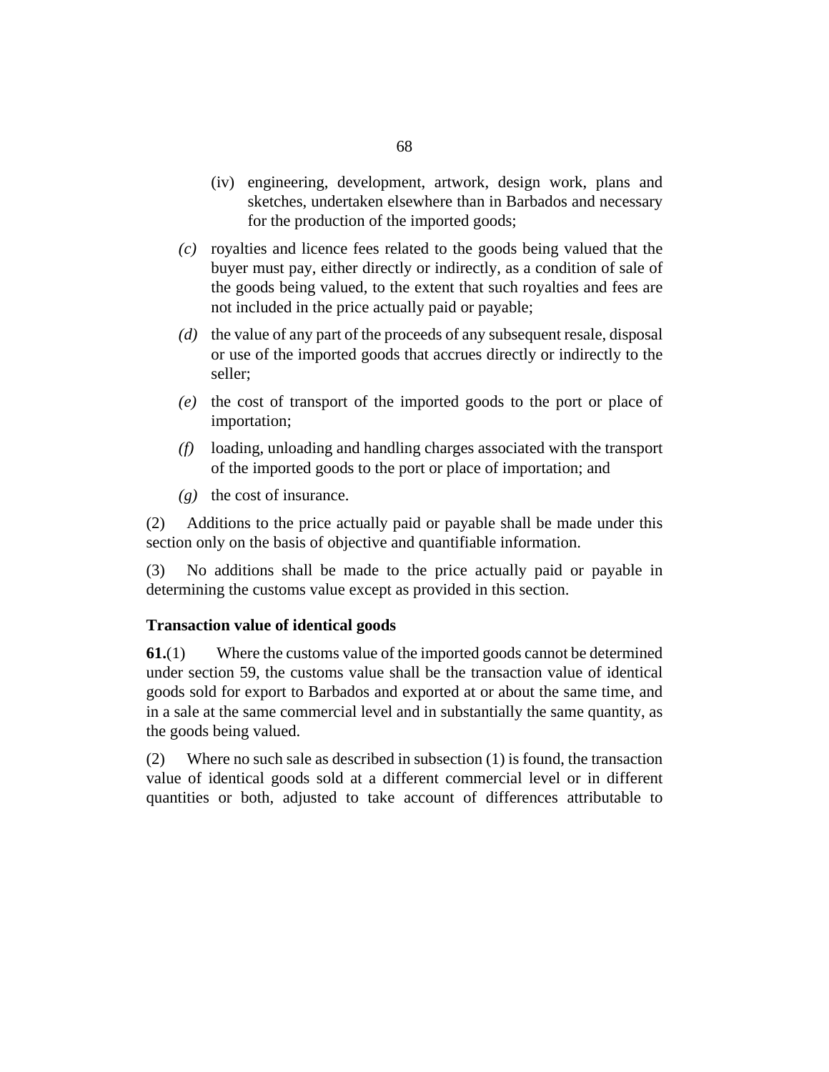(iv) engineering, development, artwork, design work, plans and sketches, undertaken elsewhere than in Barbados and necessary for the production of the imported goods;

*(c)* royalties and licence fees related to the goods being valued that the buyer must pay, either directly or indirectly, as a condition of sale of the goods being valued, to the extent that such royalties and fees are not included in the price actually paid or payable;

*(d)* the value of any part of the proceeds of any subsequent resale, disposal or use of the imported goods that accrues directly or indirectly to the seller;

*(e)* the cost of transport of the imported goods to the port or place of importation;

*(f)* loading, unloading and handling charges associated with the transport of the imported goods to the port or place of importation; and

*(g)* the cost of insurance.

(2) Additions to the price actually paid or payable shall be made under this section only on the basis of objective and quantifiable information.

(3) No additions shall be made to the price actually paid or payable in determining the customs value except as provided in this section.

**Transaction value of identical goods**

**61.**(1) Where the customs value of the imported goods cannot be determined under section 59, the customs value shall be the transaction value of identical goods sold for export to Barbados and exported at or about the same time, and in a sale at the same commercial level and in substantially the same quantity, as the goods being valued.

(2) Where no such sale as described in subsection (1) is found, the transaction value of identical goods sold at a different commercial level or in different quantities or both, adjusted to take account of differences attributable to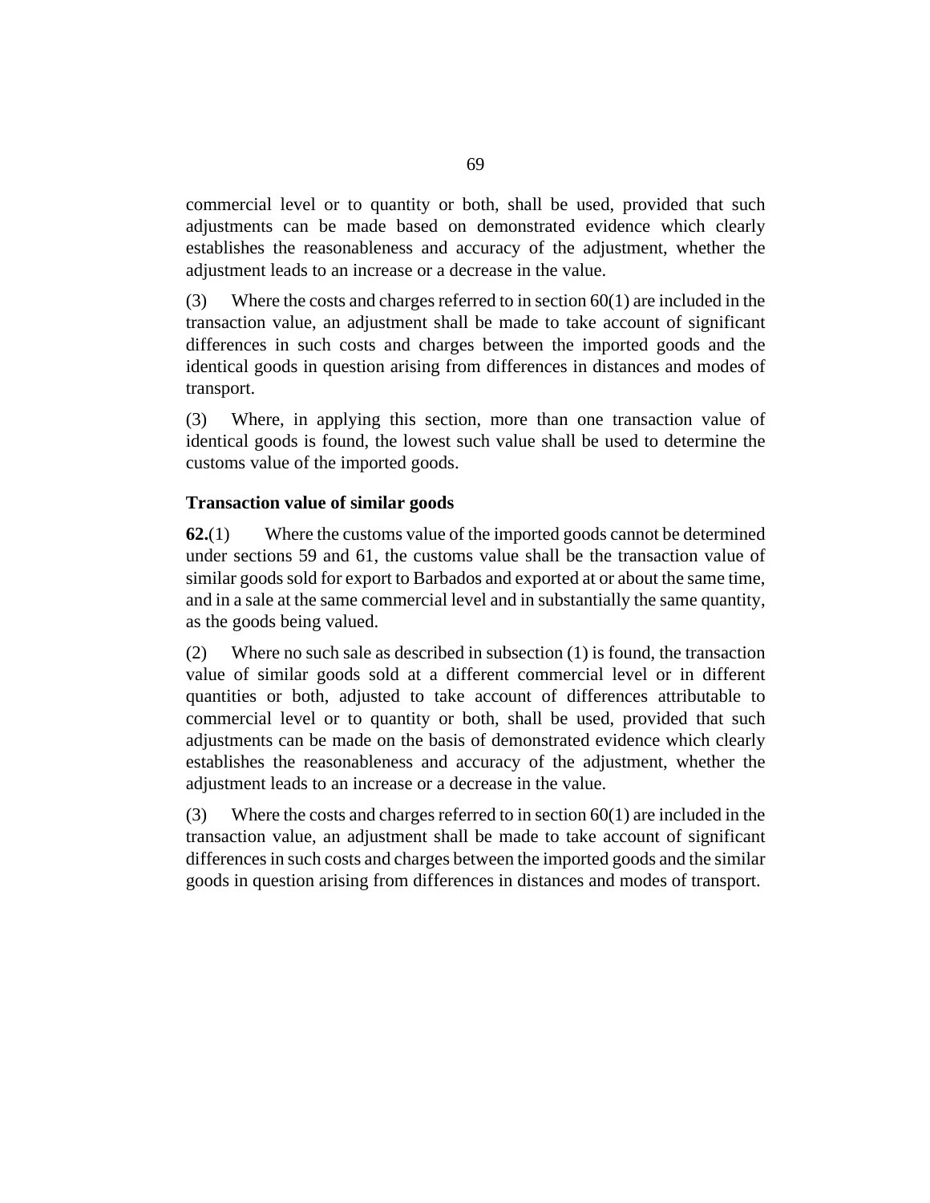commercial level or to quantity or both, shall be used, provided that such adjustments can be made based on demonstrated evidence which clearly establishes the reasonableness and accuracy of the adjustment, whether the adjustment leads to an increase or a decrease in the value.

(3) Where the costs and charges referred to in section 60(1) are included in the transaction value, an adjustment shall be made to take account of significant differences in such costs and charges between the imported goods and the identical goods in question arising from differences in distances and modes of transport.

(3) Where, in applying this section, more than one transaction value of identical goods is found, the lowest such value shall be used to determine the customs value of the imported goods.

**Transaction value of similar goods**

**62.**(1) Where the customs value of the imported goods cannot be determined under sections 59 and 61, the customs value shall be the transaction value of similar goods sold for export to Barbados and exported at or about the same time, and in a sale at the same commercial level and in substantially the same quantity, as the goods being valued.

(2) Where no such sale as described in subsection (1) is found, the transaction value of similar goods sold at a different commercial level or in different quantities or both, adjusted to take account of differences attributable to commercial level or to quantity or both, shall be used, provided that such adjustments can be made on the basis of demonstrated evidence which clearly establishes the reasonableness and accuracy of the adjustment, whether the adjustment leads to an increase or a decrease in the value.

(3) Where the costs and charges referred to in section 60(1) are included in the transaction value, an adjustment shall be made to take account of significant differences in such costs and charges between the imported goods and the similar goods in question arising from differences in distances and modes of transport.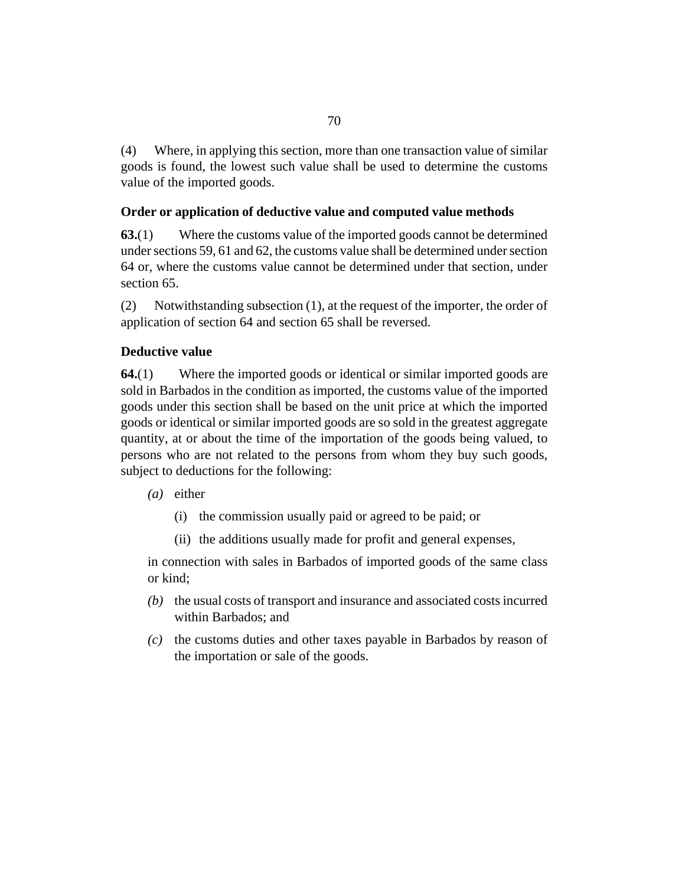(4) Where, in applying this section, more than one transaction value of similar goods is found, the lowest such value shall be used to determine the customs value of the imported goods.

**Order or application of deductive value and computed value methods**

**63.**(1) Where the customs value of the imported goods cannot be determined under sections 59, 61 and 62, the customs value shall be determined under section 64 or, where the customs value cannot be determined under that section, under section 65.

(2) Notwithstanding subsection (1), at the request of the importer, the order of application of section 64 and section 65 shall be reversed.

**Deductive value**

**64.**(1) Where the imported goods or identical or similar imported goods are sold in Barbados in the condition as imported, the customs value of the imported goods under this section shall be based on the unit price at which the imported goods or identical or similar imported goods are so sold in the greatest aggregate quantity, at or about the time of the importation of the goods being valued, to persons who are not related to the persons from whom they buy such goods, subject to deductions for the following:

*(a)* either

(i) the commission usually paid or agreed to be paid; or

(ii) the additions usually made for profit and general expenses,

in connection with sales in Barbados of imported goods of the same class or kind;

*(b)* the usual costs of transport and insurance and associated costs incurred within Barbados; and

*(c)* the customs duties and other taxes payable in Barbados by reason of the importation or sale of the goods.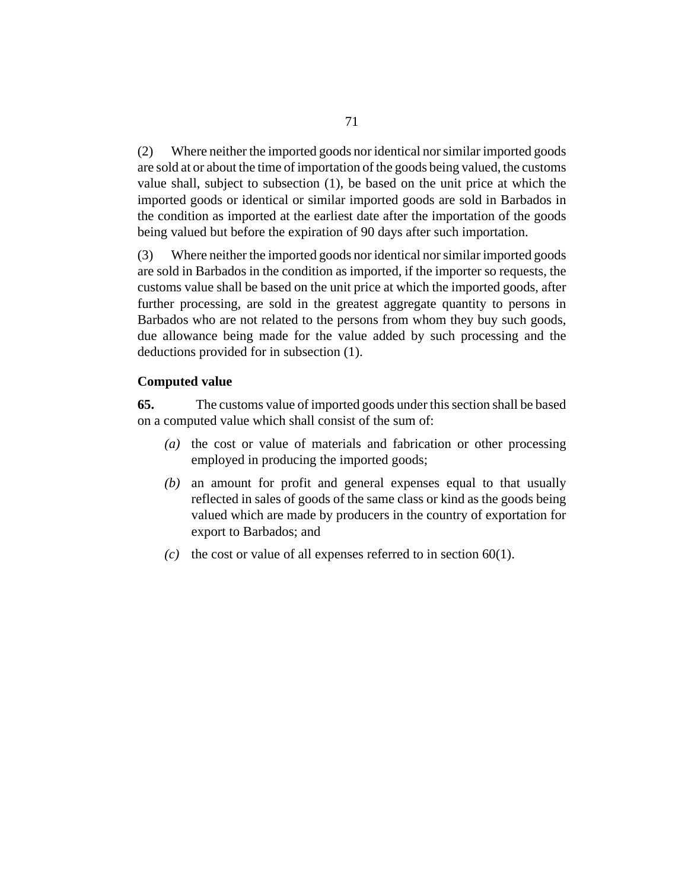(2) Where neither the imported goods nor identical nor similar imported goods are sold at or about the time of importation of the goods being valued, the customs value shall, subject to subsection (1), be based on the unit price at which the imported goods or identical or similar imported goods are sold in Barbados in the condition as imported at the earliest date after the importation of the goods being valued but before the expiration of 90 days after such importation.

(3) Where neither the imported goods nor identical nor similar imported goods are sold in Barbados in the condition as imported, if the importer so requests, the customs value shall be based on the unit price at which the imported goods, after further processing, are sold in the greatest aggregate quantity to persons in Barbados who are not related to the persons from whom they buy such goods, due allowance being made for the value added by such processing and the deductions provided for in subsection (1).

**Computed value**

**65.** The customs value of imported goods under this section shall be based on a computed value which shall consist of the sum of:

*(a)* the cost or value of materials and fabrication or other processing employed in producing the imported goods;

*(b)* an amount for profit and general expenses equal to that usually reflected in sales of goods of the same class or kind as the goods being valued which are made by producers in the country of exportation for export to Barbados; and

*(c)* the cost or value of all expenses referred to in section 60(1).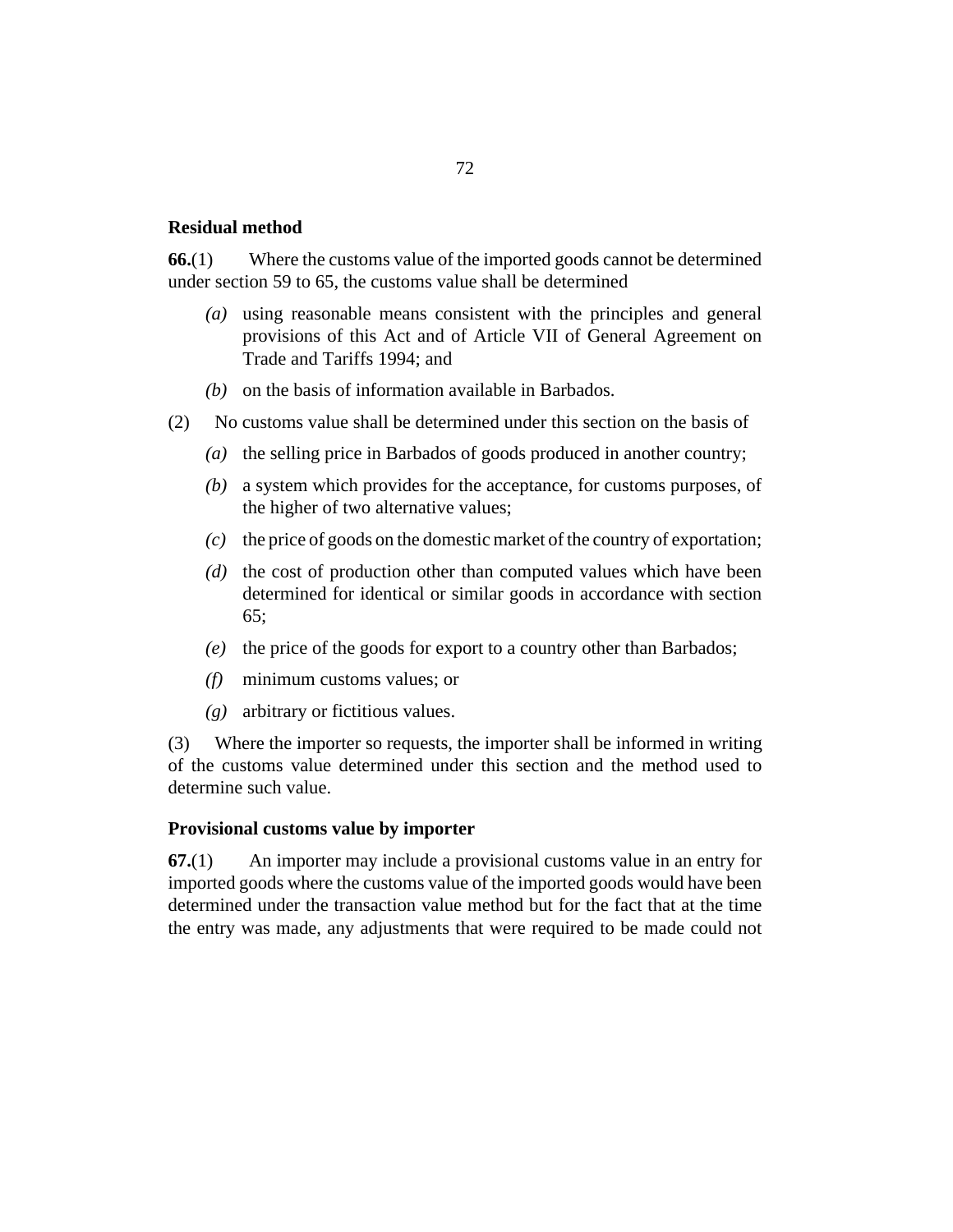**Residual method**

**66.**(1) Where the customs value of the imported goods cannot be determined under section 59 to 65, the customs value shall be determined

- *(a)* using reasonable means consistent with the principles and general provisions of this Act and of Article VII of General Agreement on Trade and Tariffs 1994; and
- *(b)* on the basis of information available in Barbados.

(2) No customs value shall be determined under this section on the basis of

- *(a)* the selling price in Barbados of goods produced in another country;
- *(b)* a system which provides for the acceptance, for customs purposes, of the higher of two alternative values;
- *(c)* the price of goods on the domestic market of the country of exportation;
- *(d)* the cost of production other than computed values which have been determined for identical or similar goods in accordance with section 65;
- *(e)* the price of the goods for export to a country other than Barbados;
- *(f)* minimum customs values; or
- *(g)* arbitrary or fictitious values.

(3) Where the importer so requests, the importer shall be informed in writing of the customs value determined under this section and the method used to determine such value.

**Provisional customs value by importer**

**67.**(1) An importer may include a provisional customs value in an entry for imported goods where the customs value of the imported goods would have been determined under the transaction value method but for the fact that at the time the entry was made, any adjustments that were required to be made could not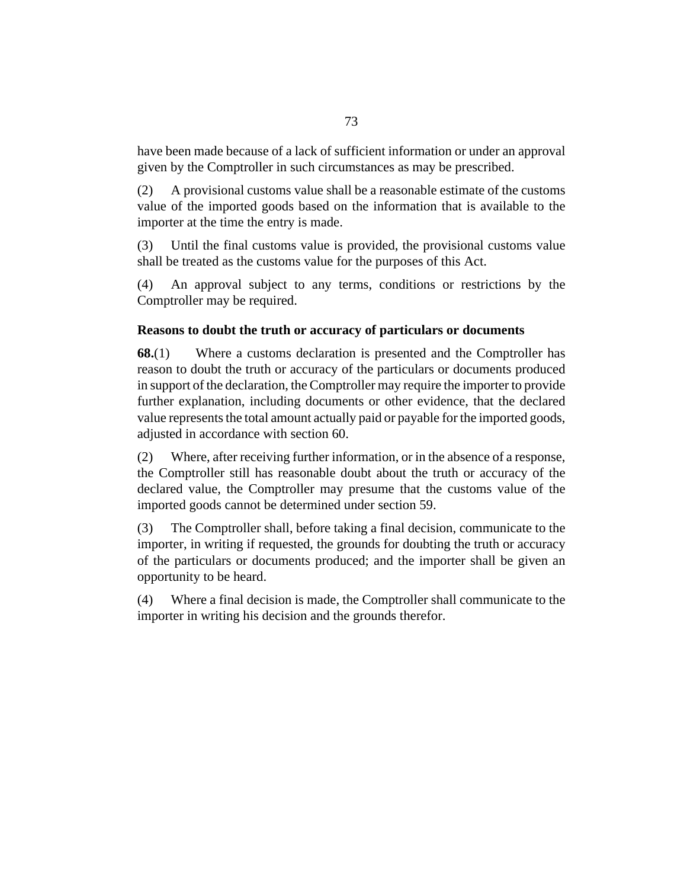have been made because of a lack of sufficient information or under an approval given by the Comptroller in such circumstances as may be prescribed.

(2) A provisional customs value shall be a reasonable estimate of the customs value of the imported goods based on the information that is available to the importer at the time the entry is made.

(3) Until the final customs value is provided, the provisional customs value shall be treated as the customs value for the purposes of this Act.

(4) An approval subject to any terms, conditions or restrictions by the Comptroller may be required.

### Reasons to doubt the truth or accuracy of particulars or documents

**68.**(1) Where a customs declaration is presented and the Comptroller has reason to doubt the truth or accuracy of the particulars or documents produced in support of the declaration, the Comptroller may require the importer to provide further explanation, including documents or other evidence, that the declared value represents the total amount actually paid or payable for the imported goods, adjusted in accordance with section 60.

(2) Where, after receiving further information, or in the absence of a response, the Comptroller still has reasonable doubt about the truth or accuracy of the declared value, the Comptroller may presume that the customs value of the imported goods cannot be determined under section 59.

(3) The Comptroller shall, before taking a final decision, communicate to the importer, in writing if requested, the grounds for doubting the truth or accuracy of the particulars or documents produced; and the importer shall be given an opportunity to be heard.

(4) Where a final decision is made, the Comptroller shall communicate to the importer in writing his decision and the grounds therefor.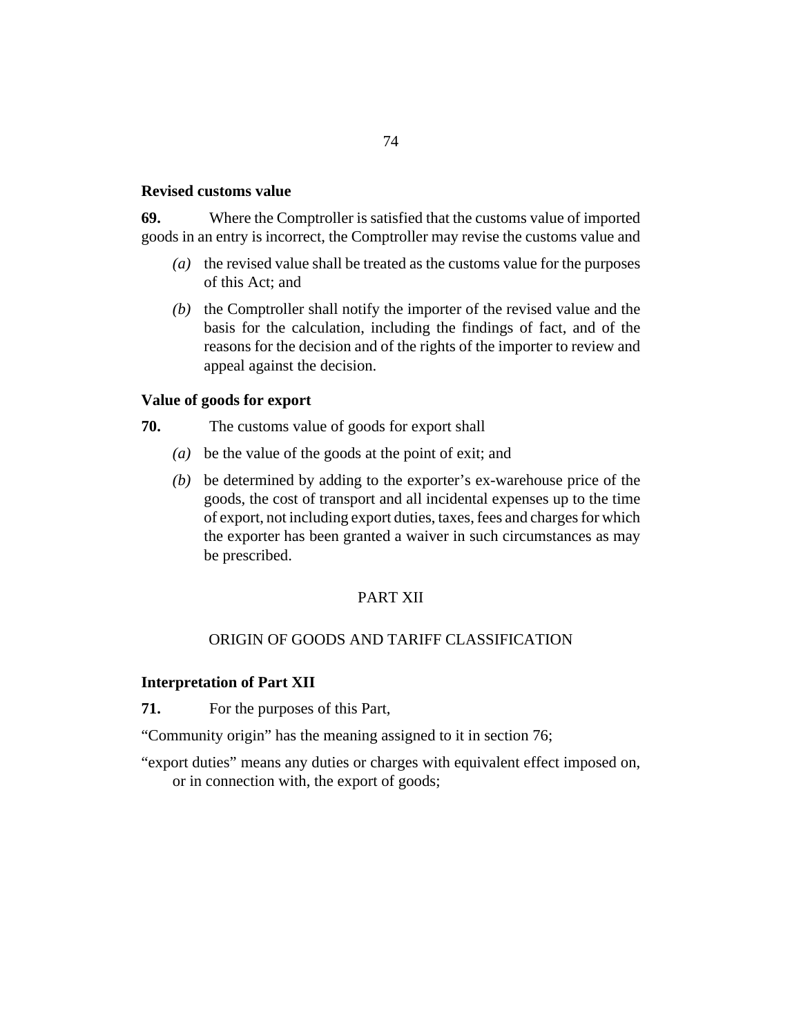### Revised customs value

**69.** Where the Comptroller is satisfied that the customs value of imported goods in an entry is incorrect, the Comptroller may revise the customs value and

*(a)* the revised value shall be treated as the customs value for the purposes of this Act; and

*(b)* the Comptroller shall notify the importer of the revised value and the basis for the calculation, including the findings of fact, and of the reasons for the decision and of the rights of the importer to review and appeal against the decision.

### Value of goods for export

**70.** The customs value of goods for export shall

*(a)* be the value of the goods at the point of exit; and

*(b)* be determined by adding to the exporter's ex-warehouse price of the goods, the cost of transport and all incidental expenses up to the time of export, not including export duties, taxes, fees and charges for which the exporter has been granted a waiver in such circumstances as may be prescribed.

## PART XII

## ORIGIN OF GOODS AND TARIFF CLASSIFICATION

### Interpretation of Part XII

**71.** For the purposes of this Part,

"Community origin" has the meaning assigned to it in section 76;

"export duties" means any duties or charges with equivalent effect imposed on, or in connection with, the export of goods;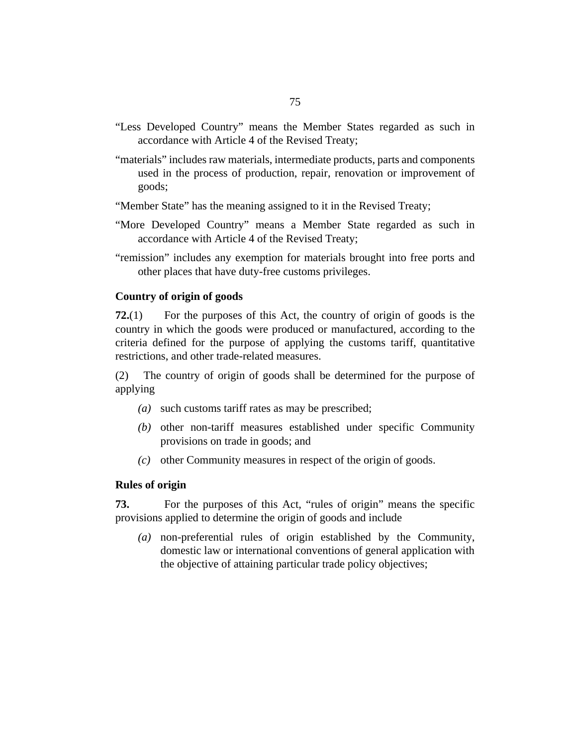"Less Developed Country" means the Member States regarded as such in accordance with Article 4 of the Revised Treaty;

"materials" includes raw materials, intermediate products, parts and components used in the process of production, repair, renovation or improvement of goods;

"Member State" has the meaning assigned to it in the Revised Treaty;

"More Developed Country" means a Member State regarded as such in accordance with Article 4 of the Revised Treaty;

"remission" includes any exemption for materials brought into free ports and other places that have duty-free customs privileges.

**Country of origin of goods**

**72.**(1) For the purposes of this Act, the country of origin of goods is the country in which the goods were produced or manufactured, according to the criteria defined for the purpose of applying the customs tariff, quantitative restrictions, and other trade-related measures.

(2) The country of origin of goods shall be determined for the purpose of applying

*(a)* such customs tariff rates as may be prescribed;

*(b)* other non-tariff measures established under specific Community provisions on trade in goods; and

*(c)* other Community measures in respect of the origin of goods.

**Rules of origin**

**73.** For the purposes of this Act, "rules of origin" means the specific provisions applied to determine the origin of goods and include

*(a)* non-preferential rules of origin established by the Community, domestic law or international conventions of general application with the objective of attaining particular trade policy objectives;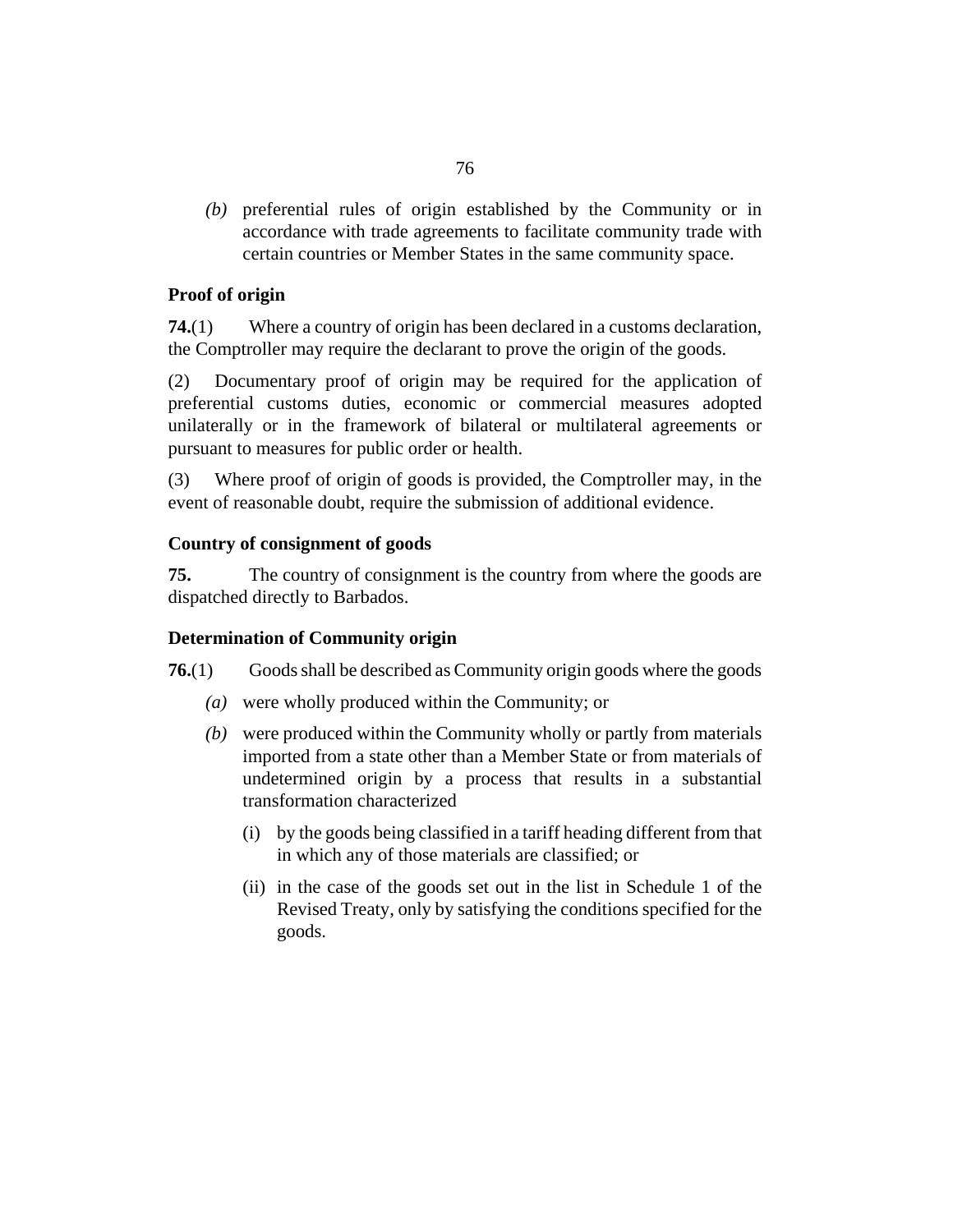*(b)* preferential rules of origin established by the Community or in accordance with trade agreements to facilitate community trade with certain countries or Member States in the same community space.

### Proof of origin

**74.**(1) Where a country of origin has been declared in a customs declaration, the Comptroller may require the declarant to prove the origin of the goods.

(2) Documentary proof of origin may be required for the application of preferential customs duties, economic or commercial measures adopted unilaterally or in the framework of bilateral or multilateral agreements or pursuant to measures for public order or health.

(3) Where proof of origin of goods is provided, the Comptroller may, in the event of reasonable doubt, require the submission of additional evidence.

### Country of consignment of goods

**75.** The country of consignment is the country from where the goods are dispatched directly to Barbados.

### Determination of Community origin

**76.**(1) Goods shall be described as Community origin goods where the goods

*(a)* were wholly produced within the Community; or

*(b)* were produced within the Community wholly or partly from materials imported from a state other than a Member State or from materials of undetermined origin by a process that results in a substantial transformation characterized

(i) by the goods being classified in a tariff heading different from that in which any of those materials are classified; or

(ii) in the case of the goods set out in the list in Schedule 1 of the Revised Treaty, only by satisfying the conditions specified for the goods.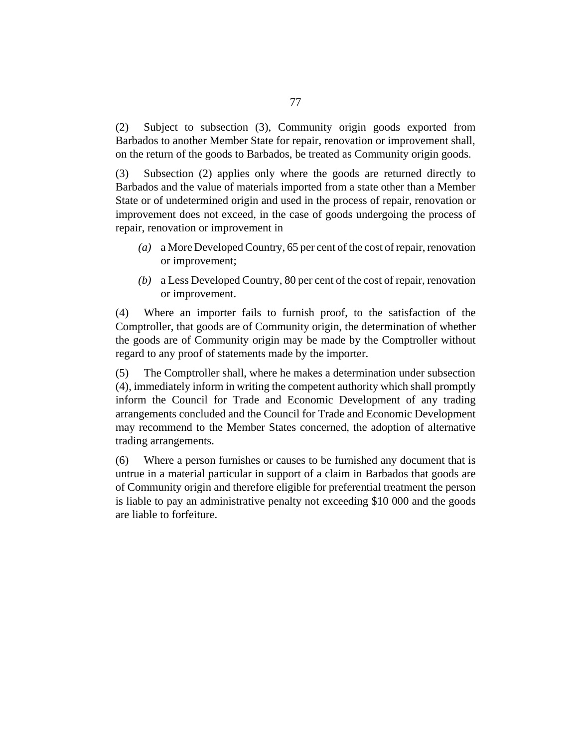(2) Subject to subsection (3), Community origin goods exported from Barbados to another Member State for repair, renovation or improvement shall, on the return of the goods to Barbados, be treated as Community origin goods.

(3) Subsection (2) applies only where the goods are returned directly to Barbados and the value of materials imported from a state other than a Member State or of undetermined origin and used in the process of repair, renovation or improvement does not exceed, in the case of goods undergoing the process of repair, renovation or improvement in

- *(a)* a More Developed Country, 65 per cent of the cost of repair, renovation or improvement;
- *(b)* a Less Developed Country, 80 per cent of the cost of repair, renovation or improvement.

(4) Where an importer fails to furnish proof, to the satisfaction of the Comptroller, that goods are of Community origin, the determination of whether the goods are of Community origin may be made by the Comptroller without regard to any proof of statements made by the importer.

(5) The Comptroller shall, where he makes a determination under subsection (4), immediately inform in writing the competent authority which shall promptly inform the Council for Trade and Economic Development of any trading arrangements concluded and the Council for Trade and Economic Development may recommend to the Member States concerned, the adoption of alternative trading arrangements.

(6) Where a person furnishes or causes to be furnished any document that is untrue in a material particular in support of a claim in Barbados that goods are of Community origin and therefore eligible for preferential treatment the person is liable to pay an administrative penalty not exceeding $10 000 and the goods are liable to forfeiture.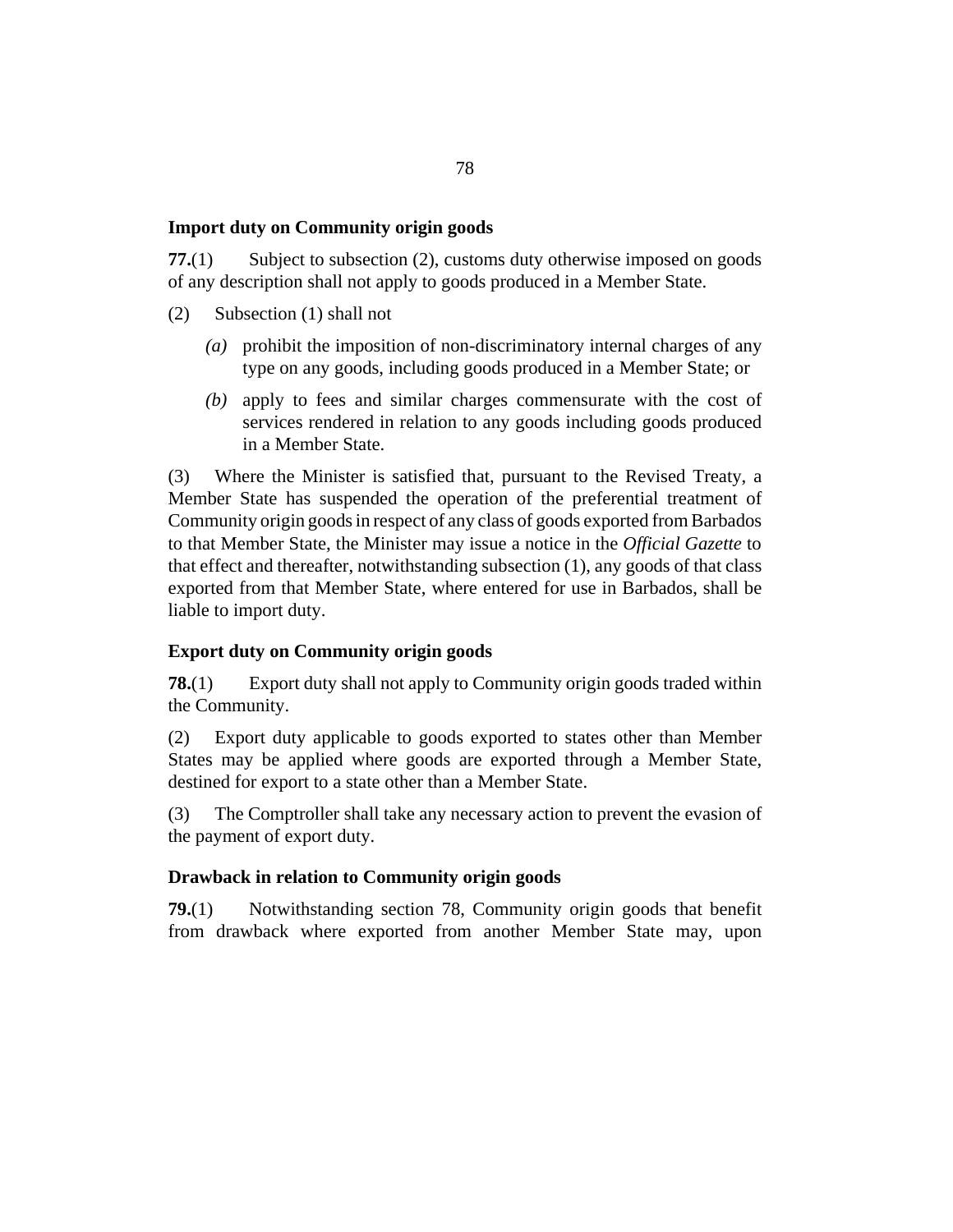### Import duty on Community origin goods

**77.**(1) Subject to subsection (2), customs duty otherwise imposed on goods of any description shall not apply to goods produced in a Member State.

(2) Subsection (1) shall not

- *(a)* prohibit the imposition of non-discriminatory internal charges of any type on any goods, including goods produced in a Member State; or
- *(b)* apply to fees and similar charges commensurate with the cost of services rendered in relation to any goods including goods produced in a Member State.

(3) Where the Minister is satisfied that, pursuant to the Revised Treaty, a Member State has suspended the operation of the preferential treatment of Community origin goods in respect of any class of goods exported from Barbados to that Member State, the Minister may issue a notice in the *Official Gazette* to that effect and thereafter, notwithstanding subsection (1), any goods of that class exported from that Member State, where entered for use in Barbados, shall be liable to import duty.

### Export duty on Community origin goods

**78.**(1) Export duty shall not apply to Community origin goods traded within the Community.

(2) Export duty applicable to goods exported to states other than Member States may be applied where goods are exported through a Member State, destined for export to a state other than a Member State.

(3) The Comptroller shall take any necessary action to prevent the evasion of the payment of export duty.

### Drawback in relation to Community origin goods

**79.**(1) Notwithstanding section 78, Community origin goods that benefit from drawback where exported from another Member State may, upon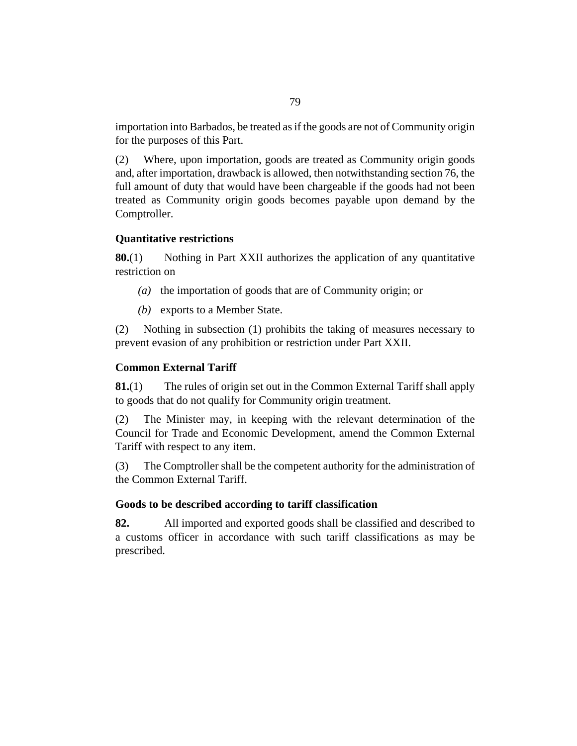importation into Barbados, be treated as if the goods are not of Community origin for the purposes of this Part.

(2) Where, upon importation, goods are treated as Community origin goods and, after importation, drawback is allowed, then notwithstanding section 76, the full amount of duty that would have been chargeable if the goods had not been treated as Community origin goods becomes payable upon demand by the Comptroller.

### Quantitative restrictions

**80.**(1) Nothing in Part XXII authorizes the application of any quantitative restriction on

*(a)* the importation of goods that are of Community origin; or

*(b)* exports to a Member State.

(2) Nothing in subsection (1) prohibits the taking of measures necessary to prevent evasion of any prohibition or restriction under Part XXII.

### Common External Tariff

**81.**(1) The rules of origin set out in the Common External Tariff shall apply to goods that do not qualify for Community origin treatment.

(2) The Minister may, in keeping with the relevant determination of the Council for Trade and Economic Development, amend the Common External Tariff with respect to any item.

(3) The Comptroller shall be the competent authority for the administration of the Common External Tariff.

### Goods to be described according to tariff classification

**82.** All imported and exported goods shall be classified and described to a customs officer in accordance with such tariff classifications as may be prescribed.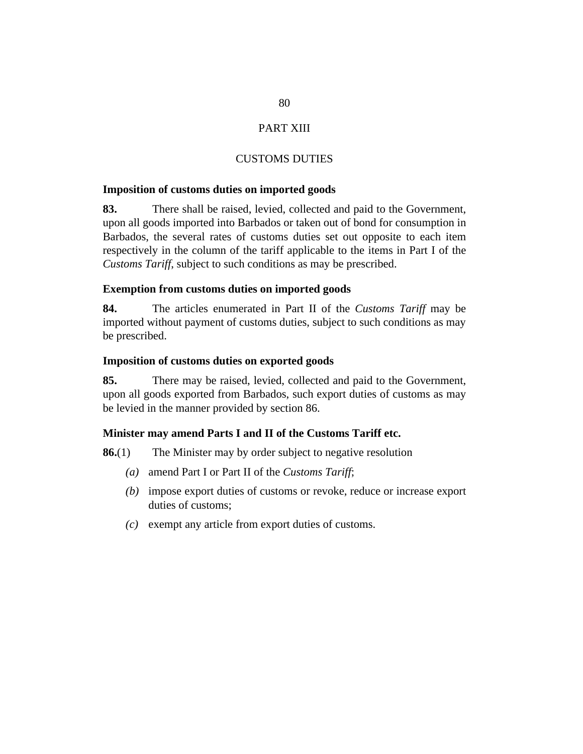# PART XIII

## CUSTOMS DUTIES

### Imposition of customs duties on imported goods

**83.** There shall be raised, levied, collected and paid to the Government, upon all goods imported into Barbados or taken out of bond for consumption in Barbados, the several rates of customs duties set out opposite to each item respectively in the column of the tariff applicable to the items in Part I of the *Customs Tariff*, subject to such conditions as may be prescribed.

### Exemption from customs duties on imported goods

**84.** The articles enumerated in Part II of the *Customs Tariff* may be imported without payment of customs duties, subject to such conditions as may be prescribed.

### Imposition of customs duties on exported goods

**85.** There may be raised, levied, collected and paid to the Government, upon all goods exported from Barbados, such export duties of customs as may be levied in the manner provided by section 86.

### Minister may amend Parts I and II of the Customs Tariff etc.

**86.**(1) The Minister may by order subject to negative resolution

*(a)* amend Part I or Part II of the *Customs Tariff*;

*(b)* impose export duties of customs or revoke, reduce or increase export duties of customs;

*(c)* exempt any article from export duties of customs.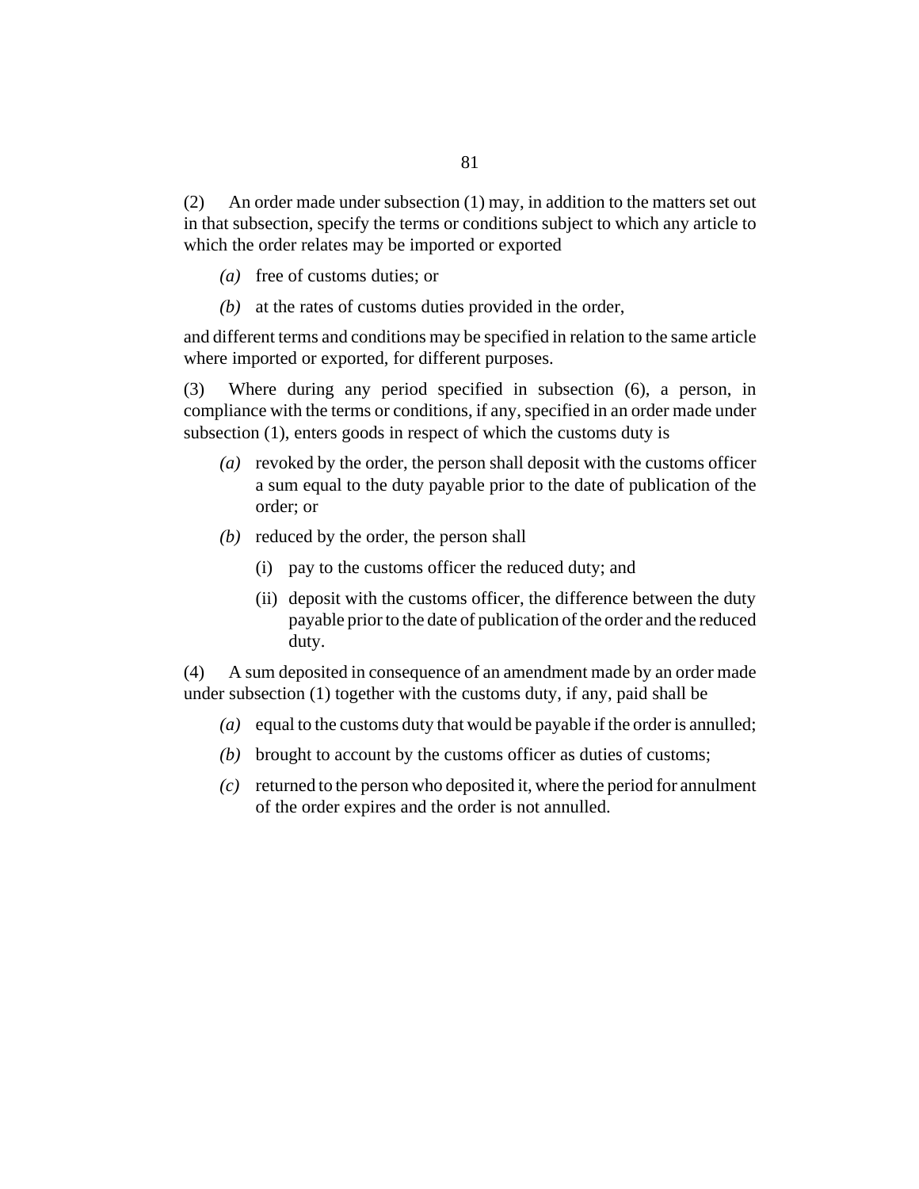(2) An order made under subsection (1) may, in addition to the matters set out in that subsection, specify the terms or conditions subject to which any article to which the order relates may be imported or exported

- *(a)* free of customs duties; or
- *(b)* at the rates of customs duties provided in the order,

and different terms and conditions may be specified in relation to the same article where imported or exported, for different purposes.

(3) Where during any period specified in subsection (6), a person, in compliance with the terms or conditions, if any, specified in an order made under subsection (1), enters goods in respect of which the customs duty is

- *(a)* revoked by the order, the person shall deposit with the customs officer a sum equal to the duty payable prior to the date of publication of the order; or
- *(b)* reduced by the order, the person shall
  - (i) pay to the customs officer the reduced duty; and
  - (ii) deposit with the customs officer, the difference between the duty payable prior to the date of publication of the order and the reduced duty.

(4) A sum deposited in consequence of an amendment made by an order made under subsection (1) together with the customs duty, if any, paid shall be

- *(a)* equal to the customs duty that would be payable if the order is annulled;
- *(b)* brought to account by the customs officer as duties of customs;
- *(c)* returned to the person who deposited it, where the period for annulment of the order expires and the order is not annulled.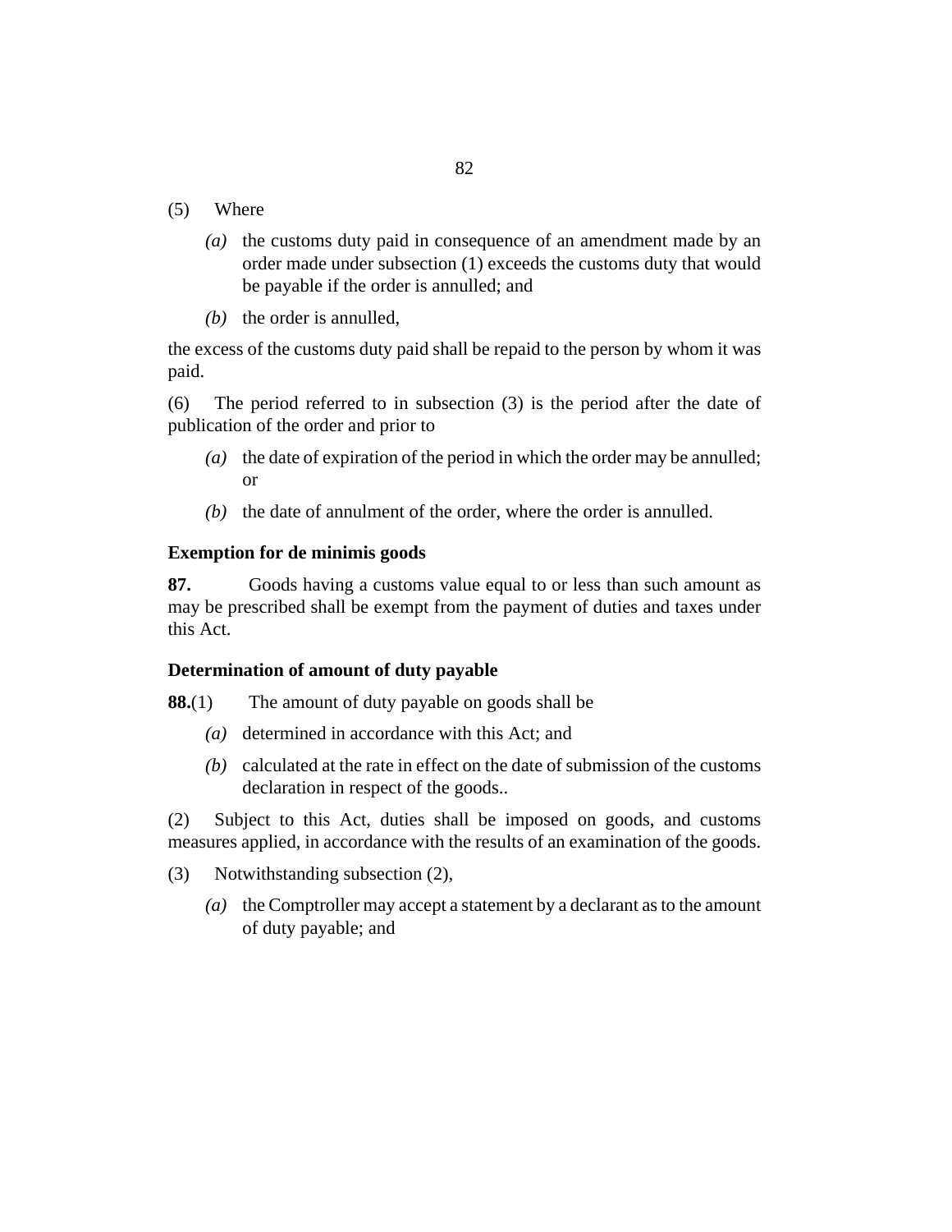(5) Where

*(a)* the customs duty paid in consequence of an amendment made by an order made under subsection (1) exceeds the customs duty that would be payable if the order is annulled; and

*(b)* the order is annulled,

the excess of the customs duty paid shall be repaid to the person by whom it was paid.

(6) The period referred to in subsection (3) is the period after the date of publication of the order and prior to

*(a)* the date of expiration of the period in which the order may be annulled; or

*(b)* the date of annulment of the order, where the order is annulled.

**Exemption for de minimis goods**

**87.** Goods having a customs value equal to or less than such amount as may be prescribed shall be exempt from the payment of duties and taxes under this Act.

**Determination of amount of duty payable**

**88.**(1) The amount of duty payable on goods shall be

*(a)* determined in accordance with this Act; and

*(b)* calculated at the rate in effect on the date of submission of the customs declaration in respect of the goods..

(2) Subject to this Act, duties shall be imposed on goods, and customs measures applied, in accordance with the results of an examination of the goods.

(3) Notwithstanding subsection (2),

*(a)* the Comptroller may accept a statement by a declarant as to the amount of duty payable; and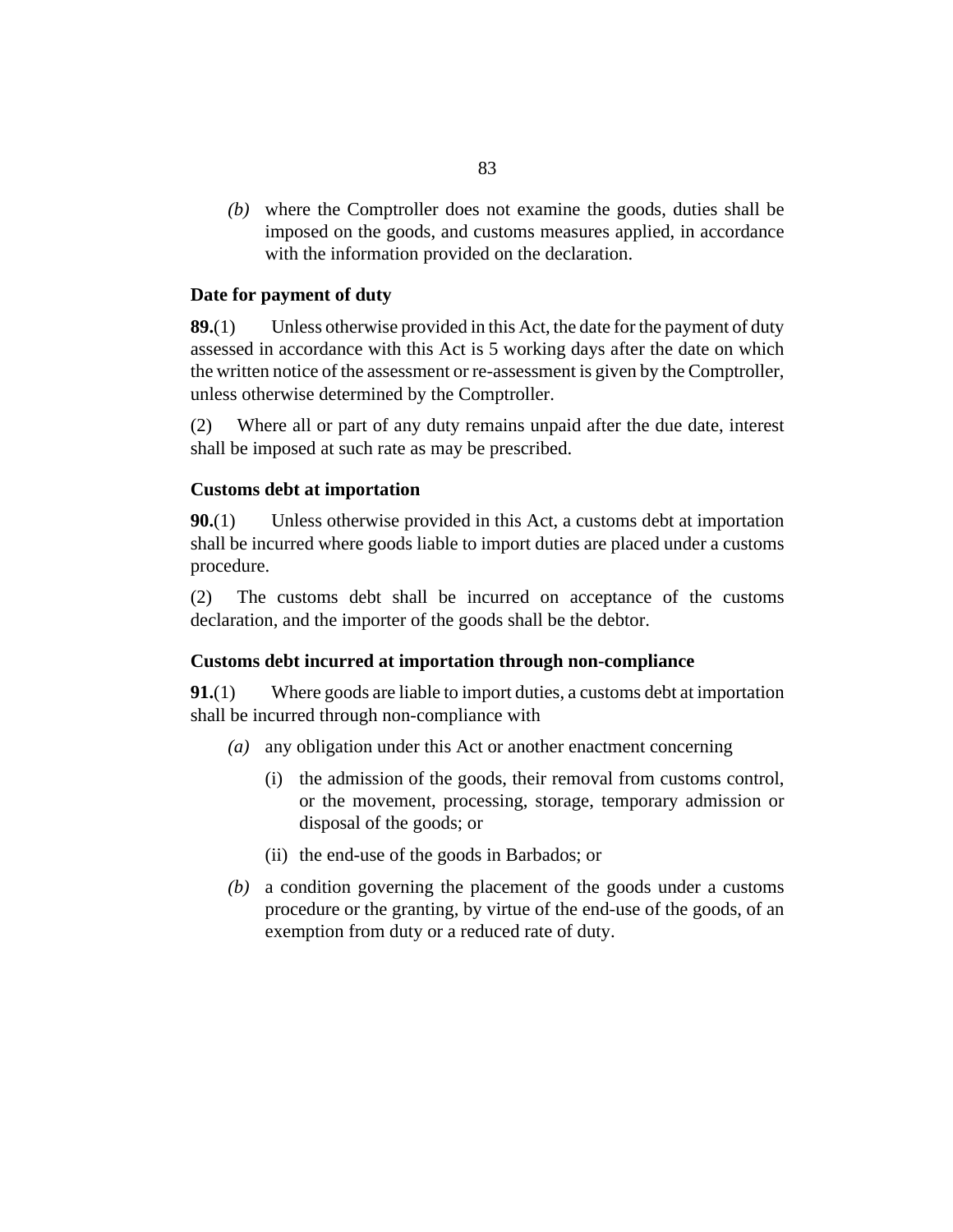*(b)* where the Comptroller does not examine the goods, duties shall be imposed on the goods, and customs measures applied, in accordance with the information provided on the declaration.

### Date for payment of duty

**89.**(1) Unless otherwise provided in this Act, the date for the payment of duty assessed in accordance with this Act is 5 working days after the date on which the written notice of the assessment or re-assessment is given by the Comptroller, unless otherwise determined by the Comptroller.

(2) Where all or part of any duty remains unpaid after the due date, interest shall be imposed at such rate as may be prescribed.

### Customs debt at importation

**90.**(1) Unless otherwise provided in this Act, a customs debt at importation shall be incurred where goods liable to import duties are placed under a customs procedure.

(2) The customs debt shall be incurred on acceptance of the customs declaration, and the importer of the goods shall be the debtor.

### Customs debt incurred at importation through non-compliance

**91.**(1) Where goods are liable to import duties, a customs debt at importation shall be incurred through non-compliance with

*(a)* any obligation under this Act or another enactment concerning

(i) the admission of the goods, their removal from customs control, or the movement, processing, storage, temporary admission or disposal of the goods; or

(ii) the end-use of the goods in Barbados; or

*(b)* a condition governing the placement of the goods under a customs procedure or the granting, by virtue of the end-use of the goods, of an exemption from duty or a reduced rate of duty.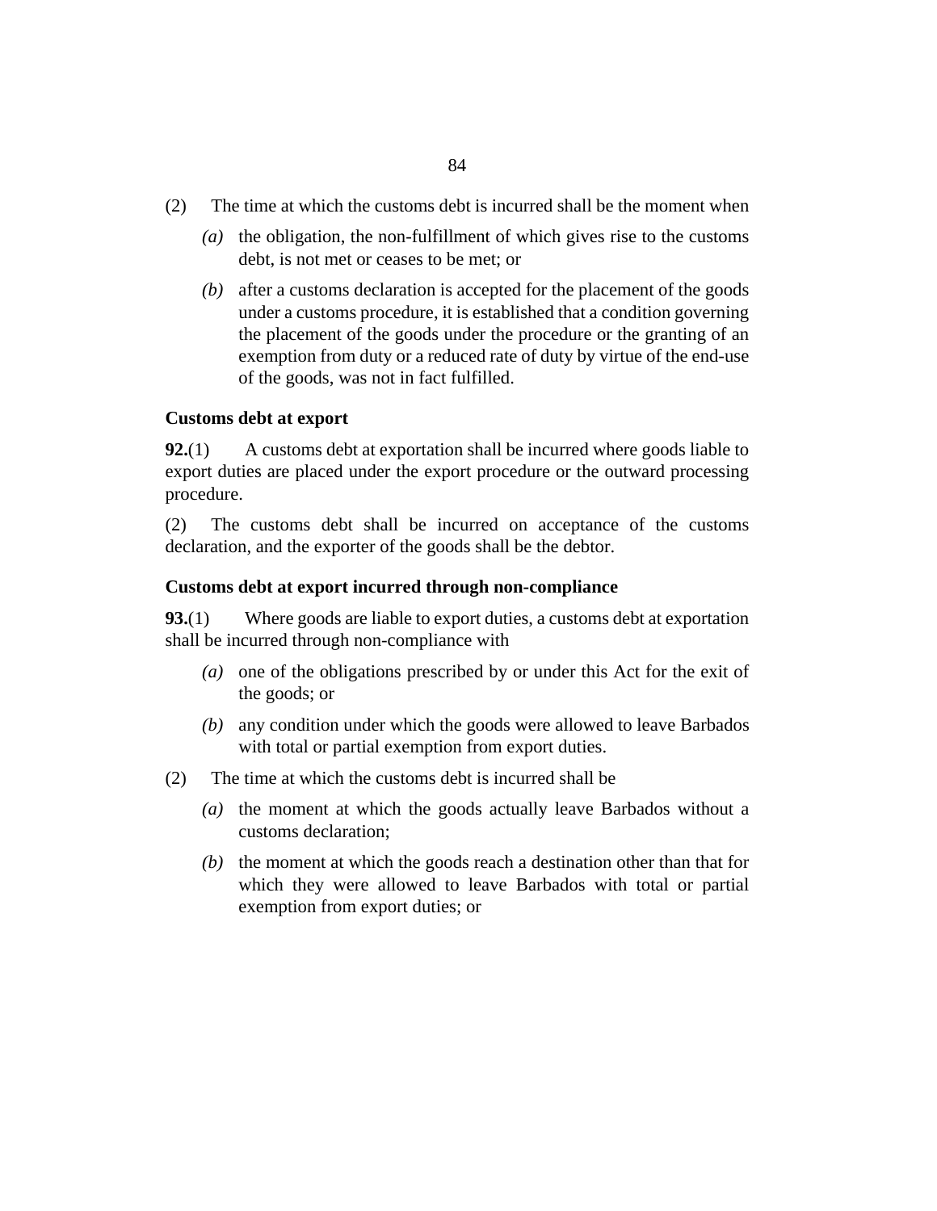(2) The time at which the customs debt is incurred shall be the moment when

*(a)* the obligation, the non-fulfillment of which gives rise to the customs debt, is not met or ceases to be met; or

*(b)* after a customs declaration is accepted for the placement of the goods under a customs procedure, it is established that a condition governing the placement of the goods under the procedure or the granting of an exemption from duty or a reduced rate of duty by virtue of the end-use of the goods, was not in fact fulfilled.

**Customs debt at export**

**92.**(1) A customs debt at exportation shall be incurred where goods liable to export duties are placed under the export procedure or the outward processing procedure.

(2) The customs debt shall be incurred on acceptance of the customs declaration, and the exporter of the goods shall be the debtor.

**Customs debt at export incurred through non-compliance**

**93.**(1) Where goods are liable to export duties, a customs debt at exportation shall be incurred through non-compliance with

*(a)* one of the obligations prescribed by or under this Act for the exit of the goods; or

*(b)* any condition under which the goods were allowed to leave Barbados with total or partial exemption from export duties.

(2) The time at which the customs debt is incurred shall be

*(a)* the moment at which the goods actually leave Barbados without a customs declaration;

*(b)* the moment at which the goods reach a destination other than that for which they were allowed to leave Barbados with total or partial exemption from export duties; or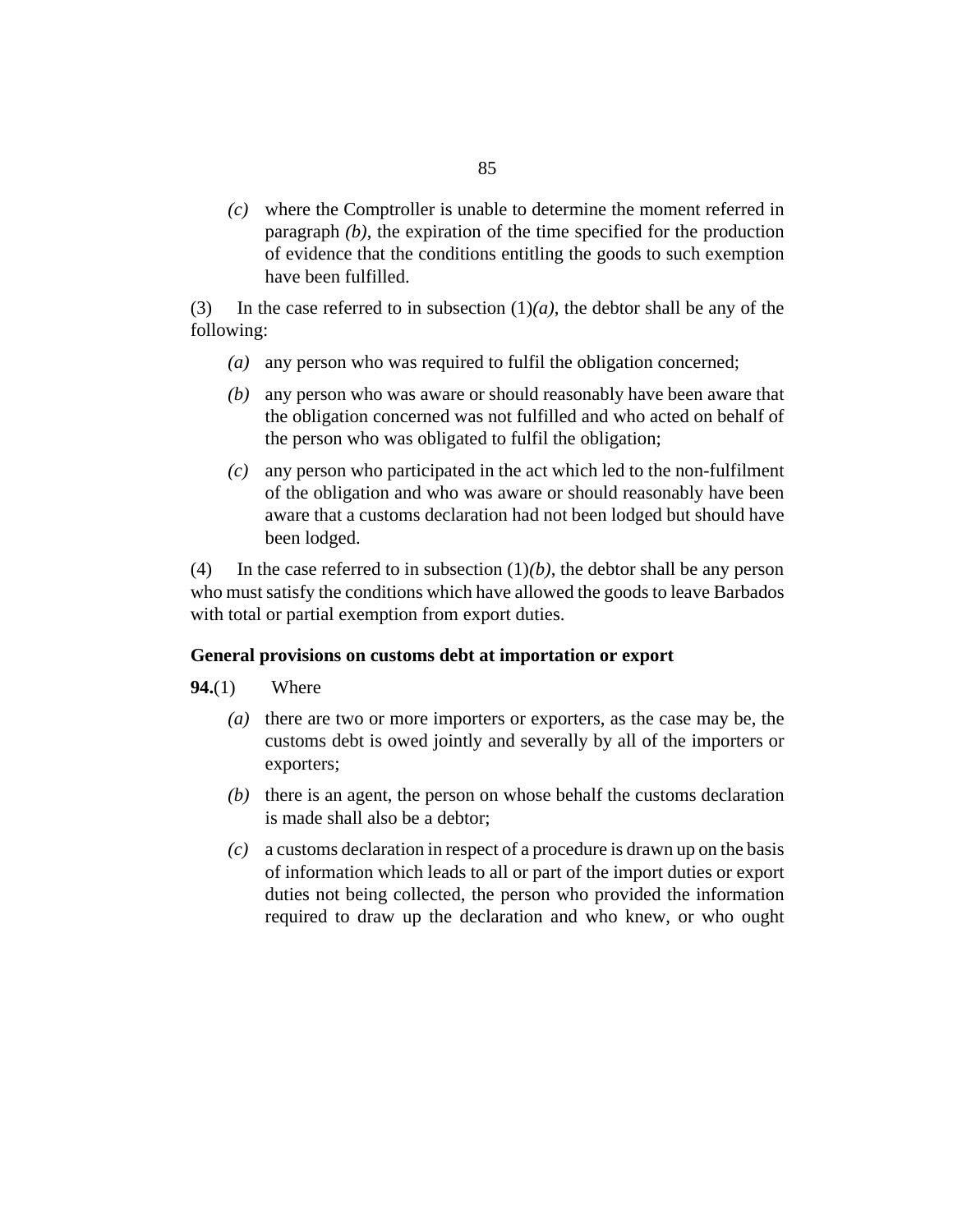*(c)* where the Comptroller is unable to determine the moment referred in paragraph *(b)*, the expiration of the time specified for the production of evidence that the conditions entitling the goods to such exemption have been fulfilled.

(3) In the case referred to in subsection (1)*(a)*, the debtor shall be any of the following:

*(a)* any person who was required to fulfil the obligation concerned;

*(b)* any person who was aware or should reasonably have been aware that the obligation concerned was not fulfilled and who acted on behalf of the person who was obligated to fulfil the obligation;

*(c)* any person who participated in the act which led to the non-fulfilment of the obligation and who was aware or should reasonably have been aware that a customs declaration had not been lodged but should have been lodged.

(4) In the case referred to in subsection (1)*(b)*, the debtor shall be any person who must satisfy the conditions which have allowed the goods to leave Barbados with total or partial exemption from export duties.

### General provisions on customs debt at importation or export

**94.**(1) Where

*(a)* there are two or more importers or exporters, as the case may be, the customs debt is owed jointly and severally by all of the importers or exporters;

*(b)* there is an agent, the person on whose behalf the customs declaration is made shall also be a debtor;

*(c)* a customs declaration in respect of a procedure is drawn up on the basis of information which leads to all or part of the import duties or export duties not being collected, the person who provided the information required to draw up the declaration and who knew, or who ought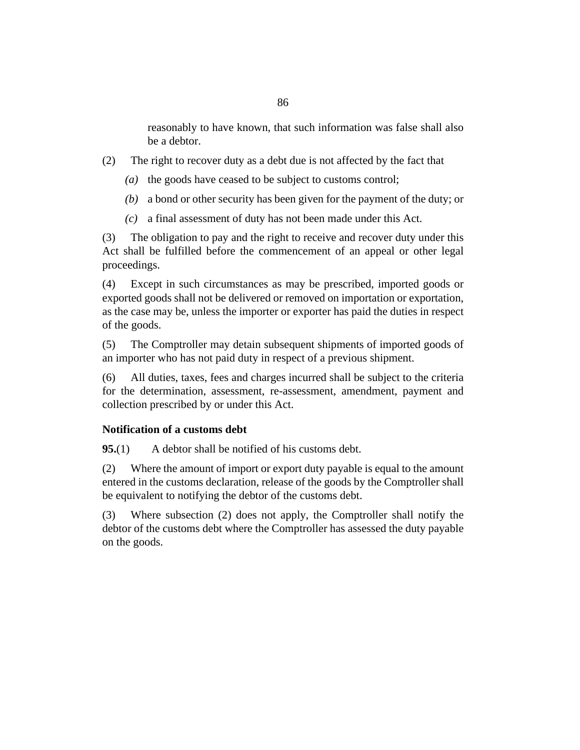reasonably to have known, that such information was false shall also be a debtor.

(2) The right to recover duty as a debt due is not affected by the fact that

*(a)* the goods have ceased to be subject to customs control;

*(b)* a bond or other security has been given for the payment of the duty; or

*(c)* a final assessment of duty has not been made under this Act.

(3) The obligation to pay and the right to receive and recover duty under this Act shall be fulfilled before the commencement of an appeal or other legal proceedings.

(4) Except in such circumstances as may be prescribed, imported goods or exported goods shall not be delivered or removed on importation or exportation, as the case may be, unless the importer or exporter has paid the duties in respect of the goods.

(5) The Comptroller may detain subsequent shipments of imported goods of an importer who has not paid duty in respect of a previous shipment.

(6) All duties, taxes, fees and charges incurred shall be subject to the criteria for the determination, assessment, re-assessment, amendment, payment and collection prescribed by or under this Act.

**Notification of a customs debt**

**95.**(1) A debtor shall be notified of his customs debt.

(2) Where the amount of import or export duty payable is equal to the amount entered in the customs declaration, release of the goods by the Comptroller shall be equivalent to notifying the debtor of the customs debt.

(3) Where subsection (2) does not apply, the Comptroller shall notify the debtor of the customs debt where the Comptroller has assessed the duty payable on the goods.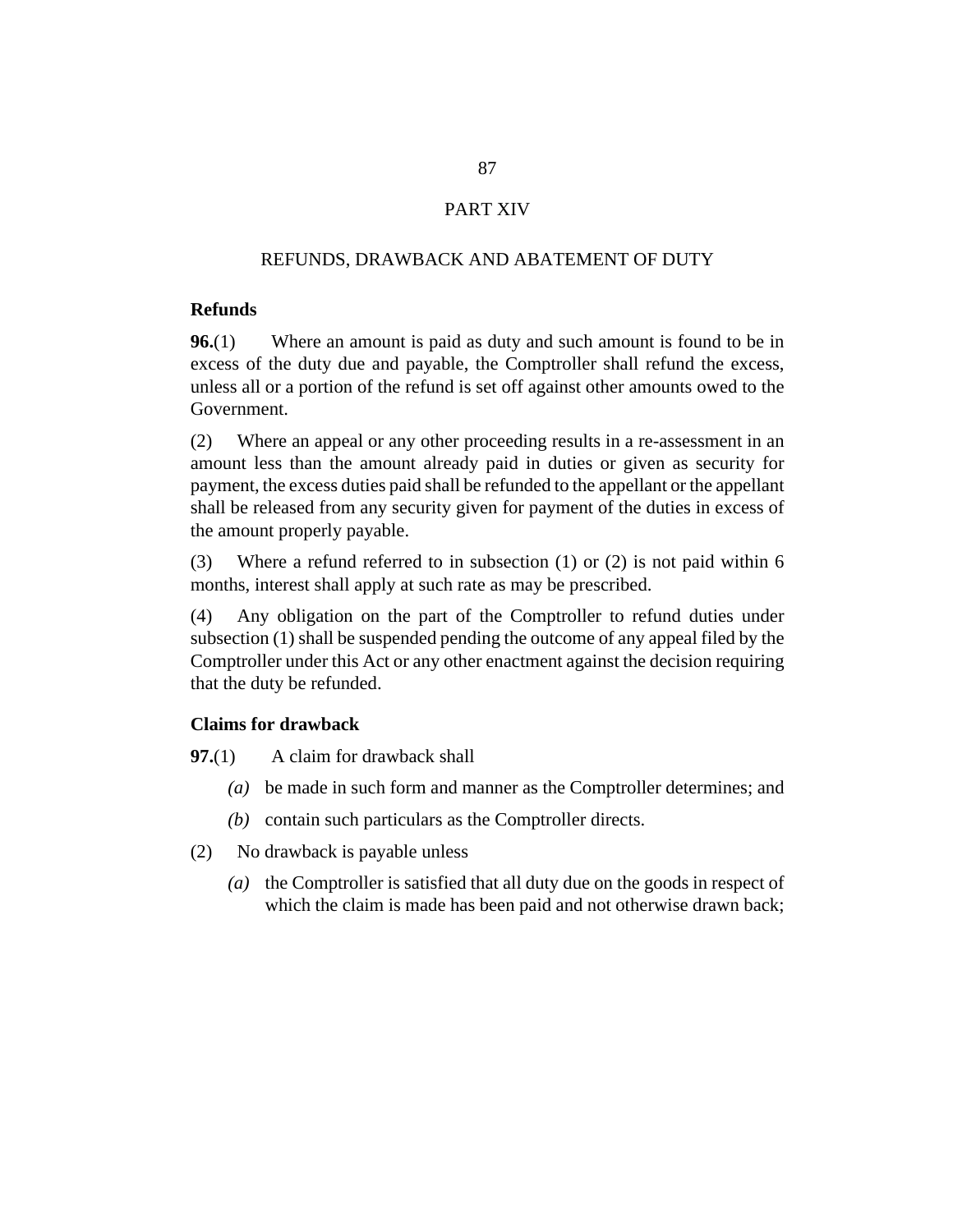# PART XIV

## REFUNDS, DRAWBACK AND ABATEMENT OF DUTY

### Refunds

**96.**(1) Where an amount is paid as duty and such amount is found to be in excess of the duty due and payable, the Comptroller shall refund the excess, unless all or a portion of the refund is set off against other amounts owed to the Government.

(2) Where an appeal or any other proceeding results in a re-assessment in an amount less than the amount already paid in duties or given as security for payment, the excess duties paid shall be refunded to the appellant or the appellant shall be released from any security given for payment of the duties in excess of the amount properly payable.

(3) Where a refund referred to in subsection (1) or (2) is not paid within 6 months, interest shall apply at such rate as may be prescribed.

(4) Any obligation on the part of the Comptroller to refund duties under subsection (1) shall be suspended pending the outcome of any appeal filed by the Comptroller under this Act or any other enactment against the decision requiring that the duty be refunded.

### Claims for drawback

**97.**(1) A claim for drawback shall

*(a)* be made in such form and manner as the Comptroller determines; and

*(b)* contain such particulars as the Comptroller directs.

(2) No drawback is payable unless

*(a)* the Comptroller is satisfied that all duty due on the goods in respect of which the claim is made has been paid and not otherwise drawn back;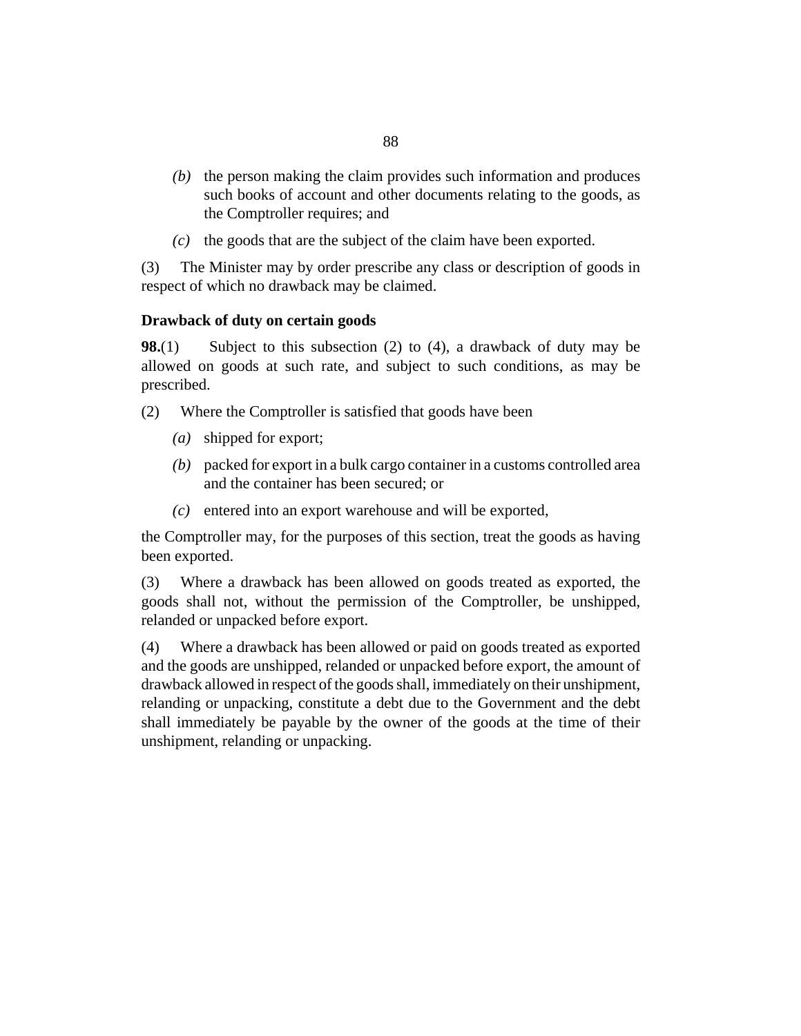(b) the person making the claim provides such information and produces such books of account and other documents relating to the goods, as the Comptroller requires; and

(c) the goods that are the subject of the claim have been exported.

(3) The Minister may by order prescribe any class or description of goods in respect of which no drawback may be claimed.

### Drawback of duty on certain goods

**98.**(1) Subject to this subsection (2) to (4), a drawback of duty may be allowed on goods at such rate, and subject to such conditions, as may be prescribed.

(2) Where the Comptroller is satisfied that goods have been

(a) shipped for export;

(b) packed for export in a bulk cargo container in a customs controlled area and the container has been secured; or

(c) entered into an export warehouse and will be exported,

the Comptroller may, for the purposes of this section, treat the goods as having been exported.

(3) Where a drawback has been allowed on goods treated as exported, the goods shall not, without the permission of the Comptroller, be unshipped, relanded or unpacked before export.

(4) Where a drawback has been allowed or paid on goods treated as exported and the goods are unshipped, relanded or unpacked before export, the amount of drawback allowed in respect of the goods shall, immediately on their unshipment, relanding or unpacking, constitute a debt due to the Government and the debt shall immediately be payable by the owner of the goods at the time of their unshipment, relanding or unpacking.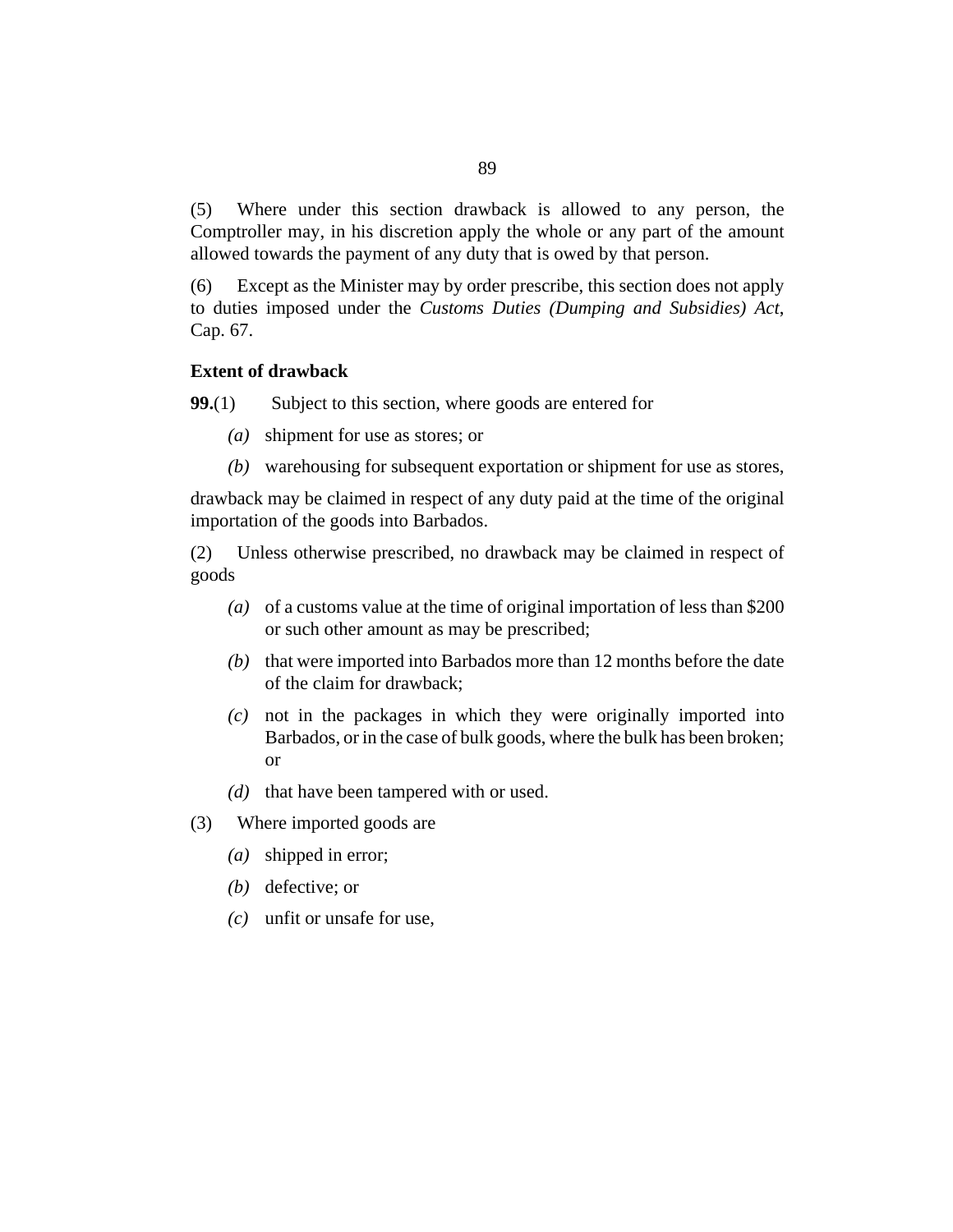(5) Where under this section drawback is allowed to any person, the Comptroller may, in his discretion apply the whole or any part of the amount allowed towards the payment of any duty that is owed by that person.

(6) Except as the Minister may by order prescribe, this section does not apply to duties imposed under the *Customs Duties (Dumping and Subsidies) Act*, Cap. 67.

**Extent of drawback**

**99.**(1) Subject to this section, where goods are entered for

*(a)* shipment for use as stores; or

*(b)* warehousing for subsequent exportation or shipment for use as stores,

drawback may be claimed in respect of any duty paid at the time of the original importation of the goods into Barbados.

(2) Unless otherwise prescribed, no drawback may be claimed in respect of goods

*(a)* of a customs value at the time of original importation of less than $200 or such other amount as may be prescribed;

*(b)* that were imported into Barbados more than 12 months before the date of the claim for drawback;

*(c)* not in the packages in which they were originally imported into Barbados, or in the case of bulk goods, where the bulk has been broken; or

*(d)* that have been tampered with or used.

(3) Where imported goods are

*(a)* shipped in error;

*(b)* defective; or

*(c)* unfit or unsafe for use,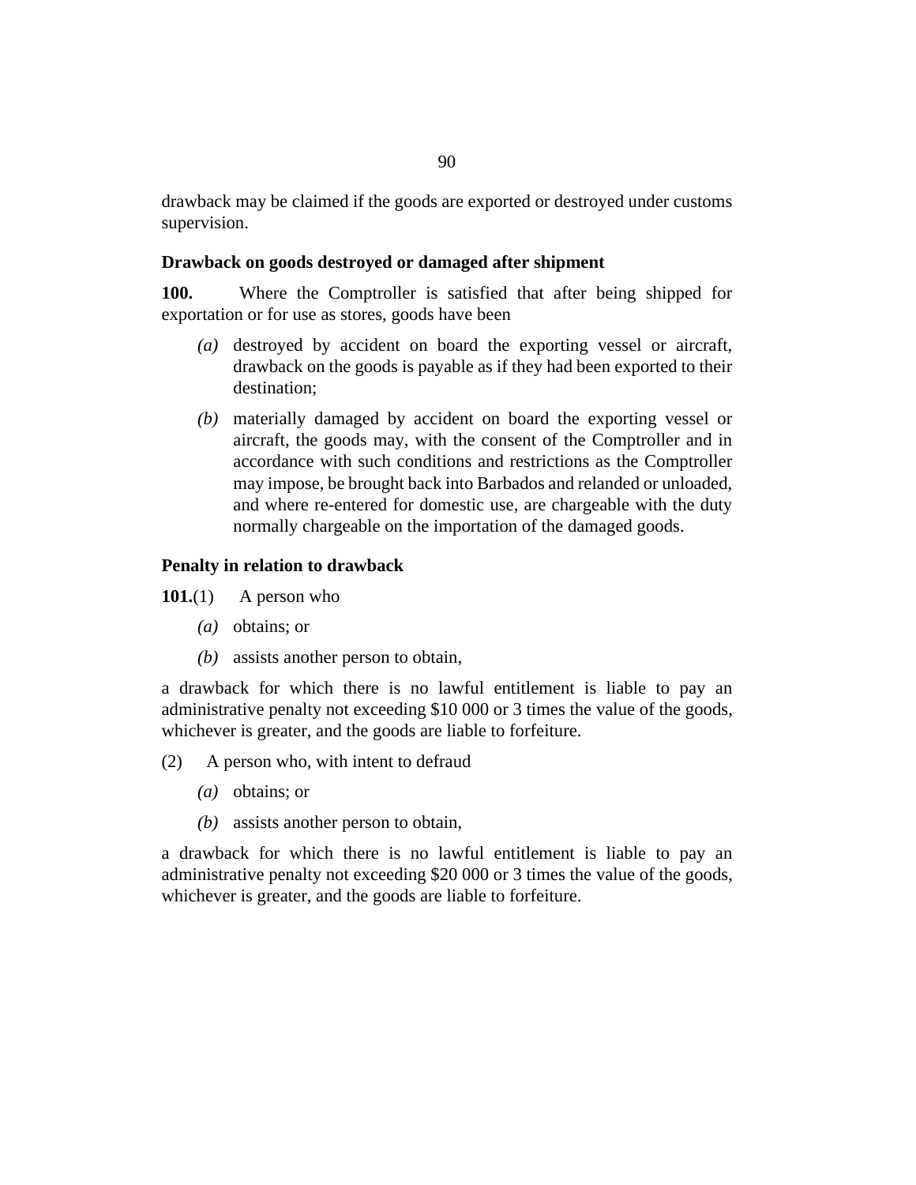drawback may be claimed if the goods are exported or destroyed under customs supervision.

### Drawback on goods destroyed or damaged after shipment

**100.** Where the Comptroller is satisfied that after being shipped for exportation or for use as stores, goods have been

*(a)* destroyed by accident on board the exporting vessel or aircraft, drawback on the goods is payable as if they had been exported to their destination;

*(b)* materially damaged by accident on board the exporting vessel or aircraft, the goods may, with the consent of the Comptroller and in accordance with such conditions and restrictions as the Comptroller may impose, be brought back into Barbados and relanded or unloaded, and where re-entered for domestic use, are chargeable with the duty normally chargeable on the importation of the damaged goods.

### Penalty in relation to drawback

**101.**(1) A person who

*(a)* obtains; or

*(b)* assists another person to obtain,

a drawback for which there is no lawful entitlement is liable to pay an administrative penalty not exceeding $10 000 or 3 times the value of the goods, whichever is greater, and the goods are liable to forfeiture.

(2) A person who, with intent to defraud

*(a)* obtains; or

*(b)* assists another person to obtain,

a drawback for which there is no lawful entitlement is liable to pay an administrative penalty not exceeding $20 000 or 3 times the value of the goods, whichever is greater, and the goods are liable to forfeiture.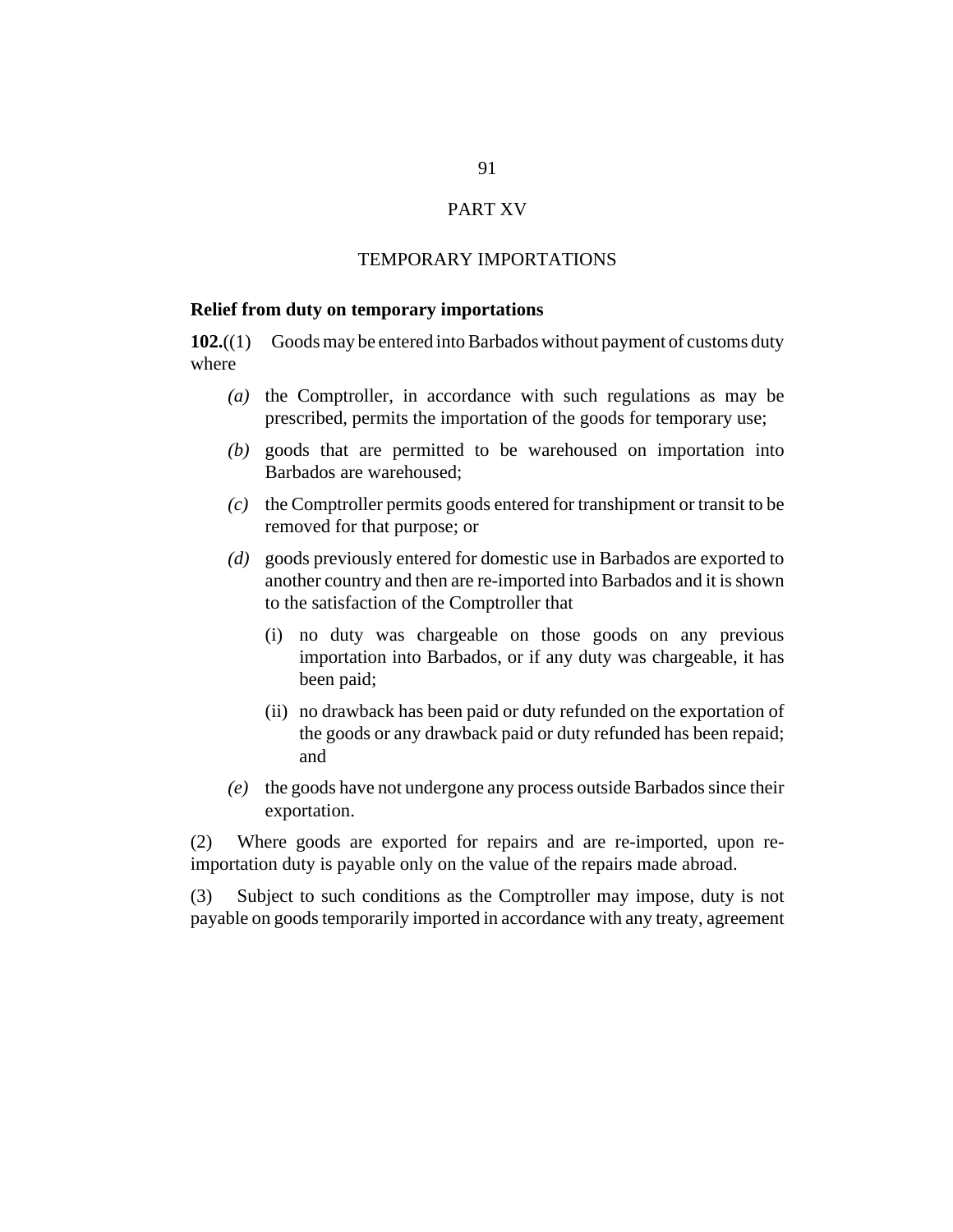# PART XV

## TEMPORARY IMPORTATIONS

### Relief from duty on temporary importations

**102.**((1) Goods may be entered into Barbados without payment of customs duty where

*(a)* the Comptroller, in accordance with such regulations as may be prescribed, permits the importation of the goods for temporary use;

*(b)* goods that are permitted to be warehoused on importation into Barbados are warehoused;

*(c)* the Comptroller permits goods entered for transhipment or transit to be removed for that purpose; or

*(d)* goods previously entered for domestic use in Barbados are exported to another country and then are re-imported into Barbados and it is shown to the satisfaction of the Comptroller that

(i) no duty was chargeable on those goods on any previous importation into Barbados, or if any duty was chargeable, it has been paid;

(ii) no drawback has been paid or duty refunded on the exportation of the goods or any drawback paid or duty refunded has been repaid; and

*(e)* the goods have not undergone any process outside Barbados since their exportation.

(2) Where goods are exported for repairs and are re-imported, upon re-importation duty is payable only on the value of the repairs made abroad.

(3) Subject to such conditions as the Comptroller may impose, duty is not payable on goods temporarily imported in accordance with any treaty, agreement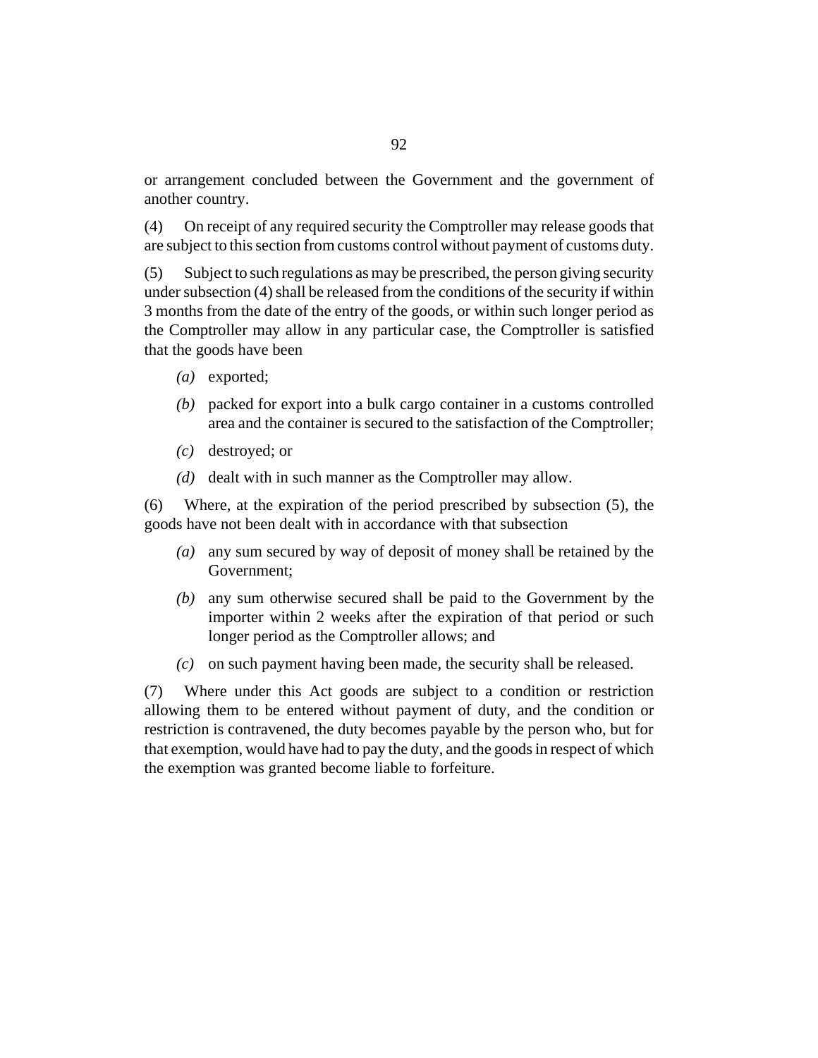or arrangement concluded between the Government and the government of another country.

(4) On receipt of any required security the Comptroller may release goods that are subject to this section from customs control without payment of customs duty.

(5) Subject to such regulations as may be prescribed, the person giving security under subsection (4) shall be released from the conditions of the security if within 3 months from the date of the entry of the goods, or within such longer period as the Comptroller may allow in any particular case, the Comptroller is satisfied that the goods have been

- *(a)* exported;
- *(b)* packed for export into a bulk cargo container in a customs controlled area and the container is secured to the satisfaction of the Comptroller;
- *(c)* destroyed; or
- *(d)* dealt with in such manner as the Comptroller may allow.

(6) Where, at the expiration of the period prescribed by subsection (5), the goods have not been dealt with in accordance with that subsection

- *(a)* any sum secured by way of deposit of money shall be retained by the Government;
- *(b)* any sum otherwise secured shall be paid to the Government by the importer within 2 weeks after the expiration of that period or such longer period as the Comptroller allows; and
- *(c)* on such payment having been made, the security shall be released.

(7) Where under this Act goods are subject to a condition or restriction allowing them to be entered without payment of duty, and the condition or restriction is contravened, the duty becomes payable by the person who, but for that exemption, would have had to pay the duty, and the goods in respect of which the exemption was granted become liable to forfeiture.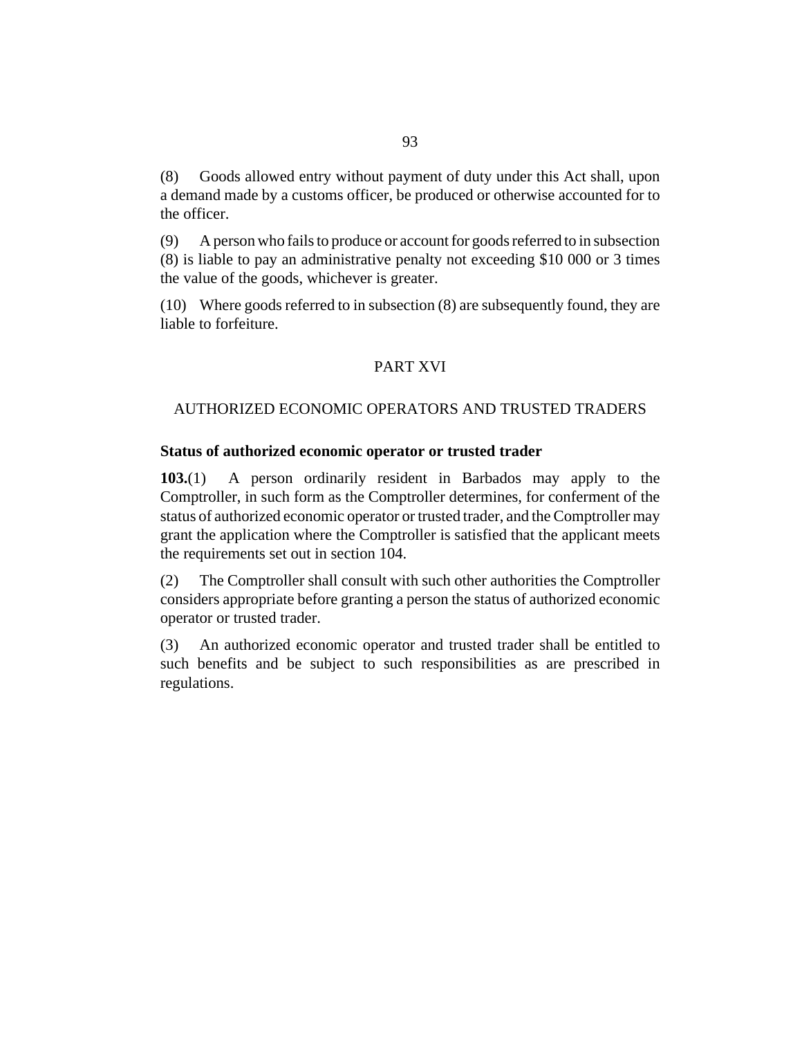(8) Goods allowed entry without payment of duty under this Act shall, upon a demand made by a customs officer, be produced or otherwise accounted for to the officer.

(9) A person who fails to produce or account for goods referred to in subsection (8) is liable to pay an administrative penalty not exceeding $10 000 or 3 times the value of the goods, whichever is greater.

(10) Where goods referred to in subsection (8) are subsequently found, they are liable to forfeiture.

## PART XVI

## AUTHORIZED ECONOMIC OPERATORS AND TRUSTED TRADERS

### Status of authorized economic operator or trusted trader

**103.**(1) A person ordinarily resident in Barbados may apply to the Comptroller, in such form as the Comptroller determines, for conferment of the status of authorized economic operator or trusted trader, and the Comptroller may grant the application where the Comptroller is satisfied that the applicant meets the requirements set out in section 104.

(2) The Comptroller shall consult with such other authorities the Comptroller considers appropriate before granting a person the status of authorized economic operator or trusted trader.

(3) An authorized economic operator and trusted trader shall be entitled to such benefits and be subject to such responsibilities as are prescribed in regulations.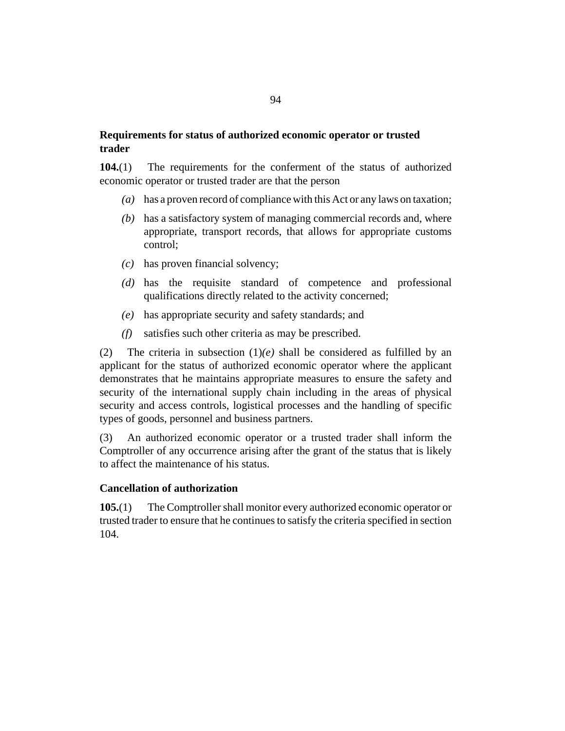### Requirements for status of authorized economic operator or trusted trader

**104.**(1) The requirements for the conferment of the status of authorized economic operator or trusted trader are that the person

*(a)* has a proven record of compliance with this Act or any laws on taxation;

*(b)* has a satisfactory system of managing commercial records and, where appropriate, transport records, that allows for appropriate customs control;

*(c)* has proven financial solvency;

*(d)* has the requisite standard of competence and professional qualifications directly related to the activity concerned;

*(e)* has appropriate security and safety standards; and

*(f)* satisfies such other criteria as may be prescribed.

(2) The criteria in subsection (1)*(e)* shall be considered as fulfilled by an applicant for the status of authorized economic operator where the applicant demonstrates that he maintains appropriate measures to ensure the safety and security of the international supply chain including in the areas of physical security and access controls, logistical processes and the handling of specific types of goods, personnel and business partners.

(3) An authorized economic operator or a trusted trader shall inform the Comptroller of any occurrence arising after the grant of the status that is likely to affect the maintenance of his status.

### Cancellation of authorization

**105.**(1) The Comptroller shall monitor every authorized economic operator or trusted trader to ensure that he continues to satisfy the criteria specified in section 104.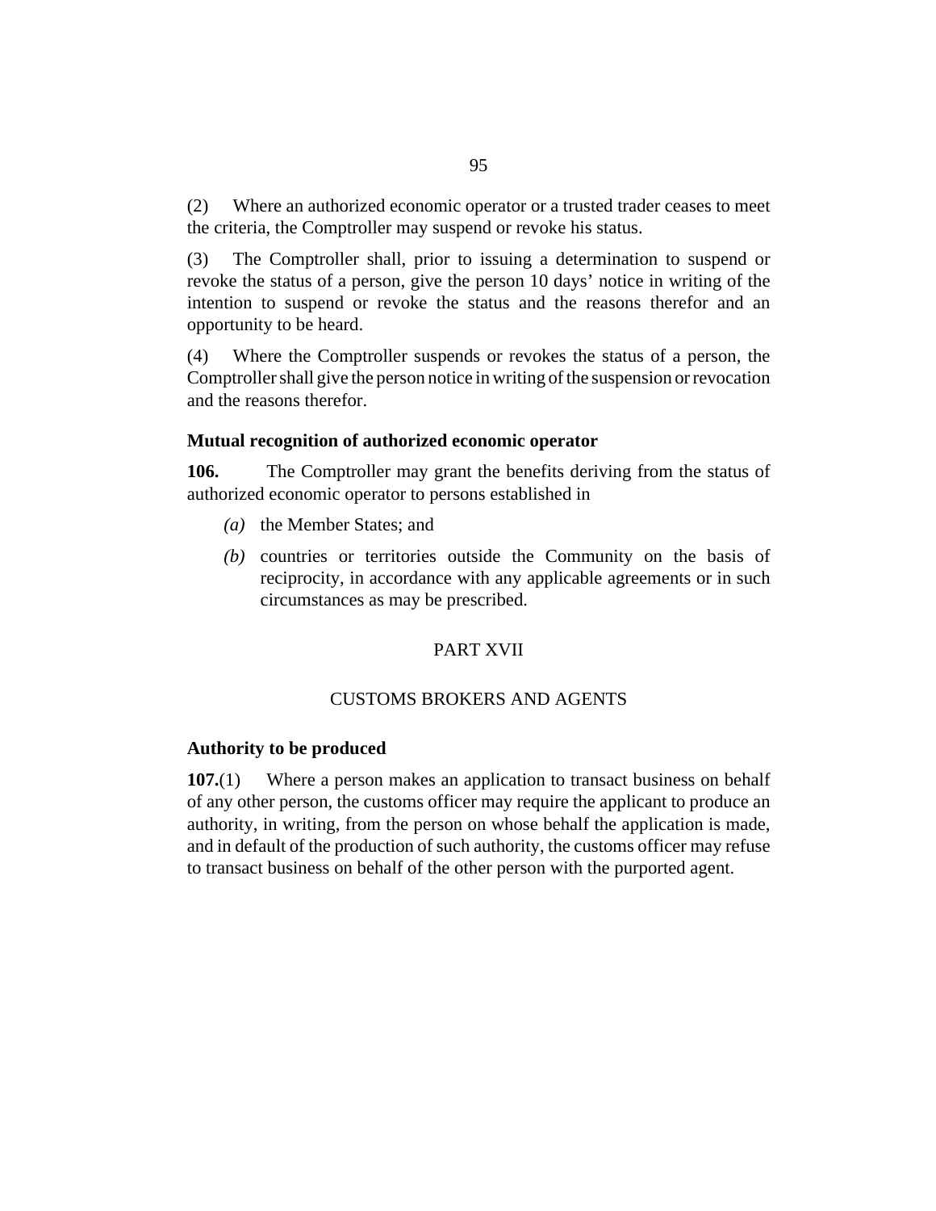(2) Where an authorized economic operator or a trusted trader ceases to meet the criteria, the Comptroller may suspend or revoke his status.

(3) The Comptroller shall, prior to issuing a determination to suspend or revoke the status of a person, give the person 10 days' notice in writing of the intention to suspend or revoke the status and the reasons therefor and an opportunity to be heard.

(4) Where the Comptroller suspends or revokes the status of a person, the Comptroller shall give the person notice in writing of the suspension or revocation and the reasons therefor.

### Mutual recognition of authorized economic operator

**106.** The Comptroller may grant the benefits deriving from the status of authorized economic operator to persons established in

*(a)* the Member States; and

*(b)* countries or territories outside the Community on the basis of reciprocity, in accordance with any applicable agreements or in such circumstances as may be prescribed.

## PART XVII

## CUSTOMS BROKERS AND AGENTS

### Authority to be produced

**107.**(1) Where a person makes an application to transact business on behalf of any other person, the customs officer may require the applicant to produce an authority, in writing, from the person on whose behalf the application is made, and in default of the production of such authority, the customs officer may refuse to transact business on behalf of the other person with the purported agent.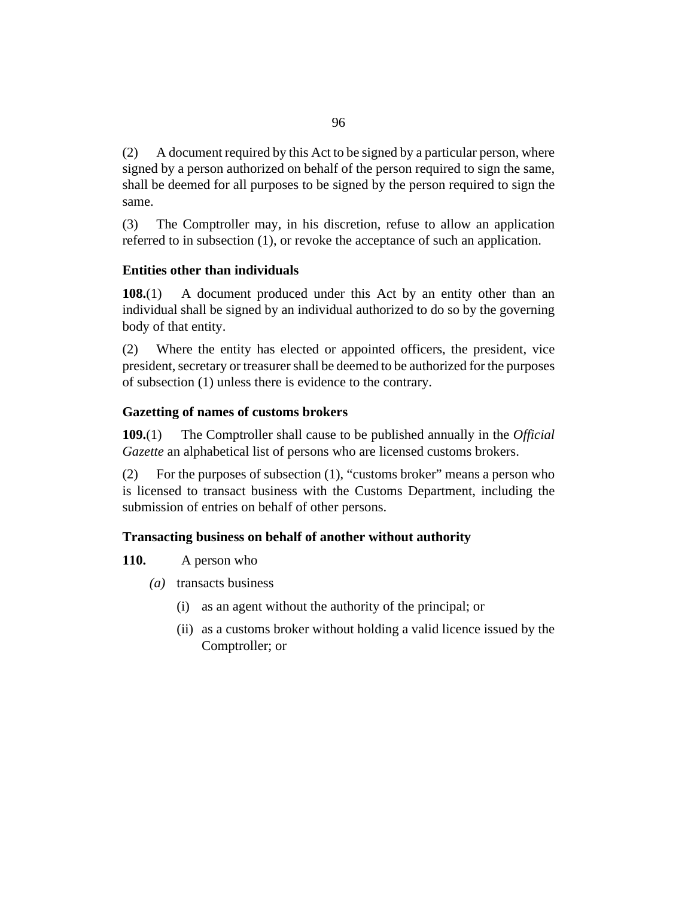(2) A document required by this Act to be signed by a particular person, where signed by a person authorized on behalf of the person required to sign the same, shall be deemed for all purposes to be signed by the person required to sign the same.

(3) The Comptroller may, in his discretion, refuse to allow an application referred to in subsection (1), or revoke the acceptance of such an application.

### Entities other than individuals

**108.**(1) A document produced under this Act by an entity other than an individual shall be signed by an individual authorized to do so by the governing body of that entity.

(2) Where the entity has elected or appointed officers, the president, vice president, secretary or treasurer shall be deemed to be authorized for the purposes of subsection (1) unless there is evidence to the contrary.

### Gazetting of names of customs brokers

**109.**(1) The Comptroller shall cause to be published annually in the *Official Gazette* an alphabetical list of persons who are licensed customs brokers.

(2) For the purposes of subsection (1), "customs broker" means a person who is licensed to transact business with the Customs Department, including the submission of entries on behalf of other persons.

### Transacting business on behalf of another without authority

**110.** A person who

*(a)* transacts business

(i) as an agent without the authority of the principal; or

(ii) as a customs broker without holding a valid licence issued by the Comptroller; or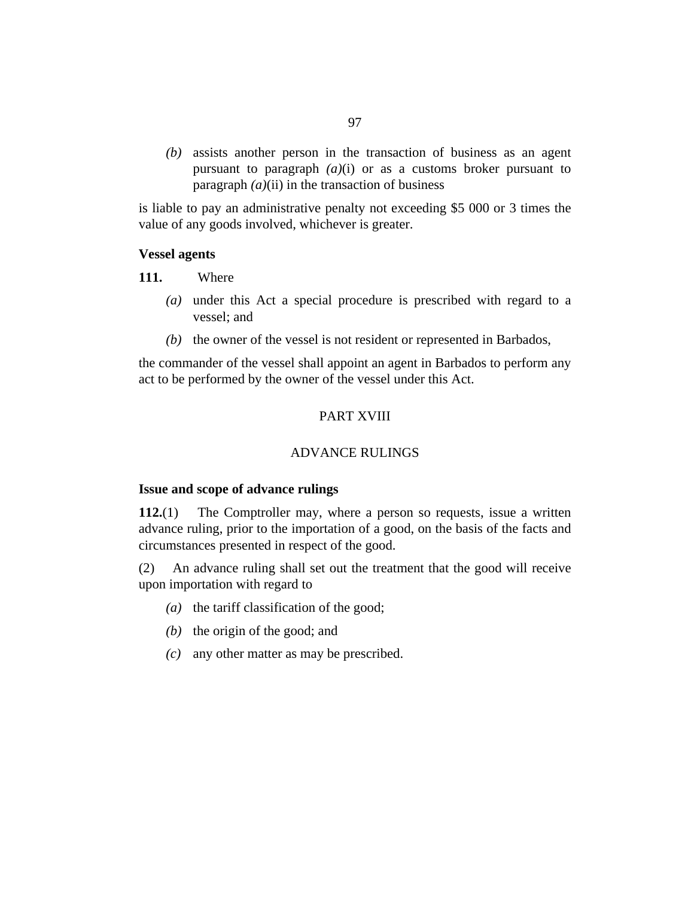*(b)* assists another person in the transaction of business as an agent pursuant to paragraph *(a)*(i) or as a customs broker pursuant to paragraph *(a)*(ii) in the transaction of business

is liable to pay an administrative penalty not exceeding $5 000 or 3 times the value of any goods involved, whichever is greater.

**Vessel agents**

**111.** Where

*(a)* under this Act a special procedure is prescribed with regard to a vessel; and

*(b)* the owner of the vessel is not resident or represented in Barbados,

the commander of the vessel shall appoint an agent in Barbados to perform any act to be performed by the owner of the vessel under this Act.

## PART XVIII

## ADVANCE RULINGS

**Issue and scope of advance rulings**

**112.**(1) The Comptroller may, where a person so requests, issue a written advance ruling, prior to the importation of a good, on the basis of the facts and circumstances presented in respect of the good.

(2) An advance ruling shall set out the treatment that the good will receive upon importation with regard to

*(a)* the tariff classification of the good;

*(b)* the origin of the good; and

*(c)* any other matter as may be prescribed.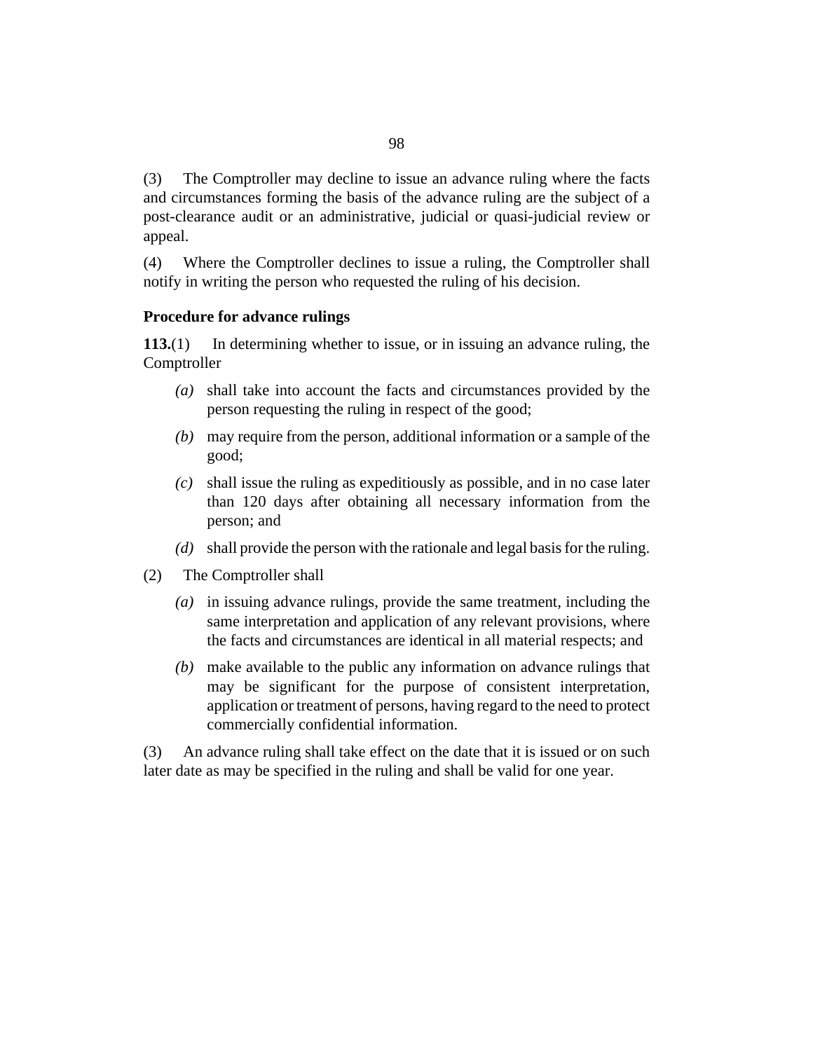(3) The Comptroller may decline to issue an advance ruling where the facts and circumstances forming the basis of the advance ruling are the subject of a post-clearance audit or an administrative, judicial or quasi-judicial review or appeal.

(4) Where the Comptroller declines to issue a ruling, the Comptroller shall notify in writing the person who requested the ruling of his decision.

**Procedure for advance rulings**

**113.**(1) In determining whether to issue, or in issuing an advance ruling, the Comptroller

- *(a)* shall take into account the facts and circumstances provided by the person requesting the ruling in respect of the good;
- *(b)* may require from the person, additional information or a sample of the good;
- *(c)* shall issue the ruling as expeditiously as possible, and in no case later than 120 days after obtaining all necessary information from the person; and
- *(d)* shall provide the person with the rationale and legal basis for the ruling.

(2) The Comptroller shall

- *(a)* in issuing advance rulings, provide the same treatment, including the same interpretation and application of any relevant provisions, where the facts and circumstances are identical in all material respects; and
- *(b)* make available to the public any information on advance rulings that may be significant for the purpose of consistent interpretation, application or treatment of persons, having regard to the need to protect commercially confidential information.

(3) An advance ruling shall take effect on the date that it is issued or on such later date as may be specified in the ruling and shall be valid for one year.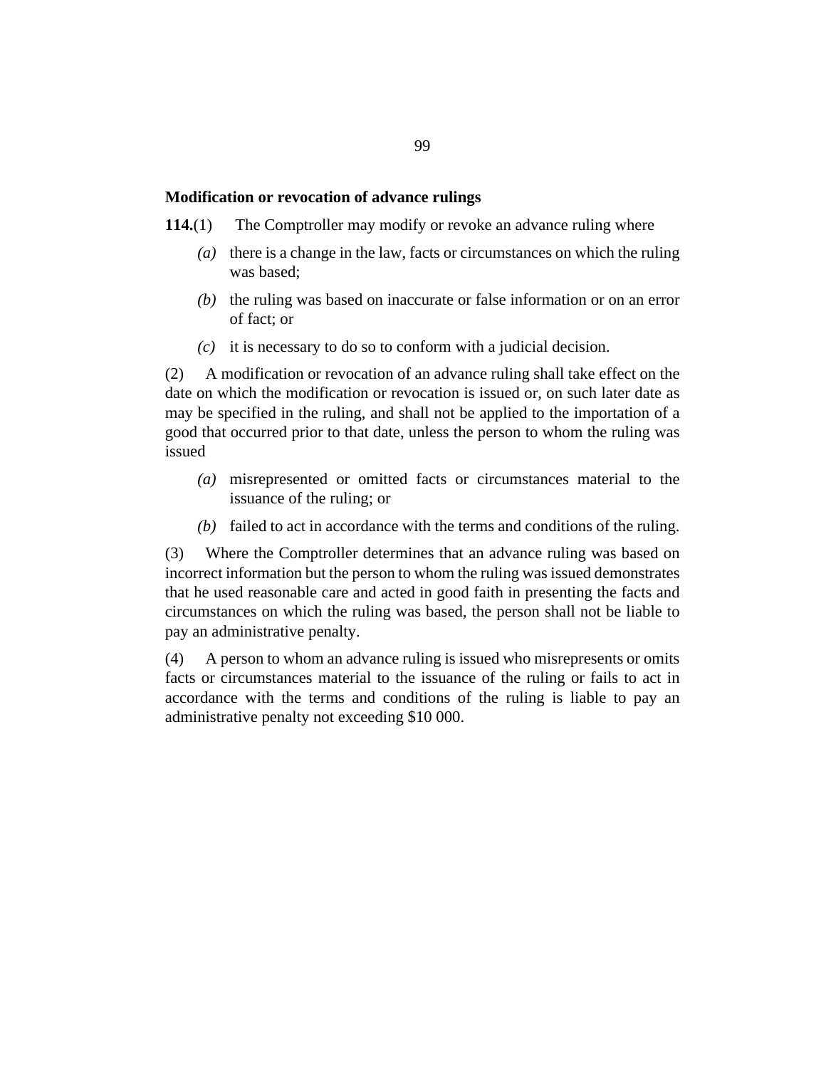**Modification or revocation of advance rulings**

**114.**(1) The Comptroller may modify or revoke an advance ruling where

- *(a)* there is a change in the law, facts or circumstances on which the ruling was based;
- *(b)* the ruling was based on inaccurate or false information or on an error of fact; or
- *(c)* it is necessary to do so to conform with a judicial decision.

(2) A modification or revocation of an advance ruling shall take effect on the date on which the modification or revocation is issued or, on such later date as may be specified in the ruling, and shall not be applied to the importation of a good that occurred prior to that date, unless the person to whom the ruling was issued

- *(a)* misrepresented or omitted facts or circumstances material to the issuance of the ruling; or
- *(b)* failed to act in accordance with the terms and conditions of the ruling.

(3) Where the Comptroller determines that an advance ruling was based on incorrect information but the person to whom the ruling was issued demonstrates that he used reasonable care and acted in good faith in presenting the facts and circumstances on which the ruling was based, the person shall not be liable to pay an administrative penalty.

(4) A person to whom an advance ruling is issued who misrepresents or omits facts or circumstances material to the issuance of the ruling or fails to act in accordance with the terms and conditions of the ruling is liable to pay an administrative penalty not exceeding $10 000.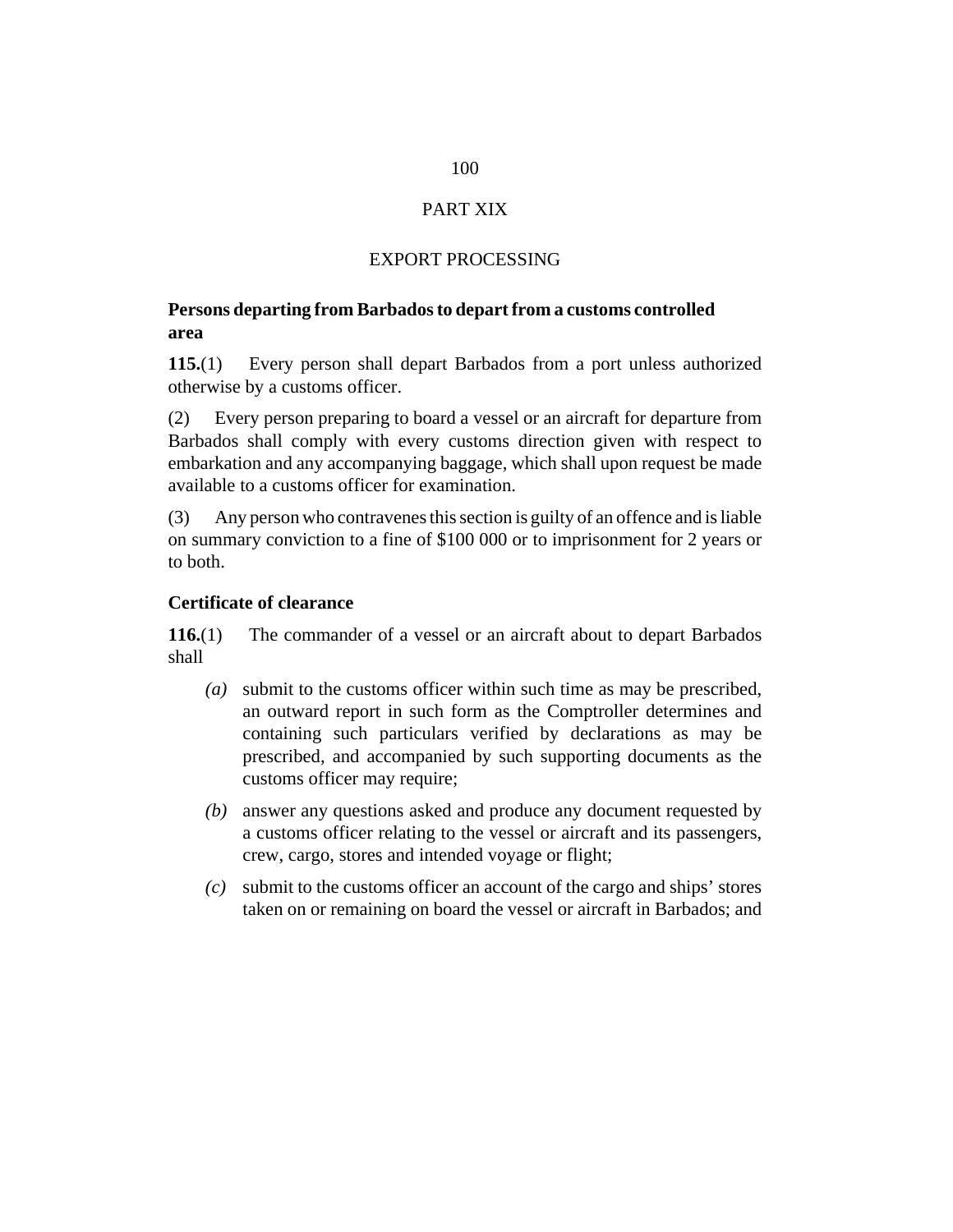## PART XIX

## EXPORT PROCESSING

**Persons departing from Barbados to depart from a customs controlled area**

**115.**(1) Every person shall depart Barbados from a port unless authorized otherwise by a customs officer.

(2) Every person preparing to board a vessel or an aircraft for departure from Barbados shall comply with every customs direction given with respect to embarkation and any accompanying baggage, which shall upon request be made available to a customs officer for examination.

(3) Any person who contravenes this section is guilty of an offence and is liable on summary conviction to a fine of $100 000 or to imprisonment for 2 years or to both.

**Certificate of clearance**

**116.**(1) The commander of a vessel or an aircraft about to depart Barbados shall

- *(a)* submit to the customs officer within such time as may be prescribed, an outward report in such form as the Comptroller determines and containing such particulars verified by declarations as may be prescribed, and accompanied by such supporting documents as the customs officer may require;
- *(b)* answer any questions asked and produce any document requested by a customs officer relating to the vessel or aircraft and its passengers, crew, cargo, stores and intended voyage or flight;
- *(c)* submit to the customs officer an account of the cargo and ships' stores taken on or remaining on board the vessel or aircraft in Barbados; and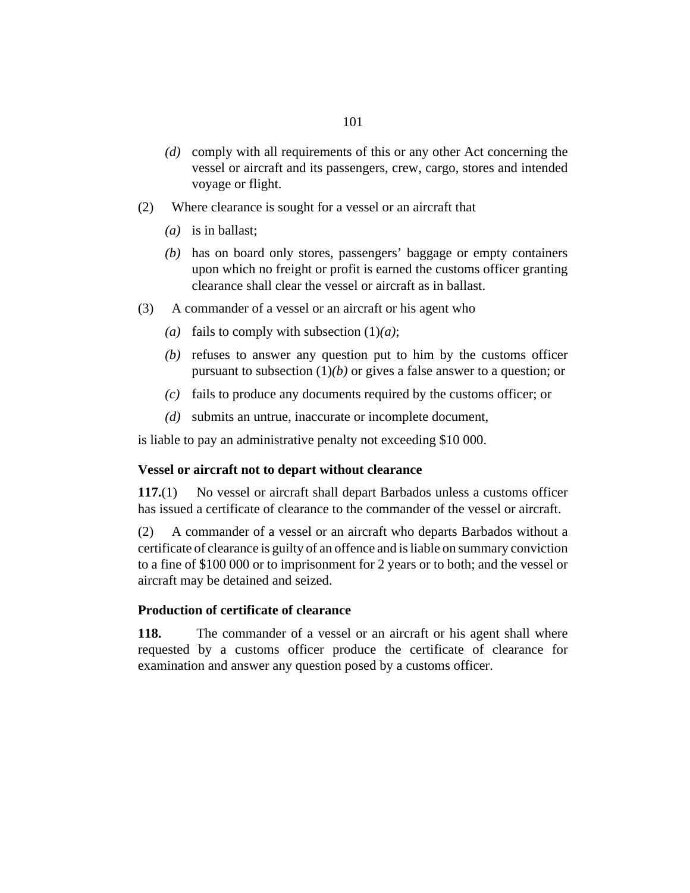*(d)* comply with all requirements of this or any other Act concerning the vessel or aircraft and its passengers, crew, cargo, stores and intended voyage or flight.

(2) Where clearance is sought for a vessel or an aircraft that

*(a)* is in ballast;

*(b)* has on board only stores, passengers' baggage or empty containers upon which no freight or profit is earned the customs officer granting clearance shall clear the vessel or aircraft as in ballast.

(3) A commander of a vessel or an aircraft or his agent who

*(a)* fails to comply with subsection (1)*(a)*;

*(b)* refuses to answer any question put to him by the customs officer pursuant to subsection (1)*(b)* or gives a false answer to a question; or

*(c)* fails to produce any documents required by the customs officer; or

*(d)* submits an untrue, inaccurate or incomplete document,

is liable to pay an administrative penalty not exceeding $10 000.

### Vessel or aircraft not to depart without clearance

**117.**(1) No vessel or aircraft shall depart Barbados unless a customs officer has issued a certificate of clearance to the commander of the vessel or aircraft.

(2) A commander of a vessel or an aircraft who departs Barbados without a certificate of clearance is guilty of an offence and is liable on summary conviction to a fine of $100 000 or to imprisonment for 2 years or to both; and the vessel or aircraft may be detained and seized.

### Production of certificate of clearance

**118.** The commander of a vessel or an aircraft or his agent shall where requested by a customs officer produce the certificate of clearance for examination and answer any question posed by a customs officer.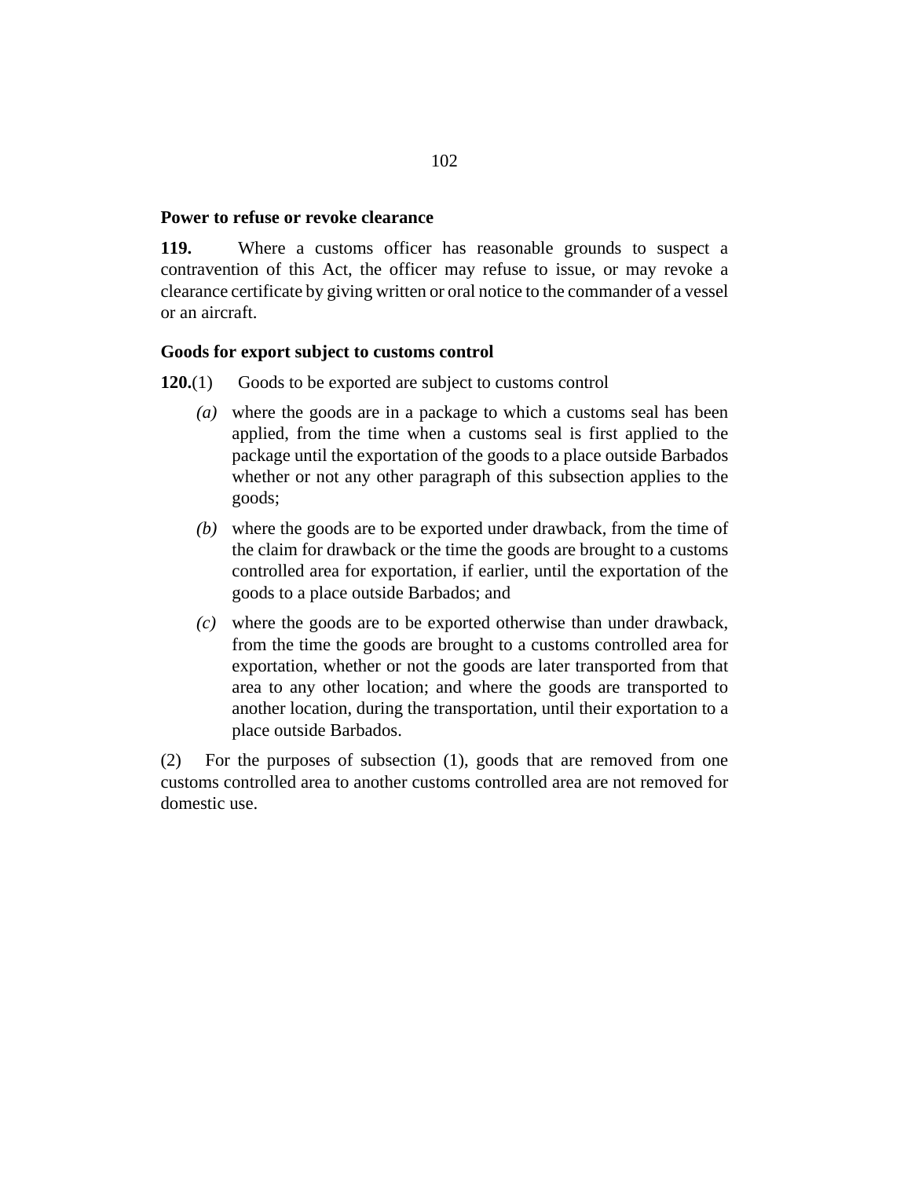**Power to refuse or revoke clearance**

**119.** Where a customs officer has reasonable grounds to suspect a contravention of this Act, the officer may refuse to issue, or may revoke a clearance certificate by giving written or oral notice to the commander of a vessel or an aircraft.

**Goods for export subject to customs control**

**120.**(1) Goods to be exported are subject to customs control

*(a)* where the goods are in a package to which a customs seal has been applied, from the time when a customs seal is first applied to the package until the exportation of the goods to a place outside Barbados whether or not any other paragraph of this subsection applies to the goods;

*(b)* where the goods are to be exported under drawback, from the time of the claim for drawback or the time the goods are brought to a customs controlled area for exportation, if earlier, until the exportation of the goods to a place outside Barbados; and

*(c)* where the goods are to be exported otherwise than under drawback, from the time the goods are brought to a customs controlled area for exportation, whether or not the goods are later transported from that area to any other location; and where the goods are transported to another location, during the transportation, until their exportation to a place outside Barbados.

(2) For the purposes of subsection (1), goods that are removed from one customs controlled area to another customs controlled area are not removed for domestic use.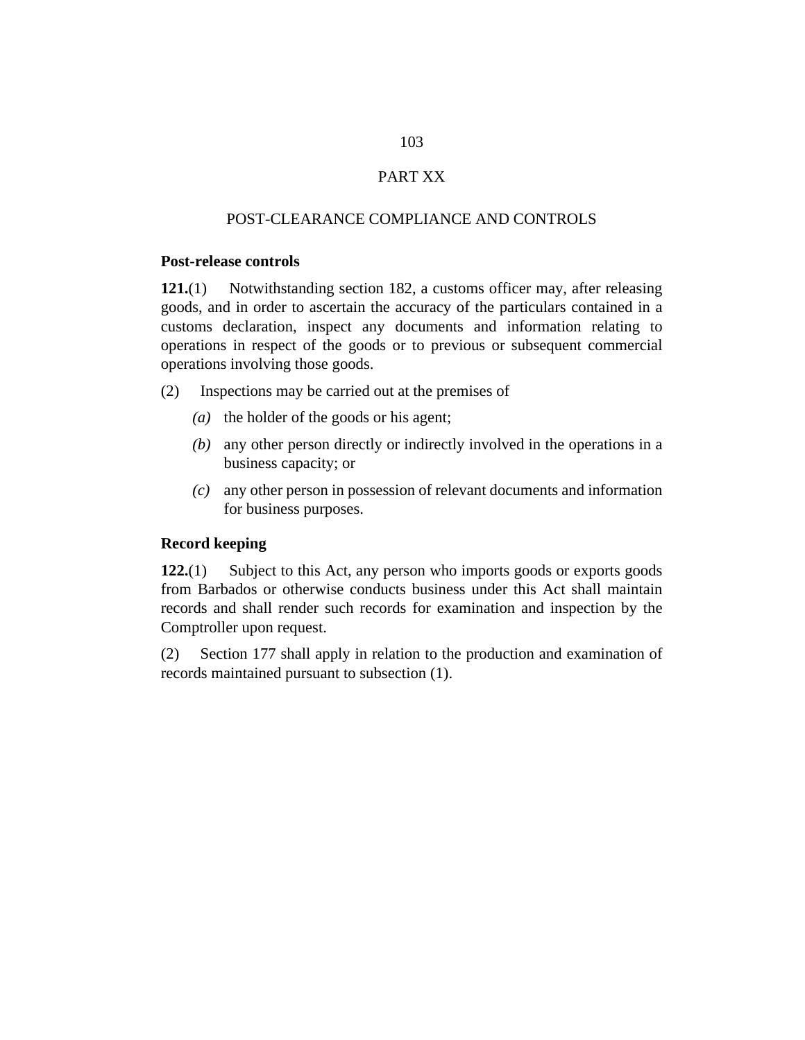# PART XX

## POST-CLEARANCE COMPLIANCE AND CONTROLS

### Post-release controls

**121.**(1) Notwithstanding section 182, a customs officer may, after releasing goods, and in order to ascertain the accuracy of the particulars contained in a customs declaration, inspect any documents and information relating to operations in respect of the goods or to previous or subsequent commercial operations involving those goods.

(2) Inspections may be carried out at the premises of

- *(a)* the holder of the goods or his agent;
- *(b)* any other person directly or indirectly involved in the operations in a business capacity; or
- *(c)* any other person in possession of relevant documents and information for business purposes.

### Record keeping

**122.**(1) Subject to this Act, any person who imports goods or exports goods from Barbados or otherwise conducts business under this Act shall maintain records and shall render such records for examination and inspection by the Comptroller upon request.

(2) Section 177 shall apply in relation to the production and examination of records maintained pursuant to subsection (1).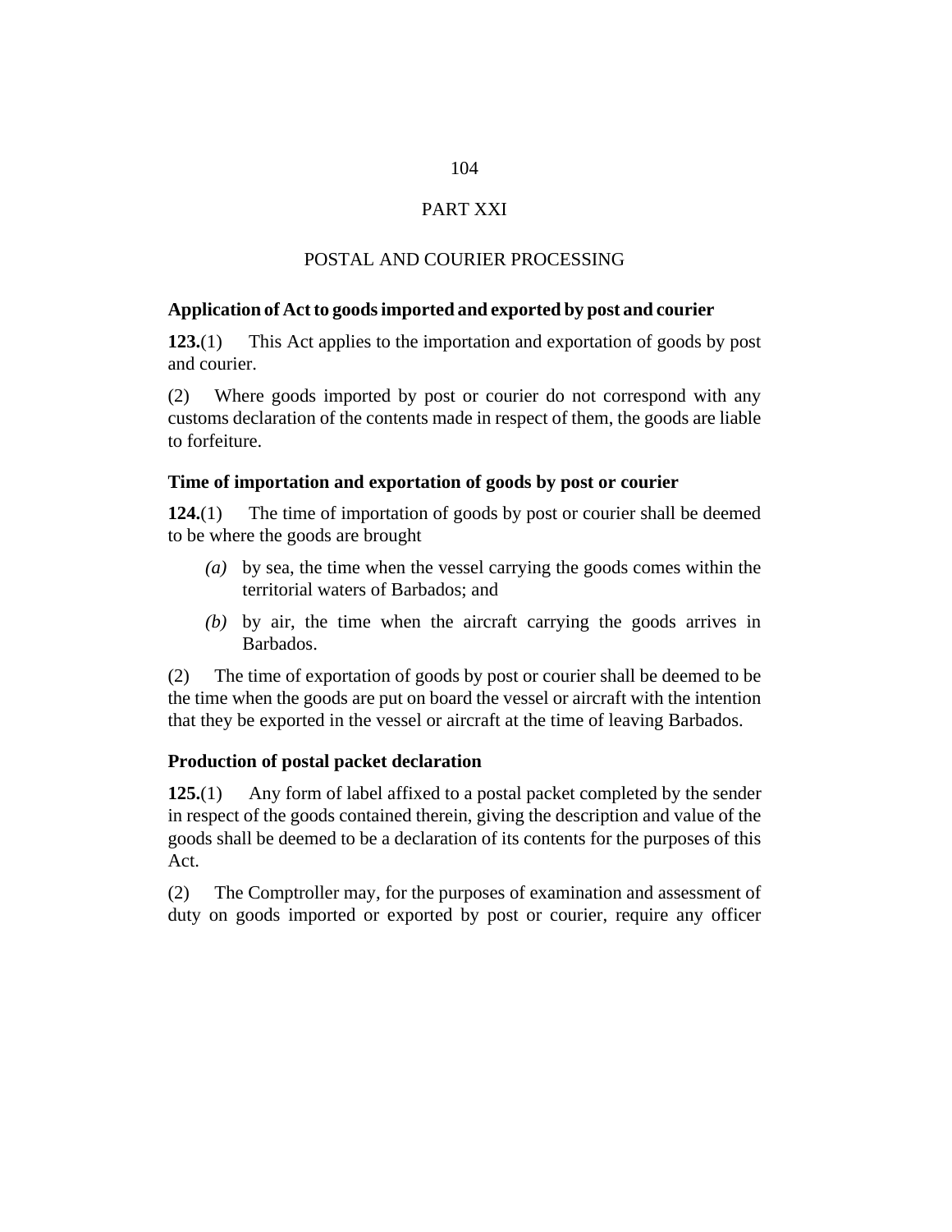# PART XXI

## POSTAL AND COURIER PROCESSING

### Application of Act to goods imported and exported by post and courier

**123.**(1) This Act applies to the importation and exportation of goods by post and courier.

(2) Where goods imported by post or courier do not correspond with any customs declaration of the contents made in respect of them, the goods are liable to forfeiture.

### Time of importation and exportation of goods by post or courier

**124.**(1) The time of importation of goods by post or courier shall be deemed to be where the goods are brought

- *(a)* by sea, the time when the vessel carrying the goods comes within the territorial waters of Barbados; and
- *(b)* by air, the time when the aircraft carrying the goods arrives in Barbados.

(2) The time of exportation of goods by post or courier shall be deemed to be the time when the goods are put on board the vessel or aircraft with the intention that they be exported in the vessel or aircraft at the time of leaving Barbados.

### Production of postal packet declaration

**125.**(1) Any form of label affixed to a postal packet completed by the sender in respect of the goods contained therein, giving the description and value of the goods shall be deemed to be a declaration of its contents for the purposes of this Act.

(2) The Comptroller may, for the purposes of examination and assessment of duty on goods imported or exported by post or courier, require any officer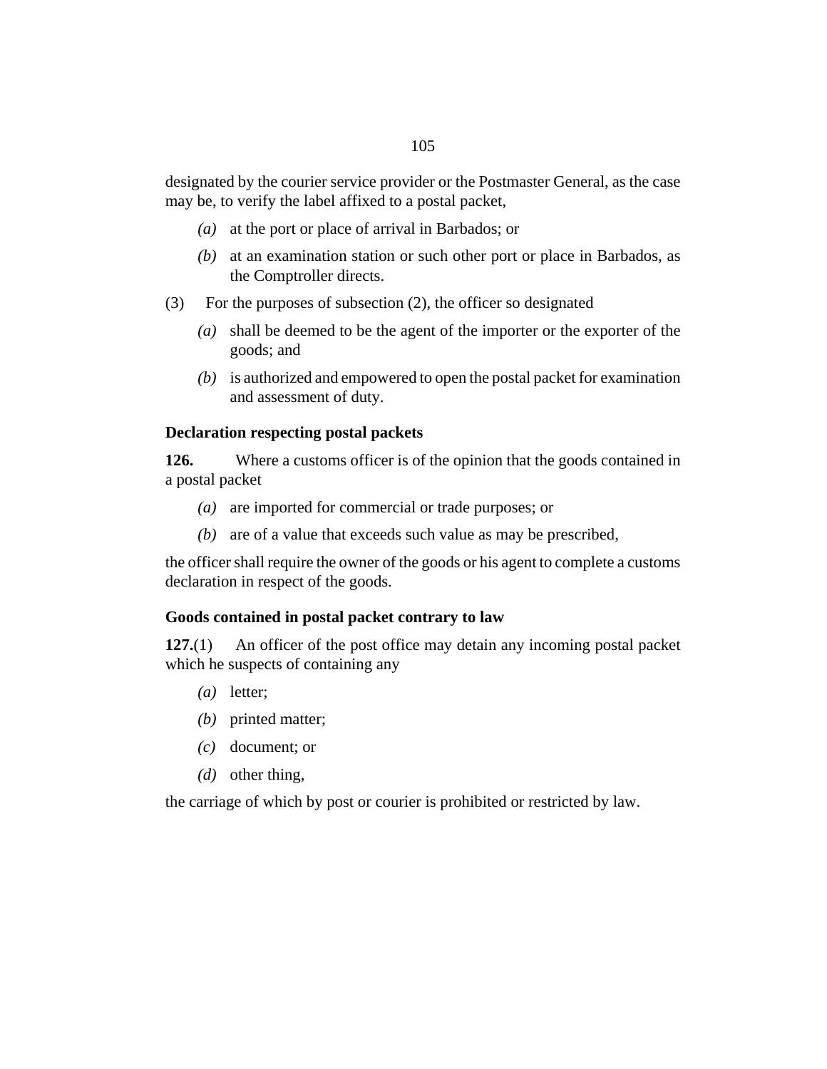designated by the courier service provider or the Postmaster General, as the case may be, to verify the label affixed to a postal packet,

- *(a)* at the port or place of arrival in Barbados; or
- *(b)* at an examination station or such other port or place in Barbados, as the Comptroller directs.

(3) For the purposes of subsection (2), the officer so designated

- *(a)* shall be deemed to be the agent of the importer or the exporter of the goods; and
- *(b)* is authorized and empowered to open the postal packet for examination and assessment of duty.

### Declaration respecting postal packets

**126.** Where a customs officer is of the opinion that the goods contained in a postal packet

- *(a)* are imported for commercial or trade purposes; or
- *(b)* are of a value that exceeds such value as may be prescribed,

the officer shall require the owner of the goods or his agent to complete a customs declaration in respect of the goods.

### Goods contained in postal packet contrary to law

**127.**(1) An officer of the post office may detain any incoming postal packet which he suspects of containing any

- *(a)* letter;
- *(b)* printed matter;
- *(c)* document; or
- *(d)* other thing,

the carriage of which by post or courier is prohibited or restricted by law.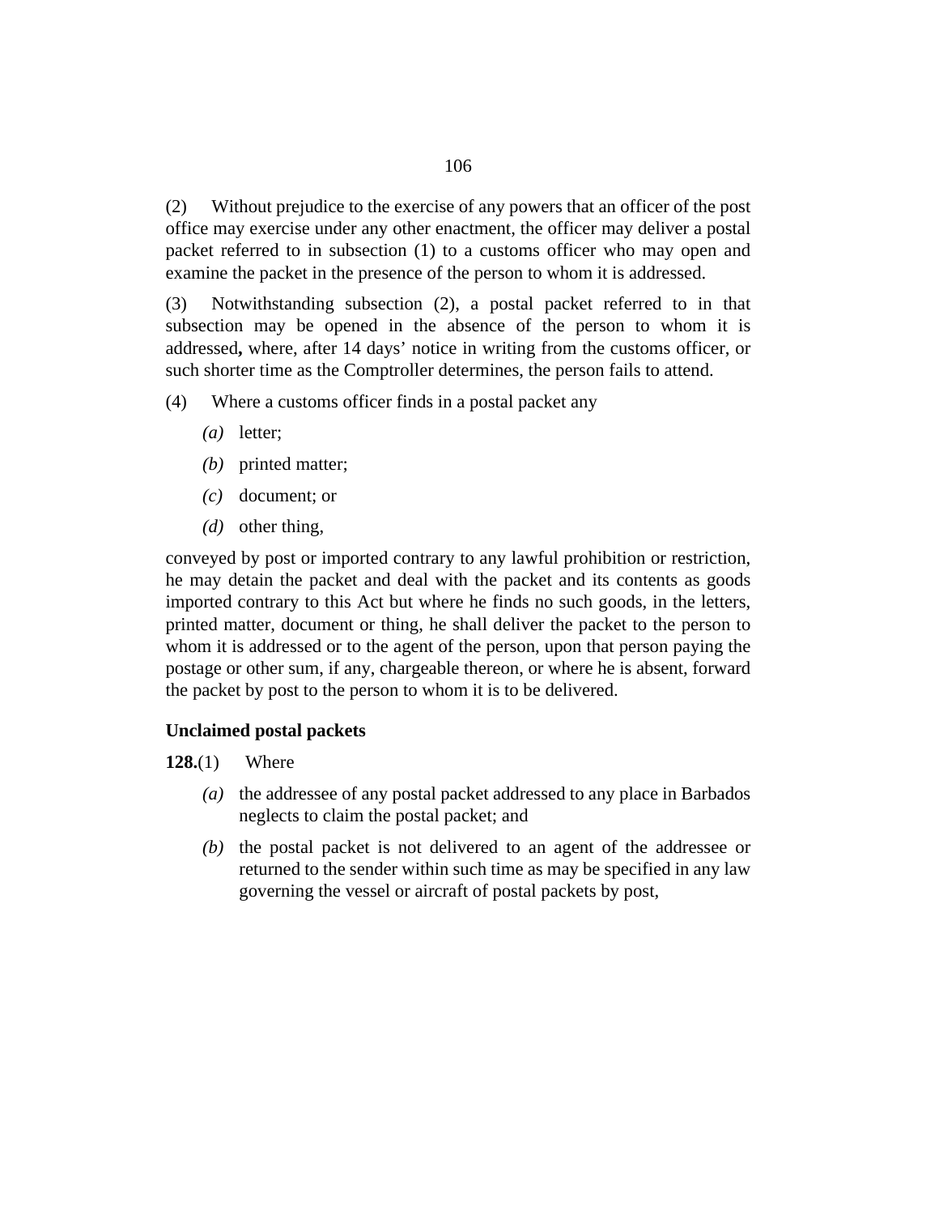(2) Without prejudice to the exercise of any powers that an officer of the post office may exercise under any other enactment, the officer may deliver a postal packet referred to in subsection (1) to a customs officer who may open and examine the packet in the presence of the person to whom it is addressed.

(3) Notwithstanding subsection (2), a postal packet referred to in that subsection may be opened in the absence of the person to whom it is addressed**,** where, after 14 days' notice in writing from the customs officer, or such shorter time as the Comptroller determines, the person fails to attend.

(4) Where a customs officer finds in a postal packet any

*(a)* letter;

*(b)* printed matter;

*(c)* document; or

*(d)* other thing,

conveyed by post or imported contrary to any lawful prohibition or restriction, he may detain the packet and deal with the packet and its contents as goods imported contrary to this Act but where he finds no such goods, in the letters, printed matter, document or thing, he shall deliver the packet to the person to whom it is addressed or to the agent of the person, upon that person paying the postage or other sum, if any, chargeable thereon, or where he is absent, forward the packet by post to the person to whom it is to be delivered.

**Unclaimed postal packets**

**128.**(1) Where

*(a)* the addressee of any postal packet addressed to any place in Barbados neglects to claim the postal packet; and

*(b)* the postal packet is not delivered to an agent of the addressee or returned to the sender within such time as may be specified in any law governing the vessel or aircraft of postal packets by post,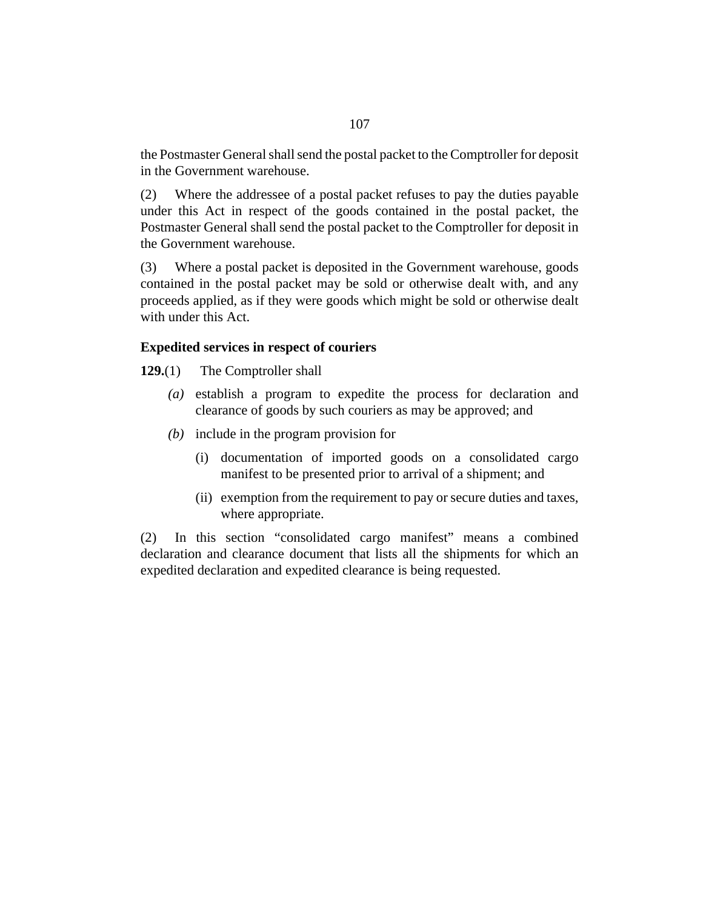the Postmaster General shall send the postal packet to the Comptroller for deposit in the Government warehouse.

(2) Where the addressee of a postal packet refuses to pay the duties payable under this Act in respect of the goods contained in the postal packet, the Postmaster General shall send the postal packet to the Comptroller for deposit in the Government warehouse.

(3) Where a postal packet is deposited in the Government warehouse, goods contained in the postal packet may be sold or otherwise dealt with, and any proceeds applied, as if they were goods which might be sold or otherwise dealt with under this Act.

**Expedited services in respect of couriers**

**129.**(1) The Comptroller shall

*(a)* establish a program to expedite the process for declaration and clearance of goods by such couriers as may be approved; and

*(b)* include in the program provision for

(i) documentation of imported goods on a consolidated cargo manifest to be presented prior to arrival of a shipment; and

(ii) exemption from the requirement to pay or secure duties and taxes, where appropriate.

(2) In this section "consolidated cargo manifest" means a combined declaration and clearance document that lists all the shipments for which an expedited declaration and expedited clearance is being requested.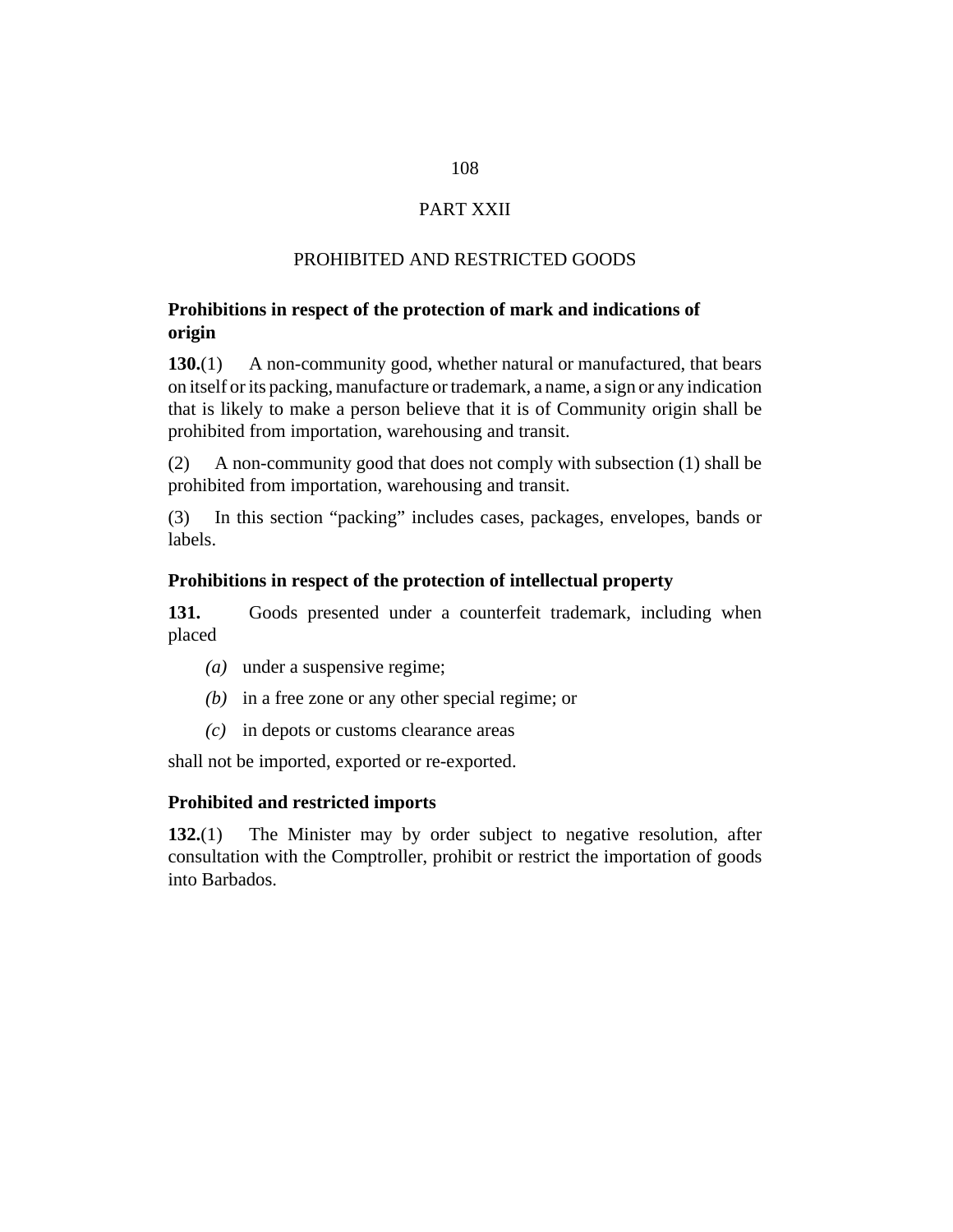# PART XXII

## PROHIBITED AND RESTRICTED GOODS

### Prohibitions in respect of the protection of mark and indications of origin

**130.**(1) A non-community good, whether natural or manufactured, that bears on itself or its packing, manufacture or trademark, a name, a sign or any indication that is likely to make a person believe that it is of Community origin shall be prohibited from importation, warehousing and transit.

(2) A non-community good that does not comply with subsection (1) shall be prohibited from importation, warehousing and transit.

(3) In this section "packing" includes cases, packages, envelopes, bands or labels.

### Prohibitions in respect of the protection of intellectual property

**131.** Goods presented under a counterfeit trademark, including when placed

*(a)* under a suspensive regime;

*(b)* in a free zone or any other special regime; or

*(c)* in depots or customs clearance areas

shall not be imported, exported or re-exported.

### Prohibited and restricted imports

**132.**(1) The Minister may by order subject to negative resolution, after consultation with the Comptroller, prohibit or restrict the importation of goods into Barbados.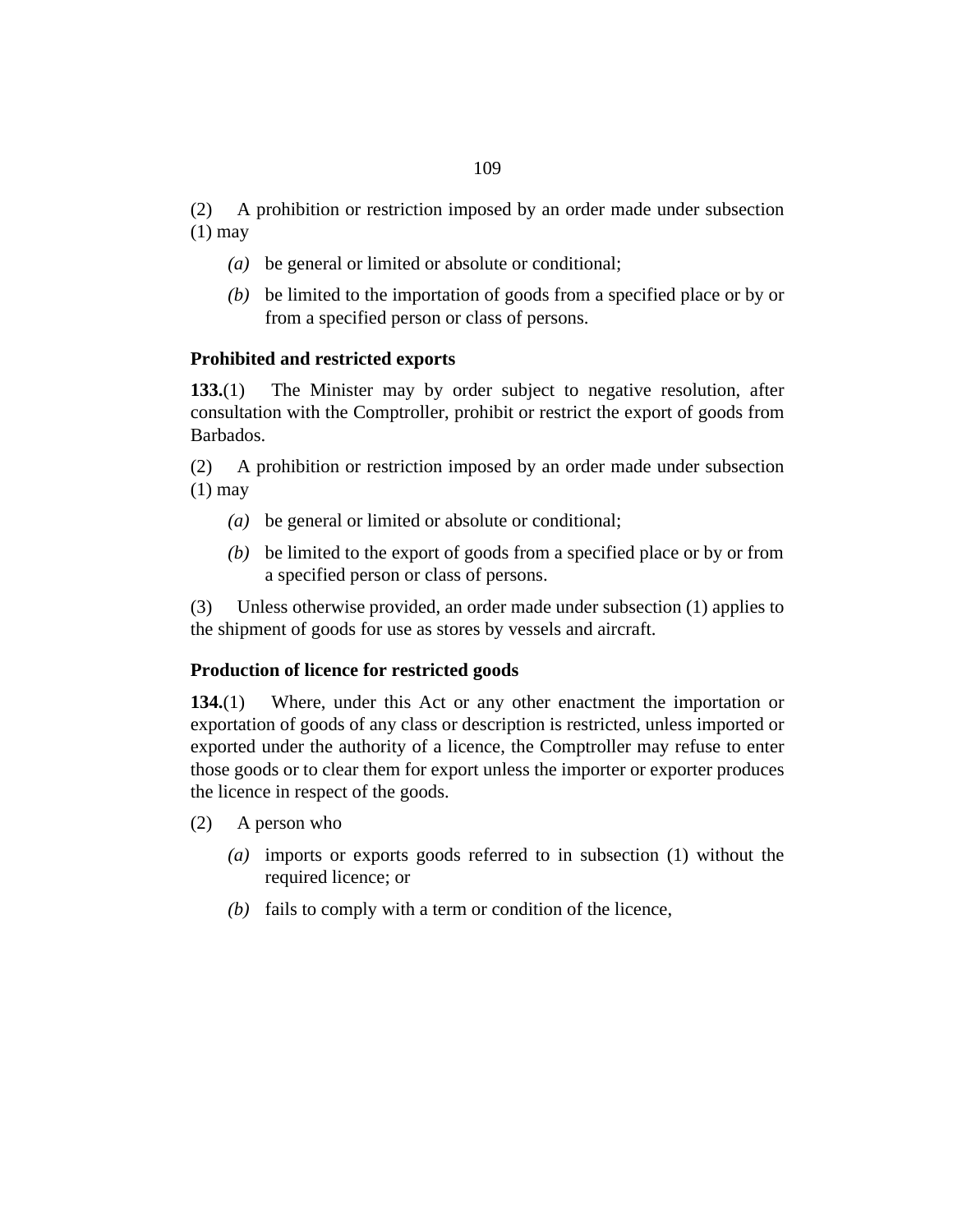(2) A prohibition or restriction imposed by an order made under subsection (1) may

- *(a)* be general or limited or absolute or conditional;
- *(b)* be limited to the importation of goods from a specified place or by or from a specified person or class of persons.

**Prohibited and restricted exports**

**133.**(1) The Minister may by order subject to negative resolution, after consultation with the Comptroller, prohibit or restrict the export of goods from Barbados.

(2) A prohibition or restriction imposed by an order made under subsection (1) may

- *(a)* be general or limited or absolute or conditional;
- *(b)* be limited to the export of goods from a specified place or by or from a specified person or class of persons.

(3) Unless otherwise provided, an order made under subsection (1) applies to the shipment of goods for use as stores by vessels and aircraft.

**Production of licence for restricted goods**

**134.**(1) Where, under this Act or any other enactment the importation or exportation of goods of any class or description is restricted, unless imported or exported under the authority of a licence, the Comptroller may refuse to enter those goods or to clear them for export unless the importer or exporter produces the licence in respect of the goods.

(2) A person who

- *(a)* imports or exports goods referred to in subsection (1) without the required licence; or
- *(b)* fails to comply with a term or condition of the licence,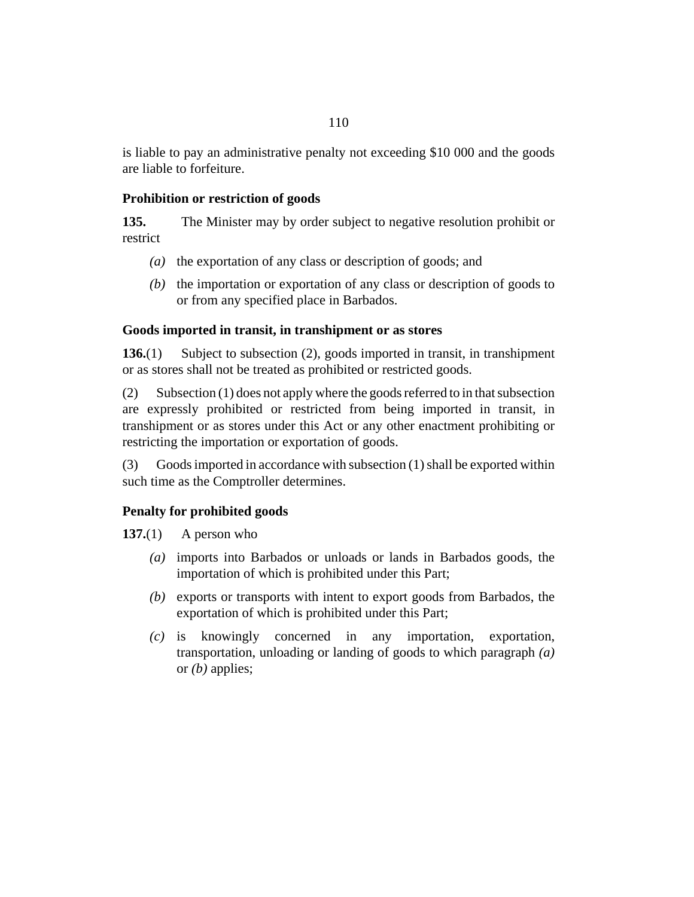is liable to pay an administrative penalty not exceeding $10 000 and the goods are liable to forfeiture.

**Prohibition or restriction of goods**

**135.** The Minister may by order subject to negative resolution prohibit or restrict

*(a)* the exportation of any class or description of goods; and

*(b)* the importation or exportation of any class or description of goods to or from any specified place in Barbados.

**Goods imported in transit, in transhipment or as stores**

**136.**(1) Subject to subsection (2), goods imported in transit, in transhipment or as stores shall not be treated as prohibited or restricted goods.

(2) Subsection (1) does not apply where the goods referred to in that subsection are expressly prohibited or restricted from being imported in transit, in transhipment or as stores under this Act or any other enactment prohibiting or restricting the importation or exportation of goods.

(3) Goods imported in accordance with subsection (1) shall be exported within such time as the Comptroller determines.

**Penalty for prohibited goods**

**137.**(1) A person who

*(a)* imports into Barbados or unloads or lands in Barbados goods, the importation of which is prohibited under this Part;

*(b)* exports or transports with intent to export goods from Barbados, the exportation of which is prohibited under this Part;

*(c)* is knowingly concerned in any importation, exportation, transportation, unloading or landing of goods to which paragraph *(a)* or *(b)* applies;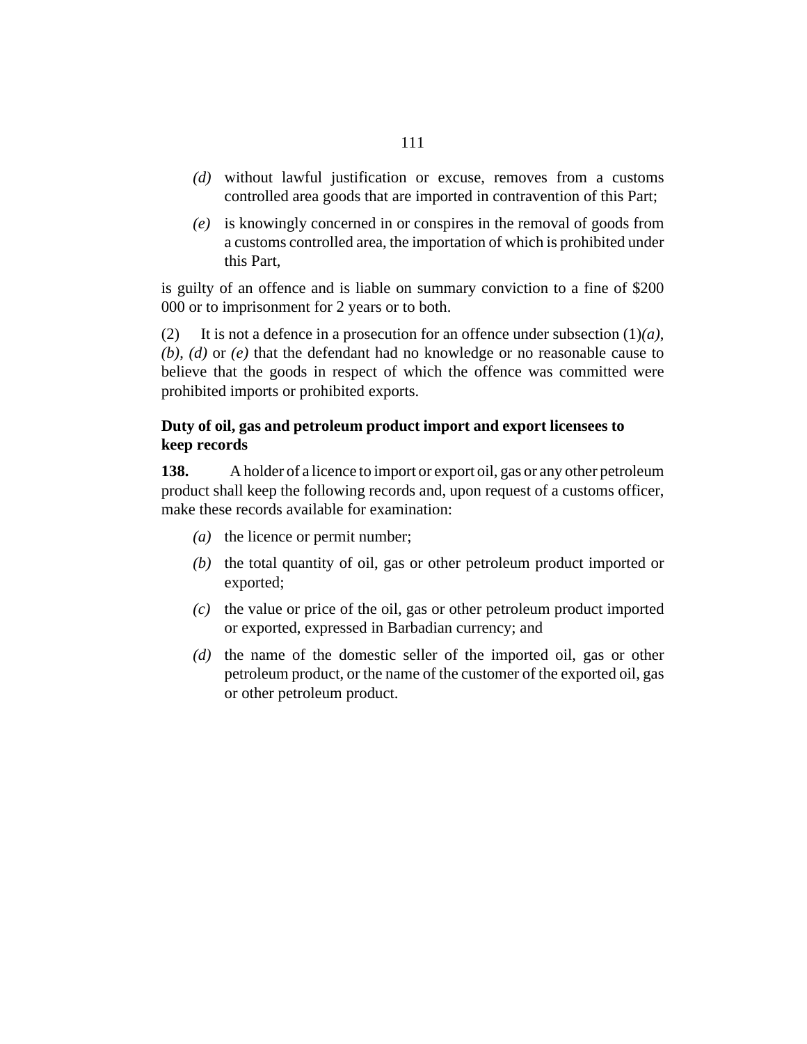*(d)* without lawful justification or excuse, removes from a customs controlled area goods that are imported in contravention of this Part;

*(e)* is knowingly concerned in or conspires in the removal of goods from a customs controlled area, the importation of which is prohibited under this Part,

is guilty of an offence and is liable on summary conviction to a fine of $200 000 or to imprisonment for 2 years or to both.

(2) It is not a defence in a prosecution for an offence under subsection (1)*(a)*, *(b)*, *(d)* or *(e)* that the defendant had no knowledge or no reasonable cause to believe that the goods in respect of which the offence was committed were prohibited imports or prohibited exports.

**Duty of oil, gas and petroleum product import and export licensees to keep records**

**138.** A holder of a licence to import or export oil, gas or any other petroleum product shall keep the following records and, upon request of a customs officer, make these records available for examination:

*(a)* the licence or permit number;

*(b)* the total quantity of oil, gas or other petroleum product imported or exported;

*(c)* the value or price of the oil, gas or other petroleum product imported or exported, expressed in Barbadian currency; and

*(d)* the name of the domestic seller of the imported oil, gas or other petroleum product, or the name of the customer of the exported oil, gas or other petroleum product.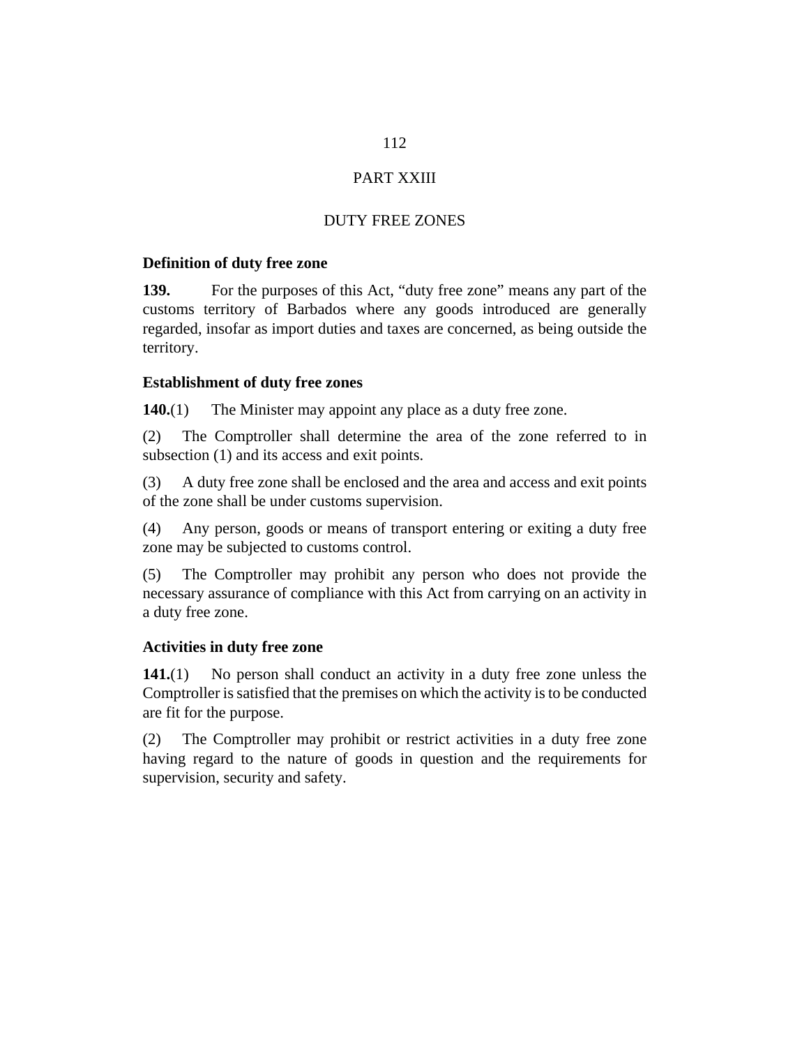## PART XXIII

## DUTY FREE ZONES

### Definition of duty free zone

**139.** For the purposes of this Act, “duty free zone” means any part of the customs territory of Barbados where any goods introduced are generally regarded, insofar as import duties and taxes are concerned, as being outside the territory.

### Establishment of duty free zones

**140.**(1) The Minister may appoint any place as a duty free zone.

(2) The Comptroller shall determine the area of the zone referred to in subsection (1) and its access and exit points.

(3) A duty free zone shall be enclosed and the area and access and exit points of the zone shall be under customs supervision.

(4) Any person, goods or means of transport entering or exiting a duty free zone may be subjected to customs control.

(5) The Comptroller may prohibit any person who does not provide the necessary assurance of compliance with this Act from carrying on an activity in a duty free zone.

### Activities in duty free zone

**141.**(1) No person shall conduct an activity in a duty free zone unless the Comptroller is satisfied that the premises on which the activity is to be conducted are fit for the purpose.

(2) The Comptroller may prohibit or restrict activities in a duty free zone having regard to the nature of goods in question and the requirements for supervision, security and safety.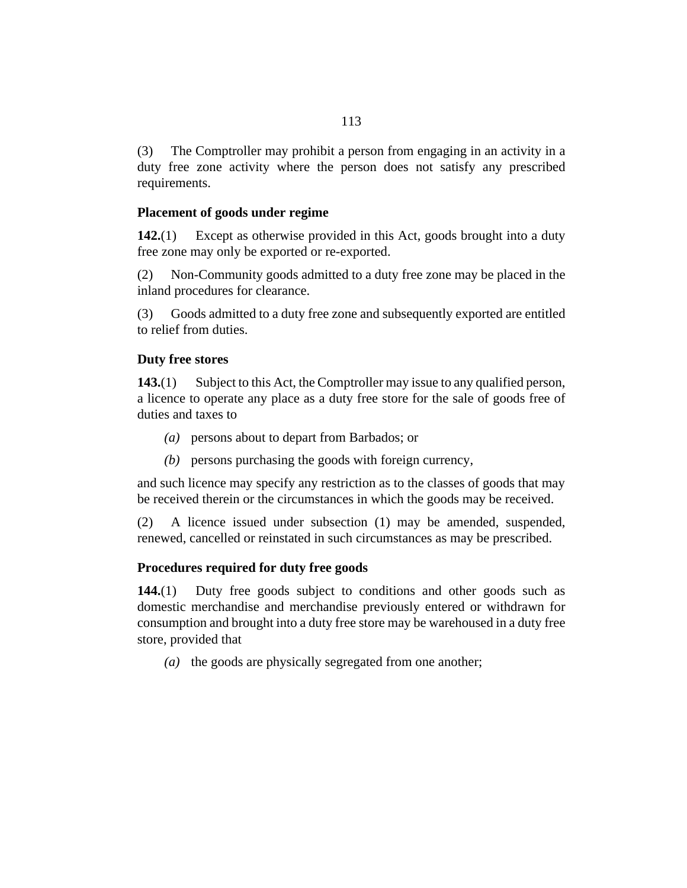(3) The Comptroller may prohibit a person from engaging in an activity in a duty free zone activity where the person does not satisfy any prescribed requirements.

### Placement of goods under regime

**142.**(1) Except as otherwise provided in this Act, goods brought into a duty free zone may only be exported or re-exported.

(2) Non-Community goods admitted to a duty free zone may be placed in the inland procedures for clearance.

(3) Goods admitted to a duty free zone and subsequently exported are entitled to relief from duties.

### Duty free stores

**143.**(1) Subject to this Act, the Comptroller may issue to any qualified person, a licence to operate any place as a duty free store for the sale of goods free of duties and taxes to

*(a)* persons about to depart from Barbados; or

*(b)* persons purchasing the goods with foreign currency,

and such licence may specify any restriction as to the classes of goods that may be received therein or the circumstances in which the goods may be received.

(2) A licence issued under subsection (1) may be amended, suspended, renewed, cancelled or reinstated in such circumstances as may be prescribed.

### Procedures required for duty free goods

**144.**(1) Duty free goods subject to conditions and other goods such as domestic merchandise and merchandise previously entered or withdrawn for consumption and brought into a duty free store may be warehoused in a duty free store, provided that

*(a)* the goods are physically segregated from one another;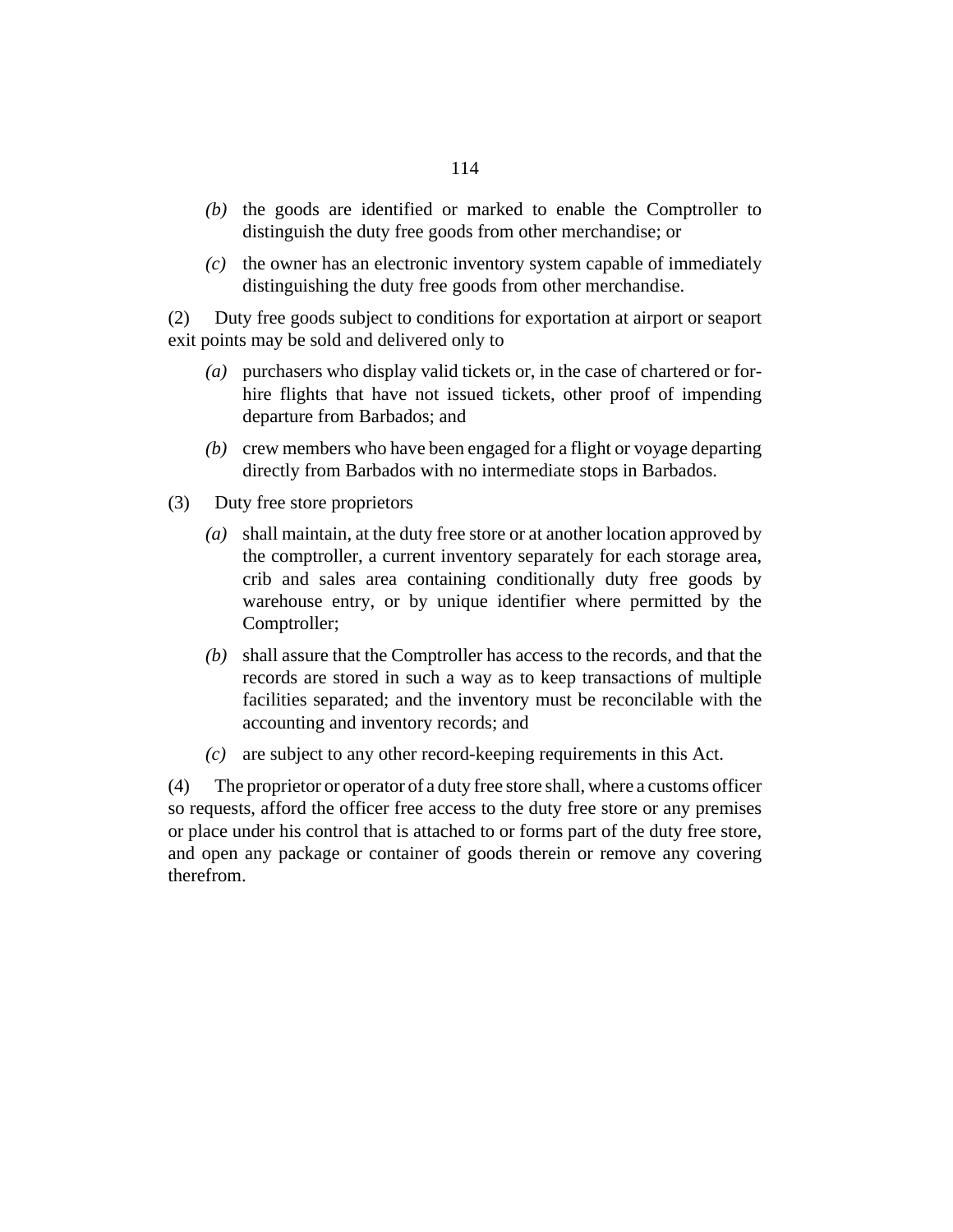*(b)* the goods are identified or marked to enable the Comptroller to distinguish the duty free goods from other merchandise; or

*(c)* the owner has an electronic inventory system capable of immediately distinguishing the duty free goods from other merchandise.

(2) Duty free goods subject to conditions for exportation at airport or seaport exit points may be sold and delivered only to

*(a)* purchasers who display valid tickets or, in the case of chartered or for-hire flights that have not issued tickets, other proof of impending departure from Barbados; and

*(b)* crew members who have been engaged for a flight or voyage departing directly from Barbados with no intermediate stops in Barbados.

(3) Duty free store proprietors

*(a)* shall maintain, at the duty free store or at another location approved by the comptroller, a current inventory separately for each storage area, crib and sales area containing conditionally duty free goods by warehouse entry, or by unique identifier where permitted by the Comptroller;

*(b)* shall assure that the Comptroller has access to the records, and that the records are stored in such a way as to keep transactions of multiple facilities separated; and the inventory must be reconcilable with the accounting and inventory records; and

*(c)* are subject to any other record-keeping requirements in this Act.

(4) The proprietor or operator of a duty free store shall, where a customs officer so requests, afford the officer free access to the duty free store or any premises or place under his control that is attached to or forms part of the duty free store, and open any package or container of goods therein or remove any covering therefrom.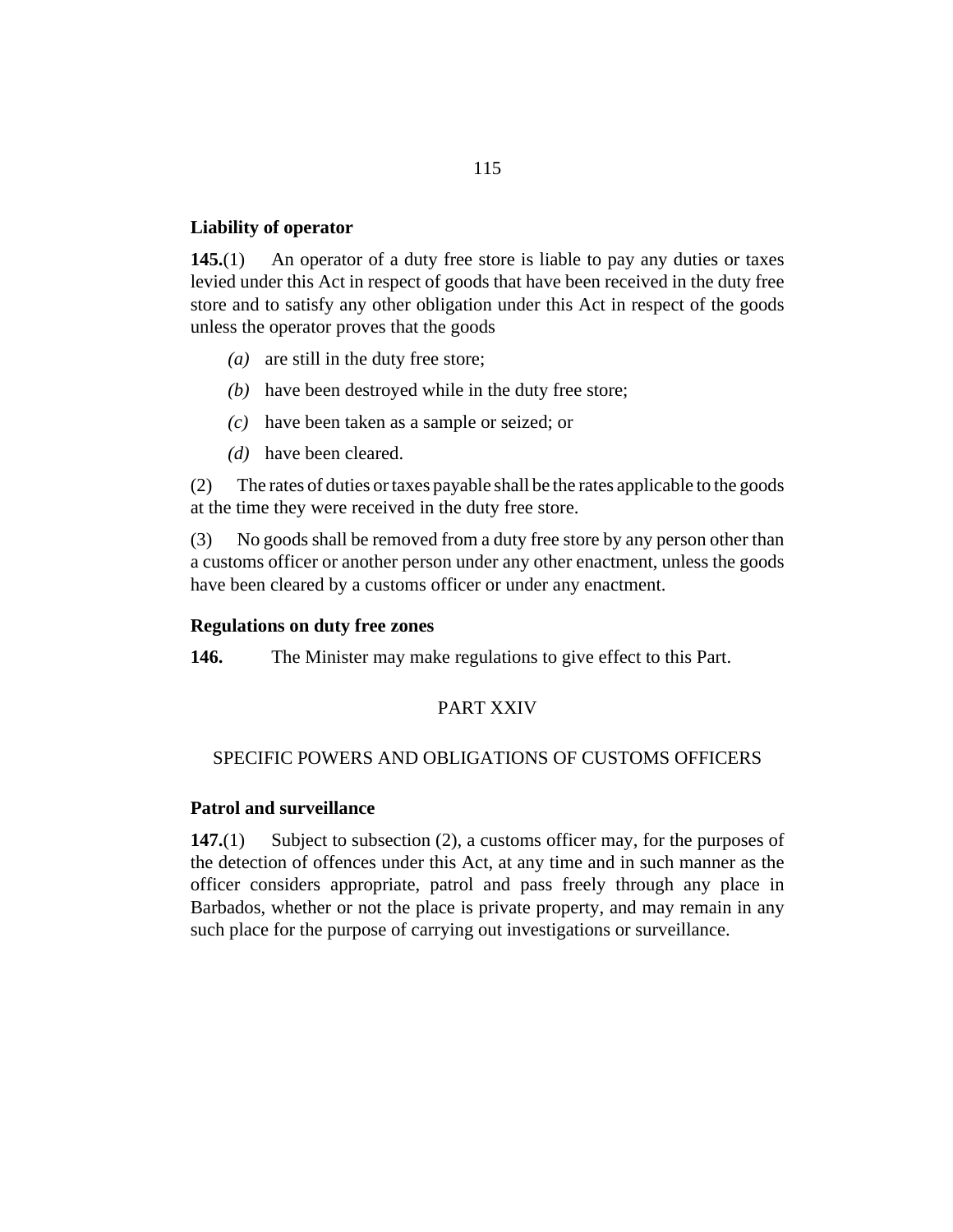### Liability of operator

**145.**(1) An operator of a duty free store is liable to pay any duties or taxes levied under this Act in respect of goods that have been received in the duty free store and to satisfy any other obligation under this Act in respect of the goods unless the operator proves that the goods

*(a)* are still in the duty free store;

*(b)* have been destroyed while in the duty free store;

*(c)* have been taken as a sample or seized; or

*(d)* have been cleared.

(2) The rates of duties or taxes payable shall be the rates applicable to the goods at the time they were received in the duty free store.

(3) No goods shall be removed from a duty free store by any person other than a customs officer or another person under any other enactment, unless the goods have been cleared by a customs officer or under any enactment.

### Regulations on duty free zones

**146.** The Minister may make regulations to give effect to this Part.

## PART XXIV

## SPECIFIC POWERS AND OBLIGATIONS OF CUSTOMS OFFICERS

### Patrol and surveillance

**147.**(1) Subject to subsection (2), a customs officer may, for the purposes of the detection of offences under this Act, at any time and in such manner as the officer considers appropriate, patrol and pass freely through any place in Barbados, whether or not the place is private property, and may remain in any such place for the purpose of carrying out investigations or surveillance.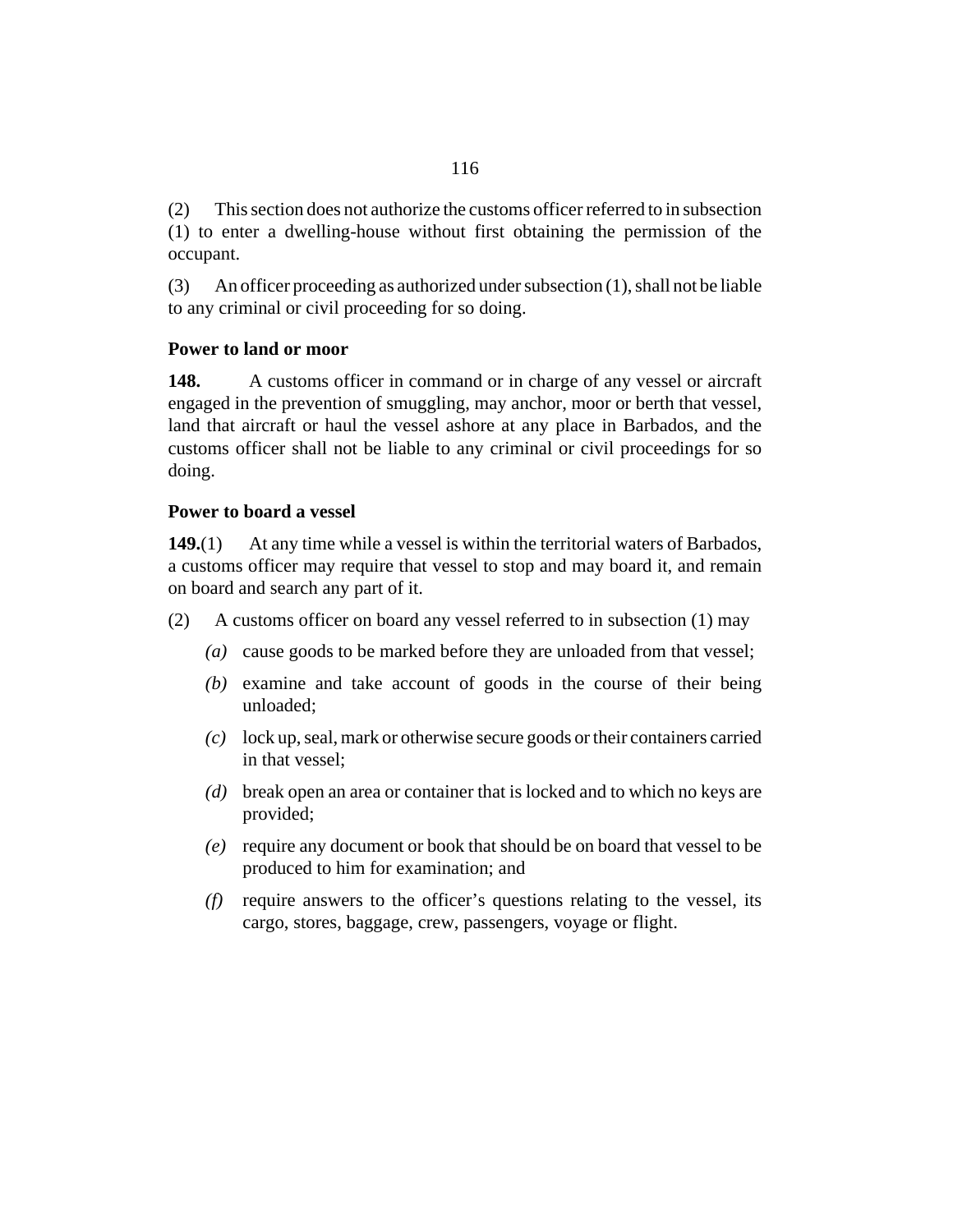(2) This section does not authorize the customs officer referred to in subsection (1) to enter a dwelling-house without first obtaining the permission of the occupant.

(3) An officer proceeding as authorized under subsection (1), shall not be liable to any criminal or civil proceeding for so doing.

**Power to land or moor**

**148.** A customs officer in command or in charge of any vessel or aircraft engaged in the prevention of smuggling, may anchor, moor or berth that vessel, land that aircraft or haul the vessel ashore at any place in Barbados, and the customs officer shall not be liable to any criminal or civil proceedings for so doing.

**Power to board a vessel**

**149.**(1) At any time while a vessel is within the territorial waters of Barbados, a customs officer may require that vessel to stop and may board it, and remain on board and search any part of it.

(2) A customs officer on board any vessel referred to in subsection (1) may

*(a)* cause goods to be marked before they are unloaded from that vessel;

*(b)* examine and take account of goods in the course of their being unloaded;

*(c)* lock up, seal, mark or otherwise secure goods or their containers carried in that vessel;

*(d)* break open an area or container that is locked and to which no keys are provided;

*(e)* require any document or book that should be on board that vessel to be produced to him for examination; and

*(f)* require answers to the officer's questions relating to the vessel, its cargo, stores, baggage, crew, passengers, voyage or flight.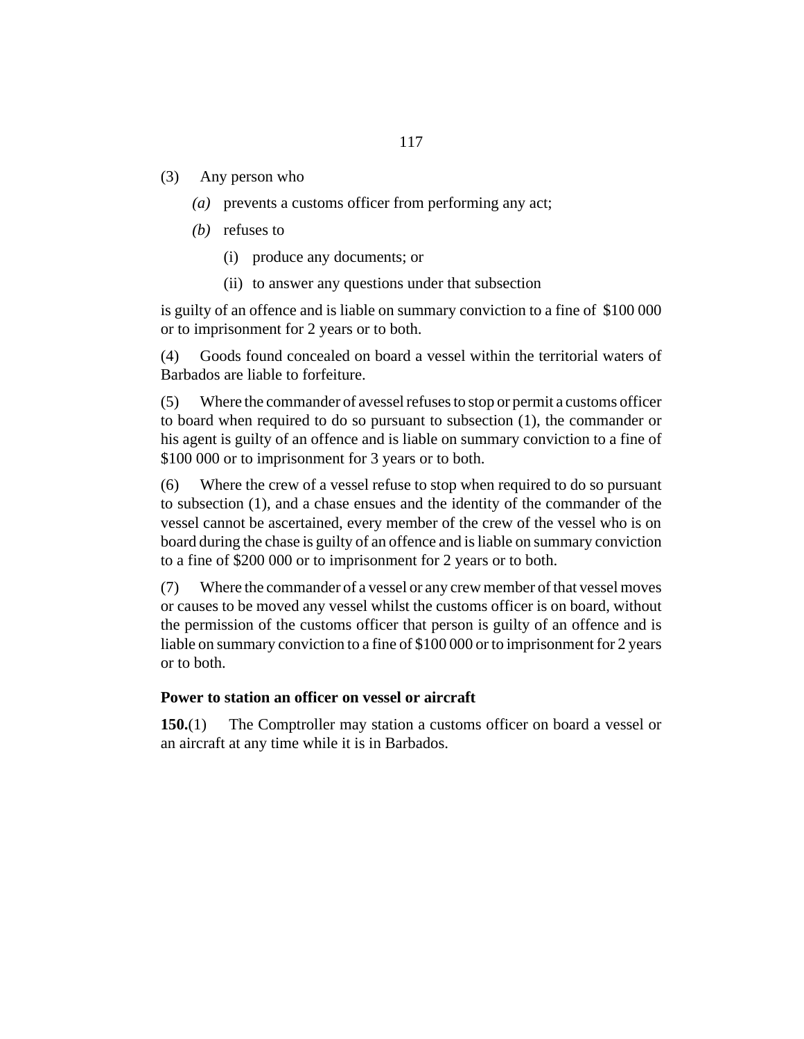(3) Any person who

*(a)* prevents a customs officer from performing any act;

*(b)* refuses to

(i) produce any documents; or

(ii) to answer any questions under that subsection

is guilty of an offence and is liable on summary conviction to a fine of $100 000 or to imprisonment for 2 years or to both.

(4) Goods found concealed on board a vessel within the territorial waters of Barbados are liable to forfeiture.

(5) Where the commander of avessel refuses to stop or permit a customs officer to board when required to do so pursuant to subsection (1), the commander or his agent is guilty of an offence and is liable on summary conviction to a fine of $100 000 or to imprisonment for 3 years or to both.

(6) Where the crew of a vessel refuse to stop when required to do so pursuant to subsection (1), and a chase ensues and the identity of the commander of the vessel cannot be ascertained, every member of the crew of the vessel who is on board during the chase is guilty of an offence and is liable on summary conviction to a fine of $200 000 or to imprisonment for 2 years or to both.

(7) Where the commander of a vessel or any crew member of that vessel moves or causes to be moved any vessel whilst the customs officer is on board, without the permission of the customs officer that person is guilty of an offence and is liable on summary conviction to a fine of $100 000 or to imprisonment for 2 years or to both.

**Power to station an officer on vessel or aircraft**

**150.**(1) The Comptroller may station a customs officer on board a vessel or an aircraft at any time while it is in Barbados.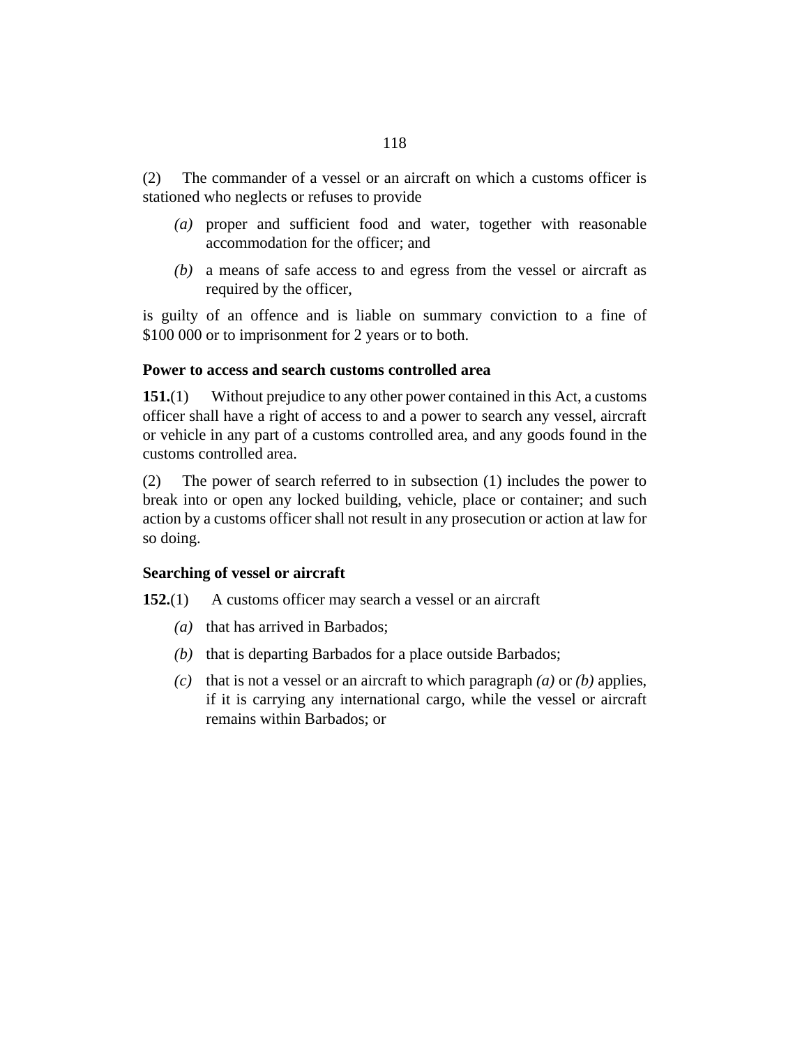(2) The commander of a vessel or an aircraft on which a customs officer is stationed who neglects or refuses to provide

*(a)* proper and sufficient food and water, together with reasonable accommodation for the officer; and

*(b)* a means of safe access to and egress from the vessel or aircraft as required by the officer,

is guilty of an offence and is liable on summary conviction to a fine of $100 000 or to imprisonment for 2 years or to both.

**Power to access and search customs controlled area**

**151.**(1) Without prejudice to any other power contained in this Act, a customs officer shall have a right of access to and a power to search any vessel, aircraft or vehicle in any part of a customs controlled area, and any goods found in the customs controlled area.

(2) The power of search referred to in subsection (1) includes the power to break into or open any locked building, vehicle, place or container; and such action by a customs officer shall not result in any prosecution or action at law for so doing.

**Searching of vessel or aircraft**

**152.**(1) A customs officer may search a vessel or an aircraft

*(a)* that has arrived in Barbados;

*(b)* that is departing Barbados for a place outside Barbados;

*(c)* that is not a vessel or an aircraft to which paragraph *(a)* or *(b)* applies, if it is carrying any international cargo, while the vessel or aircraft remains within Barbados; or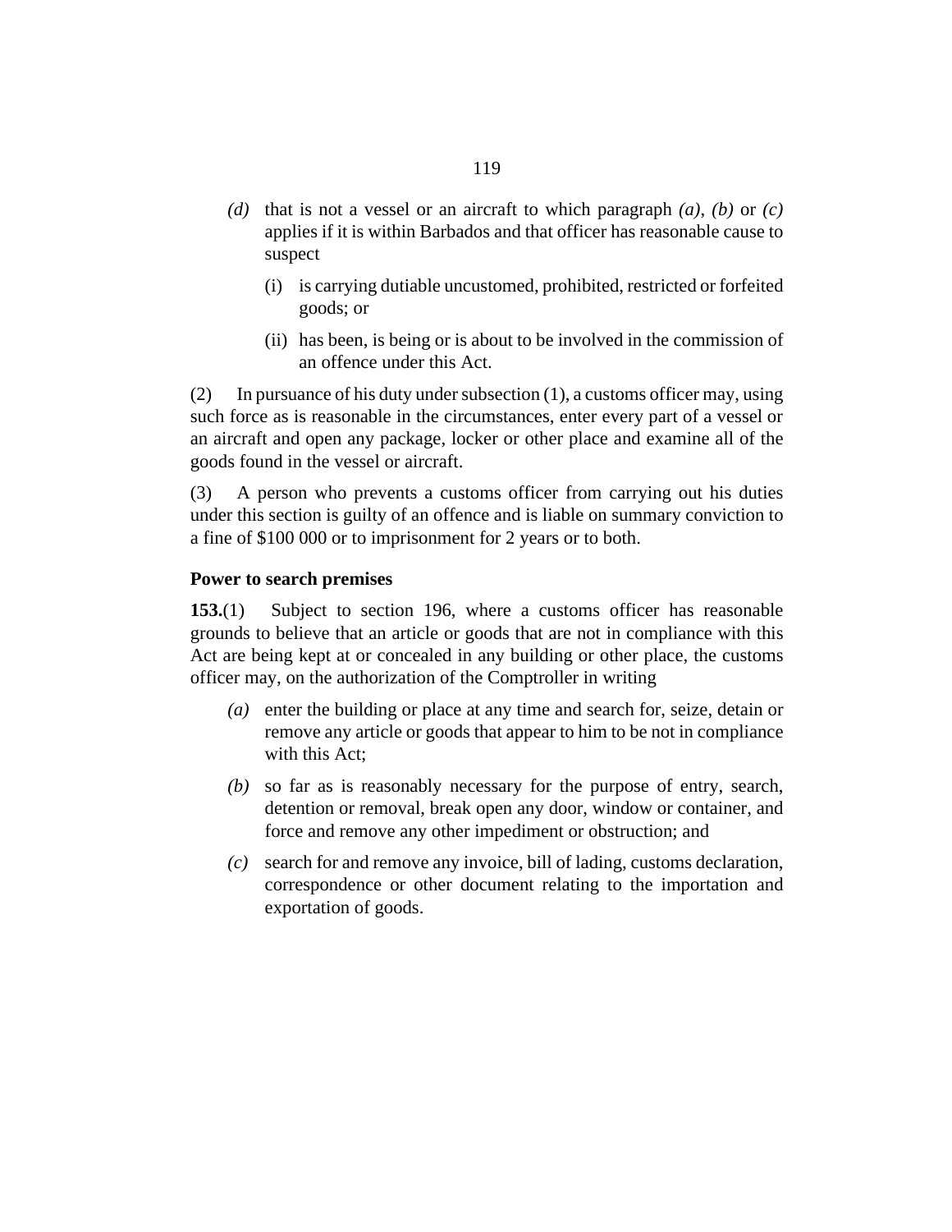*(d)* that is not a vessel or an aircraft to which paragraph *(a)*, *(b)* or *(c)* applies if it is within Barbados and that officer has reasonable cause to suspect

(i) is carrying dutiable uncustomed, prohibited, restricted or forfeited goods; or

(ii) has been, is being or is about to be involved in the commission of an offence under this Act.

(2) In pursuance of his duty under subsection (1), a customs officer may, using such force as is reasonable in the circumstances, enter every part of a vessel or an aircraft and open any package, locker or other place and examine all of the goods found in the vessel or aircraft.

(3) A person who prevents a customs officer from carrying out his duties under this section is guilty of an offence and is liable on summary conviction to a fine of $100 000 or to imprisonment for 2 years or to both.

**Power to search premises**

**153.**(1) Subject to section 196, where a customs officer has reasonable grounds to believe that an article or goods that are not in compliance with this Act are being kept at or concealed in any building or other place, the customs officer may, on the authorization of the Comptroller in writing

*(a)* enter the building or place at any time and search for, seize, detain or remove any article or goods that appear to him to be not in compliance with this Act;

*(b)* so far as is reasonably necessary for the purpose of entry, search, detention or removal, break open any door, window or container, and force and remove any other impediment or obstruction; and

*(c)* search for and remove any invoice, bill of lading, customs declaration, correspondence or other document relating to the importation and exportation of goods.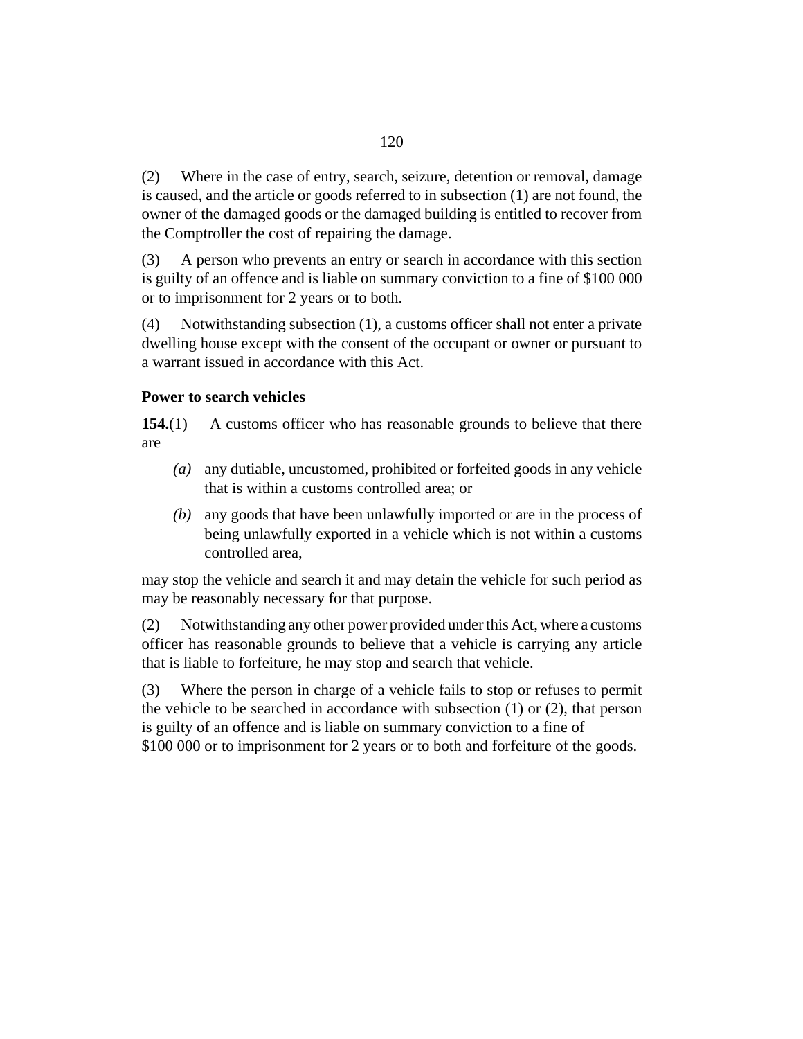(2) Where in the case of entry, search, seizure, detention or removal, damage is caused, and the article or goods referred to in subsection (1) are not found, the owner of the damaged goods or the damaged building is entitled to recover from the Comptroller the cost of repairing the damage.

(3) A person who prevents an entry or search in accordance with this section is guilty of an offence and is liable on summary conviction to a fine of $100 000 or to imprisonment for 2 years or to both.

(4) Notwithstanding subsection (1), a customs officer shall not enter a private dwelling house except with the consent of the occupant or owner or pursuant to a warrant issued in accordance with this Act.

### Power to search vehicles

**154.**(1) A customs officer who has reasonable grounds to believe that there are

- *(a)* any dutiable, uncustomed, prohibited or forfeited goods in any vehicle that is within a customs controlled area; or
- *(b)* any goods that have been unlawfully imported or are in the process of being unlawfully exported in a vehicle which is not within a customs controlled area,

may stop the vehicle and search it and may detain the vehicle for such period as may be reasonably necessary for that purpose.

(2) Notwithstanding any other power provided under this Act, where a customs officer has reasonable grounds to believe that a vehicle is carrying any article that is liable to forfeiture, he may stop and search that vehicle.

(3) Where the person in charge of a vehicle fails to stop or refuses to permit the vehicle to be searched in accordance with subsection (1) or (2), that person is guilty of an offence and is liable on summary conviction to a fine of $100 000 or to imprisonment for 2 years or to both and forfeiture of the goods.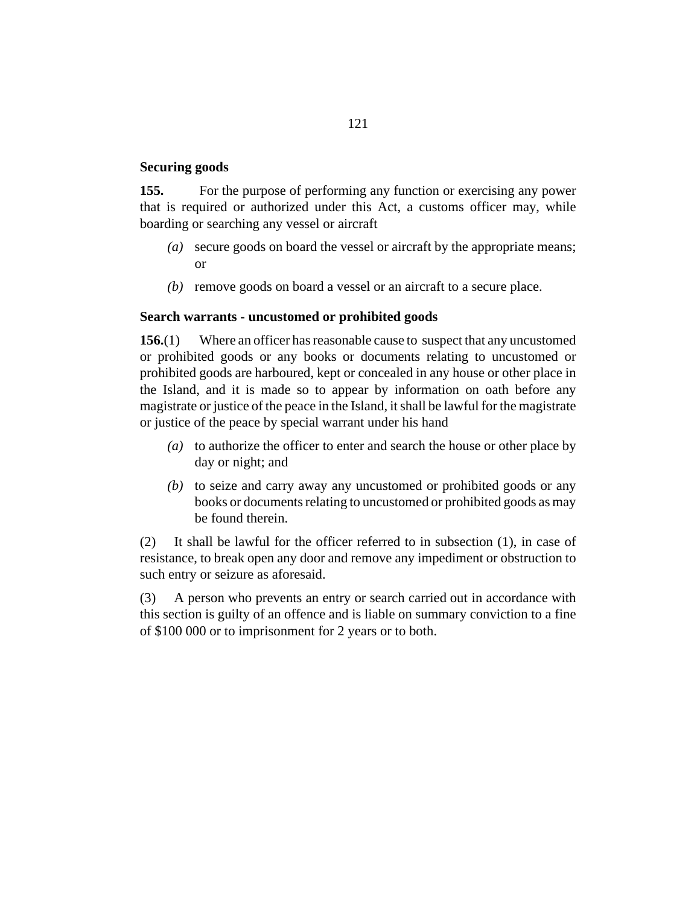### Securing goods

**155.** For the purpose of performing any function or exercising any power that is required or authorized under this Act, a customs officer may, while boarding or searching any vessel or aircraft

*(a)* secure goods on board the vessel or aircraft by the appropriate means; or

*(b)* remove goods on board a vessel or an aircraft to a secure place.

### Search warrants - uncustomed or prohibited goods

**156.**(1) Where an officer has reasonable cause to suspect that any uncustomed or prohibited goods or any books or documents relating to uncustomed or prohibited goods are harboured, kept or concealed in any house or other place in the Island, and it is made so to appear by information on oath before any magistrate or justice of the peace in the Island, it shall be lawful for the magistrate or justice of the peace by special warrant under his hand

*(a)* to authorize the officer to enter and search the house or other place by day or night; and

*(b)* to seize and carry away any uncustomed or prohibited goods or any books or documents relating to uncustomed or prohibited goods as may be found therein.

(2) It shall be lawful for the officer referred to in subsection (1), in case of resistance, to break open any door and remove any impediment or obstruction to such entry or seizure as aforesaid.

(3) A person who prevents an entry or search carried out in accordance with this section is guilty of an offence and is liable on summary conviction to a fine of $100 000 or to imprisonment for 2 years or to both.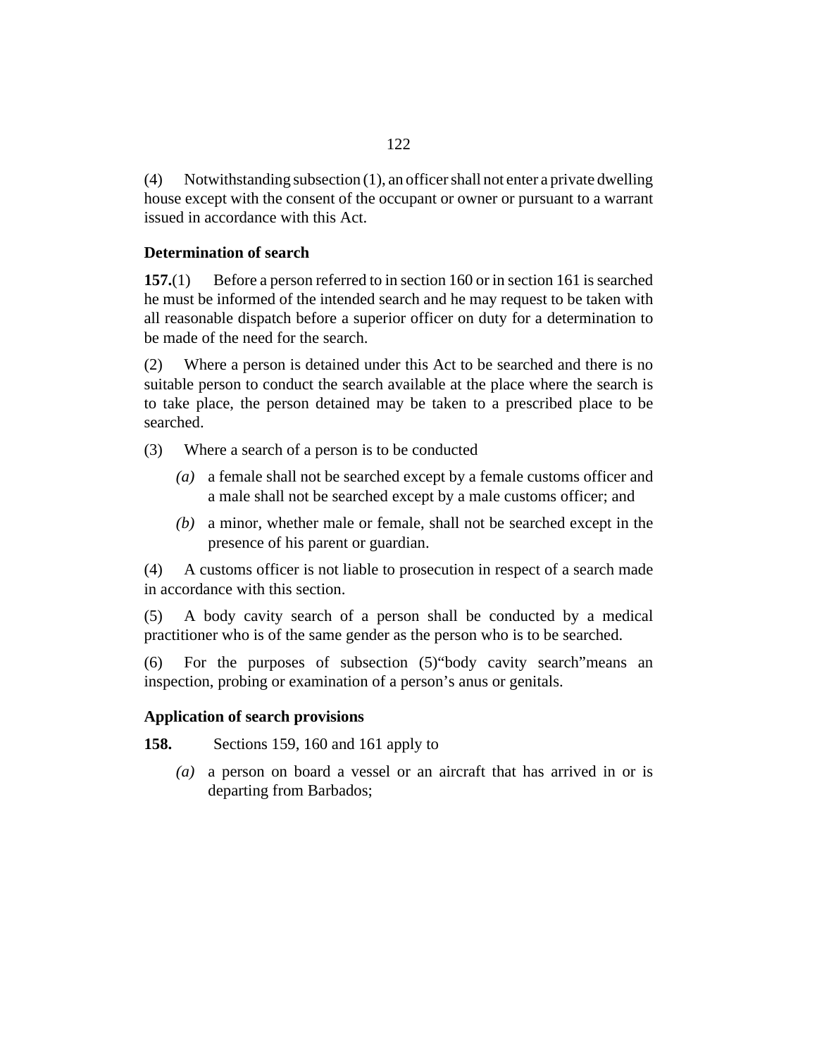(4) Notwithstanding subsection (1), an officer shall not enter a private dwelling house except with the consent of the occupant or owner or pursuant to a warrant issued in accordance with this Act.

**Determination of search**

**157.**(1) Before a person referred to in section 160 or in section 161 is searched he must be informed of the intended search and he may request to be taken with all reasonable dispatch before a superior officer on duty for a determination to be made of the need for the search.

(2) Where a person is detained under this Act to be searched and there is no suitable person to conduct the search available at the place where the search is to take place, the person detained may be taken to a prescribed place to be searched.

(3) Where a search of a person is to be conducted

*(a)* a female shall not be searched except by a female customs officer and a male shall not be searched except by a male customs officer; and

*(b)* a minor, whether male or female, shall not be searched except in the presence of his parent or guardian.

(4) A customs officer is not liable to prosecution in respect of a search made in accordance with this section.

(5) A body cavity search of a person shall be conducted by a medical practitioner who is of the same gender as the person who is to be searched.

(6) For the purposes of subsection (5)“body cavity search”means an inspection, probing or examination of a person’s anus or genitals.

**Application of search provisions**

**158.** Sections 159, 160 and 161 apply to

*(a)* a person on board a vessel or an aircraft that has arrived in or is departing from Barbados;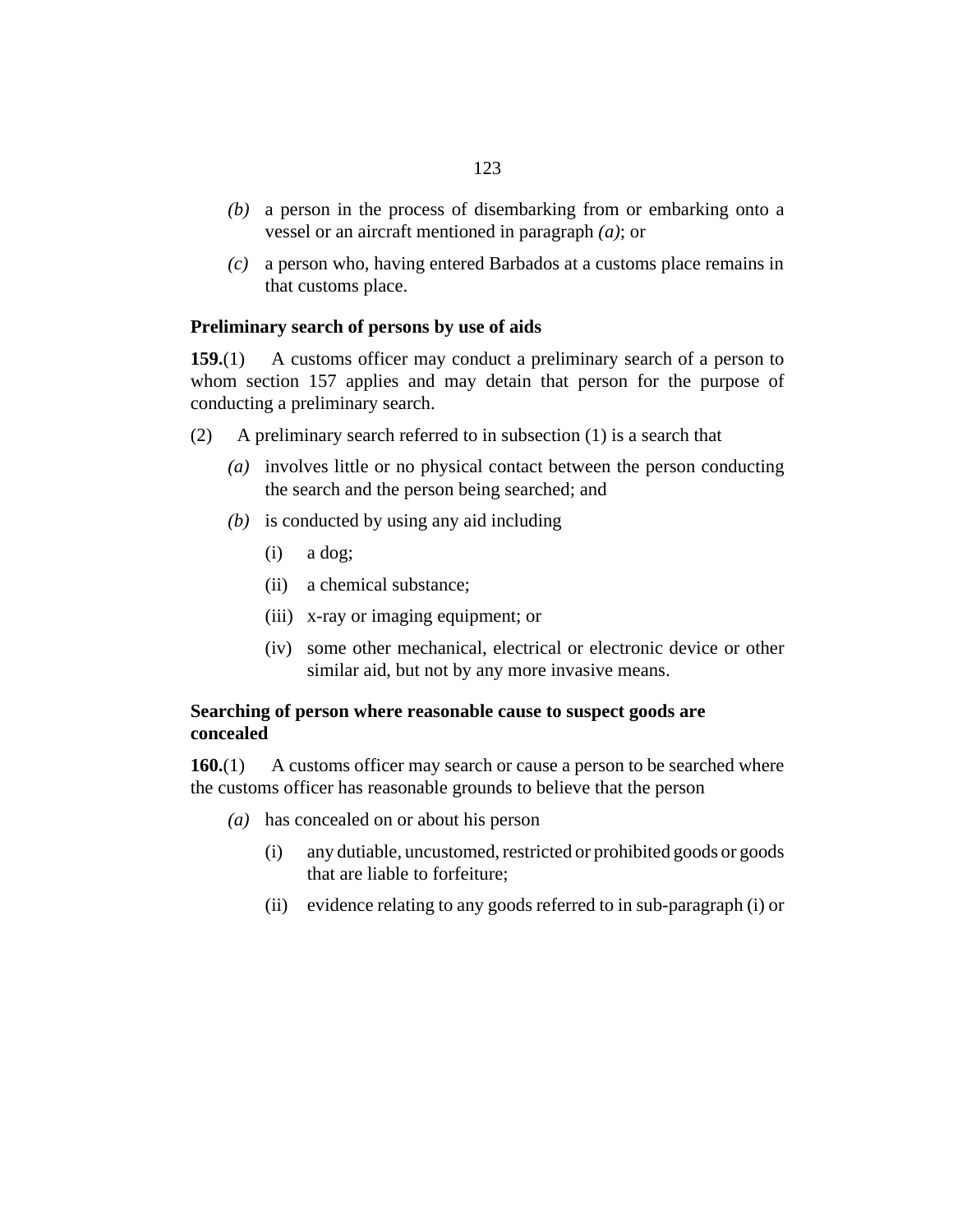*(b)* a person in the process of disembarking from or embarking onto a vessel or an aircraft mentioned in paragraph *(a)*; or

*(c)* a person who, having entered Barbados at a customs place remains in that customs place.

**Preliminary search of persons by use of aids**

**159.**(1) A customs officer may conduct a preliminary search of a person to whom section 157 applies and may detain that person for the purpose of conducting a preliminary search.

(2) A preliminary search referred to in subsection (1) is a search that

*(a)* involves little or no physical contact between the person conducting the search and the person being searched; and

*(b)* is conducted by using any aid including

(i) a dog;

(ii) a chemical substance;

(iii) x-ray or imaging equipment; or

(iv) some other mechanical, electrical or electronic device or other similar aid, but not by any more invasive means.

**Searching of person where reasonable cause to suspect goods are concealed**

**160.**(1) A customs officer may search or cause a person to be searched where the customs officer has reasonable grounds to believe that the person

*(a)* has concealed on or about his person

(i) any dutiable, uncustomed, restricted or prohibited goods or goods that are liable to forfeiture;

(ii) evidence relating to any goods referred to in sub-paragraph (i) or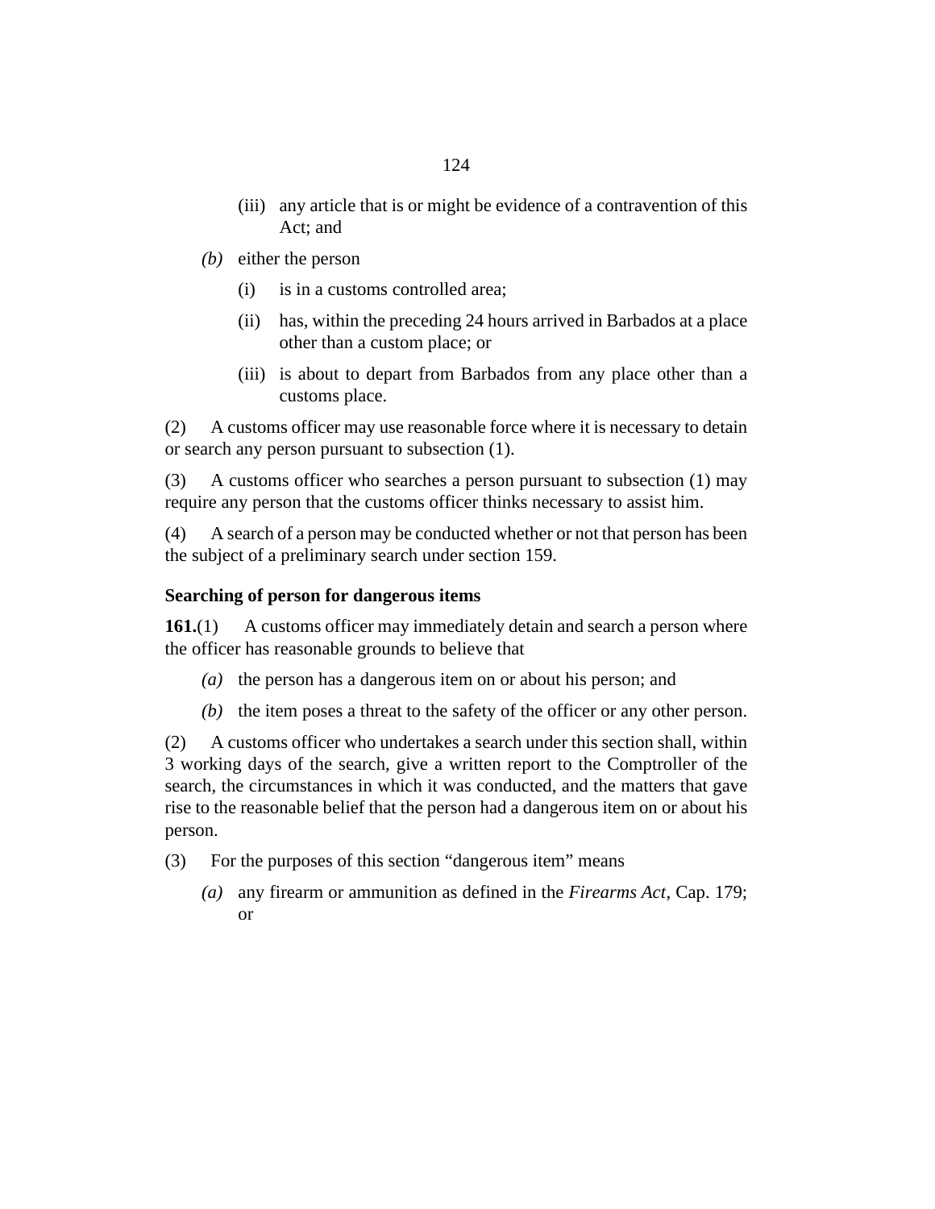(iii) any article that is or might be evidence of a contravention of this Act; and

*(b)* either the person

(i) is in a customs controlled area;

(ii) has, within the preceding 24 hours arrived in Barbados at a place other than a custom place; or

(iii) is about to depart from Barbados from any place other than a customs place.

(2) A customs officer may use reasonable force where it is necessary to detain or search any person pursuant to subsection (1).

(3) A customs officer who searches a person pursuant to subsection (1) may require any person that the customs officer thinks necessary to assist him.

(4) A search of a person may be conducted whether or not that person has been the subject of a preliminary search under section 159.

**Searching of person for dangerous items**

**161.**(1) A customs officer may immediately detain and search a person where the officer has reasonable grounds to believe that

*(a)* the person has a dangerous item on or about his person; and

*(b)* the item poses a threat to the safety of the officer or any other person.

(2) A customs officer who undertakes a search under this section shall, within 3 working days of the search, give a written report to the Comptroller of the search, the circumstances in which it was conducted, and the matters that gave rise to the reasonable belief that the person had a dangerous item on or about his person.

(3) For the purposes of this section "dangerous item" means

*(a)* any firearm or ammunition as defined in the *Firearms Act*, Cap. 179; or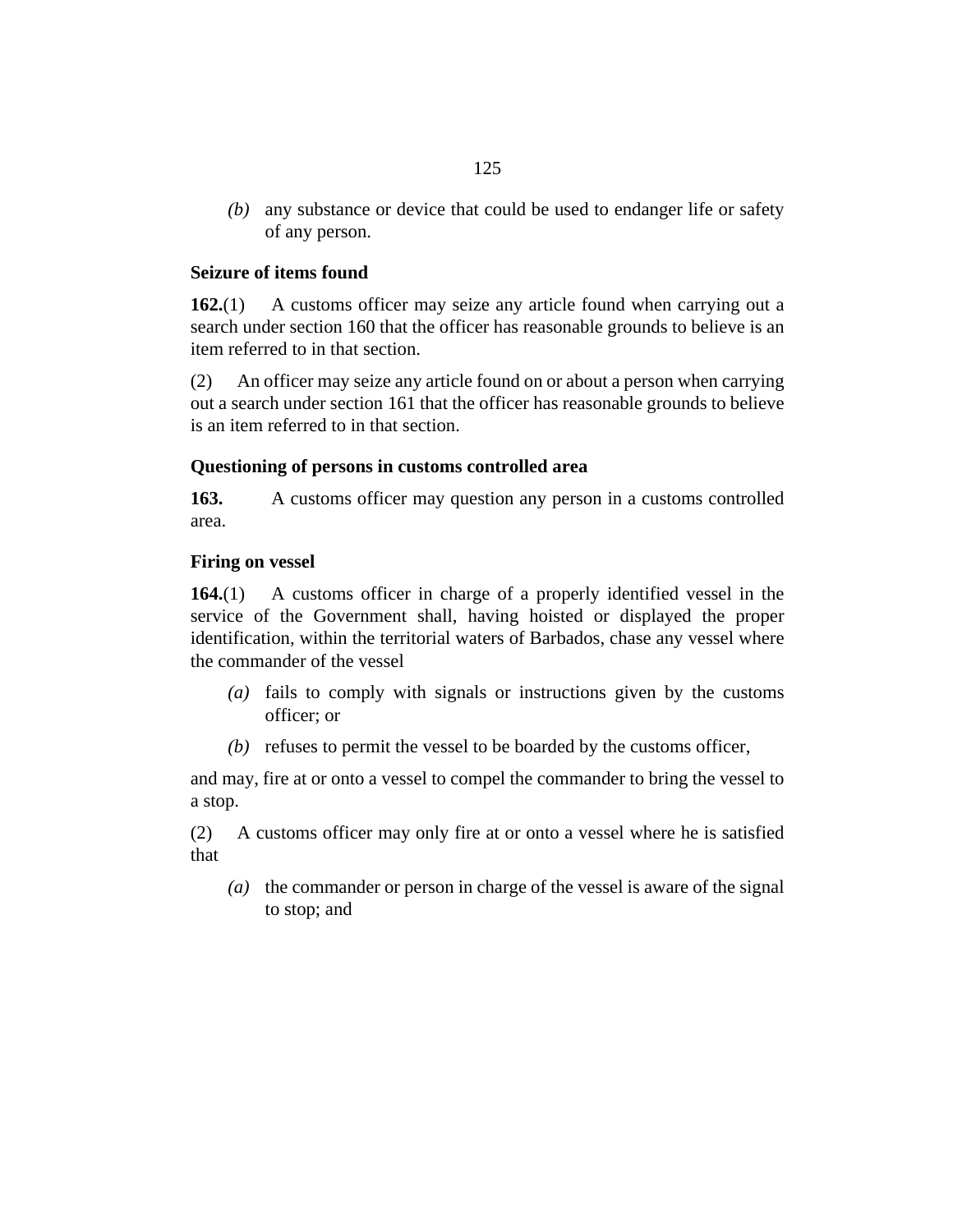*(b)* any substance or device that could be used to endanger life or safety of any person.

**Seizure of items found**

**162.**(1) A customs officer may seize any article found when carrying out a search under section 160 that the officer has reasonable grounds to believe is an item referred to in that section.

(2) An officer may seize any article found on or about a person when carrying out a search under section 161 that the officer has reasonable grounds to believe is an item referred to in that section.

**Questioning of persons in customs controlled area**

**163.** A customs officer may question any person in a customs controlled area.

**Firing on vessel**

**164.**(1) A customs officer in charge of a properly identified vessel in the service of the Government shall, having hoisted or displayed the proper identification, within the territorial waters of Barbados, chase any vessel where the commander of the vessel

*(a)* fails to comply with signals or instructions given by the customs officer; or

*(b)* refuses to permit the vessel to be boarded by the customs officer,

and may, fire at or onto a vessel to compel the commander to bring the vessel to a stop.

(2) A customs officer may only fire at or onto a vessel where he is satisfied that

*(a)* the commander or person in charge of the vessel is aware of the signal to stop; and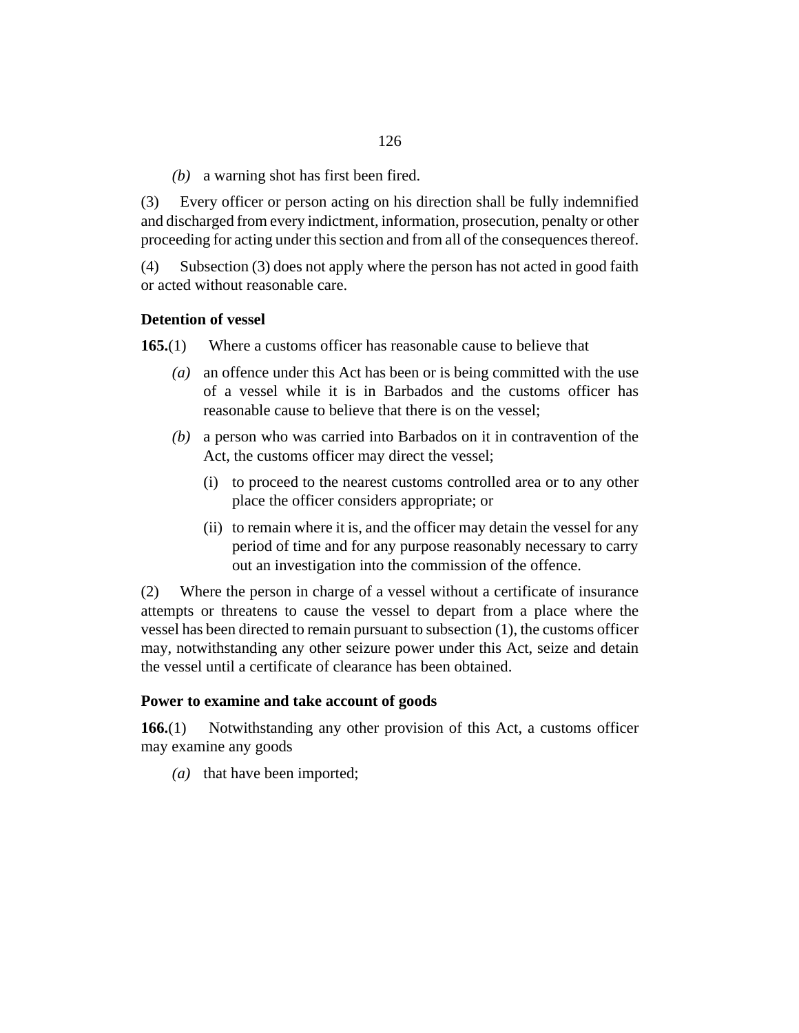*(b)* a warning shot has first been fired.

(3) Every officer or person acting on his direction shall be fully indemnified and discharged from every indictment, information, prosecution, penalty or other proceeding for acting under this section and from all of the consequences thereof.

(4) Subsection (3) does not apply where the person has not acted in good faith or acted without reasonable care.

**Detention of vessel**

**165.**(1) Where a customs officer has reasonable cause to believe that

*(a)* an offence under this Act has been or is being committed with the use of a vessel while it is in Barbados and the customs officer has reasonable cause to believe that there is on the vessel;

*(b)* a person who was carried into Barbados on it in contravention of the Act, the customs officer may direct the vessel;

(i) to proceed to the nearest customs controlled area or to any other place the officer considers appropriate; or

(ii) to remain where it is, and the officer may detain the vessel for any period of time and for any purpose reasonably necessary to carry out an investigation into the commission of the offence.

(2) Where the person in charge of a vessel without a certificate of insurance attempts or threatens to cause the vessel to depart from a place where the vessel has been directed to remain pursuant to subsection (1), the customs officer may, notwithstanding any other seizure power under this Act, seize and detain the vessel until a certificate of clearance has been obtained.

**Power to examine and take account of goods**

**166.**(1) Notwithstanding any other provision of this Act, a customs officer may examine any goods

*(a)* that have been imported;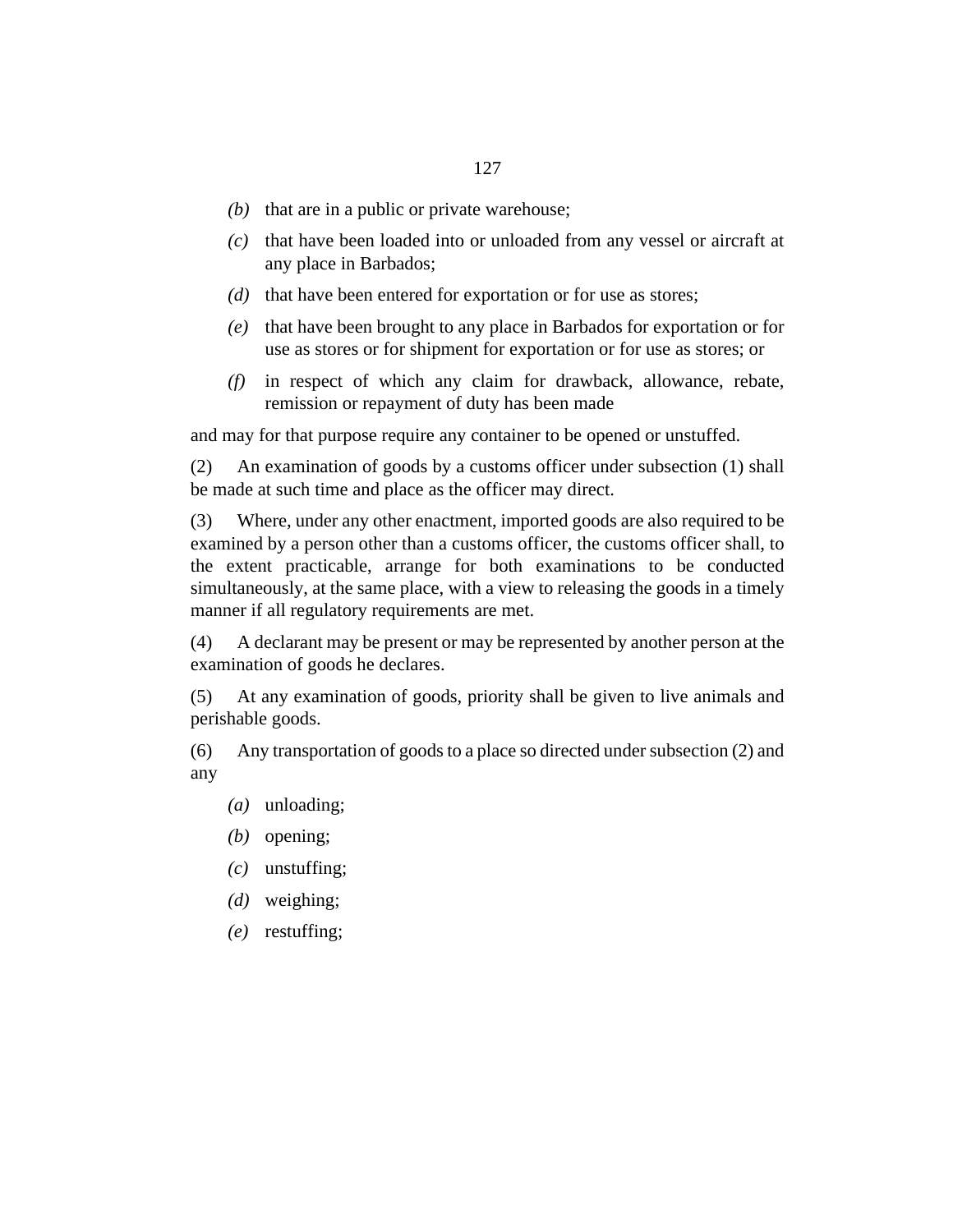*(b)* that are in a public or private warehouse;

*(c)* that have been loaded into or unloaded from any vessel or aircraft at any place in Barbados;

*(d)* that have been entered for exportation or for use as stores;

*(e)* that have been brought to any place in Barbados for exportation or for use as stores or for shipment for exportation or for use as stores; or

*(f)* in respect of which any claim for drawback, allowance, rebate, remission or repayment of duty has been made

and may for that purpose require any container to be opened or unstuffed.

(2) An examination of goods by a customs officer under subsection (1) shall be made at such time and place as the officer may direct.

(3) Where, under any other enactment, imported goods are also required to be examined by a person other than a customs officer, the customs officer shall, to the extent practicable, arrange for both examinations to be conducted simultaneously, at the same place, with a view to releasing the goods in a timely manner if all regulatory requirements are met.

(4) A declarant may be present or may be represented by another person at the examination of goods he declares.

(5) At any examination of goods, priority shall be given to live animals and perishable goods.

(6) Any transportation of goods to a place so directed under subsection (2) and any

*(a)* unloading;

*(b)* opening;

*(c)* unstuffing;

*(d)* weighing;

*(e)* restuffing;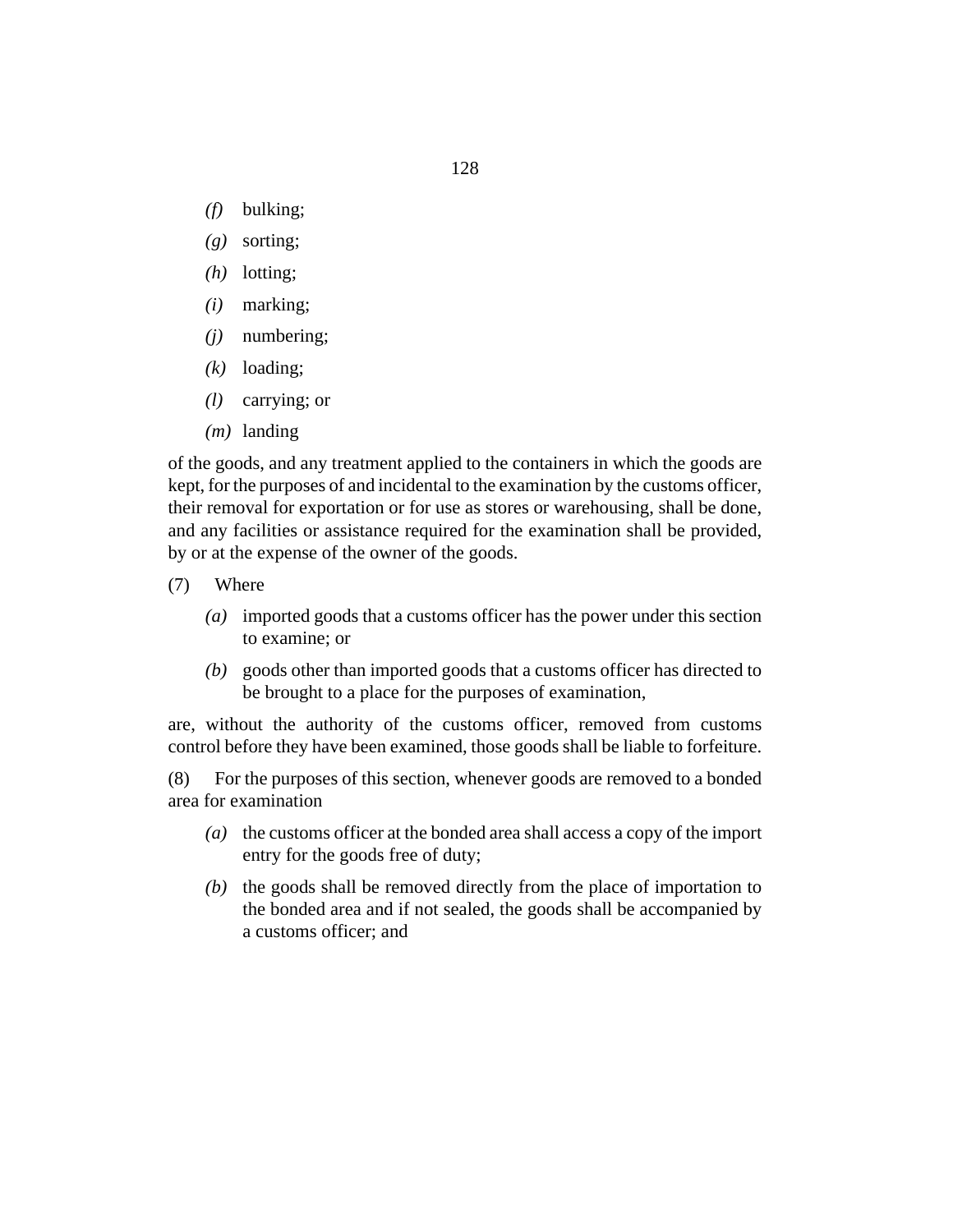*(f)* bulking;

*(g)* sorting;

*(h)* lotting;

*(i)* marking;

*(j)* numbering;

*(k)* loading;

*(l)* carrying; or

*(m)* landing

of the goods, and any treatment applied to the containers in which the goods are kept, for the purposes of and incidental to the examination by the customs officer, their removal for exportation or for use as stores or warehousing, shall be done, and any facilities or assistance required for the examination shall be provided, by or at the expense of the owner of the goods.

(7) Where

*(a)* imported goods that a customs officer has the power under this section to examine; or

*(b)* goods other than imported goods that a customs officer has directed to be brought to a place for the purposes of examination,

are, without the authority of the customs officer, removed from customs control before they have been examined, those goods shall be liable to forfeiture.

(8) For the purposes of this section, whenever goods are removed to a bonded area for examination

*(a)* the customs officer at the bonded area shall access a copy of the import entry for the goods free of duty;

*(b)* the goods shall be removed directly from the place of importation to the bonded area and if not sealed, the goods shall be accompanied by a customs officer; and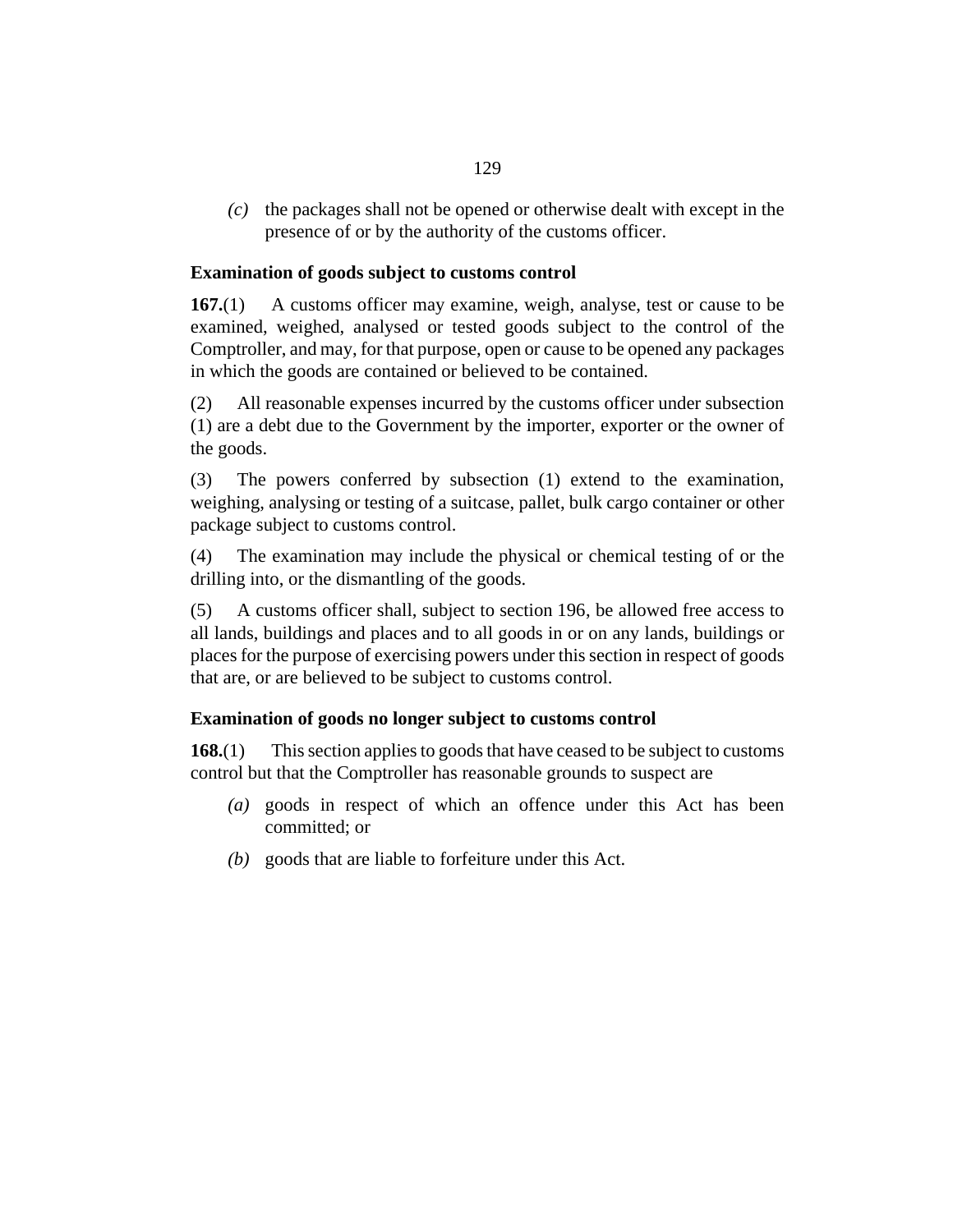*(c)* the packages shall not be opened or otherwise dealt with except in the presence of or by the authority of the customs officer.

**Examination of goods subject to customs control**

**167.**(1) A customs officer may examine, weigh, analyse, test or cause to be examined, weighed, analysed or tested goods subject to the control of the Comptroller, and may, for that purpose, open or cause to be opened any packages in which the goods are contained or believed to be contained.

(2) All reasonable expenses incurred by the customs officer under subsection (1) are a debt due to the Government by the importer, exporter or the owner of the goods.

(3) The powers conferred by subsection (1) extend to the examination, weighing, analysing or testing of a suitcase, pallet, bulk cargo container or other package subject to customs control.

(4) The examination may include the physical or chemical testing of or the drilling into, or the dismantling of the goods.

(5) A customs officer shall, subject to section 196, be allowed free access to all lands, buildings and places and to all goods in or on any lands, buildings or places for the purpose of exercising powers under this section in respect of goods that are, or are believed to be subject to customs control.

**Examination of goods no longer subject to customs control**

**168.**(1) This section applies to goods that have ceased to be subject to customs control but that the Comptroller has reasonable grounds to suspect are

*(a)* goods in respect of which an offence under this Act has been committed; or

*(b)* goods that are liable to forfeiture under this Act.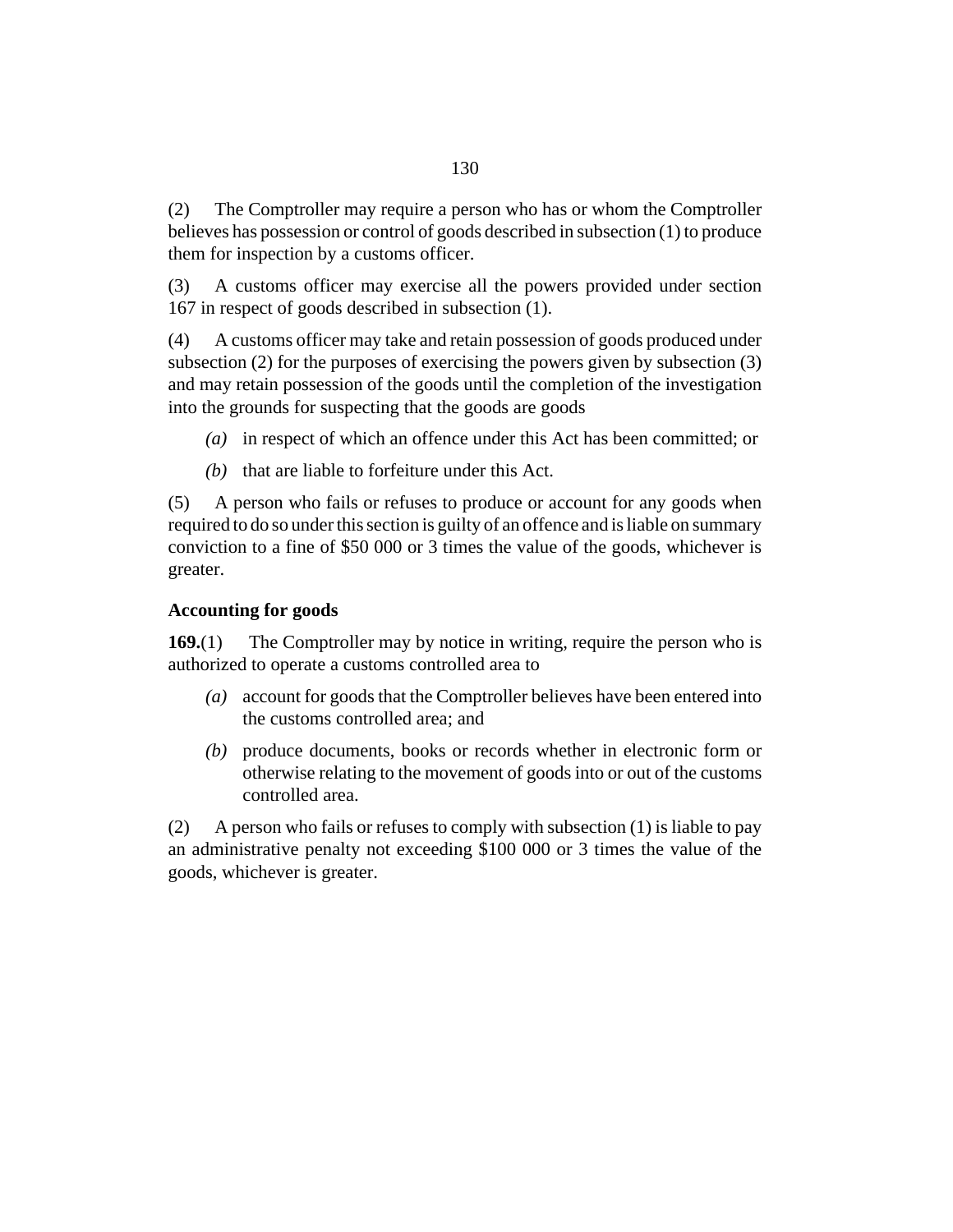(2) The Comptroller may require a person who has or whom the Comptroller believes has possession or control of goods described in subsection (1) to produce them for inspection by a customs officer.

(3) A customs officer may exercise all the powers provided under section 167 in respect of goods described in subsection (1).

(4) A customs officer may take and retain possession of goods produced under subsection (2) for the purposes of exercising the powers given by subsection (3) and may retain possession of the goods until the completion of the investigation into the grounds for suspecting that the goods are goods

*(a)* in respect of which an offence under this Act has been committed; or

*(b)* that are liable to forfeiture under this Act.

(5) A person who fails or refuses to produce or account for any goods when required to do so under this section is guilty of an offence and is liable on summary conviction to a fine of $50 000 or 3 times the value of the goods, whichever is greater.

### Accounting for goods

**169.**(1) The Comptroller may by notice in writing, require the person who is authorized to operate a customs controlled area to

*(a)* account for goods that the Comptroller believes have been entered into the customs controlled area; and

*(b)* produce documents, books or records whether in electronic form or otherwise relating to the movement of goods into or out of the customs controlled area.

(2) A person who fails or refuses to comply with subsection (1) is liable to pay an administrative penalty not exceeding $100 000 or 3 times the value of the goods, whichever is greater.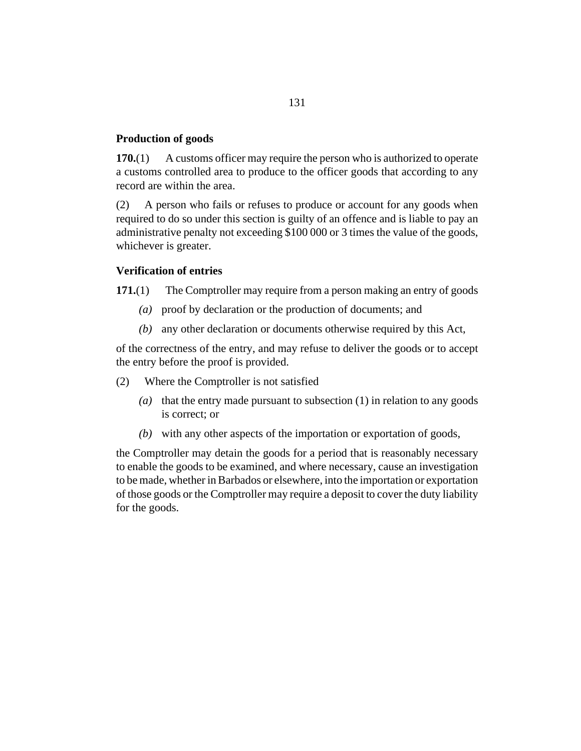**Production of goods**

**170.**(1) A customs officer may require the person who is authorized to operate a customs controlled area to produce to the officer goods that according to any record are within the area.

(2) A person who fails or refuses to produce or account for any goods when required to do so under this section is guilty of an offence and is liable to pay an administrative penalty not exceeding $100 000 or 3 times the value of the goods, whichever is greater.

**Verification of entries**

**171.**(1) The Comptroller may require from a person making an entry of goods

*(a)* proof by declaration or the production of documents; and

*(b)* any other declaration or documents otherwise required by this Act,

of the correctness of the entry, and may refuse to deliver the goods or to accept the entry before the proof is provided.

(2) Where the Comptroller is not satisfied

*(a)* that the entry made pursuant to subsection (1) in relation to any goods is correct; or

*(b)* with any other aspects of the importation or exportation of goods,

the Comptroller may detain the goods for a period that is reasonably necessary to enable the goods to be examined, and where necessary, cause an investigation to be made, whether in Barbados or elsewhere, into the importation or exportation of those goods or the Comptroller may require a deposit to cover the duty liability for the goods.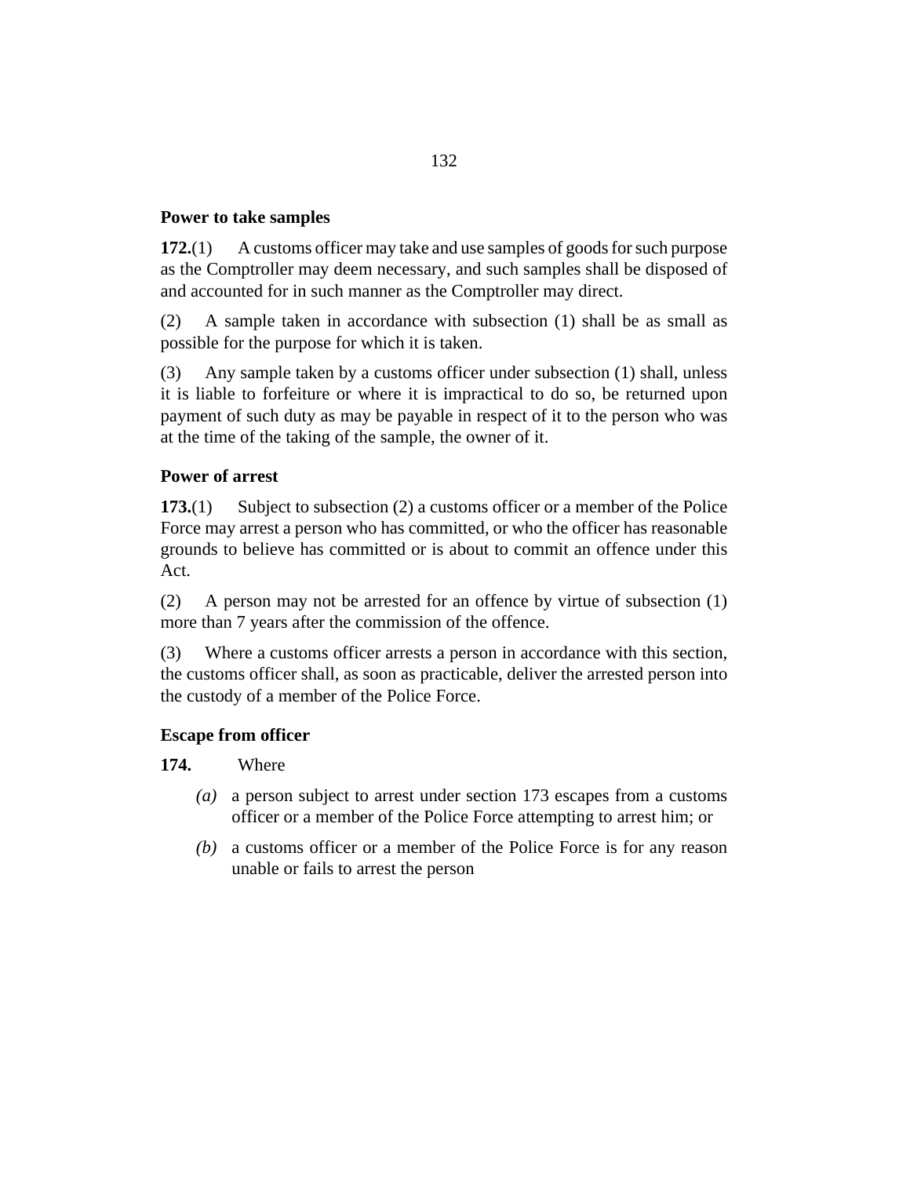**Power to take samples**

**172.**(1) A customs officer may take and use samples of goods for such purpose as the Comptroller may deem necessary, and such samples shall be disposed of and accounted for in such manner as the Comptroller may direct.

(2) A sample taken in accordance with subsection (1) shall be as small as possible for the purpose for which it is taken.

(3) Any sample taken by a customs officer under subsection (1) shall, unless it is liable to forfeiture or where it is impractical to do so, be returned upon payment of such duty as may be payable in respect of it to the person who was at the time of the taking of the sample, the owner of it.

**Power of arrest**

**173.**(1) Subject to subsection (2) a customs officer or a member of the Police Force may arrest a person who has committed, or who the officer has reasonable grounds to believe has committed or is about to commit an offence under this Act.

(2) A person may not be arrested for an offence by virtue of subsection (1) more than 7 years after the commission of the offence.

(3) Where a customs officer arrests a person in accordance with this section, the customs officer shall, as soon as practicable, deliver the arrested person into the custody of a member of the Police Force.

**Escape from officer**

**174.** Where

*(a)* a person subject to arrest under section 173 escapes from a customs officer or a member of the Police Force attempting to arrest him; or

*(b)* a customs officer or a member of the Police Force is for any reason unable or fails to arrest the person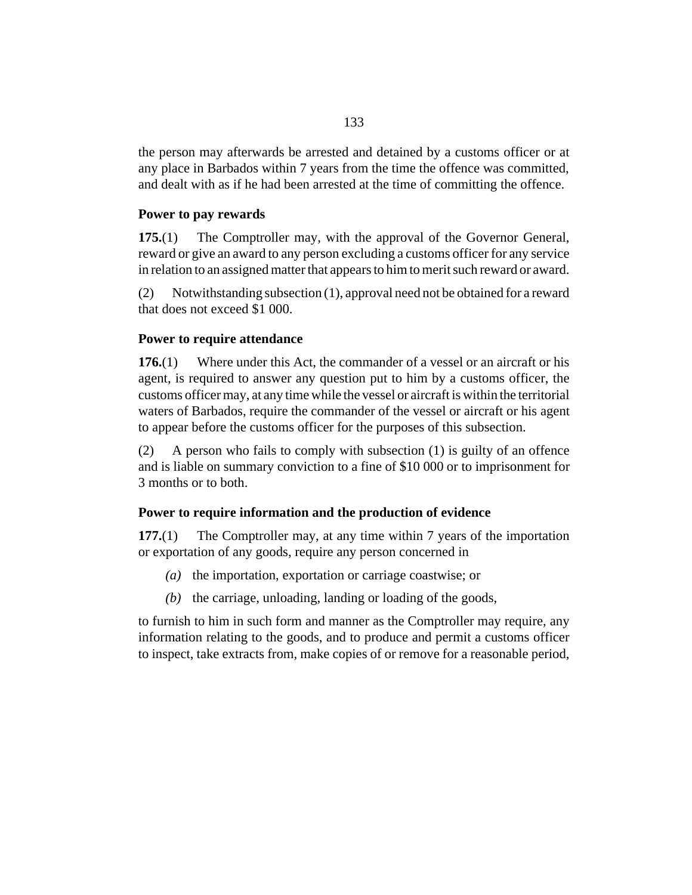the person may afterwards be arrested and detained by a customs officer or at any place in Barbados within 7 years from the time the offence was committed, and dealt with as if he had been arrested at the time of committing the offence.

### Power to pay rewards

**175.**(1) The Comptroller may, with the approval of the Governor General, reward or give an award to any person excluding a customs officer for any service in relation to an assigned matter that appears to him to merit such reward or award.

(2) Notwithstanding subsection (1), approval need not be obtained for a reward that does not exceed $1 000.

### Power to require attendance

**176.**(1) Where under this Act, the commander of a vessel or an aircraft or his agent, is required to answer any question put to him by a customs officer, the customs officer may, at any time while the vessel or aircraft is within the territorial waters of Barbados, require the commander of the vessel or aircraft or his agent to appear before the customs officer for the purposes of this subsection.

(2) A person who fails to comply with subsection (1) is guilty of an offence and is liable on summary conviction to a fine of $10 000 or to imprisonment for 3 months or to both.

### Power to require information and the production of evidence

**177.**(1) The Comptroller may, at any time within 7 years of the importation or exportation of any goods, require any person concerned in

*(a)* the importation, exportation or carriage coastwise; or

*(b)* the carriage, unloading, landing or loading of the goods,

to furnish to him in such form and manner as the Comptroller may require, any information relating to the goods, and to produce and permit a customs officer to inspect, take extracts from, make copies of or remove for a reasonable period,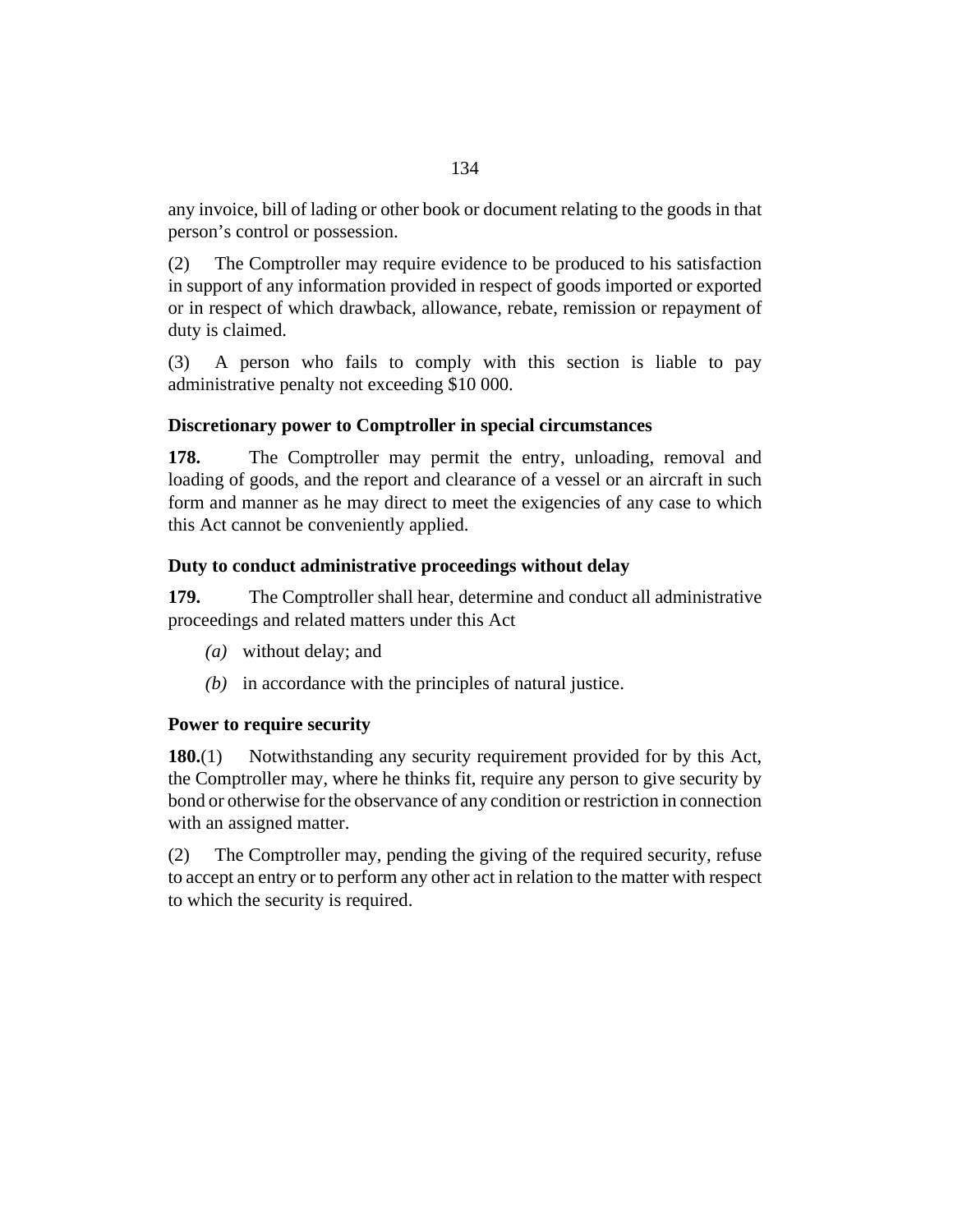any invoice, bill of lading or other book or document relating to the goods in that person's control or possession.

(2) The Comptroller may require evidence to be produced to his satisfaction in support of any information provided in respect of goods imported or exported or in respect of which drawback, allowance, rebate, remission or repayment of duty is claimed.

(3) A person who fails to comply with this section is liable to pay administrative penalty not exceeding $10 000.

### Discretionary power to Comptroller in special circumstances

**178.** The Comptroller may permit the entry, unloading, removal and loading of goods, and the report and clearance of a vessel or an aircraft in such form and manner as he may direct to meet the exigencies of any case to which this Act cannot be conveniently applied.

### Duty to conduct administrative proceedings without delay

**179.** The Comptroller shall hear, determine and conduct all administrative proceedings and related matters under this Act

*(a)* without delay; and

*(b)* in accordance with the principles of natural justice.

### Power to require security

**180.**(1) Notwithstanding any security requirement provided for by this Act, the Comptroller may, where he thinks fit, require any person to give security by bond or otherwise for the observance of any condition or restriction in connection with an assigned matter.

(2) The Comptroller may, pending the giving of the required security, refuse to accept an entry or to perform any other act in relation to the matter with respect to which the security is required.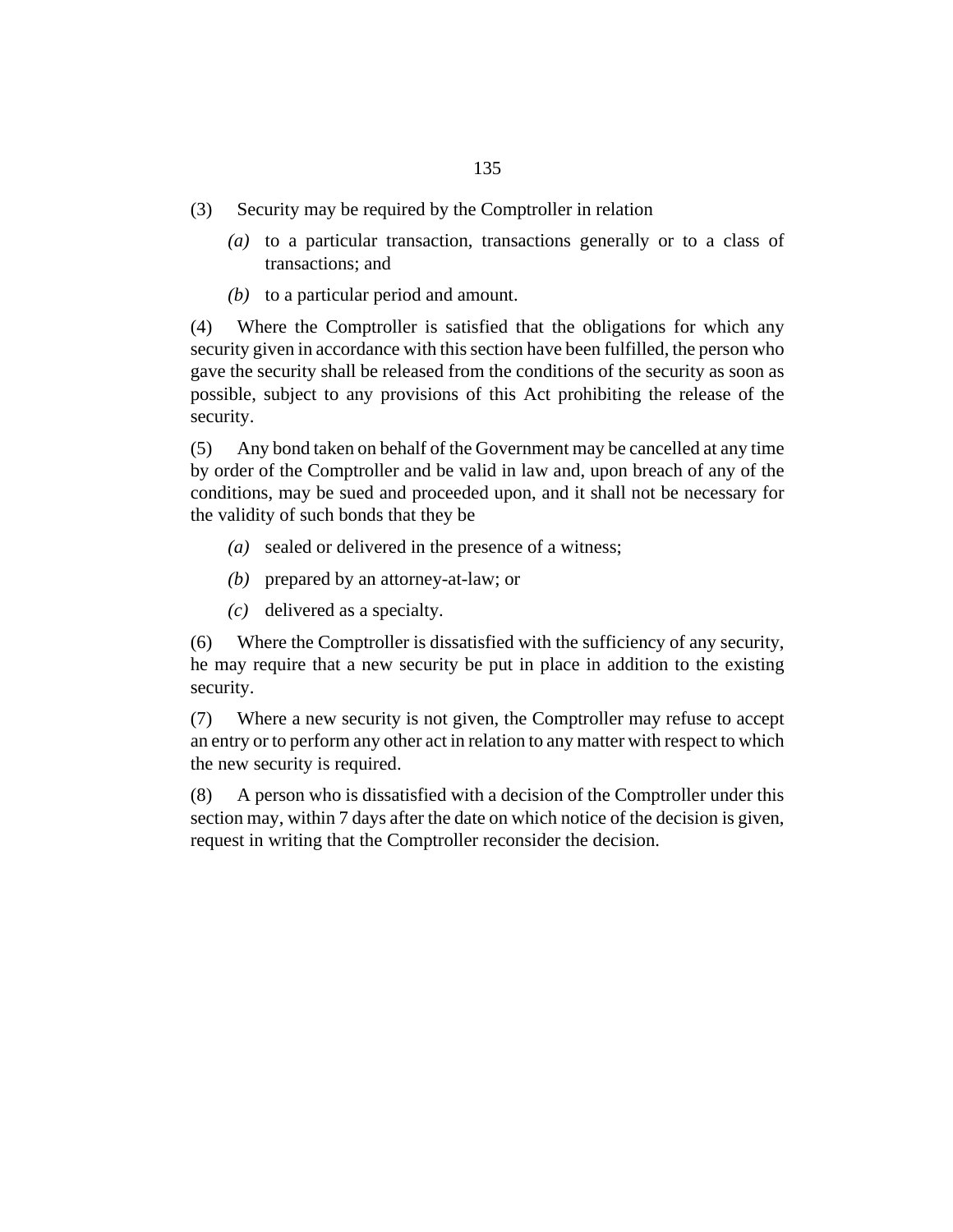(3) Security may be required by the Comptroller in relation

*(a)* to a particular transaction, transactions generally or to a class of transactions; and

*(b)* to a particular period and amount.

(4) Where the Comptroller is satisfied that the obligations for which any security given in accordance with this section have been fulfilled, the person who gave the security shall be released from the conditions of the security as soon as possible, subject to any provisions of this Act prohibiting the release of the security.

(5) Any bond taken on behalf of the Government may be cancelled at any time by order of the Comptroller and be valid in law and, upon breach of any of the conditions, may be sued and proceeded upon, and it shall not be necessary for the validity of such bonds that they be

*(a)* sealed or delivered in the presence of a witness;

*(b)* prepared by an attorney-at-law; or

*(c)* delivered as a specialty.

(6) Where the Comptroller is dissatisfied with the sufficiency of any security, he may require that a new security be put in place in addition to the existing security.

(7) Where a new security is not given, the Comptroller may refuse to accept an entry or to perform any other act in relation to any matter with respect to which the new security is required.

(8) A person who is dissatisfied with a decision of the Comptroller under this section may, within 7 days after the date on which notice of the decision is given, request in writing that the Comptroller reconsider the decision.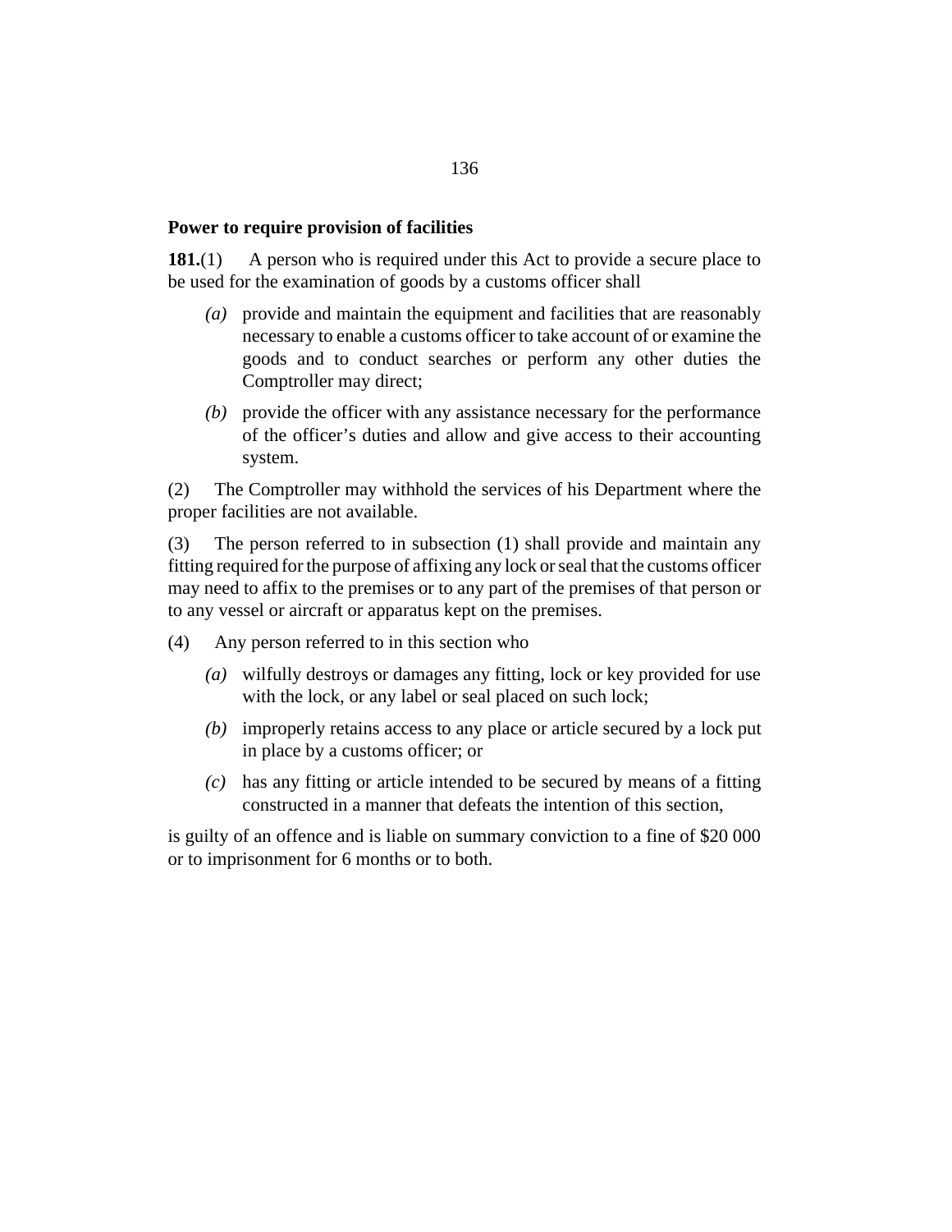### Power to require provision of facilities

**181.**(1) A person who is required under this Act to provide a secure place to be used for the examination of goods by a customs officer shall

*(a)* provide and maintain the equipment and facilities that are reasonably necessary to enable a customs officer to take account of or examine the goods and to conduct searches or perform any other duties the Comptroller may direct;

*(b)* provide the officer with any assistance necessary for the performance of the officer's duties and allow and give access to their accounting system.

(2) The Comptroller may withhold the services of his Department where the proper facilities are not available.

(3) The person referred to in subsection (1) shall provide and maintain any fitting required for the purpose of affixing any lock or seal that the customs officer may need to affix to the premises or to any part of the premises of that person or to any vessel or aircraft or apparatus kept on the premises.

(4) Any person referred to in this section who

*(a)* wilfully destroys or damages any fitting, lock or key provided for use with the lock, or any label or seal placed on such lock;

*(b)* improperly retains access to any place or article secured by a lock put in place by a customs officer; or

*(c)* has any fitting or article intended to be secured by means of a fitting constructed in a manner that defeats the intention of this section,

is guilty of an offence and is liable on summary conviction to a fine of $20 000 or to imprisonment for 6 months or to both.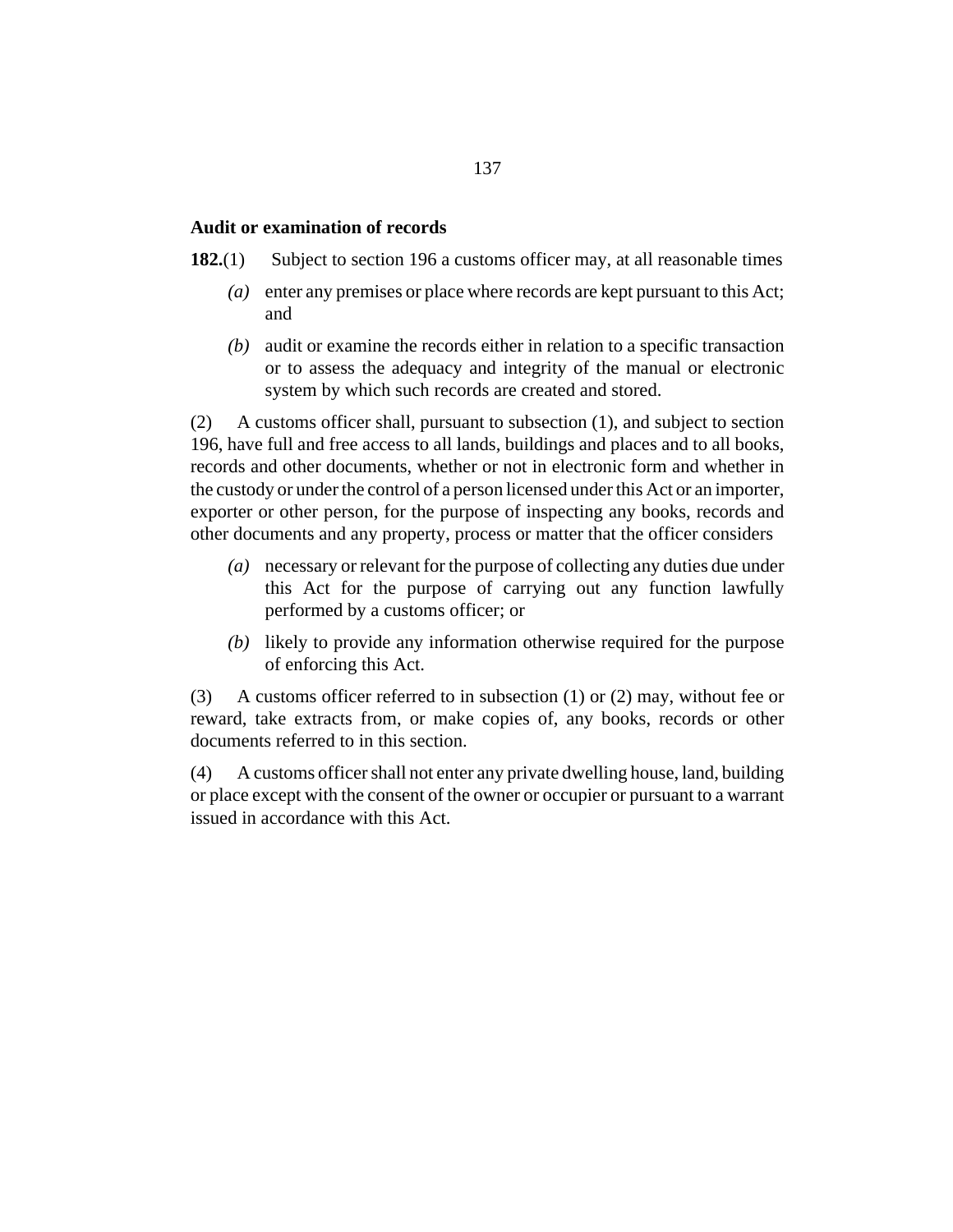### Audit or examination of records

**182.**(1) Subject to section 196 a customs officer may, at all reasonable times

*(a)* enter any premises or place where records are kept pursuant to this Act; and

*(b)* audit or examine the records either in relation to a specific transaction or to assess the adequacy and integrity of the manual or electronic system by which such records are created and stored.

(2) A customs officer shall, pursuant to subsection (1), and subject to section 196, have full and free access to all lands, buildings and places and to all books, records and other documents, whether or not in electronic form and whether in the custody or under the control of a person licensed under this Act or an importer, exporter or other person, for the purpose of inspecting any books, records and other documents and any property, process or matter that the officer considers

*(a)* necessary or relevant for the purpose of collecting any duties due under this Act for the purpose of carrying out any function lawfully performed by a customs officer; or

*(b)* likely to provide any information otherwise required for the purpose of enforcing this Act.

(3) A customs officer referred to in subsection (1) or (2) may, without fee or reward, take extracts from, or make copies of, any books, records or other documents referred to in this section.

(4) A customs officer shall not enter any private dwelling house, land, building or place except with the consent of the owner or occupier or pursuant to a warrant issued in accordance with this Act.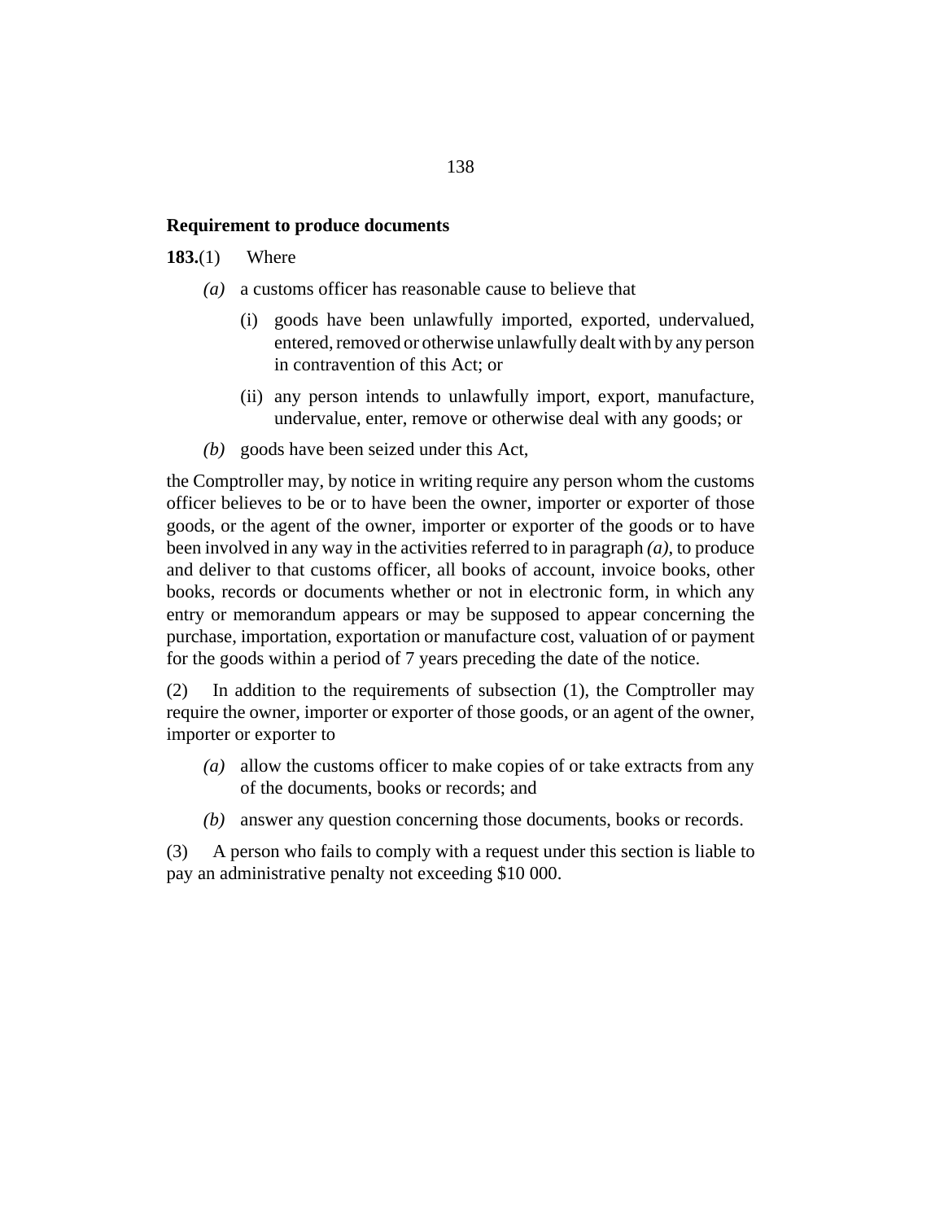### Requirement to produce documents

**183.**(1) Where

*(a)* a customs officer has reasonable cause to believe that

(i) goods have been unlawfully imported, exported, undervalued, entered, removed or otherwise unlawfully dealt with by any person in contravention of this Act; or

(ii) any person intends to unlawfully import, export, manufacture, undervalue, enter, remove or otherwise deal with any goods; or

*(b)* goods have been seized under this Act,

the Comptroller may, by notice in writing require any person whom the customs officer believes to be or to have been the owner, importer or exporter of those goods, or the agent of the owner, importer or exporter of the goods or to have been involved in any way in the activities referred to in paragraph *(a)*, to produce and deliver to that customs officer, all books of account, invoice books, other books, records or documents whether or not in electronic form, in which any entry or memorandum appears or may be supposed to appear concerning the purchase, importation, exportation or manufacture cost, valuation of or payment for the goods within a period of 7 years preceding the date of the notice.

(2) In addition to the requirements of subsection (1), the Comptroller may require the owner, importer or exporter of those goods, or an agent of the owner, importer or exporter to

*(a)* allow the customs officer to make copies of or take extracts from any of the documents, books or records; and

*(b)* answer any question concerning those documents, books or records.

(3) A person who fails to comply with a request under this section is liable to pay an administrative penalty not exceeding $10 000.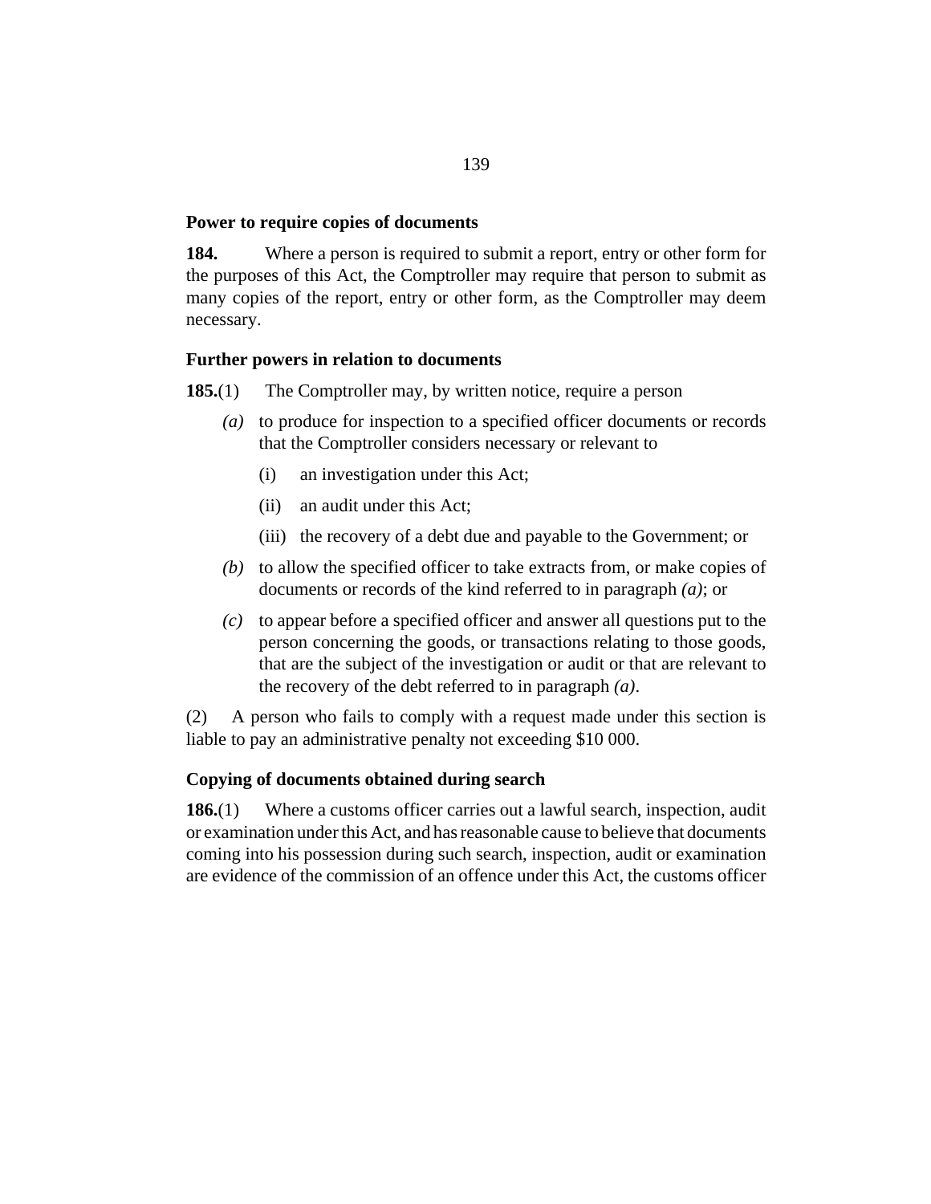**Power to require copies of documents**

**184.** Where a person is required to submit a report, entry or other form for the purposes of this Act, the Comptroller may require that person to submit as many copies of the report, entry or other form, as the Comptroller may deem necessary.

**Further powers in relation to documents**

**185.**(1) The Comptroller may, by written notice, require a person

*(a)* to produce for inspection to a specified officer documents or records that the Comptroller considers necessary or relevant to

(i) an investigation under this Act;

(ii) an audit under this Act;

(iii) the recovery of a debt due and payable to the Government; or

*(b)* to allow the specified officer to take extracts from, or make copies of documents or records of the kind referred to in paragraph *(a)*; or

*(c)* to appear before a specified officer and answer all questions put to the person concerning the goods, or transactions relating to those goods, that are the subject of the investigation or audit or that are relevant to the recovery of the debt referred to in paragraph *(a)*.

(2) A person who fails to comply with a request made under this section is liable to pay an administrative penalty not exceeding $10 000.

**Copying of documents obtained during search**

**186.**(1) Where a customs officer carries out a lawful search, inspection, audit or examination under this Act, and has reasonable cause to believe that documents coming into his possession during such search, inspection, audit or examination are evidence of the commission of an offence under this Act, the customs officer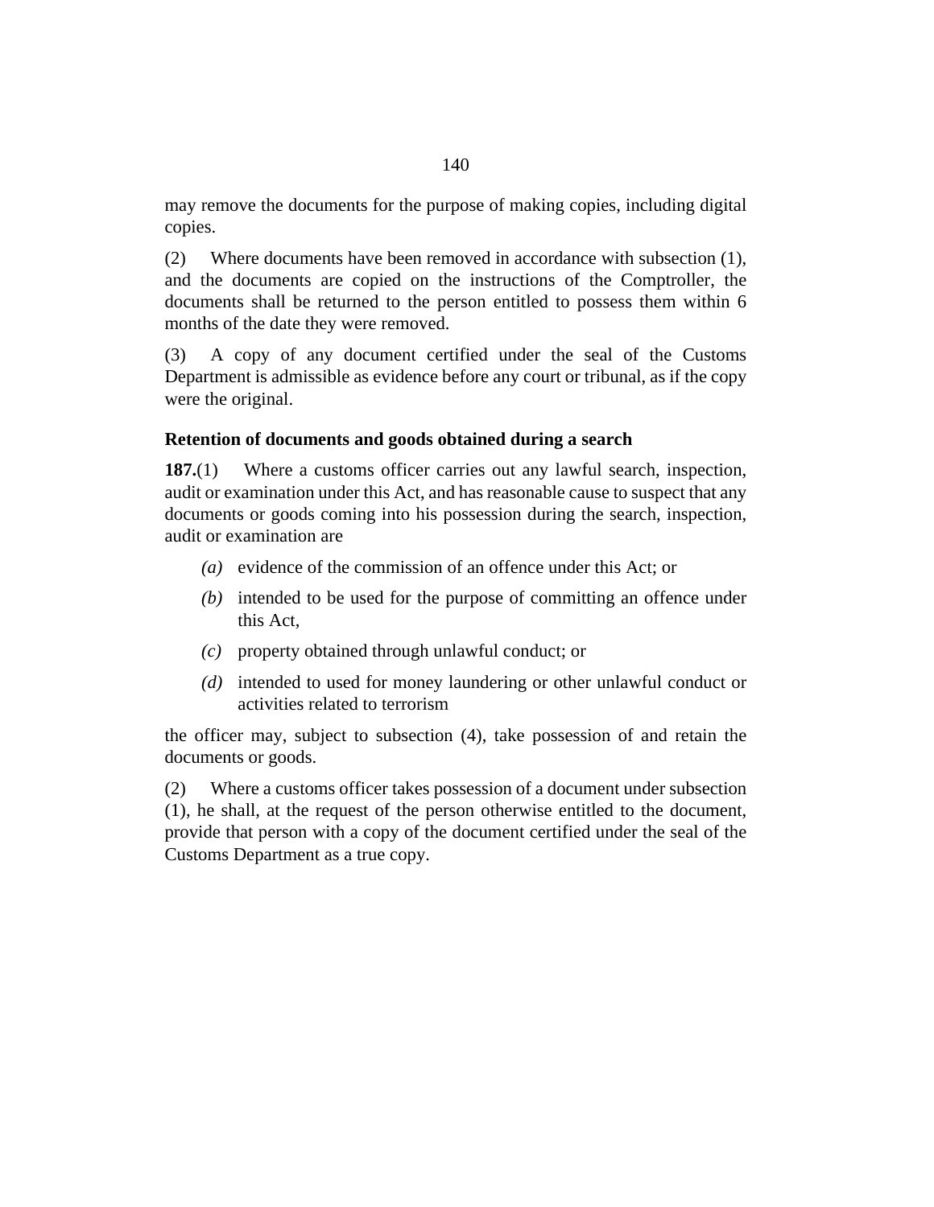may remove the documents for the purpose of making copies, including digital copies.

(2) Where documents have been removed in accordance with subsection (1), and the documents are copied on the instructions of the Comptroller, the documents shall be returned to the person entitled to possess them within 6 months of the date they were removed.

(3) A copy of any document certified under the seal of the Customs Department is admissible as evidence before any court or tribunal, as if the copy were the original.

### Retention of documents and goods obtained during a search

**187.**(1) Where a customs officer carries out any lawful search, inspection, audit or examination under this Act, and has reasonable cause to suspect that any documents or goods coming into his possession during the search, inspection, audit or examination are

- *(a)* evidence of the commission of an offence under this Act; or
- *(b)* intended to be used for the purpose of committing an offence under this Act,
- *(c)* property obtained through unlawful conduct; or
- *(d)* intended to used for money laundering or other unlawful conduct or activities related to terrorism

the officer may, subject to subsection (4), take possession of and retain the documents or goods.

(2) Where a customs officer takes possession of a document under subsection (1), he shall, at the request of the person otherwise entitled to the document, provide that person with a copy of the document certified under the seal of the Customs Department as a true copy.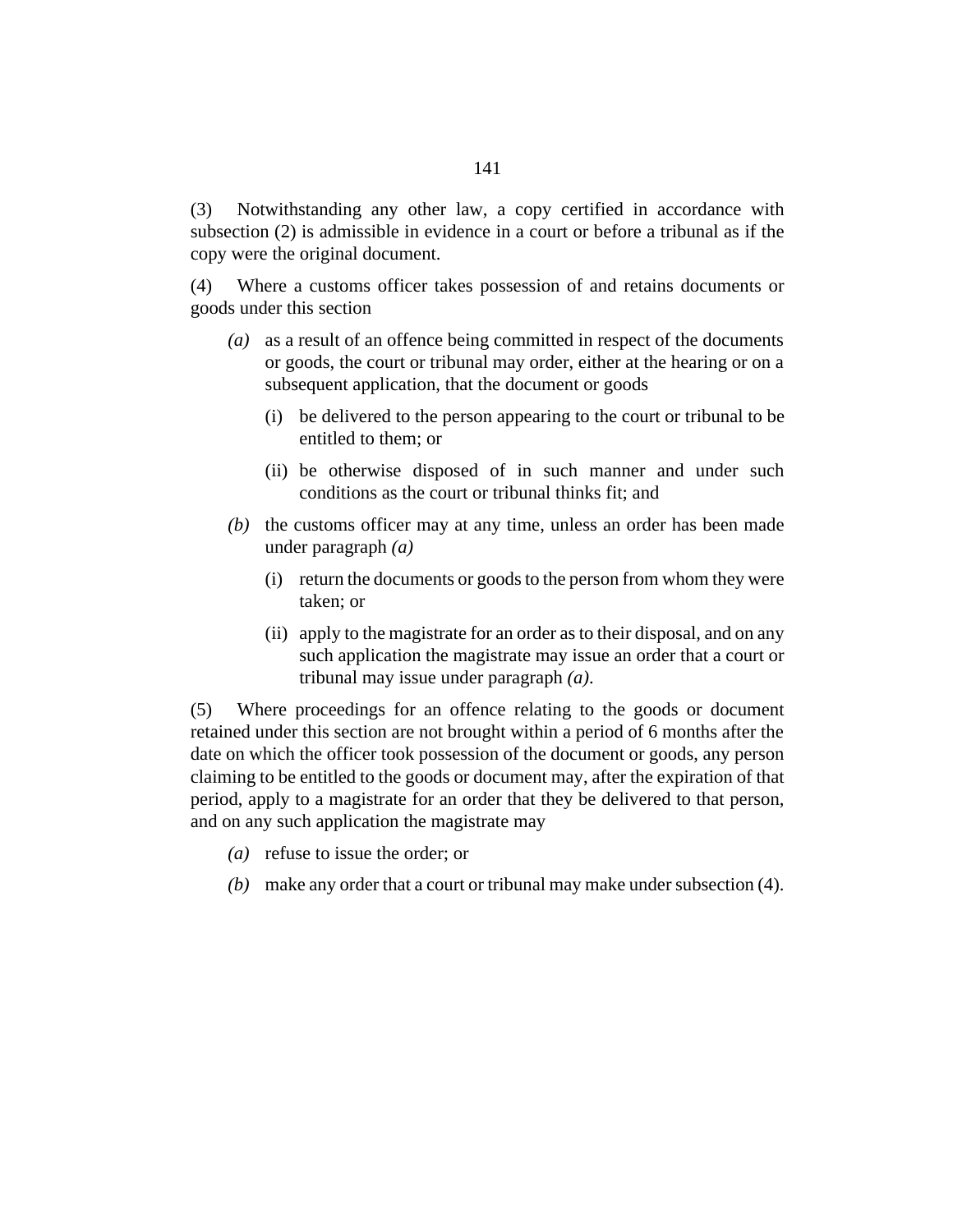(3) Notwithstanding any other law, a copy certified in accordance with subsection (2) is admissible in evidence in a court or before a tribunal as if the copy were the original document.

(4) Where a customs officer takes possession of and retains documents or goods under this section

- *(a)* as a result of an offence being committed in respect of the documents or goods, the court or tribunal may order, either at the hearing or on a subsequent application, that the document or goods
  - (i) be delivered to the person appearing to the court or tribunal to be entitled to them; or
  - (ii) be otherwise disposed of in such manner and under such conditions as the court or tribunal thinks fit; and
- *(b)* the customs officer may at any time, unless an order has been made under paragraph *(a)*
  - (i) return the documents or goods to the person from whom they were taken; or
  - (ii) apply to the magistrate for an order as to their disposal, and on any such application the magistrate may issue an order that a court or tribunal may issue under paragraph *(a)*.

(5) Where proceedings for an offence relating to the goods or document retained under this section are not brought within a period of 6 months after the date on which the officer took possession of the document or goods, any person claiming to be entitled to the goods or document may, after the expiration of that period, apply to a magistrate for an order that they be delivered to that person, and on any such application the magistrate may

- *(a)* refuse to issue the order; or
- *(b)* make any order that a court or tribunal may make under subsection (4).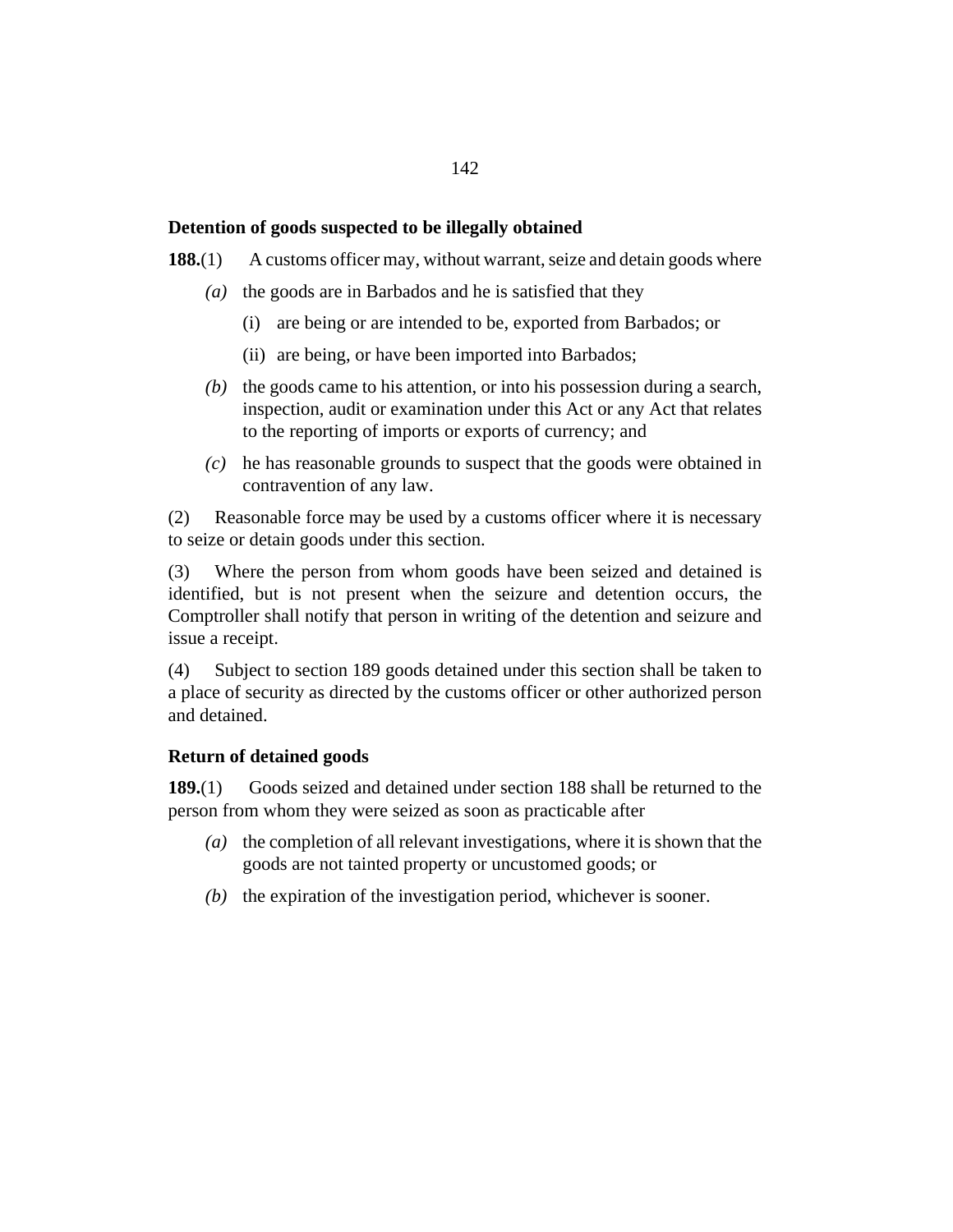### Detention of goods suspected to be illegally obtained

**188.**(1) A customs officer may, without warrant, seize and detain goods where

*(a)* the goods are in Barbados and he is satisfied that they

(i) are being or are intended to be, exported from Barbados; or

(ii) are being, or have been imported into Barbados;

*(b)* the goods came to his attention, or into his possession during a search, inspection, audit or examination under this Act or any Act that relates to the reporting of imports or exports of currency; and

*(c)* he has reasonable grounds to suspect that the goods were obtained in contravention of any law.

(2) Reasonable force may be used by a customs officer where it is necessary to seize or detain goods under this section.

(3) Where the person from whom goods have been seized and detained is identified, but is not present when the seizure and detention occurs, the Comptroller shall notify that person in writing of the detention and seizure and issue a receipt.

(4) Subject to section 189 goods detained under this section shall be taken to a place of security as directed by the customs officer or other authorized person and detained.

### Return of detained goods

**189.**(1) Goods seized and detained under section 188 shall be returned to the person from whom they were seized as soon as practicable after

*(a)* the completion of all relevant investigations, where it is shown that the goods are not tainted property or uncustomed goods; or

*(b)* the expiration of the investigation period, whichever is sooner.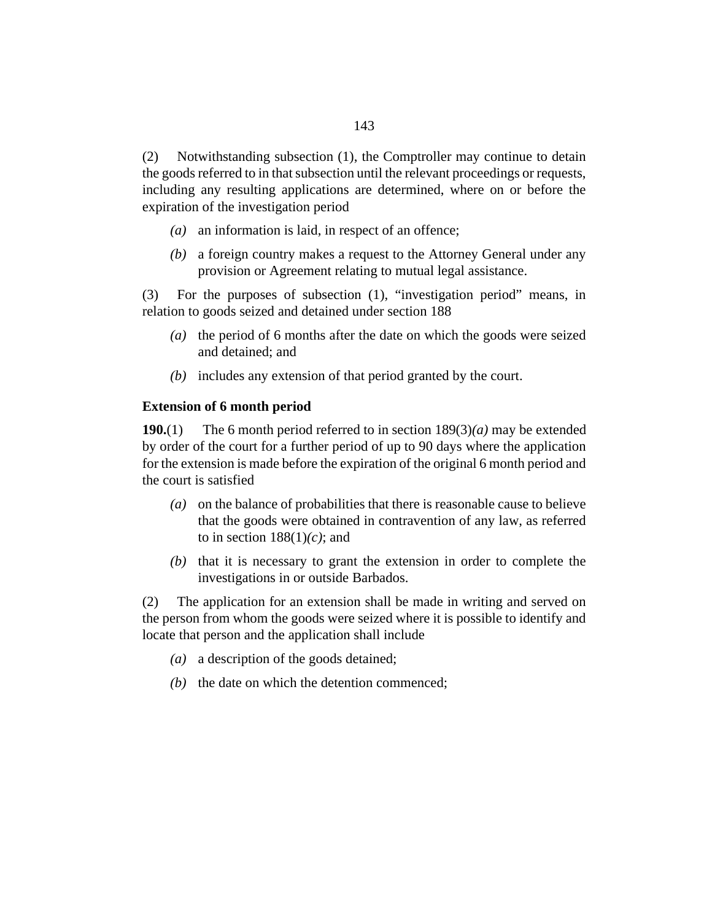(2) Notwithstanding subsection (1), the Comptroller may continue to detain the goods referred to in that subsection until the relevant proceedings or requests, including any resulting applications are determined, where on or before the expiration of the investigation period

*(a)* an information is laid, in respect of an offence;

*(b)* a foreign country makes a request to the Attorney General under any provision or Agreement relating to mutual legal assistance.

(3) For the purposes of subsection (1), "investigation period" means, in relation to goods seized and detained under section 188

*(a)* the period of 6 months after the date on which the goods were seized and detained; and

*(b)* includes any extension of that period granted by the court.

**Extension of 6 month period**

**190.**(1) The 6 month period referred to in section 189(3)*(a)* may be extended by order of the court for a further period of up to 90 days where the application for the extension is made before the expiration of the original 6 month period and the court is satisfied

*(a)* on the balance of probabilities that there is reasonable cause to believe that the goods were obtained in contravention of any law, as referred to in section 188(1)*(c)*; and

*(b)* that it is necessary to grant the extension in order to complete the investigations in or outside Barbados.

(2) The application for an extension shall be made in writing and served on the person from whom the goods were seized where it is possible to identify and locate that person and the application shall include

*(a)* a description of the goods detained;

*(b)* the date on which the detention commenced;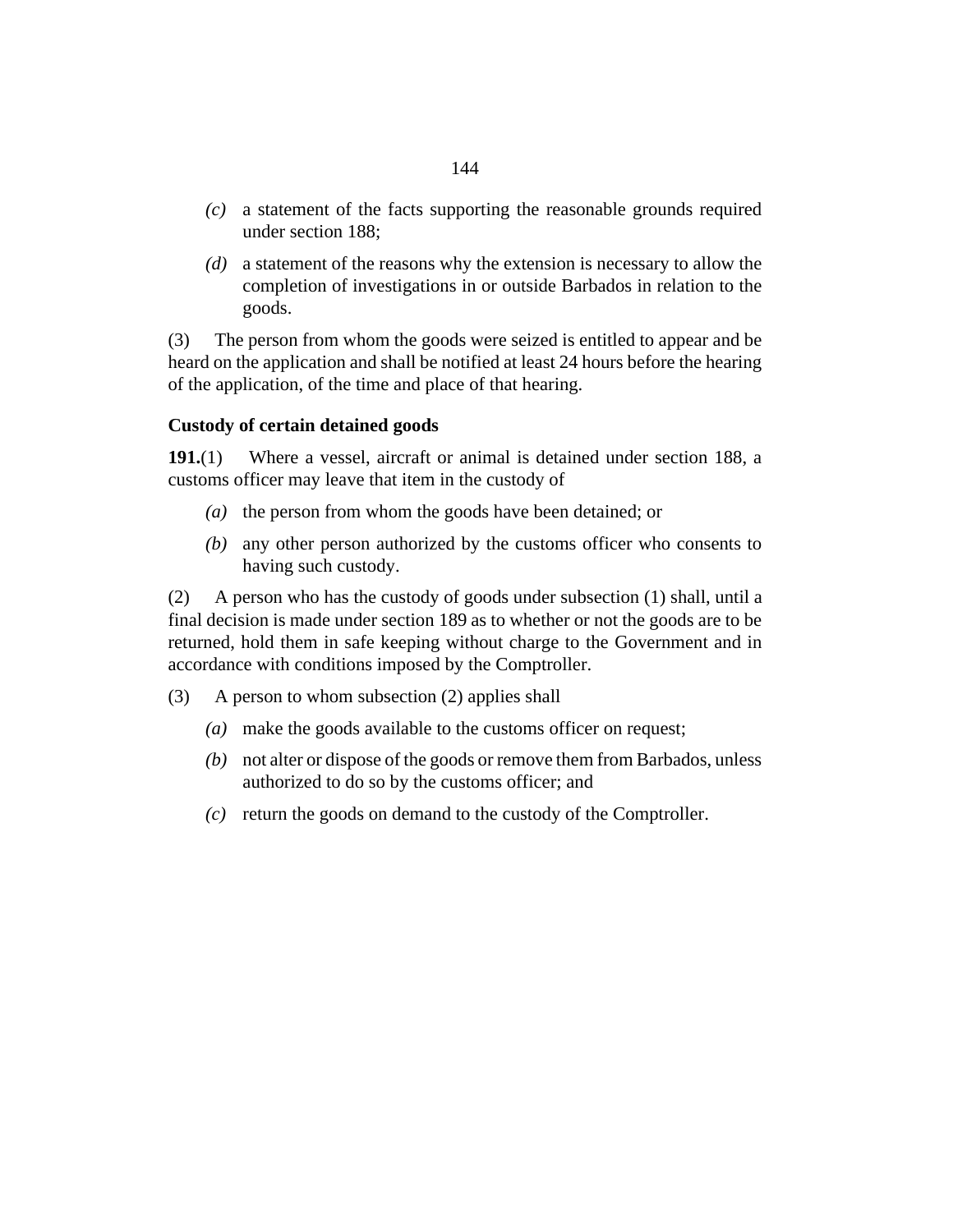*(c)* a statement of the facts supporting the reasonable grounds required under section 188;

*(d)* a statement of the reasons why the extension is necessary to allow the completion of investigations in or outside Barbados in relation to the goods.

(3) The person from whom the goods were seized is entitled to appear and be heard on the application and shall be notified at least 24 hours before the hearing of the application, of the time and place of that hearing.

### Custody of certain detained goods

**191.**(1) Where a vessel, aircraft or animal is detained under section 188, a customs officer may leave that item in the custody of

*(a)* the person from whom the goods have been detained; or

*(b)* any other person authorized by the customs officer who consents to having such custody.

(2) A person who has the custody of goods under subsection (1) shall, until a final decision is made under section 189 as to whether or not the goods are to be returned, hold them in safe keeping without charge to the Government and in accordance with conditions imposed by the Comptroller.

(3) A person to whom subsection (2) applies shall

*(a)* make the goods available to the customs officer on request;

*(b)* not alter or dispose of the goods or remove them from Barbados, unless authorized to do so by the customs officer; and

*(c)* return the goods on demand to the custody of the Comptroller.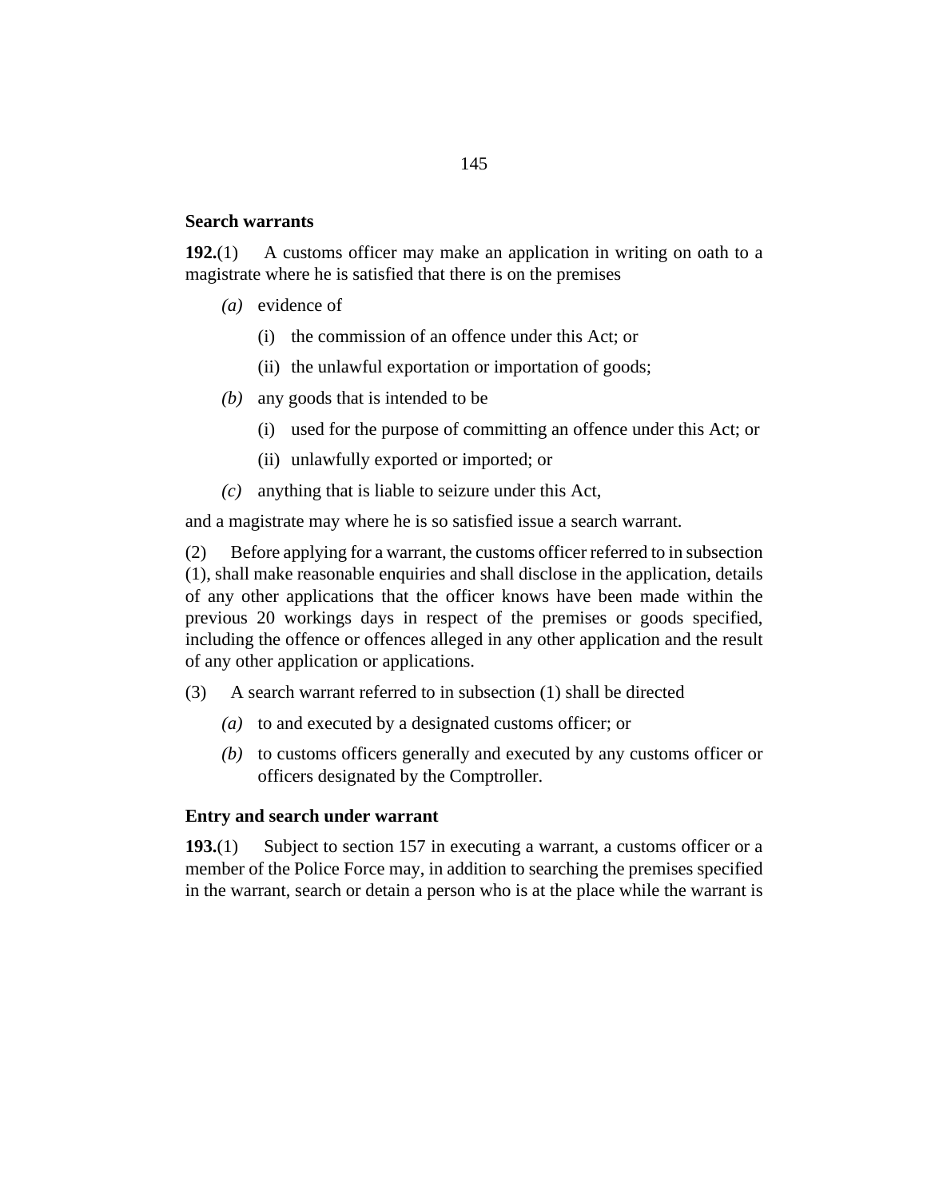### Search warrants

**192.**(1) A customs officer may make an application in writing on oath to a magistrate where he is satisfied that there is on the premises

- *(a)* evidence of
  - (i) the commission of an offence under this Act; or
  - (ii) the unlawful exportation or importation of goods;
- *(b)* any goods that is intended to be
  - (i) used for the purpose of committing an offence under this Act; or
  - (ii) unlawfully exported or imported; or
- *(c)* anything that is liable to seizure under this Act,

and a magistrate may where he is so satisfied issue a search warrant.

(2) Before applying for a warrant, the customs officer referred to in subsection (1), shall make reasonable enquiries and shall disclose in the application, details of any other applications that the officer knows have been made within the previous 20 workings days in respect of the premises or goods specified, including the offence or offences alleged in any other application and the result of any other application or applications.

(3) A search warrant referred to in subsection (1) shall be directed

- *(a)* to and executed by a designated customs officer; or
- *(b)* to customs officers generally and executed by any customs officer or officers designated by the Comptroller.

### Entry and search under warrant

**193.**(1) Subject to section 157 in executing a warrant, a customs officer or a member of the Police Force may, in addition to searching the premises specified in the warrant, search or detain a person who is at the place while the warrant is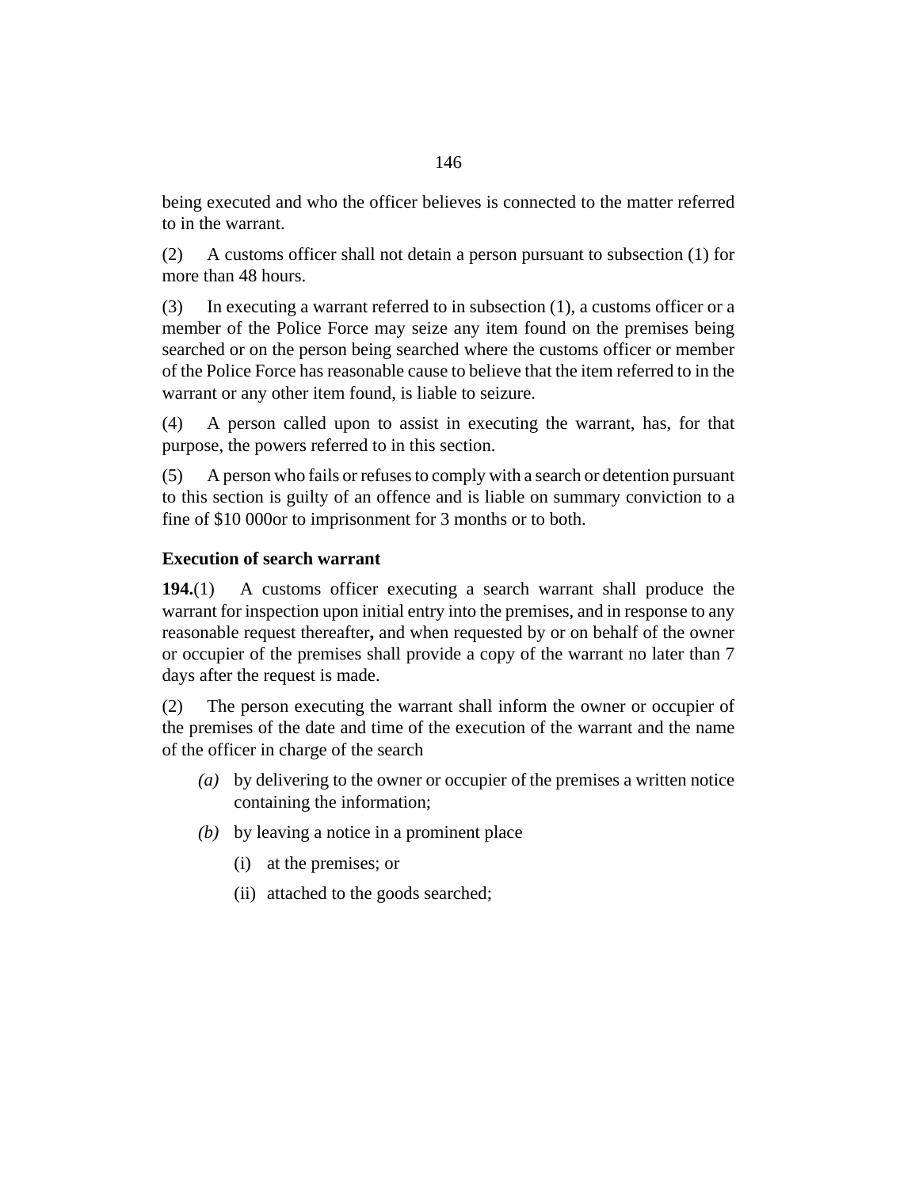being executed and who the officer believes is connected to the matter referred to in the warrant.

(2) A customs officer shall not detain a person pursuant to subsection (1) for more than 48 hours.

(3) In executing a warrant referred to in subsection (1), a customs officer or a member of the Police Force may seize any item found on the premises being searched or on the person being searched where the customs officer or member of the Police Force has reasonable cause to believe that the item referred to in the warrant or any other item found, is liable to seizure.

(4) A person called upon to assist in executing the warrant, has, for that purpose, the powers referred to in this section.

(5) A person who fails or refuses to comply with a search or detention pursuant to this section is guilty of an offence and is liable on summary conviction to a fine of $10 000or to imprisonment for 3 months or to both.

**Execution of search warrant**

**194.**(1) A customs officer executing a search warrant shall produce the warrant for inspection upon initial entry into the premises, and in response to any reasonable request thereafter**,** and when requested by or on behalf of the owner or occupier of the premises shall provide a copy of the warrant no later than 7 days after the request is made.

(2) The person executing the warrant shall inform the owner or occupier of the premises of the date and time of the execution of the warrant and the name of the officer in charge of the search

- *(a)* by delivering to the owner or occupier of the premises a written notice containing the information;
- *(b)* by leaving a notice in a prominent place
  - (i) at the premises; or
  - (ii) attached to the goods searched;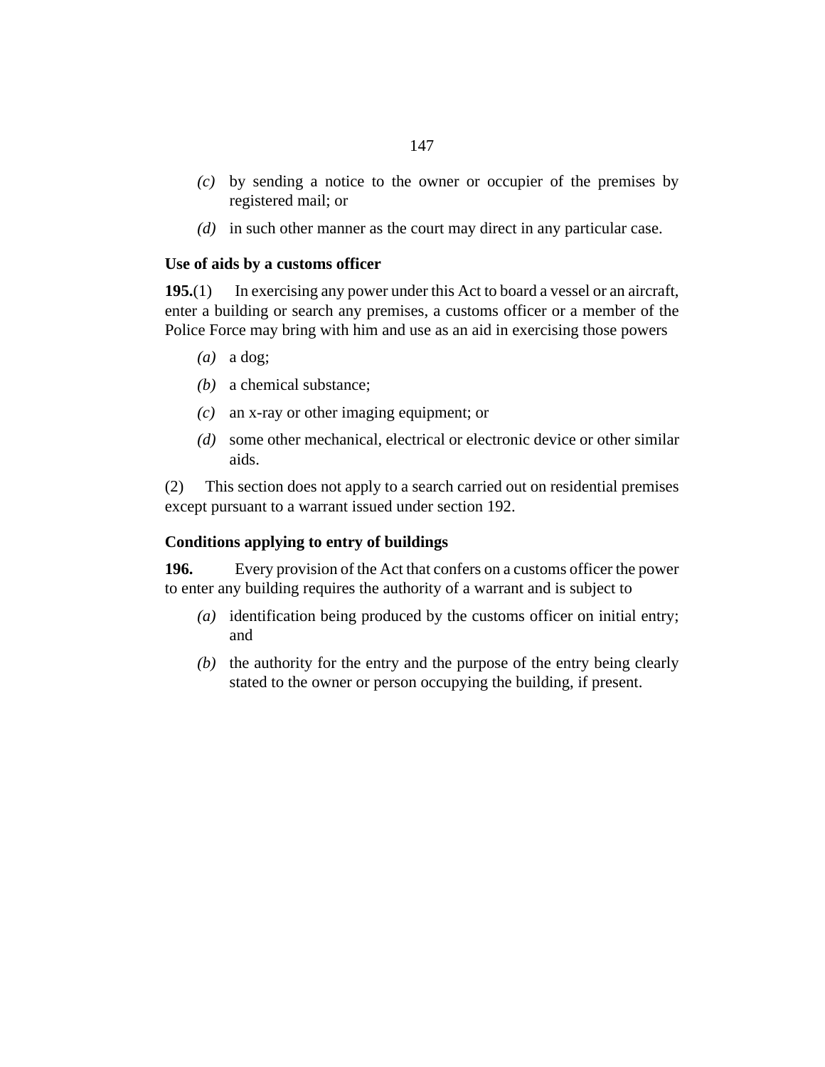*(c)* by sending a notice to the owner or occupier of the premises by registered mail; or

*(d)* in such other manner as the court may direct in any particular case.

### Use of aids by a customs officer

**195.**(1) In exercising any power under this Act to board a vessel or an aircraft, enter a building or search any premises, a customs officer or a member of the Police Force may bring with him and use as an aid in exercising those powers

*(a)* a dog;

*(b)* a chemical substance;

*(c)* an x-ray or other imaging equipment; or

*(d)* some other mechanical, electrical or electronic device or other similar aids.

(2) This section does not apply to a search carried out on residential premises except pursuant to a warrant issued under section 192.

### Conditions applying to entry of buildings

**196.** Every provision of the Act that confers on a customs officer the power to enter any building requires the authority of a warrant and is subject to

*(a)* identification being produced by the customs officer on initial entry; and

*(b)* the authority for the entry and the purpose of the entry being clearly stated to the owner or person occupying the building, if present.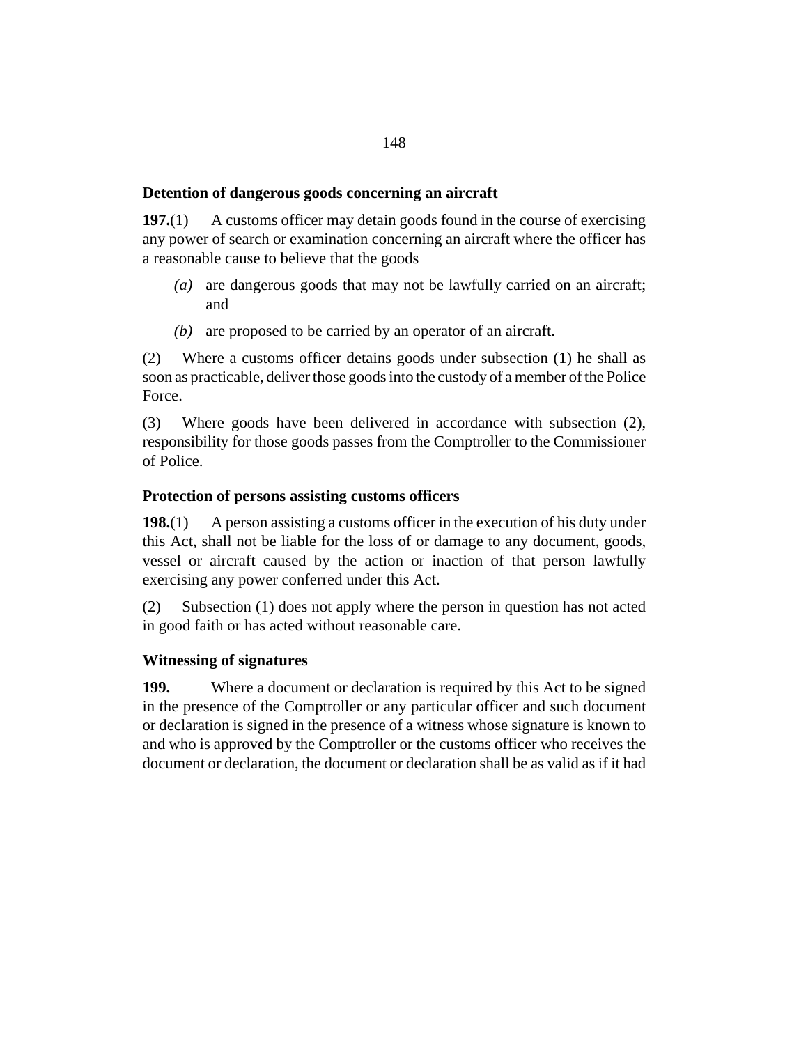### Detention of dangerous goods concerning an aircraft

**197.**(1) A customs officer may detain goods found in the course of exercising any power of search or examination concerning an aircraft where the officer has a reasonable cause to believe that the goods

*(a)* are dangerous goods that may not be lawfully carried on an aircraft; and

*(b)* are proposed to be carried by an operator of an aircraft.

(2) Where a customs officer detains goods under subsection (1) he shall as soon as practicable, deliver those goods into the custody of a member of the Police Force.

(3) Where goods have been delivered in accordance with subsection (2), responsibility for those goods passes from the Comptroller to the Commissioner of Police.

### Protection of persons assisting customs officers

**198.**(1) A person assisting a customs officer in the execution of his duty under this Act, shall not be liable for the loss of or damage to any document, goods, vessel or aircraft caused by the action or inaction of that person lawfully exercising any power conferred under this Act.

(2) Subsection (1) does not apply where the person in question has not acted in good faith or has acted without reasonable care.

### Witnessing of signatures

**199.** Where a document or declaration is required by this Act to be signed in the presence of the Comptroller or any particular officer and such document or declaration is signed in the presence of a witness whose signature is known to and who is approved by the Comptroller or the customs officer who receives the document or declaration, the document or declaration shall be as valid as if it had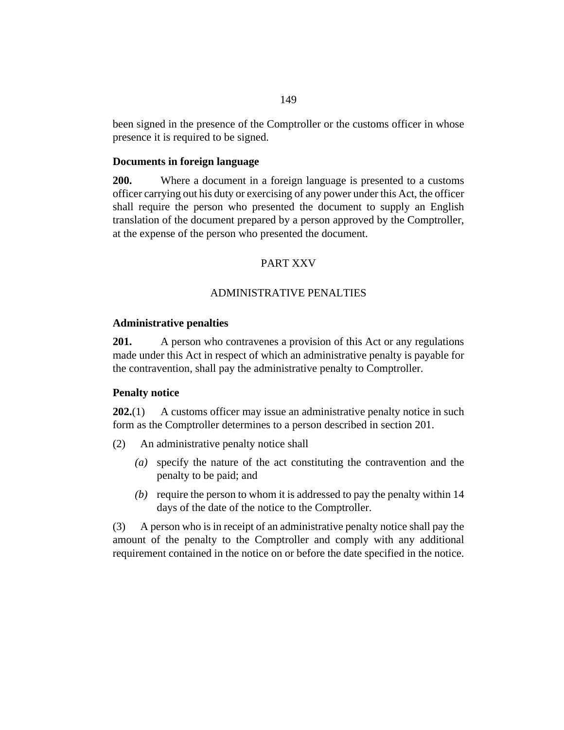been signed in the presence of the Comptroller or the customs officer in whose presence it is required to be signed.

**Documents in foreign language**

**200.** Where a document in a foreign language is presented to a customs officer carrying out his duty or exercising of any power under this Act, the officer shall require the person who presented the document to supply an English translation of the document prepared by a person approved by the Comptroller, at the expense of the person who presented the document.

PART XXV

ADMINISTRATIVE PENALTIES

**Administrative penalties**

**201.** A person who contravenes a provision of this Act or any regulations made under this Act in respect of which an administrative penalty is payable for the contravention, shall pay the administrative penalty to Comptroller.

**Penalty notice**

**202.**(1) A customs officer may issue an administrative penalty notice in such form as the Comptroller determines to a person described in section 201.

(2) An administrative penalty notice shall

*(a)* specify the nature of the act constituting the contravention and the penalty to be paid; and

*(b)* require the person to whom it is addressed to pay the penalty within 14 days of the date of the notice to the Comptroller.

(3) A person who is in receipt of an administrative penalty notice shall pay the amount of the penalty to the Comptroller and comply with any additional requirement contained in the notice on or before the date specified in the notice.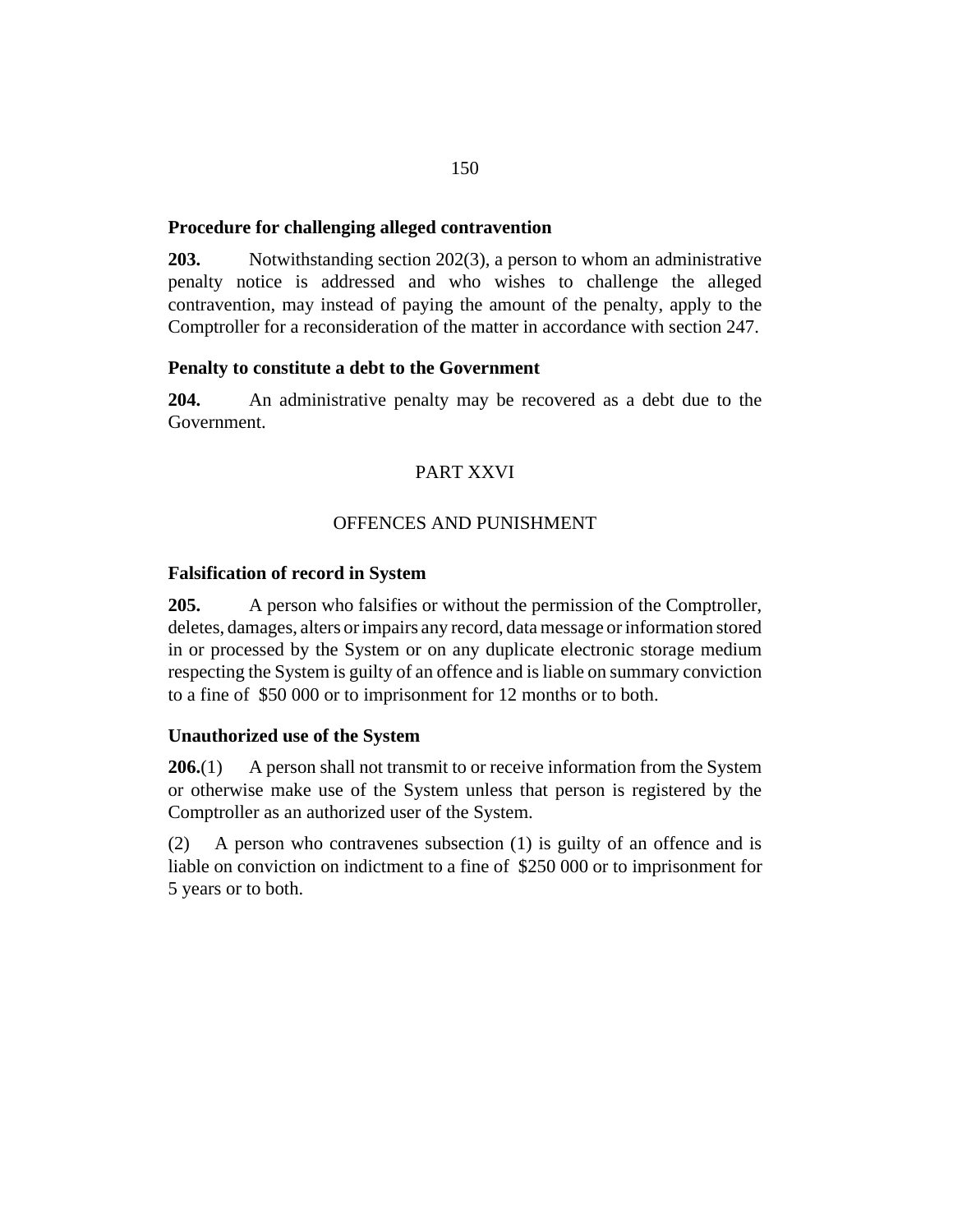### Procedure for challenging alleged contravention

**203.** Notwithstanding section 202(3), a person to whom an administrative penalty notice is addressed and who wishes to challenge the alleged contravention, may instead of paying the amount of the penalty, apply to the Comptroller for a reconsideration of the matter in accordance with section 247.

### Penalty to constitute a debt to the Government

**204.** An administrative penalty may be recovered as a debt due to the Government.

## PART XXVI

## OFFENCES AND PUNISHMENT

### Falsification of record in System

**205.** A person who falsifies or without the permission of the Comptroller, deletes, damages, alters or impairs any record, data message or information stored in or processed by the System or on any duplicate electronic storage medium respecting the System is guilty of an offence and is liable on summary conviction to a fine of $50 000 or to imprisonment for 12 months or to both.

### Unauthorized use of the System

**206.**(1) A person shall not transmit to or receive information from the System or otherwise make use of the System unless that person is registered by the Comptroller as an authorized user of the System.

(2) A person who contravenes subsection (1) is guilty of an offence and is liable on conviction on indictment to a fine of $250 000 or to imprisonment for 5 years or to both.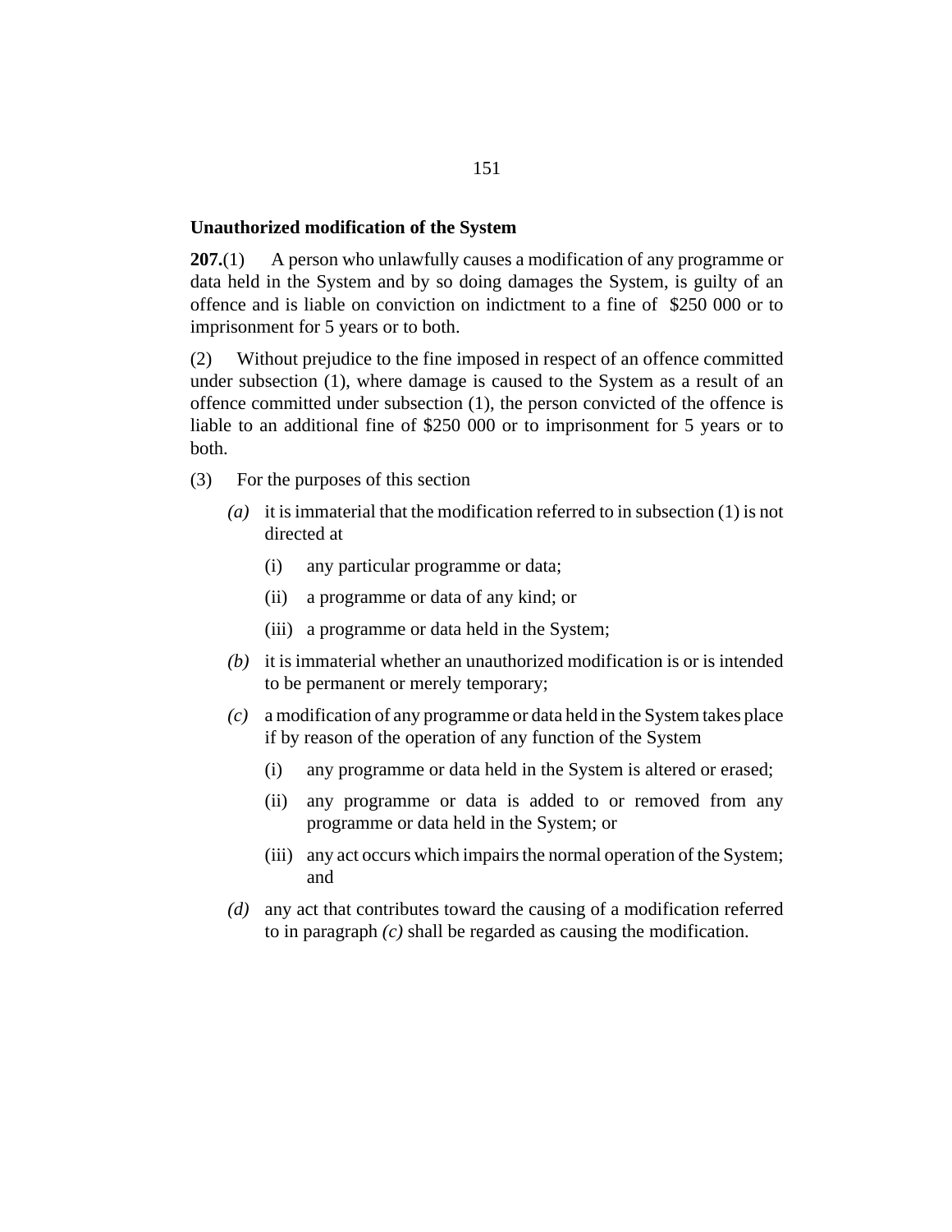### Unauthorized modification of the System

**207.**(1) A person who unlawfully causes a modification of any programme or data held in the System and by so doing damages the System, is guilty of an offence and is liable on conviction on indictment to a fine of $250 000 or to imprisonment for 5 years or to both.

(2) Without prejudice to the fine imposed in respect of an offence committed under subsection (1), where damage is caused to the System as a result of an offence committed under subsection (1), the person convicted of the offence is liable to an additional fine of $250 000 or to imprisonment for 5 years or to both.

(3) For the purposes of this section

*(a)* it is immaterial that the modification referred to in subsection (1) is not directed at

(i) any particular programme or data;

(ii) a programme or data of any kind; or

(iii) a programme or data held in the System;

*(b)* it is immaterial whether an unauthorized modification is or is intended to be permanent or merely temporary;

*(c)* a modification of any programme or data held in the System takes place if by reason of the operation of any function of the System

(i) any programme or data held in the System is altered or erased;

(ii) any programme or data is added to or removed from any programme or data held in the System; or

(iii) any act occurs which impairs the normal operation of the System; and

*(d)* any act that contributes toward the causing of a modification referred to in paragraph *(c)* shall be regarded as causing the modification.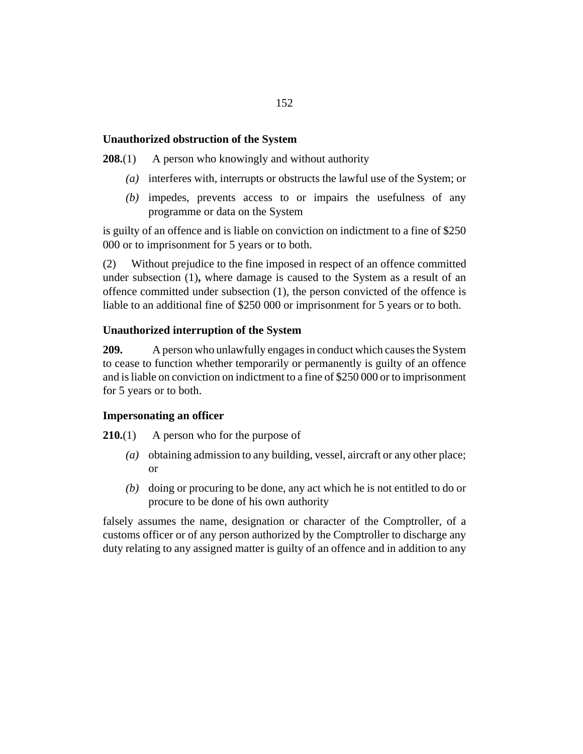### Unauthorized obstruction of the System

**208.**(1) A person who knowingly and without authority

*(a)* interferes with, interrupts or obstructs the lawful use of the System; or

*(b)* impedes, prevents access to or impairs the usefulness of any programme or data on the System

is guilty of an offence and is liable on conviction on indictment to a fine of $250 000 or to imprisonment for 5 years or to both.

(2) Without prejudice to the fine imposed in respect of an offence committed under subsection (1)**,** where damage is caused to the System as a result of an offence committed under subsection (1), the person convicted of the offence is liable to an additional fine of $250 000 or imprisonment for 5 years or to both.

### Unauthorized interruption of the System

**209.** A person who unlawfully engages in conduct which causes the System to cease to function whether temporarily or permanently is guilty of an offence and is liable on conviction on indictment to a fine of $250 000 or to imprisonment for 5 years or to both.

### Impersonating an officer

**210.**(1) A person who for the purpose of

*(a)* obtaining admission to any building, vessel, aircraft or any other place; or

*(b)* doing or procuring to be done, any act which he is not entitled to do or procure to be done of his own authority

falsely assumes the name, designation or character of the Comptroller, of a customs officer or of any person authorized by the Comptroller to discharge any duty relating to any assigned matter is guilty of an offence and in addition to any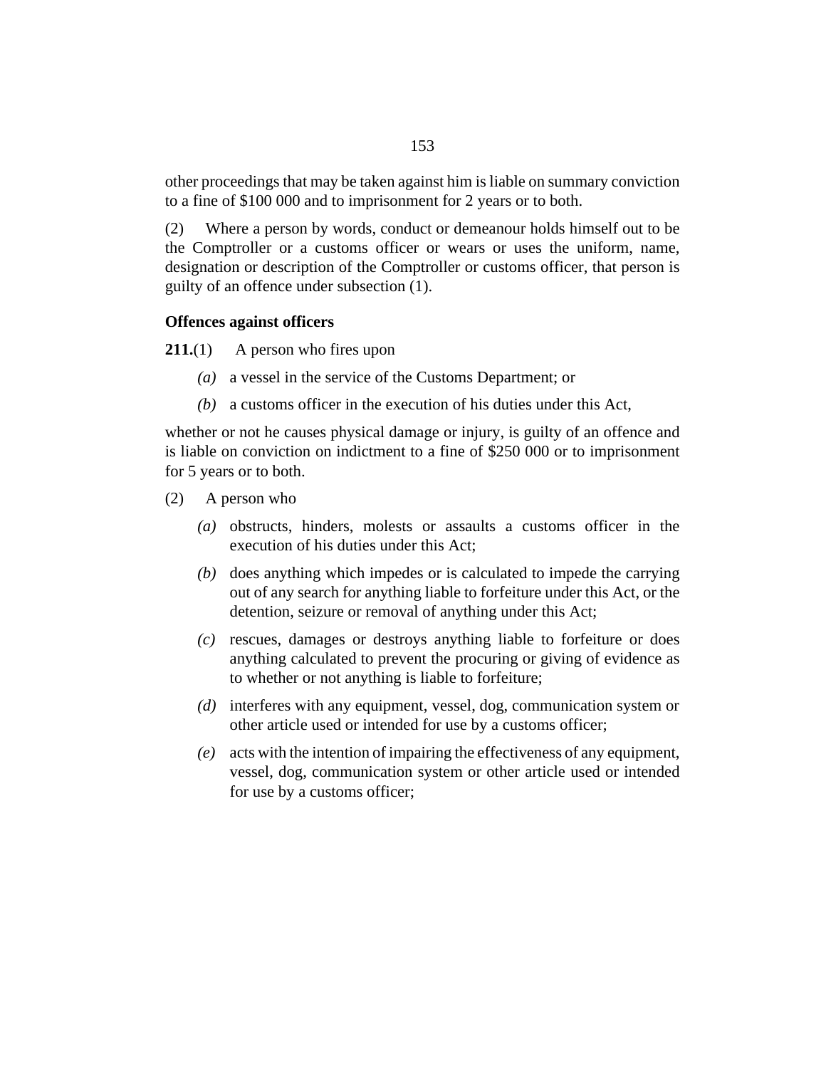other proceedings that may be taken against him is liable on summary conviction to a fine of $100 000 and to imprisonment for 2 years or to both.

(2) Where a person by words, conduct or demeanour holds himself out to be the Comptroller or a customs officer or wears or uses the uniform, name, designation or description of the Comptroller or customs officer, that person is guilty of an offence under subsection (1).

### Offences against officers

**211.**(1) A person who fires upon

*(a)* a vessel in the service of the Customs Department; or

*(b)* a customs officer in the execution of his duties under this Act,

whether or not he causes physical damage or injury, is guilty of an offence and is liable on conviction on indictment to a fine of $250 000 or to imprisonment for 5 years or to both.

(2) A person who

*(a)* obstructs, hinders, molests or assaults a customs officer in the execution of his duties under this Act;

*(b)* does anything which impedes or is calculated to impede the carrying out of any search for anything liable to forfeiture under this Act, or the detention, seizure or removal of anything under this Act;

*(c)* rescues, damages or destroys anything liable to forfeiture or does anything calculated to prevent the procuring or giving of evidence as to whether or not anything is liable to forfeiture;

*(d)* interferes with any equipment, vessel, dog, communication system or other article used or intended for use by a customs officer;

*(e)* acts with the intention of impairing the effectiveness of any equipment, vessel, dog, communication system or other article used or intended for use by a customs officer;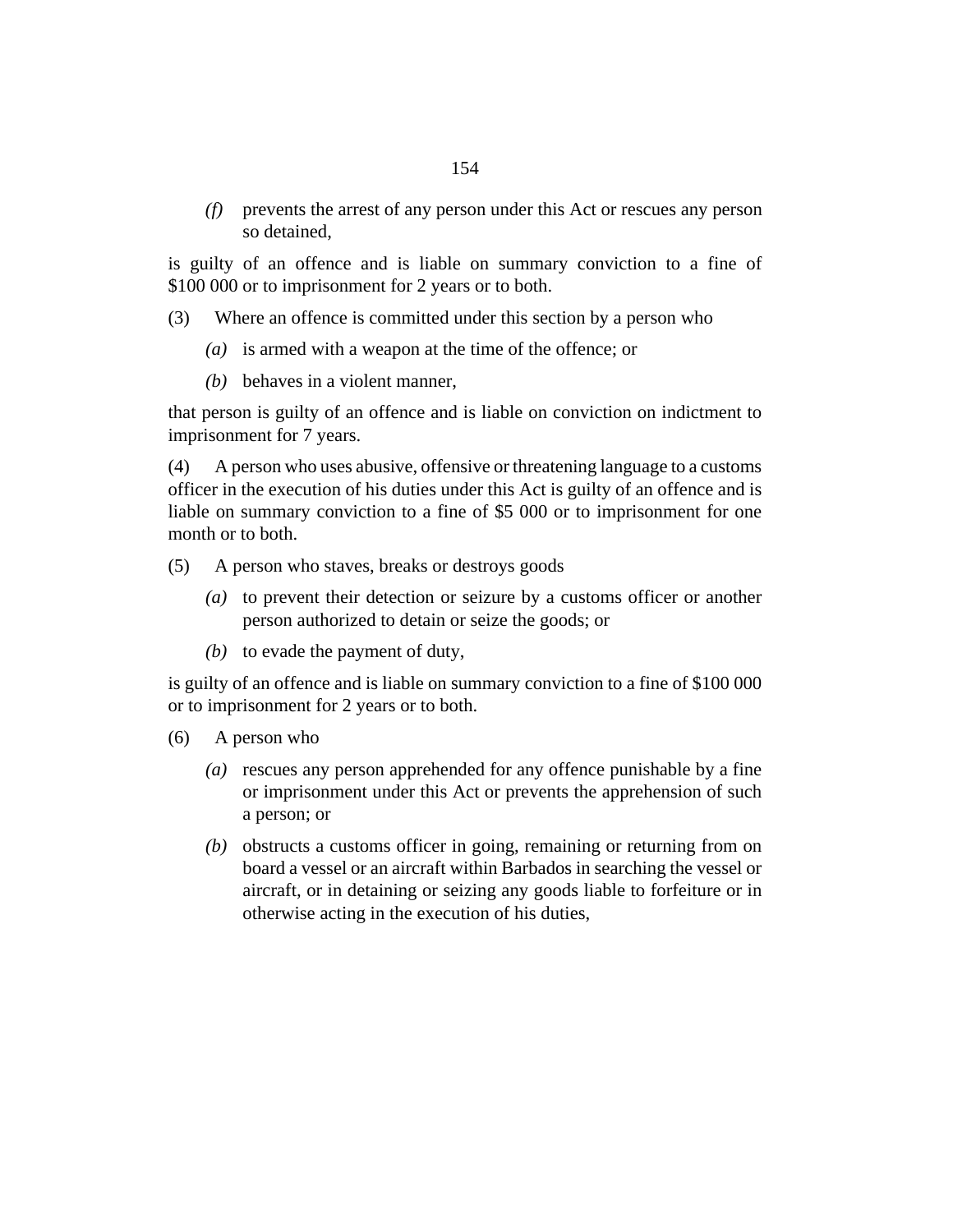*(f)* prevents the arrest of any person under this Act or rescues any person so detained,

is guilty of an offence and is liable on summary conviction to a fine of $100 000 or to imprisonment for 2 years or to both.

(3) Where an offence is committed under this section by a person who

*(a)* is armed with a weapon at the time of the offence; or

*(b)* behaves in a violent manner,

that person is guilty of an offence and is liable on conviction on indictment to imprisonment for 7 years.

(4) A person who uses abusive, offensive or threatening language to a customs officer in the execution of his duties under this Act is guilty of an offence and is liable on summary conviction to a fine of $5 000 or to imprisonment for one month or to both.

(5) A person who staves, breaks or destroys goods

*(a)* to prevent their detection or seizure by a customs officer or another person authorized to detain or seize the goods; or

*(b)* to evade the payment of duty,

is guilty of an offence and is liable on summary conviction to a fine of $100 000 or to imprisonment for 2 years or to both.

(6) A person who

*(a)* rescues any person apprehended for any offence punishable by a fine or imprisonment under this Act or prevents the apprehension of such a person; or

*(b)* obstructs a customs officer in going, remaining or returning from on board a vessel or an aircraft within Barbados in searching the vessel or aircraft, or in detaining or seizing any goods liable to forfeiture or in otherwise acting in the execution of his duties,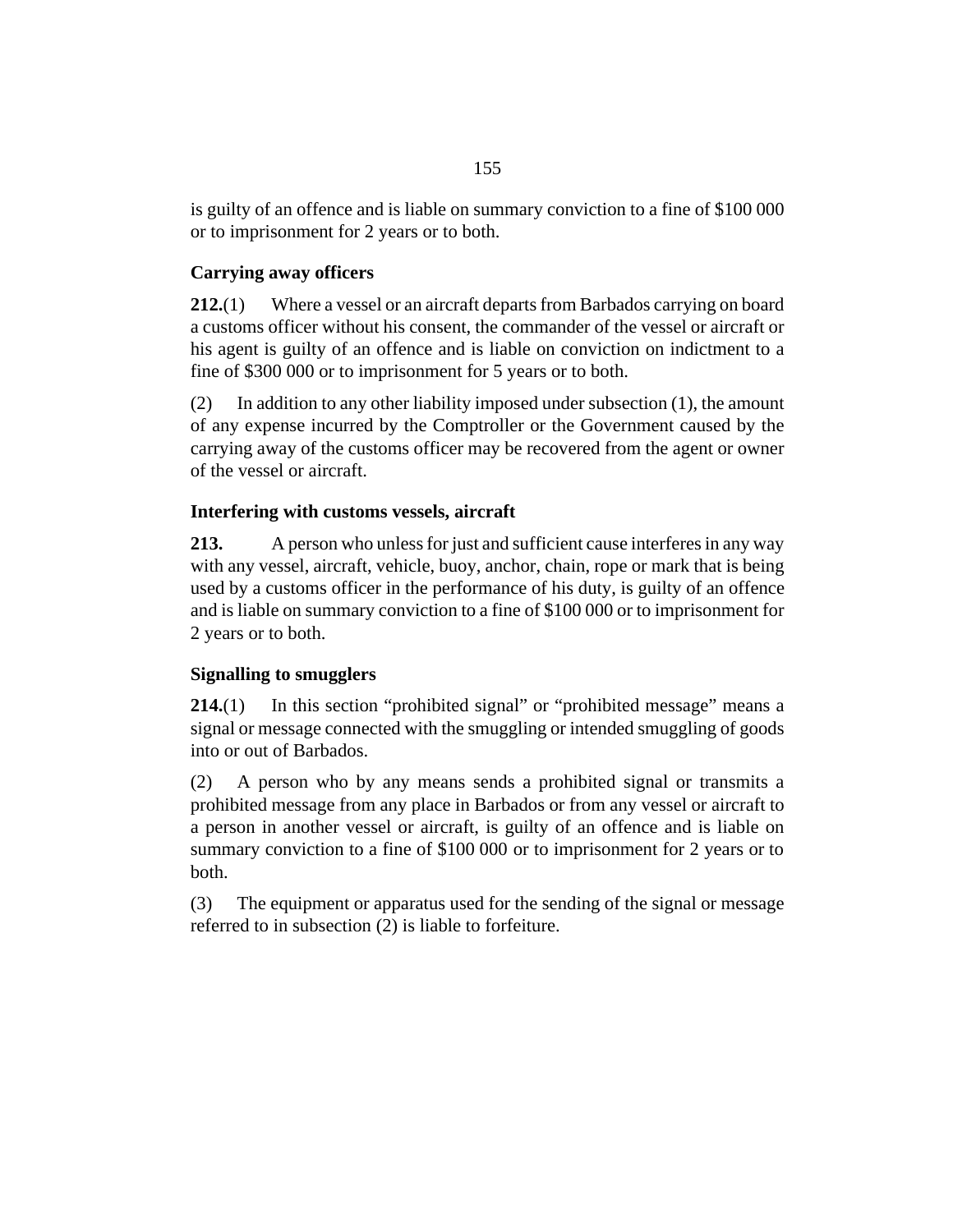is guilty of an offence and is liable on summary conviction to a fine of $100 000 or to imprisonment for 2 years or to both.

### Carrying away officers

**212.**(1) Where a vessel or an aircraft departs from Barbados carrying on board a customs officer without his consent, the commander of the vessel or aircraft or his agent is guilty of an offence and is liable on conviction on indictment to a fine of $300 000 or to imprisonment for 5 years or to both.

(2) In addition to any other liability imposed under subsection (1), the amount of any expense incurred by the Comptroller or the Government caused by the carrying away of the customs officer may be recovered from the agent or owner of the vessel or aircraft.

### Interfering with customs vessels, aircraft

**213.** A person who unless for just and sufficient cause interferes in any way with any vessel, aircraft, vehicle, buoy, anchor, chain, rope or mark that is being used by a customs officer in the performance of his duty, is guilty of an offence and is liable on summary conviction to a fine of $100 000 or to imprisonment for 2 years or to both.

### Signalling to smugglers

**214.**(1) In this section "prohibited signal" or "prohibited message" means a signal or message connected with the smuggling or intended smuggling of goods into or out of Barbados.

(2) A person who by any means sends a prohibited signal or transmits a prohibited message from any place in Barbados or from any vessel or aircraft to a person in another vessel or aircraft, is guilty of an offence and is liable on summary conviction to a fine of $100 000 or to imprisonment for 2 years or to both.

(3) The equipment or apparatus used for the sending of the signal or message referred to in subsection (2) is liable to forfeiture.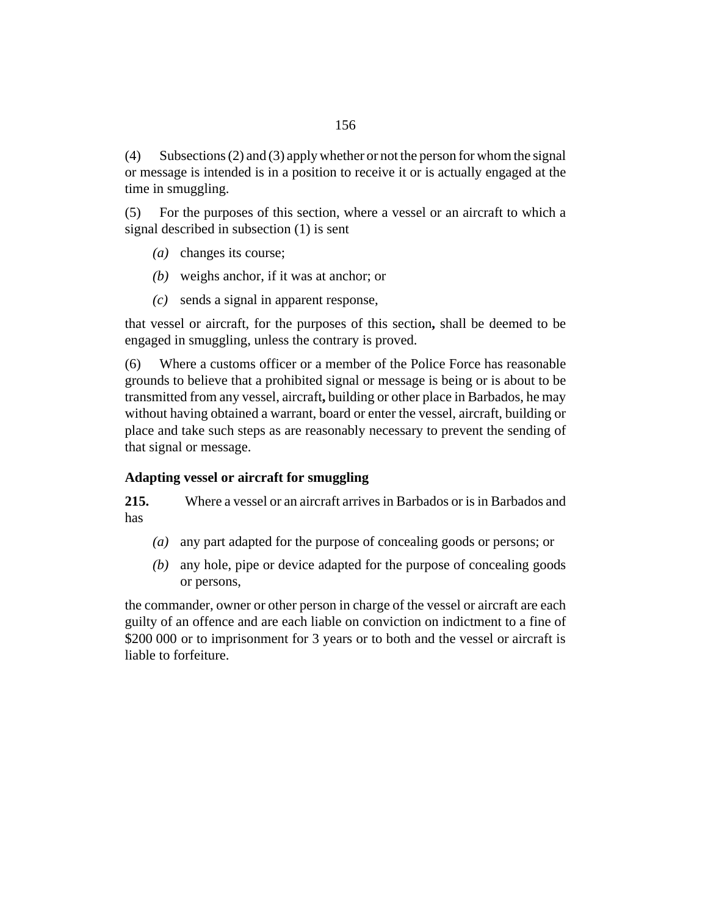(4) Subsections (2) and (3) apply whether or not the person for whom the signal or message is intended is in a position to receive it or is actually engaged at the time in smuggling.

(5) For the purposes of this section, where a vessel or an aircraft to which a signal described in subsection (1) is sent

- *(a)* changes its course;
- *(b)* weighs anchor, if it was at anchor; or
- *(c)* sends a signal in apparent response,

that vessel or aircraft, for the purposes of this section**,** shall be deemed to be engaged in smuggling, unless the contrary is proved.

(6) Where a customs officer or a member of the Police Force has reasonable grounds to believe that a prohibited signal or message is being or is about to be transmitted from any vessel, aircraft**,** building or other place in Barbados, he may without having obtained a warrant, board or enter the vessel, aircraft, building or place and take such steps as are reasonably necessary to prevent the sending of that signal or message.

### Adapting vessel or aircraft for smuggling

**215.** Where a vessel or an aircraft arrives in Barbados or is in Barbados and has

- *(a)* any part adapted for the purpose of concealing goods or persons; or
- *(b)* any hole, pipe or device adapted for the purpose of concealing goods or persons,

the commander, owner or other person in charge of the vessel or aircraft are each guilty of an offence and are each liable on conviction on indictment to a fine of $200 000 or to imprisonment for 3 years or to both and the vessel or aircraft is liable to forfeiture.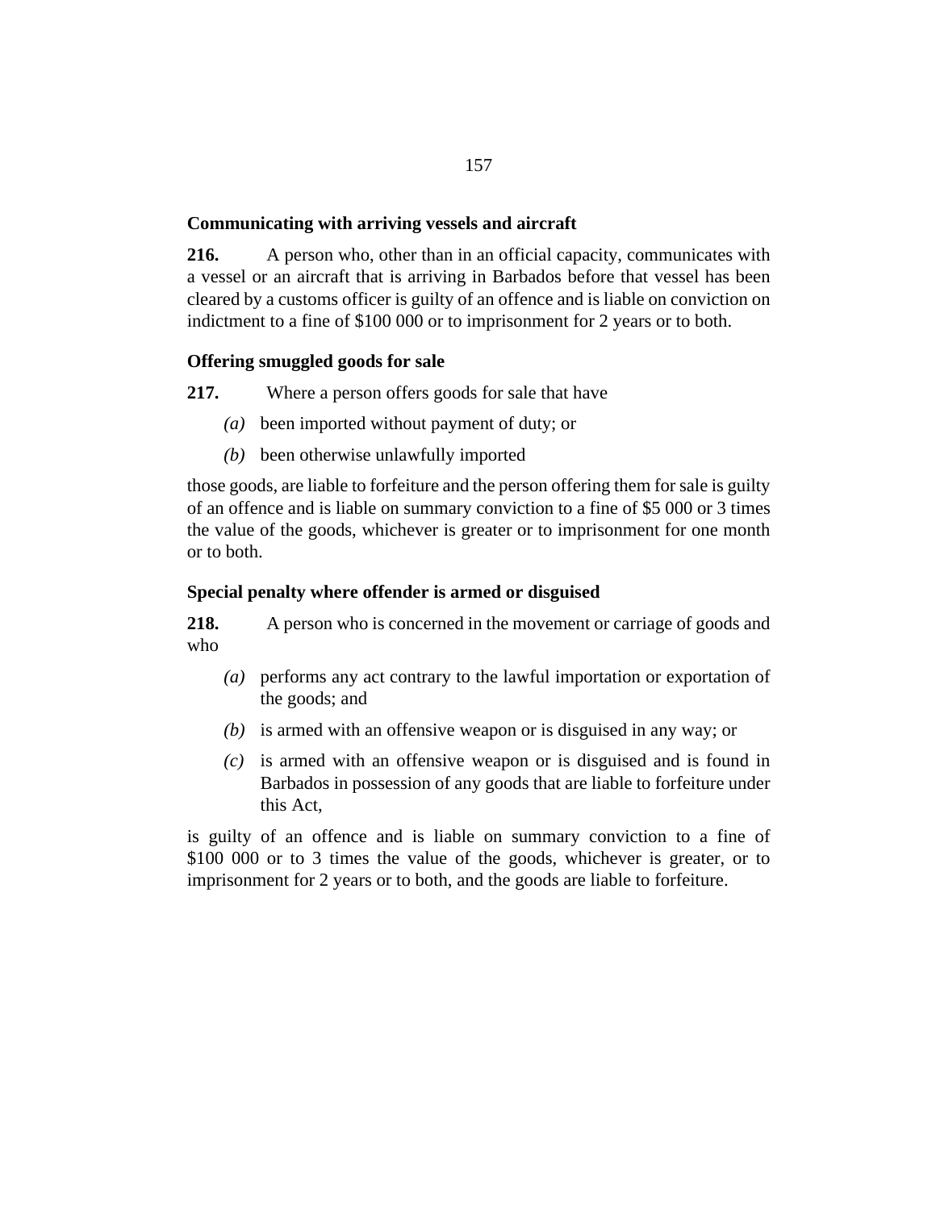**Communicating with arriving vessels and aircraft**

**216.** A person who, other than in an official capacity, communicates with a vessel or an aircraft that is arriving in Barbados before that vessel has been cleared by a customs officer is guilty of an offence and is liable on conviction on indictment to a fine of $100 000 or to imprisonment for 2 years or to both.

**Offering smuggled goods for sale**

**217.** Where a person offers goods for sale that have

*(a)* been imported without payment of duty; or

*(b)* been otherwise unlawfully imported

those goods, are liable to forfeiture and the person offering them for sale is guilty of an offence and is liable on summary conviction to a fine of $5 000 or 3 times the value of the goods, whichever is greater or to imprisonment for one month or to both.

**Special penalty where offender is armed or disguised**

**218.** A person who is concerned in the movement or carriage of goods and who

*(a)* performs any act contrary to the lawful importation or exportation of the goods; and

*(b)* is armed with an offensive weapon or is disguised in any way; or

*(c)* is armed with an offensive weapon or is disguised and is found in Barbados in possession of any goods that are liable to forfeiture under this Act,

is guilty of an offence and is liable on summary conviction to a fine of $100 000 or to 3 times the value of the goods, whichever is greater, or to imprisonment for 2 years or to both, and the goods are liable to forfeiture.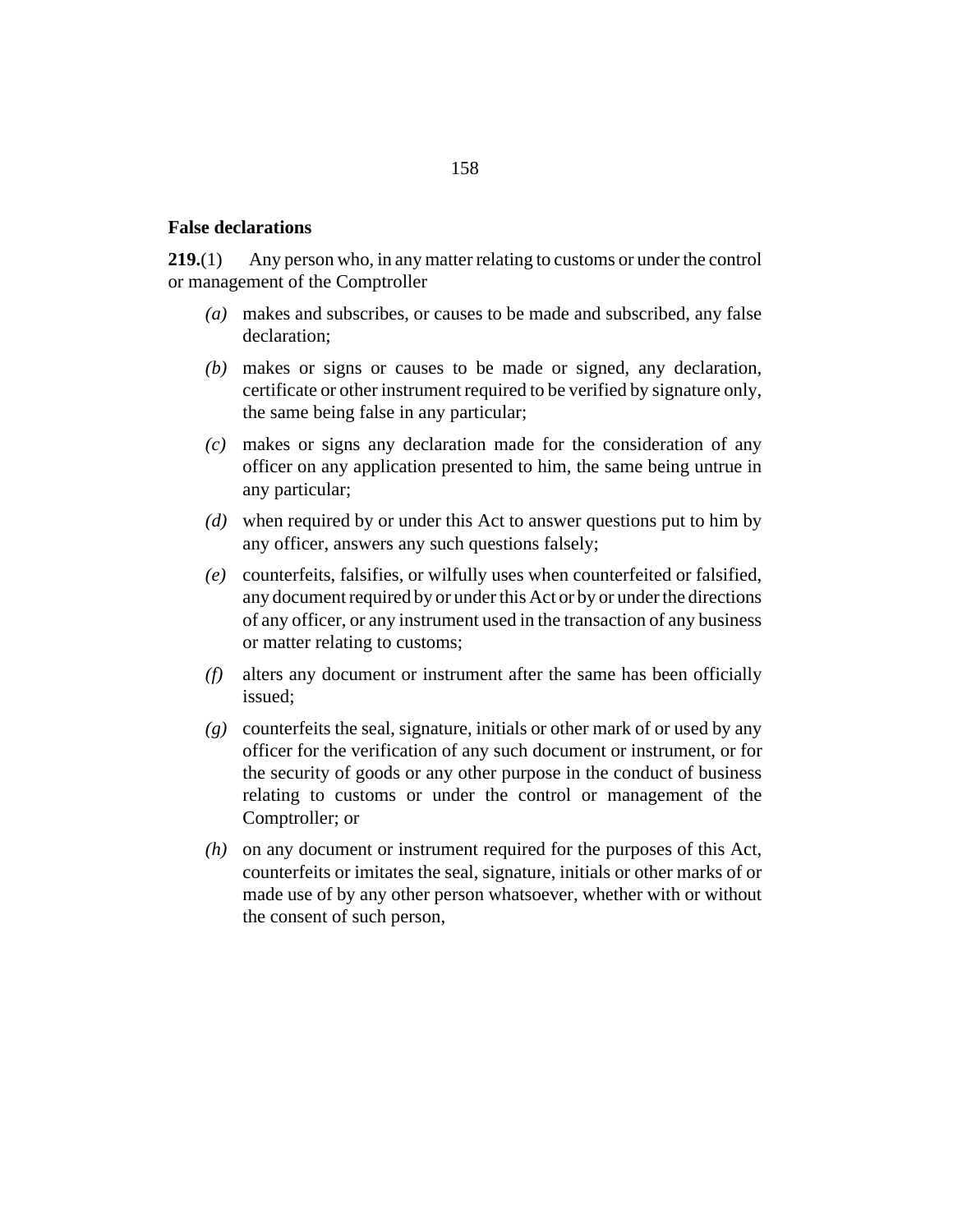**False declarations**

**219.**(1) Any person who, in any matter relating to customs or under the control or management of the Comptroller

*(a)* makes and subscribes, or causes to be made and subscribed, any false declaration;

*(b)* makes or signs or causes to be made or signed, any declaration, certificate or other instrument required to be verified by signature only, the same being false in any particular;

*(c)* makes or signs any declaration made for the consideration of any officer on any application presented to him, the same being untrue in any particular;

*(d)* when required by or under this Act to answer questions put to him by any officer, answers any such questions falsely;

*(e)* counterfeits, falsifies, or wilfully uses when counterfeited or falsified, any document required by or under this Act or by or under the directions of any officer, or any instrument used in the transaction of any business or matter relating to customs;

*(f)* alters any document or instrument after the same has been officially issued;

*(g)* counterfeits the seal, signature, initials or other mark of or used by any officer for the verification of any such document or instrument, or for the security of goods or any other purpose in the conduct of business relating to customs or under the control or management of the Comptroller; or

*(h)* on any document or instrument required for the purposes of this Act, counterfeits or imitates the seal, signature, initials or other marks of or made use of by any other person whatsoever, whether with or without the consent of such person,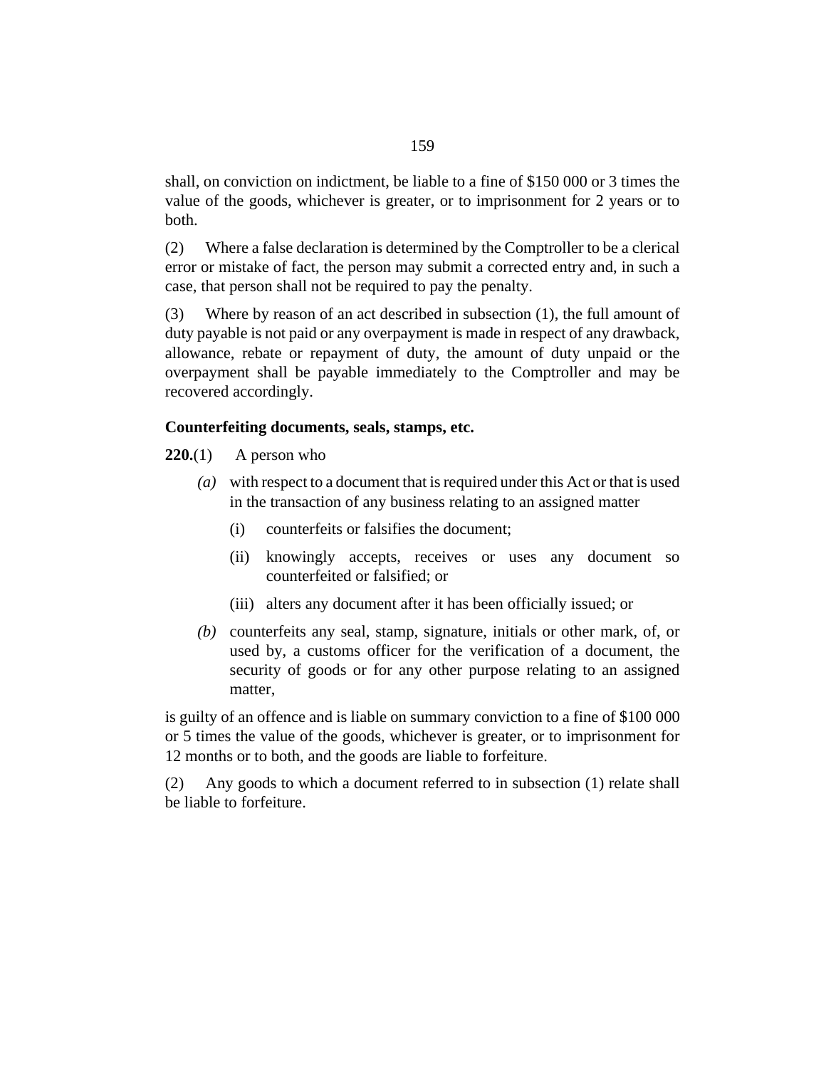shall, on conviction on indictment, be liable to a fine of $150 000 or 3 times the value of the goods, whichever is greater, or to imprisonment for 2 years or to both.

(2) Where a false declaration is determined by the Comptroller to be a clerical error or mistake of fact, the person may submit a corrected entry and, in such a case, that person shall not be required to pay the penalty.

(3) Where by reason of an act described in subsection (1), the full amount of duty payable is not paid or any overpayment is made in respect of any drawback, allowance, rebate or repayment of duty, the amount of duty unpaid or the overpayment shall be payable immediately to the Comptroller and may be recovered accordingly.

**Counterfeiting documents, seals, stamps, etc.**

**220.**(1) A person who

*(a)* with respect to a document that is required under this Act or that is used in the transaction of any business relating to an assigned matter

(i) counterfeits or falsifies the document;

(ii) knowingly accepts, receives or uses any document so counterfeited or falsified; or

(iii) alters any document after it has been officially issued; or

*(b)* counterfeits any seal, stamp, signature, initials or other mark, of, or used by, a customs officer for the verification of a document, the security of goods or for any other purpose relating to an assigned matter,

is guilty of an offence and is liable on summary conviction to a fine of $100 000 or 5 times the value of the goods, whichever is greater, or to imprisonment for 12 months or to both, and the goods are liable to forfeiture.

(2) Any goods to which a document referred to in subsection (1) relate shall be liable to forfeiture.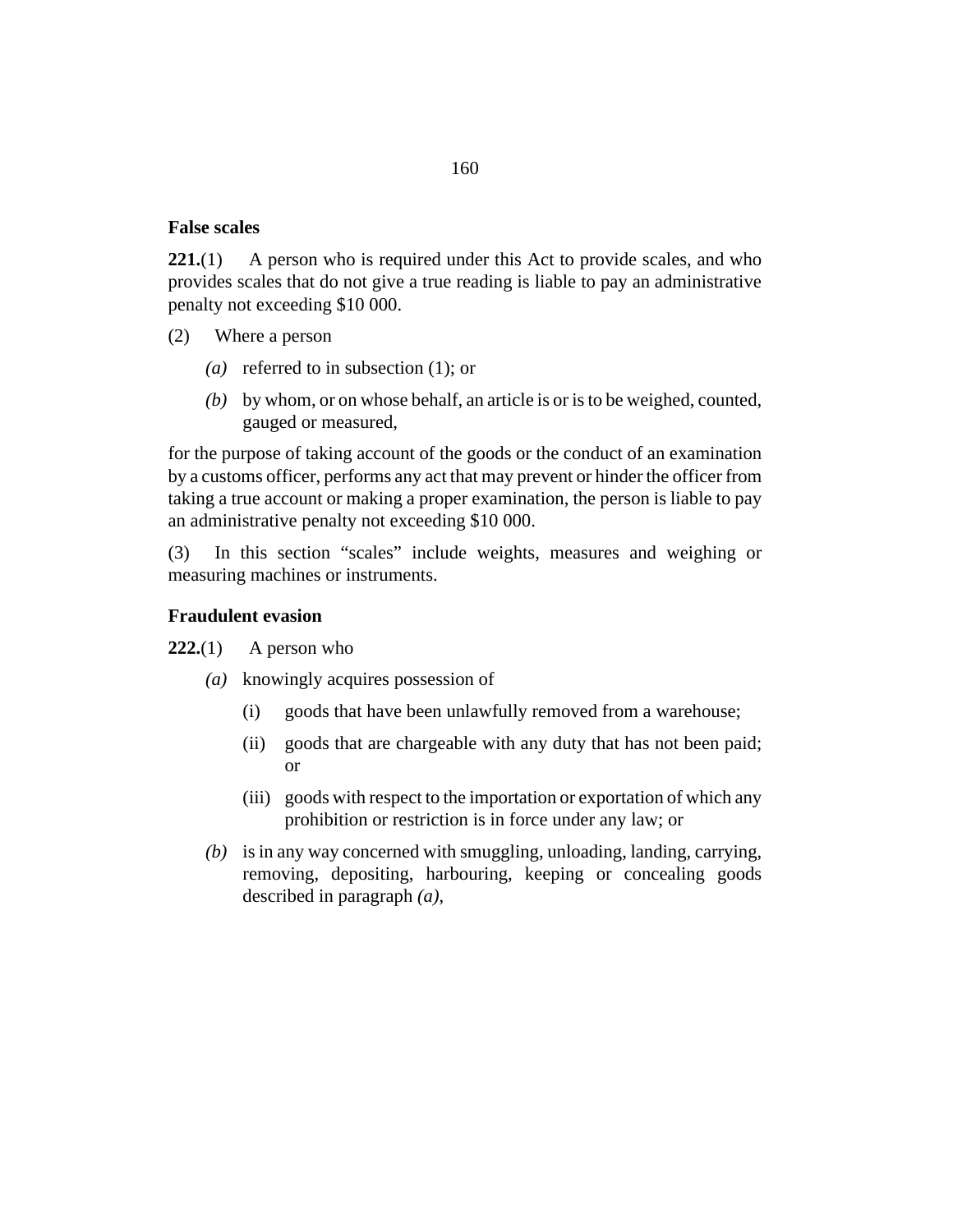**False scales**

**221.**(1) A person who is required under this Act to provide scales, and who provides scales that do not give a true reading is liable to pay an administrative penalty not exceeding $10 000.

(2) Where a person

*(a)* referred to in subsection (1); or

*(b)* by whom, or on whose behalf, an article is or is to be weighed, counted, gauged or measured,

for the purpose of taking account of the goods or the conduct of an examination by a customs officer, performs any act that may prevent or hinder the officer from taking a true account or making a proper examination, the person is liable to pay an administrative penalty not exceeding $10 000.

(3) In this section "scales" include weights, measures and weighing or measuring machines or instruments.

**Fraudulent evasion**

**222.**(1) A person who

*(a)* knowingly acquires possession of

(i) goods that have been unlawfully removed from a warehouse;

(ii) goods that are chargeable with any duty that has not been paid; or

(iii) goods with respect to the importation or exportation of which any prohibition or restriction is in force under any law; or

*(b)* is in any way concerned with smuggling, unloading, landing, carrying, removing, depositing, harbouring, keeping or concealing goods described in paragraph *(a)*,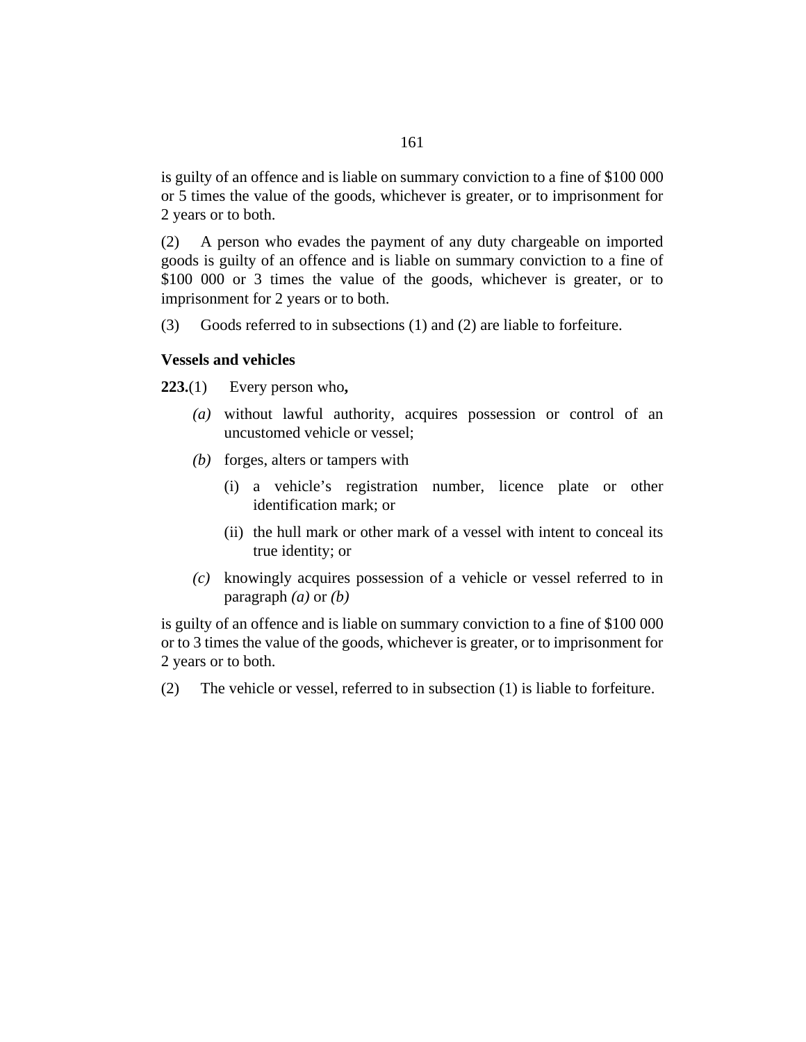is guilty of an offence and is liable on summary conviction to a fine of $100 000 or 5 times the value of the goods, whichever is greater, or to imprisonment for 2 years or to both.

(2) A person who evades the payment of any duty chargeable on imported goods is guilty of an offence and is liable on summary conviction to a fine of $100 000 or 3 times the value of the goods, whichever is greater, or to imprisonment for 2 years or to both.

(3) Goods referred to in subsections (1) and (2) are liable to forfeiture.

**Vessels and vehicles**

**223.**(1) Every person who**,**

*(a)* without lawful authority, acquires possession or control of an uncustomed vehicle or vessel;

*(b)* forges, alters or tampers with

(i) a vehicle's registration number, licence plate or other identification mark; or

(ii) the hull mark or other mark of a vessel with intent to conceal its true identity; or

*(c)* knowingly acquires possession of a vehicle or vessel referred to in paragraph *(a)* or *(b)*

is guilty of an offence and is liable on summary conviction to a fine of $100 000 or to 3 times the value of the goods, whichever is greater, or to imprisonment for 2 years or to both.

(2) The vehicle or vessel, referred to in subsection (1) is liable to forfeiture.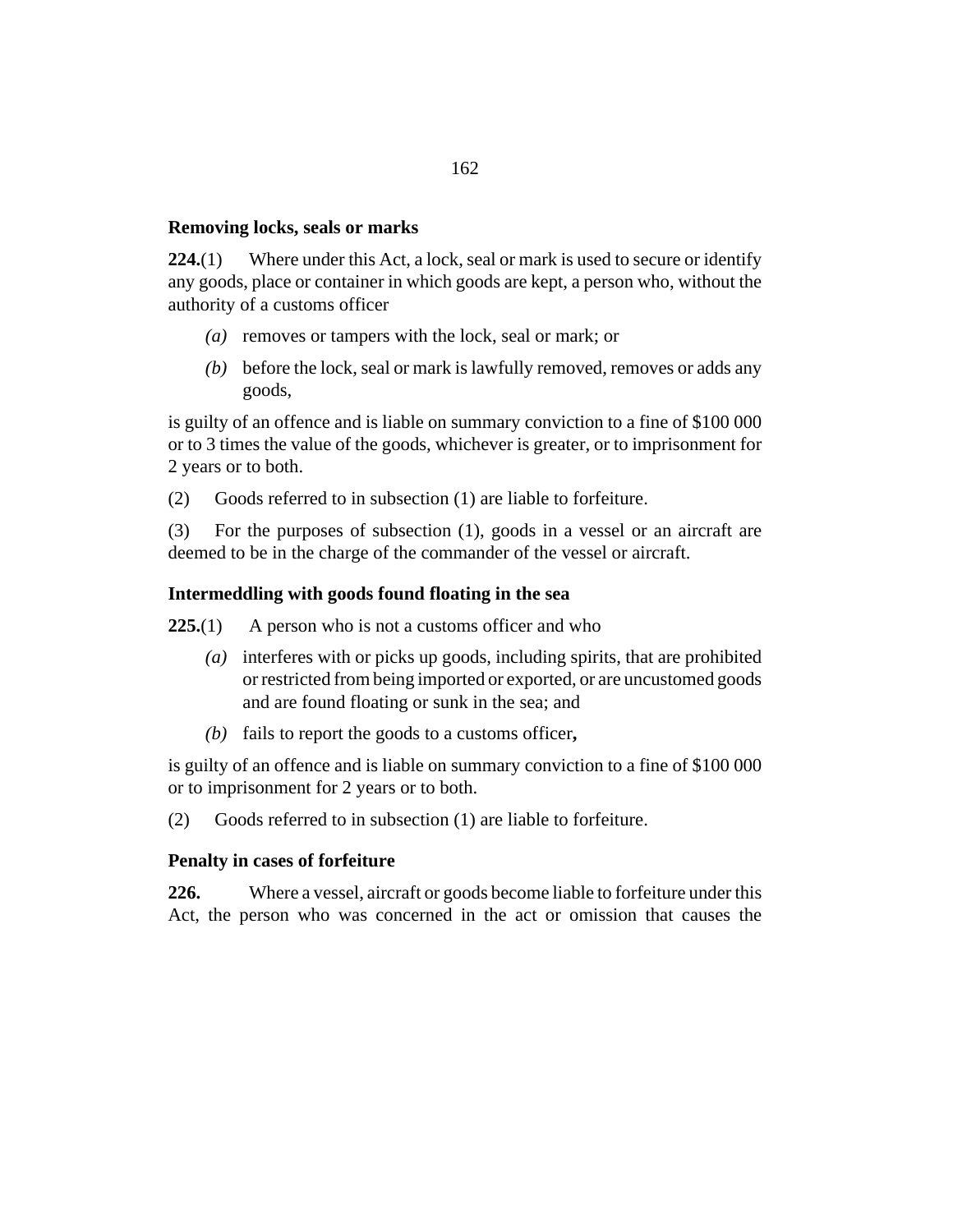### Removing locks, seals or marks

**224.**(1) Where under this Act, a lock, seal or mark is used to secure or identify any goods, place or container in which goods are kept, a person who, without the authority of a customs officer

*(a)* removes or tampers with the lock, seal or mark; or

*(b)* before the lock, seal or mark is lawfully removed, removes or adds any goods,

is guilty of an offence and is liable on summary conviction to a fine of $100 000 or to 3 times the value of the goods, whichever is greater, or to imprisonment for 2 years or to both.

(2) Goods referred to in subsection (1) are liable to forfeiture.

(3) For the purposes of subsection (1), goods in a vessel or an aircraft are deemed to be in the charge of the commander of the vessel or aircraft.

### Intermeddling with goods found floating in the sea

**225.**(1) A person who is not a customs officer and who

*(a)* interferes with or picks up goods, including spirits, that are prohibited or restricted from being imported or exported, or are uncustomed goods and are found floating or sunk in the sea; and

*(b)* fails to report the goods to a customs officer**,**

is guilty of an offence and is liable on summary conviction to a fine of $100 000 or to imprisonment for 2 years or to both.

(2) Goods referred to in subsection (1) are liable to forfeiture.

### Penalty in cases of forfeiture

**226.** Where a vessel, aircraft or goods become liable to forfeiture under this Act, the person who was concerned in the act or omission that causes the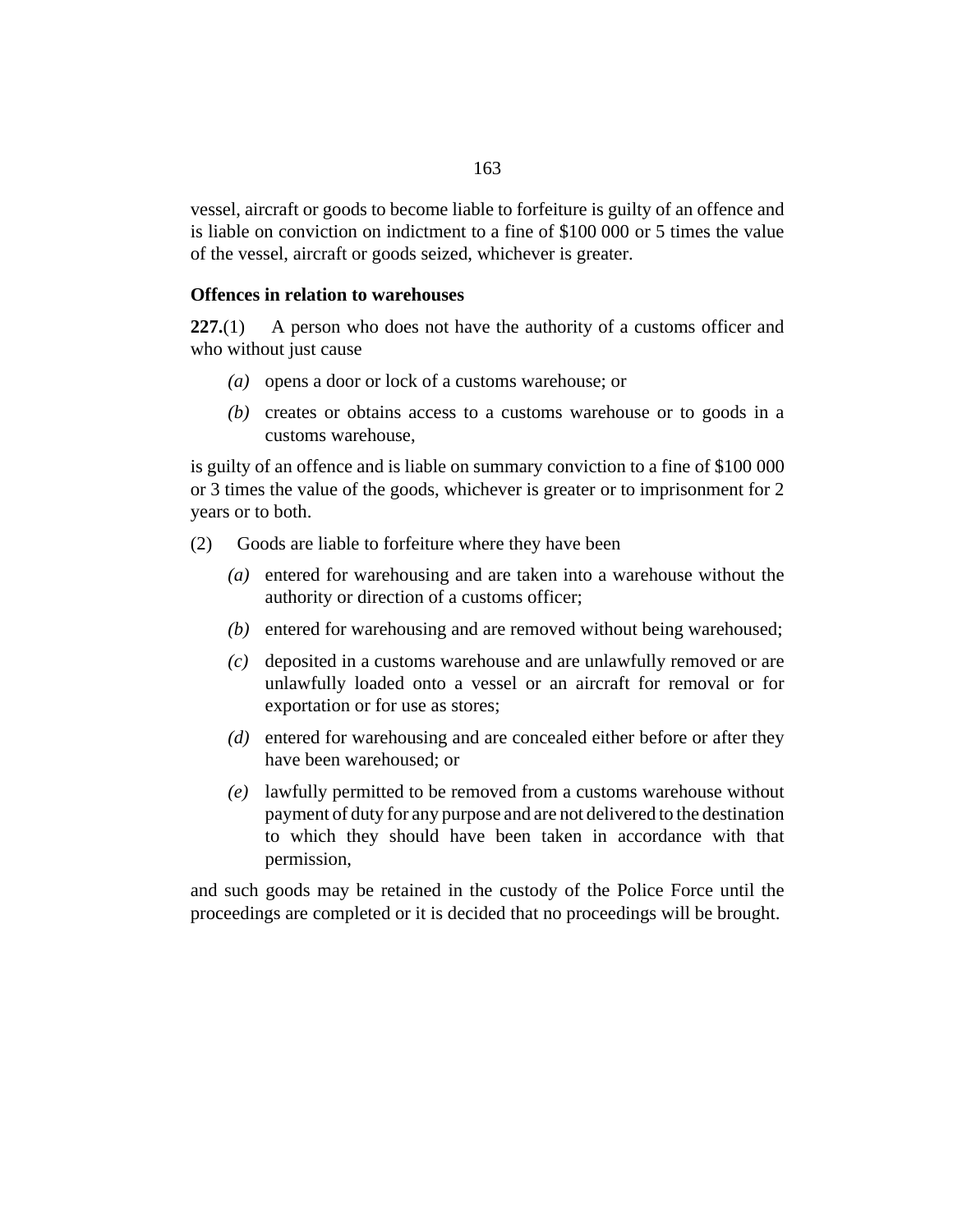vessel, aircraft or goods to become liable to forfeiture is guilty of an offence and is liable on conviction on indictment to a fine of $100 000 or 5 times the value of the vessel, aircraft or goods seized, whichever is greater.

**Offences in relation to warehouses**

**227.**(1) A person who does not have the authority of a customs officer and who without just cause

*(a)* opens a door or lock of a customs warehouse; or

*(b)* creates or obtains access to a customs warehouse or to goods in a customs warehouse,

is guilty of an offence and is liable on summary conviction to a fine of $100 000 or 3 times the value of the goods, whichever is greater or to imprisonment for 2 years or to both.

(2) Goods are liable to forfeiture where they have been

*(a)* entered for warehousing and are taken into a warehouse without the authority or direction of a customs officer;

*(b)* entered for warehousing and are removed without being warehoused;

*(c)* deposited in a customs warehouse and are unlawfully removed or are unlawfully loaded onto a vessel or an aircraft for removal or for exportation or for use as stores;

*(d)* entered for warehousing and are concealed either before or after they have been warehoused; or

*(e)* lawfully permitted to be removed from a customs warehouse without payment of duty for any purpose and are not delivered to the destination to which they should have been taken in accordance with that permission,

and such goods may be retained in the custody of the Police Force until the proceedings are completed or it is decided that no proceedings will be brought.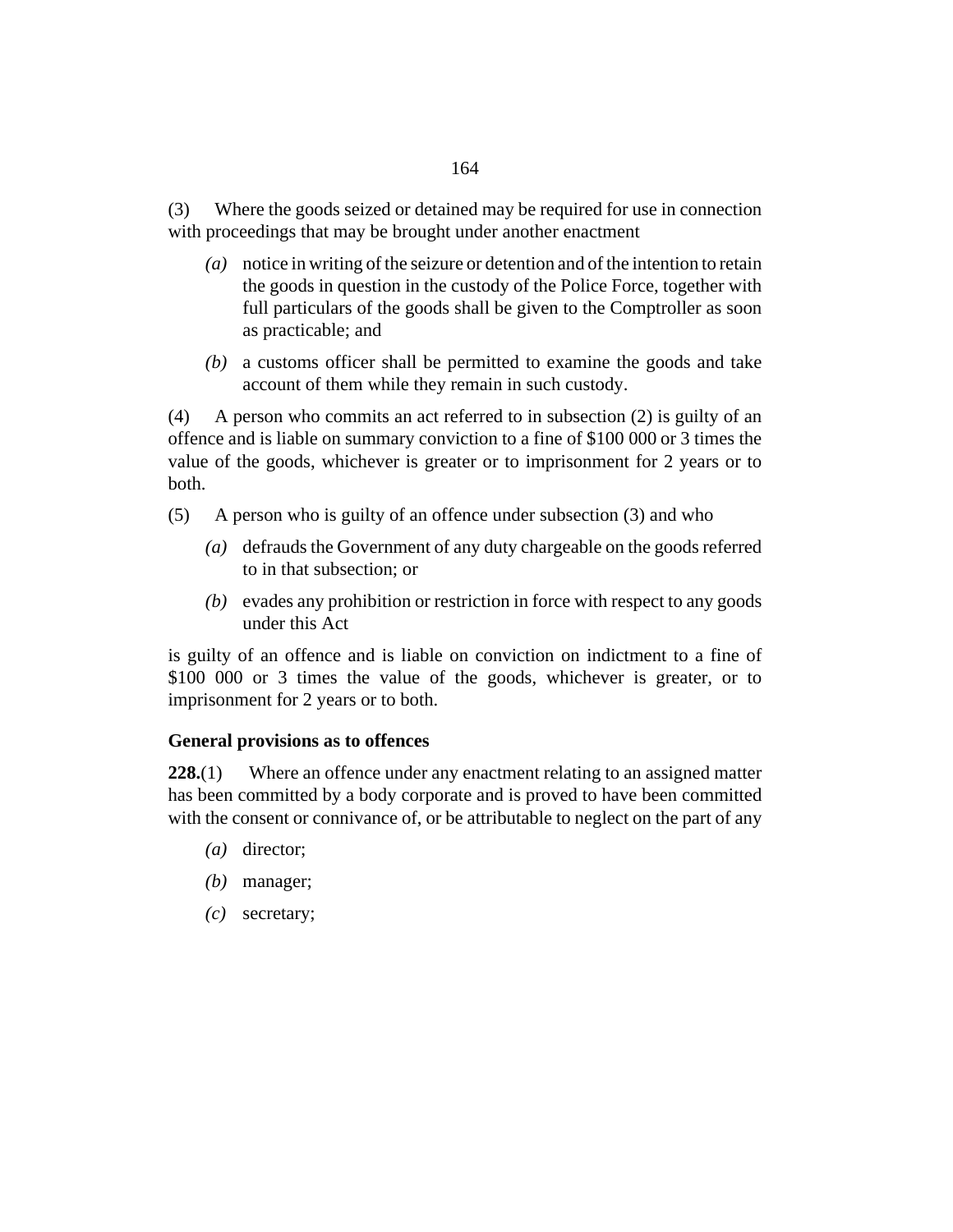(3) Where the goods seized or detained may be required for use in connection with proceedings that may be brought under another enactment

*(a)* notice in writing of the seizure or detention and of the intention to retain the goods in question in the custody of the Police Force, together with full particulars of the goods shall be given to the Comptroller as soon as practicable; and

*(b)* a customs officer shall be permitted to examine the goods and take account of them while they remain in such custody.

(4) A person who commits an act referred to in subsection (2) is guilty of an offence and is liable on summary conviction to a fine of $100 000 or 3 times the value of the goods, whichever is greater or to imprisonment for 2 years or to both.

(5) A person who is guilty of an offence under subsection (3) and who

*(a)* defrauds the Government of any duty chargeable on the goods referred to in that subsection; or

*(b)* evades any prohibition or restriction in force with respect to any goods under this Act

is guilty of an offence and is liable on conviction on indictment to a fine of $100 000 or 3 times the value of the goods, whichever is greater, or to imprisonment for 2 years or to both.

**General provisions as to offences**

**228.**(1) Where an offence under any enactment relating to an assigned matter has been committed by a body corporate and is proved to have been committed with the consent or connivance of, or be attributable to neglect on the part of any

*(a)* director;

*(b)* manager;

*(c)* secretary;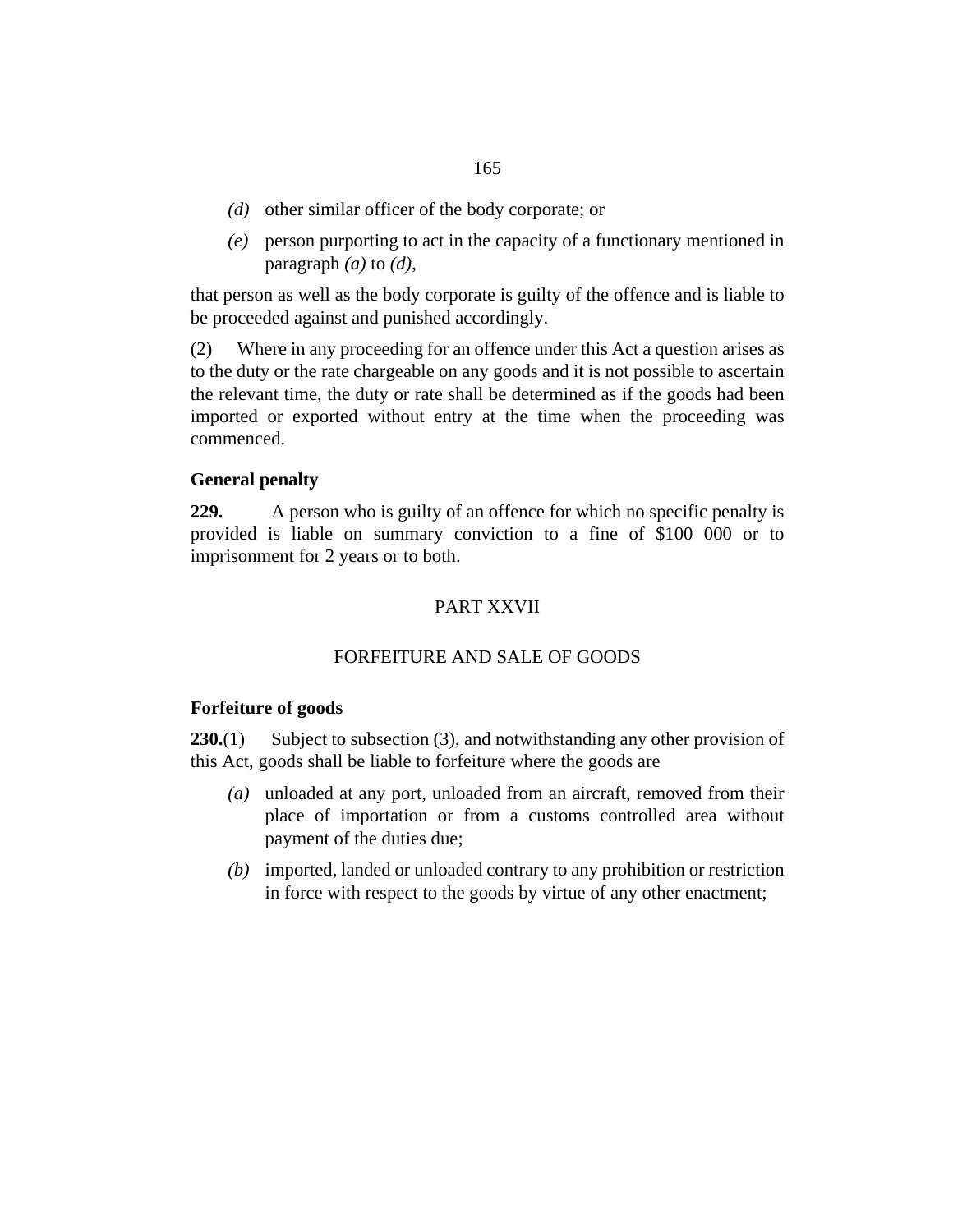*(d)* other similar officer of the body corporate; or

*(e)* person purporting to act in the capacity of a functionary mentioned in paragraph *(a)* to *(d)*,

that person as well as the body corporate is guilty of the offence and is liable to be proceeded against and punished accordingly.

(2) Where in any proceeding for an offence under this Act a question arises as to the duty or the rate chargeable on any goods and it is not possible to ascertain the relevant time, the duty or rate shall be determined as if the goods had been imported or exported without entry at the time when the proceeding was commenced.

**General penalty**

**229.** A person who is guilty of an offence for which no specific penalty is provided is liable on summary conviction to a fine of $100 000 or to imprisonment for 2 years or to both.

PART XXVII

FORFEITURE AND SALE OF GOODS

**Forfeiture of goods**

**230.**(1) Subject to subsection (3), and notwithstanding any other provision of this Act, goods shall be liable to forfeiture where the goods are

*(a)* unloaded at any port, unloaded from an aircraft, removed from their place of importation or from a customs controlled area without payment of the duties due;

*(b)* imported, landed or unloaded contrary to any prohibition or restriction in force with respect to the goods by virtue of any other enactment;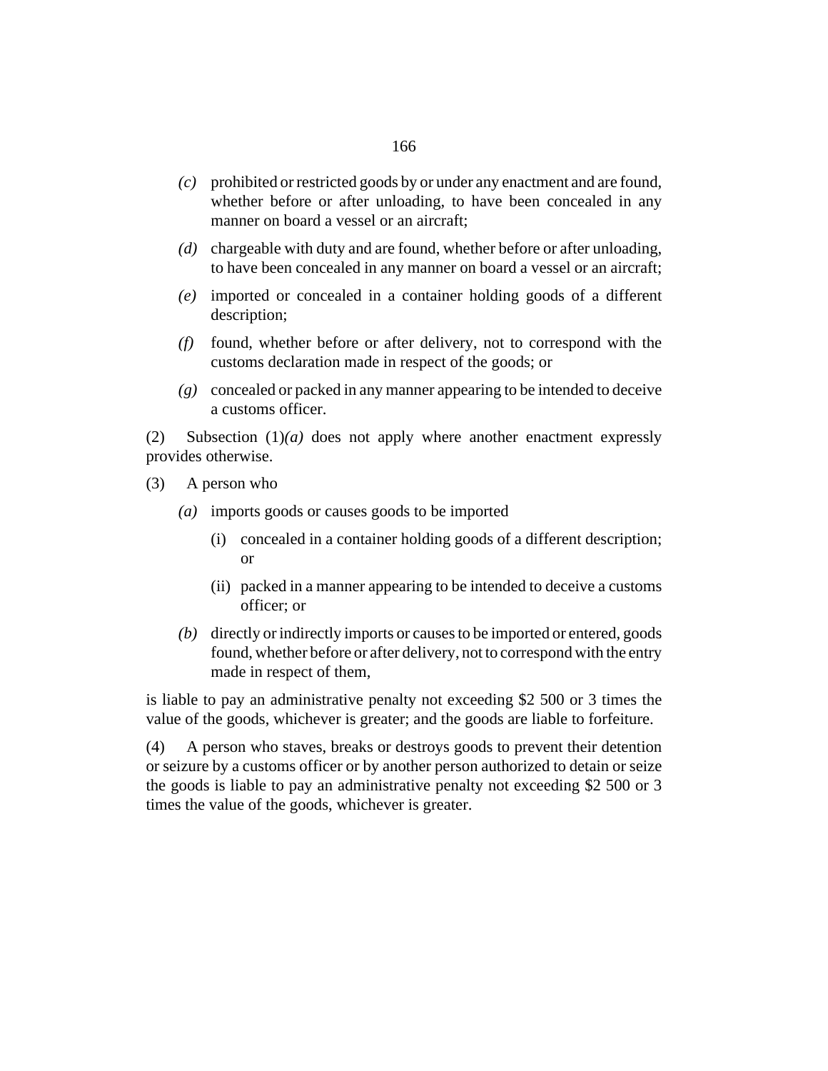*(c)* prohibited or restricted goods by or under any enactment and are found, whether before or after unloading, to have been concealed in any manner on board a vessel or an aircraft;

*(d)* chargeable with duty and are found, whether before or after unloading, to have been concealed in any manner on board a vessel or an aircraft;

*(e)* imported or concealed in a container holding goods of a different description;

*(f)* found, whether before or after delivery, not to correspond with the customs declaration made in respect of the goods; or

*(g)* concealed or packed in any manner appearing to be intended to deceive a customs officer.

(2) Subsection (1)*(a)* does not apply where another enactment expressly provides otherwise.

(3) A person who

*(a)* imports goods or causes goods to be imported

(i) concealed in a container holding goods of a different description; or

(ii) packed in a manner appearing to be intended to deceive a customs officer; or

*(b)* directly or indirectly imports or causes to be imported or entered, goods found, whether before or after delivery, not to correspond with the entry made in respect of them,

is liable to pay an administrative penalty not exceeding $2 500 or 3 times the value of the goods, whichever is greater; and the goods are liable to forfeiture.

(4) A person who staves, breaks or destroys goods to prevent their detention or seizure by a customs officer or by another person authorized to detain or seize the goods is liable to pay an administrative penalty not exceeding $2 500 or 3 times the value of the goods, whichever is greater.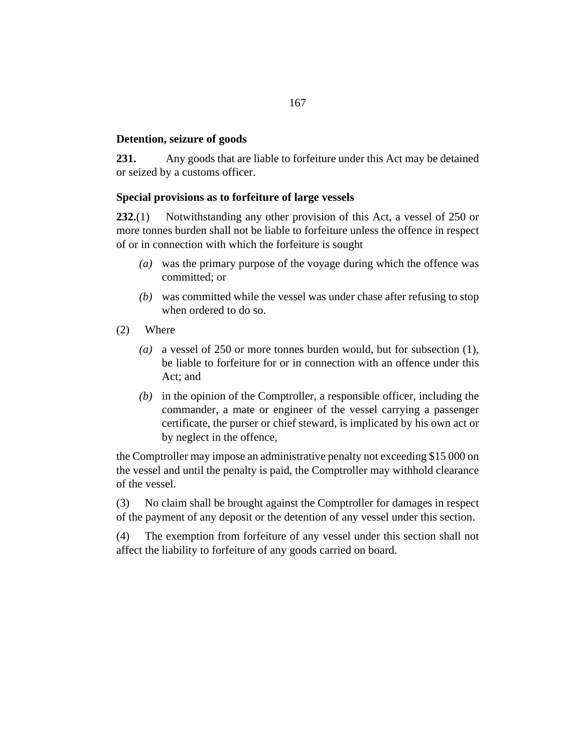**Detention, seizure of goods**

**231.** Any goods that are liable to forfeiture under this Act may be detained or seized by a customs officer.

**Special provisions as to forfeiture of large vessels**

**232.**(1) Notwithstanding any other provision of this Act, a vessel of 250 or more tonnes burden shall not be liable to forfeiture unless the offence in respect of or in connection with which the forfeiture is sought

*(a)* was the primary purpose of the voyage during which the offence was committed; or

*(b)* was committed while the vessel was under chase after refusing to stop when ordered to do so.

(2) Where

*(a)* a vessel of 250 or more tonnes burden would, but for subsection (1), be liable to forfeiture for or in connection with an offence under this Act; and

*(b)* in the opinion of the Comptroller, a responsible officer, including the commander, a mate or engineer of the vessel carrying a passenger certificate, the purser or chief steward, is implicated by his own act or by neglect in the offence,

the Comptroller may impose an administrative penalty not exceeding $15 000 on the vessel and until the penalty is paid, the Comptroller may withhold clearance of the vessel.

(3) No claim shall be brought against the Comptroller for damages in respect of the payment of any deposit or the detention of any vessel under this section.

(4) The exemption from forfeiture of any vessel under this section shall not affect the liability to forfeiture of any goods carried on board.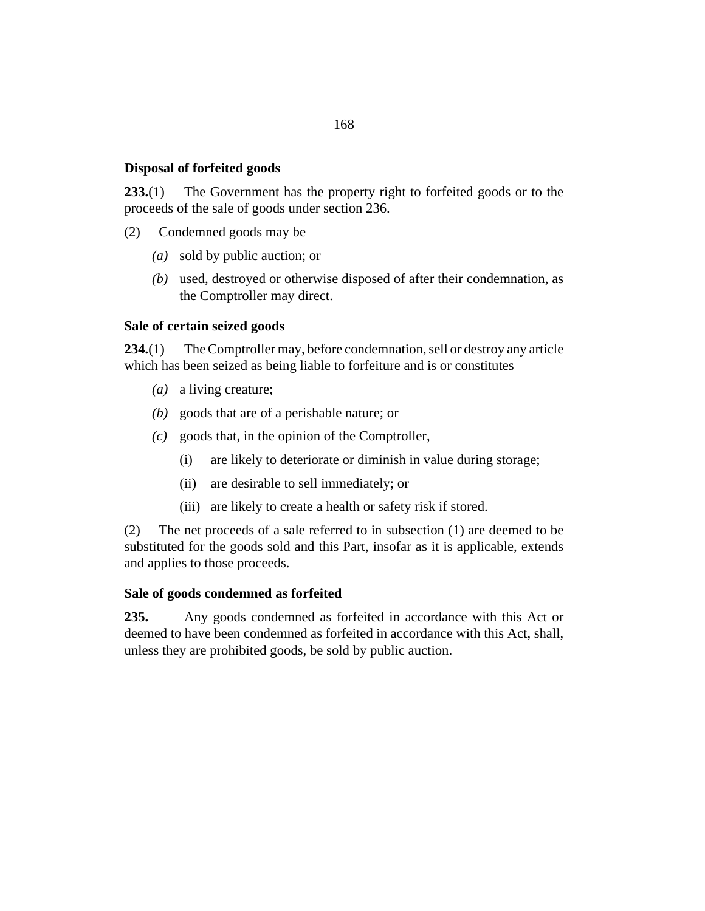### Disposal of forfeited goods

**233.**(1) The Government has the property right to forfeited goods or to the proceeds of the sale of goods under section 236.

(2) Condemned goods may be

*(a)* sold by public auction; or

*(b)* used, destroyed or otherwise disposed of after their condemnation, as the Comptroller may direct.

### Sale of certain seized goods

**234.**(1) The Comptroller may, before condemnation, sell or destroy any article which has been seized as being liable to forfeiture and is or constitutes

*(a)* a living creature;

*(b)* goods that are of a perishable nature; or

*(c)* goods that, in the opinion of the Comptroller,

(i) are likely to deteriorate or diminish in value during storage;

(ii) are desirable to sell immediately; or

(iii) are likely to create a health or safety risk if stored.

(2) The net proceeds of a sale referred to in subsection (1) are deemed to be substituted for the goods sold and this Part, insofar as it is applicable, extends and applies to those proceeds.

### Sale of goods condemned as forfeited

**235.** Any goods condemned as forfeited in accordance with this Act or deemed to have been condemned as forfeited in accordance with this Act, shall, unless they are prohibited goods, be sold by public auction.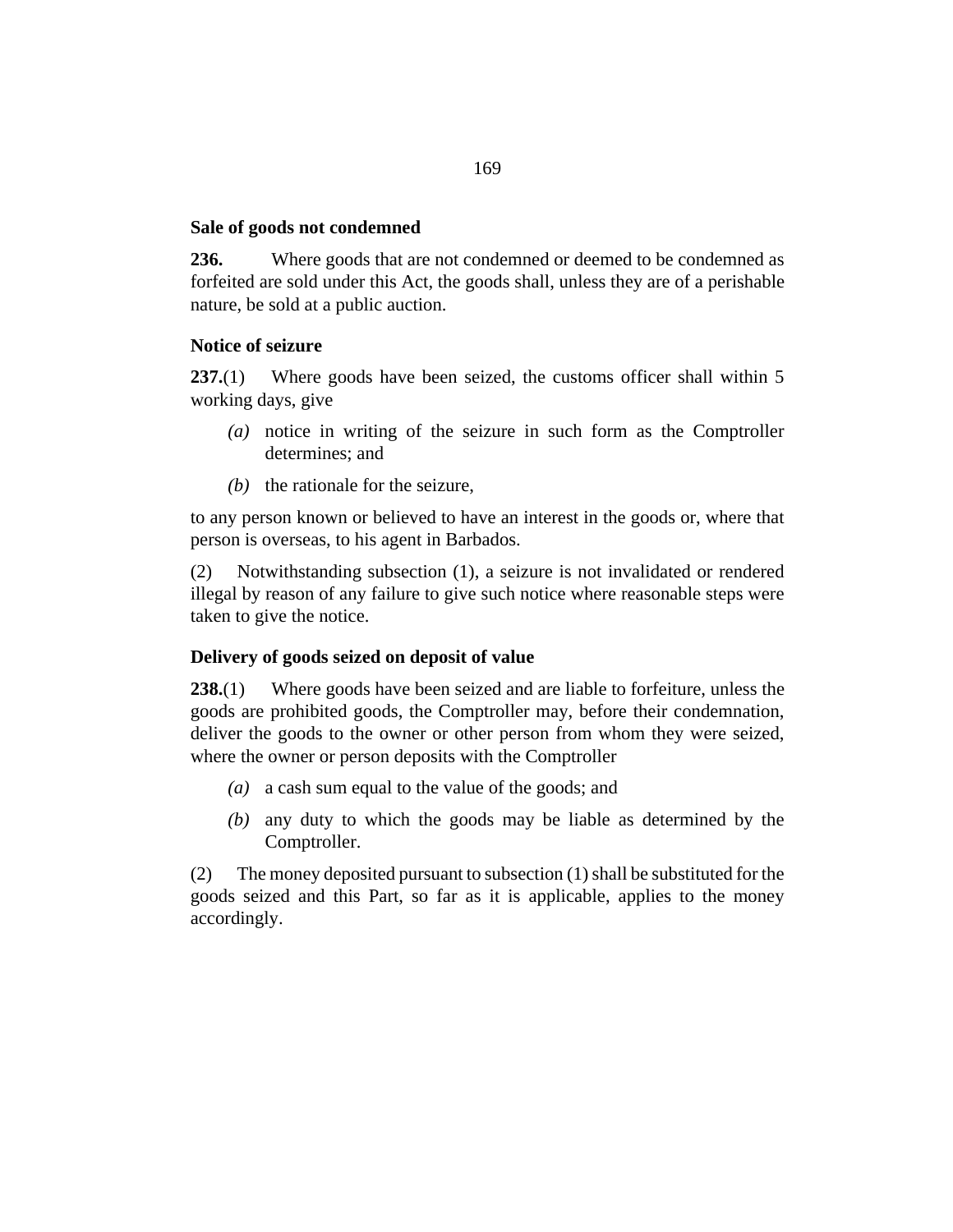**Sale of goods not condemned**

**236.** Where goods that are not condemned or deemed to be condemned as forfeited are sold under this Act, the goods shall, unless they are of a perishable nature, be sold at a public auction.

**Notice of seizure**

**237.**(1) Where goods have been seized, the customs officer shall within 5 working days, give

- *(a)* notice in writing of the seizure in such form as the Comptroller determines; and
- *(b)* the rationale for the seizure,

to any person known or believed to have an interest in the goods or, where that person is overseas, to his agent in Barbados.

(2) Notwithstanding subsection (1), a seizure is not invalidated or rendered illegal by reason of any failure to give such notice where reasonable steps were taken to give the notice.

**Delivery of goods seized on deposit of value**

**238.**(1) Where goods have been seized and are liable to forfeiture, unless the goods are prohibited goods, the Comptroller may, before their condemnation, deliver the goods to the owner or other person from whom they were seized, where the owner or person deposits with the Comptroller

- *(a)* a cash sum equal to the value of the goods; and
- *(b)* any duty to which the goods may be liable as determined by the Comptroller.

(2) The money deposited pursuant to subsection (1) shall be substituted for the goods seized and this Part, so far as it is applicable, applies to the money accordingly.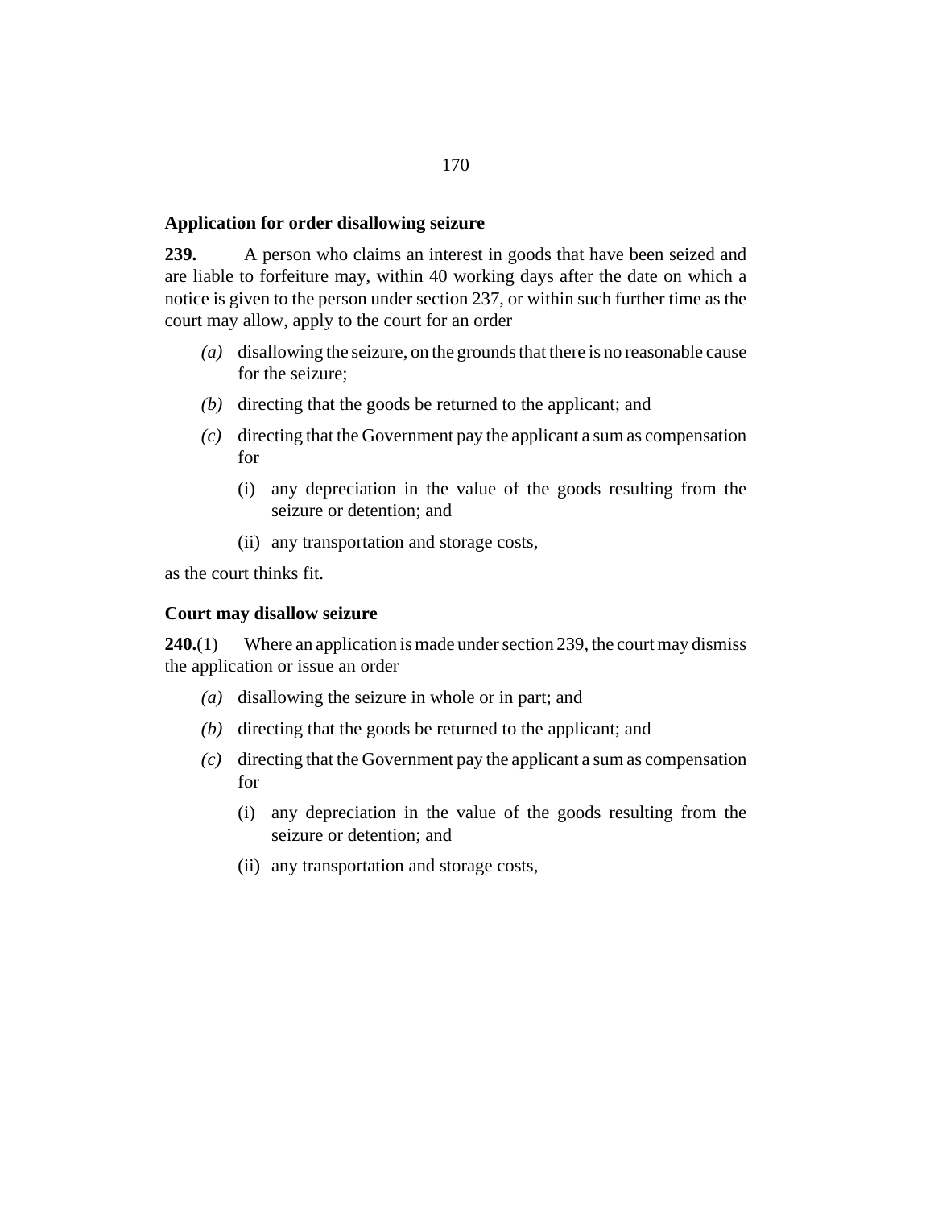### Application for order disallowing seizure

**239.** A person who claims an interest in goods that have been seized and are liable to forfeiture may, within 40 working days after the date on which a notice is given to the person under section 237, or within such further time as the court may allow, apply to the court for an order

*(a)* disallowing the seizure, on the grounds that there is no reasonable cause for the seizure;

*(b)* directing that the goods be returned to the applicant; and

*(c)* directing that the Government pay the applicant a sum as compensation for

(i) any depreciation in the value of the goods resulting from the seizure or detention; and

(ii) any transportation and storage costs,

as the court thinks fit.

### Court may disallow seizure

**240.**(1) Where an application is made under section 239, the court may dismiss the application or issue an order

*(a)* disallowing the seizure in whole or in part; and

*(b)* directing that the goods be returned to the applicant; and

*(c)* directing that the Government pay the applicant a sum as compensation for

(i) any depreciation in the value of the goods resulting from the seizure or detention; and

(ii) any transportation and storage costs,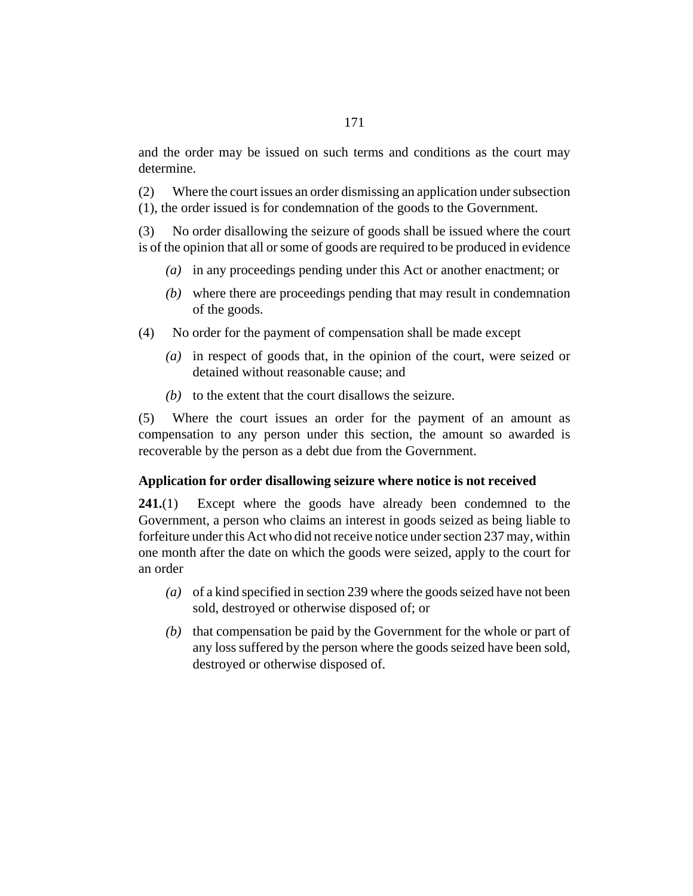and the order may be issued on such terms and conditions as the court may determine.

(2) Where the court issues an order dismissing an application under subsection (1), the order issued is for condemnation of the goods to the Government.

(3) No order disallowing the seizure of goods shall be issued where the court is of the opinion that all or some of goods are required to be produced in evidence

*(a)* in any proceedings pending under this Act or another enactment; or

*(b)* where there are proceedings pending that may result in condemnation of the goods.

(4) No order for the payment of compensation shall be made except

*(a)* in respect of goods that, in the opinion of the court, were seized or detained without reasonable cause; and

*(b)* to the extent that the court disallows the seizure.

(5) Where the court issues an order for the payment of an amount as compensation to any person under this section, the amount so awarded is recoverable by the person as a debt due from the Government.

### Application for order disallowing seizure where notice is not received

**241.**(1) Except where the goods have already been condemned to the Government, a person who claims an interest in goods seized as being liable to forfeiture under this Act who did not receive notice under section 237 may, within one month after the date on which the goods were seized, apply to the court for an order

*(a)* of a kind specified in section 239 where the goods seized have not been sold, destroyed or otherwise disposed of; or

*(b)* that compensation be paid by the Government for the whole or part of any loss suffered by the person where the goods seized have been sold, destroyed or otherwise disposed of.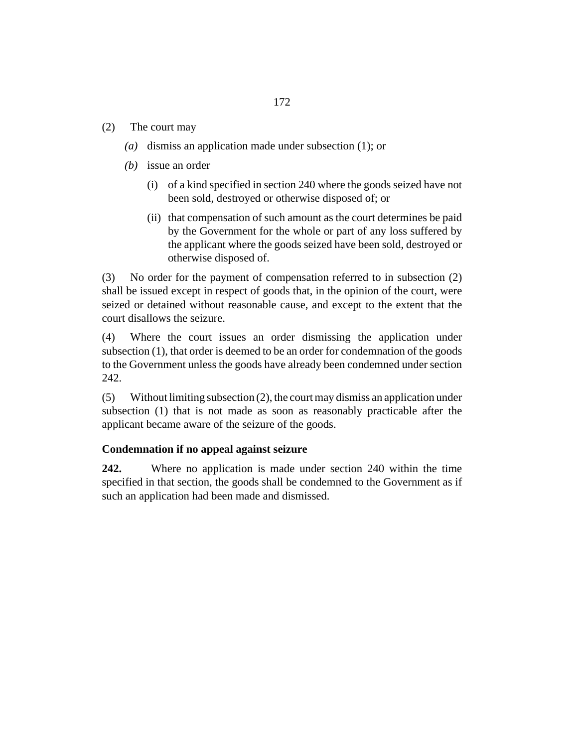(2) The court may

*(a)* dismiss an application made under subsection (1); or

*(b)* issue an order

(i) of a kind specified in section 240 where the goods seized have not been sold, destroyed or otherwise disposed of; or

(ii) that compensation of such amount as the court determines be paid by the Government for the whole or part of any loss suffered by the applicant where the goods seized have been sold, destroyed or otherwise disposed of.

(3) No order for the payment of compensation referred to in subsection (2) shall be issued except in respect of goods that, in the opinion of the court, were seized or detained without reasonable cause, and except to the extent that the court disallows the seizure.

(4) Where the court issues an order dismissing the application under subsection (1), that order is deemed to be an order for condemnation of the goods to the Government unless the goods have already been condemned under section 242.

(5) Without limiting subsection (2), the court may dismiss an application under subsection (1) that is not made as soon as reasonably practicable after the applicant became aware of the seizure of the goods.

**Condemnation if no appeal against seizure**

**242.** Where no application is made under section 240 within the time specified in that section, the goods shall be condemned to the Government as if such an application had been made and dismissed.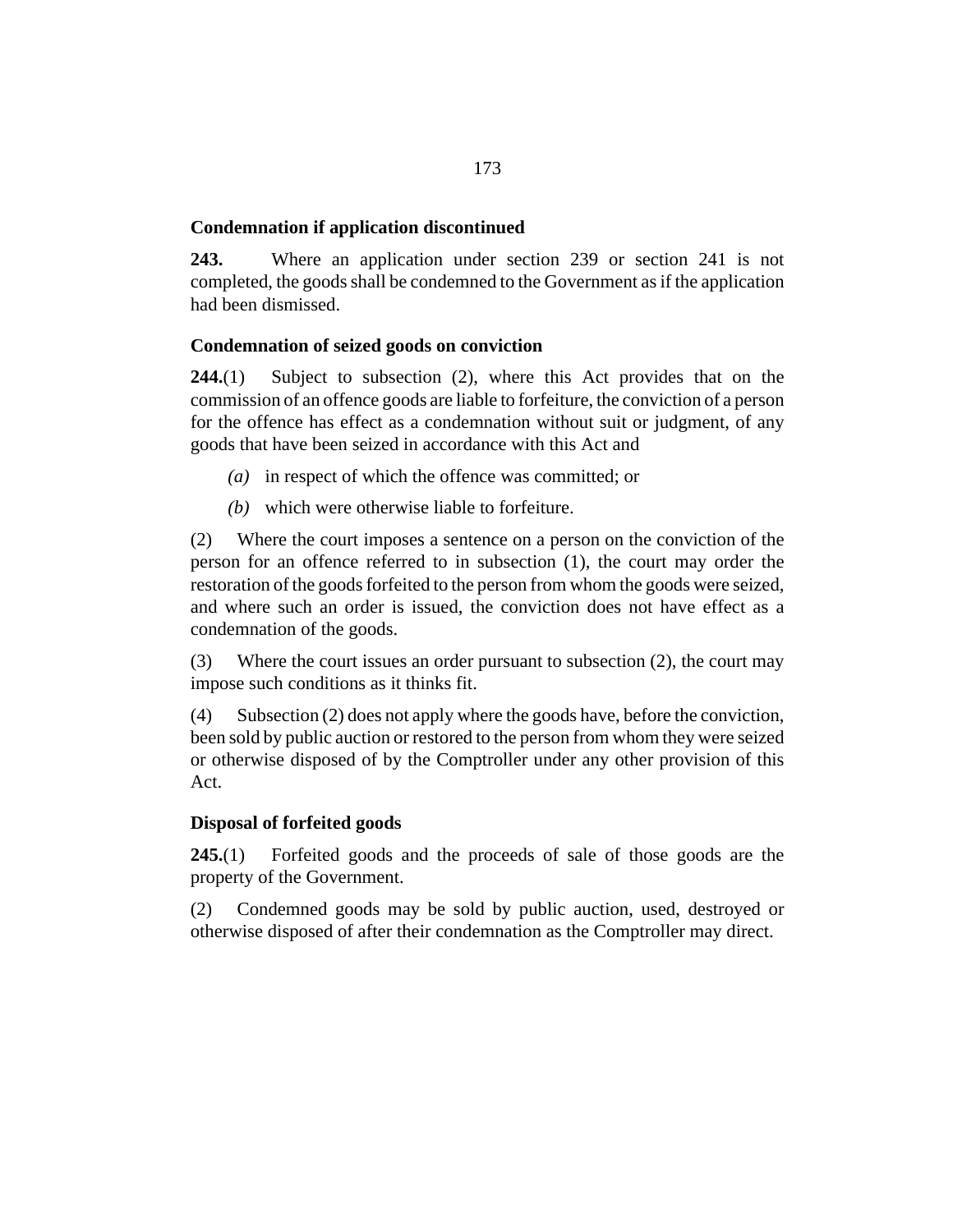### Condemnation if application discontinued

**243.** Where an application under section 239 or section 241 is not completed, the goods shall be condemned to the Government as if the application had been dismissed.

### Condemnation of seized goods on conviction

**244.**(1) Subject to subsection (2), where this Act provides that on the commission of an offence goods are liable to forfeiture, the conviction of a person for the offence has effect as a condemnation without suit or judgment, of any goods that have been seized in accordance with this Act and

*(a)* in respect of which the offence was committed; or

*(b)* which were otherwise liable to forfeiture.

(2) Where the court imposes a sentence on a person on the conviction of the person for an offence referred to in subsection (1), the court may order the restoration of the goods forfeited to the person from whom the goods were seized, and where such an order is issued, the conviction does not have effect as a condemnation of the goods.

(3) Where the court issues an order pursuant to subsection (2), the court may impose such conditions as it thinks fit.

(4) Subsection (2) does not apply where the goods have, before the conviction, been sold by public auction or restored to the person from whom they were seized or otherwise disposed of by the Comptroller under any other provision of this Act.

### Disposal of forfeited goods

**245.**(1) Forfeited goods and the proceeds of sale of those goods are the property of the Government.

(2) Condemned goods may be sold by public auction, used, destroyed or otherwise disposed of after their condemnation as the Comptroller may direct.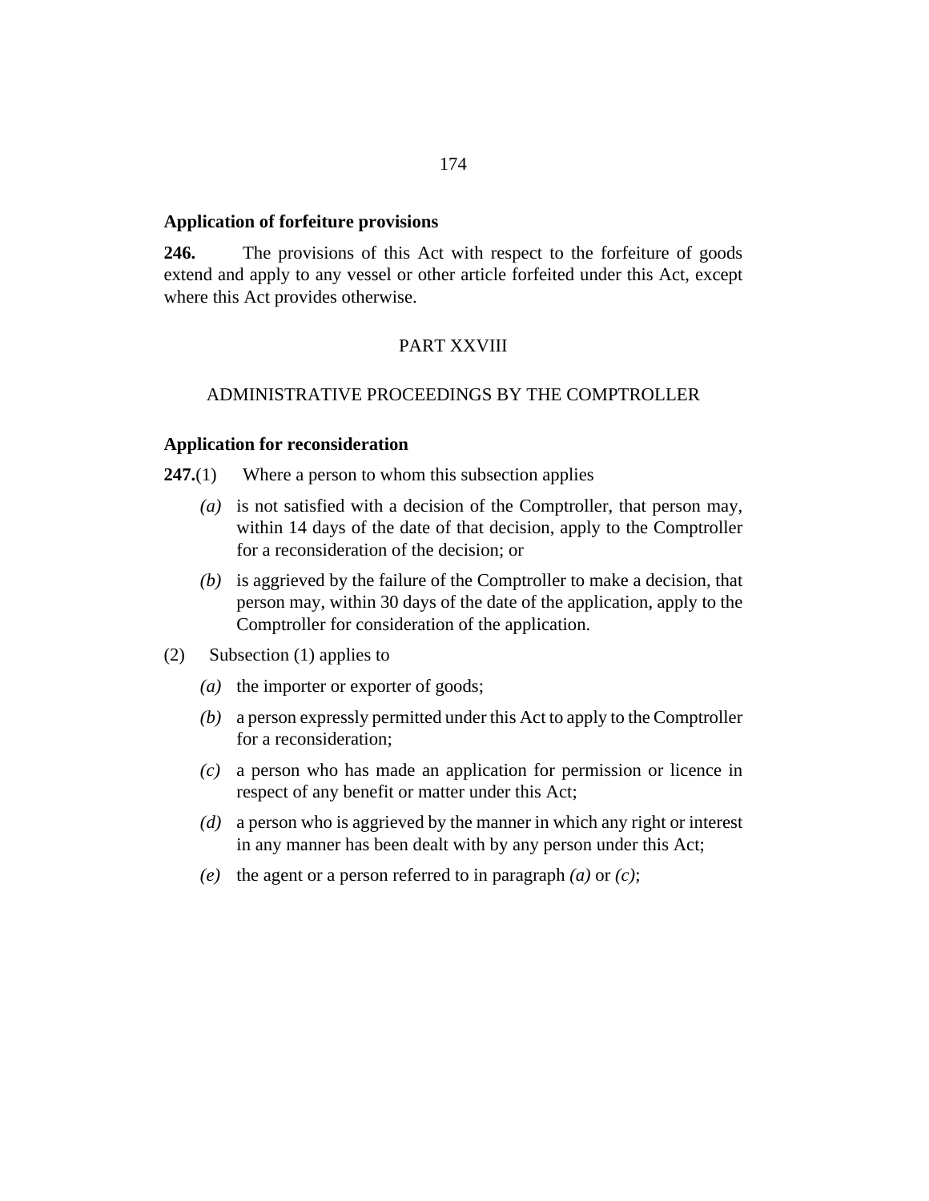### Application of forfeiture provisions

**246.** The provisions of this Act with respect to the forfeiture of goods extend and apply to any vessel or other article forfeited under this Act, except where this Act provides otherwise.

## PART XXVIII

## ADMINISTRATIVE PROCEEDINGS BY THE COMPTROLLER

### Application for reconsideration

**247.**(1) Where a person to whom this subsection applies

*(a)* is not satisfied with a decision of the Comptroller, that person may, within 14 days of the date of that decision, apply to the Comptroller for a reconsideration of the decision; or

*(b)* is aggrieved by the failure of the Comptroller to make a decision, that person may, within 30 days of the date of the application, apply to the Comptroller for consideration of the application.

(2) Subsection (1) applies to

*(a)* the importer or exporter of goods;

*(b)* a person expressly permitted under this Act to apply to the Comptroller for a reconsideration;

*(c)* a person who has made an application for permission or licence in respect of any benefit or matter under this Act;

*(d)* a person who is aggrieved by the manner in which any right or interest in any manner has been dealt with by any person under this Act;

*(e)* the agent or a person referred to in paragraph *(a)* or *(c)*;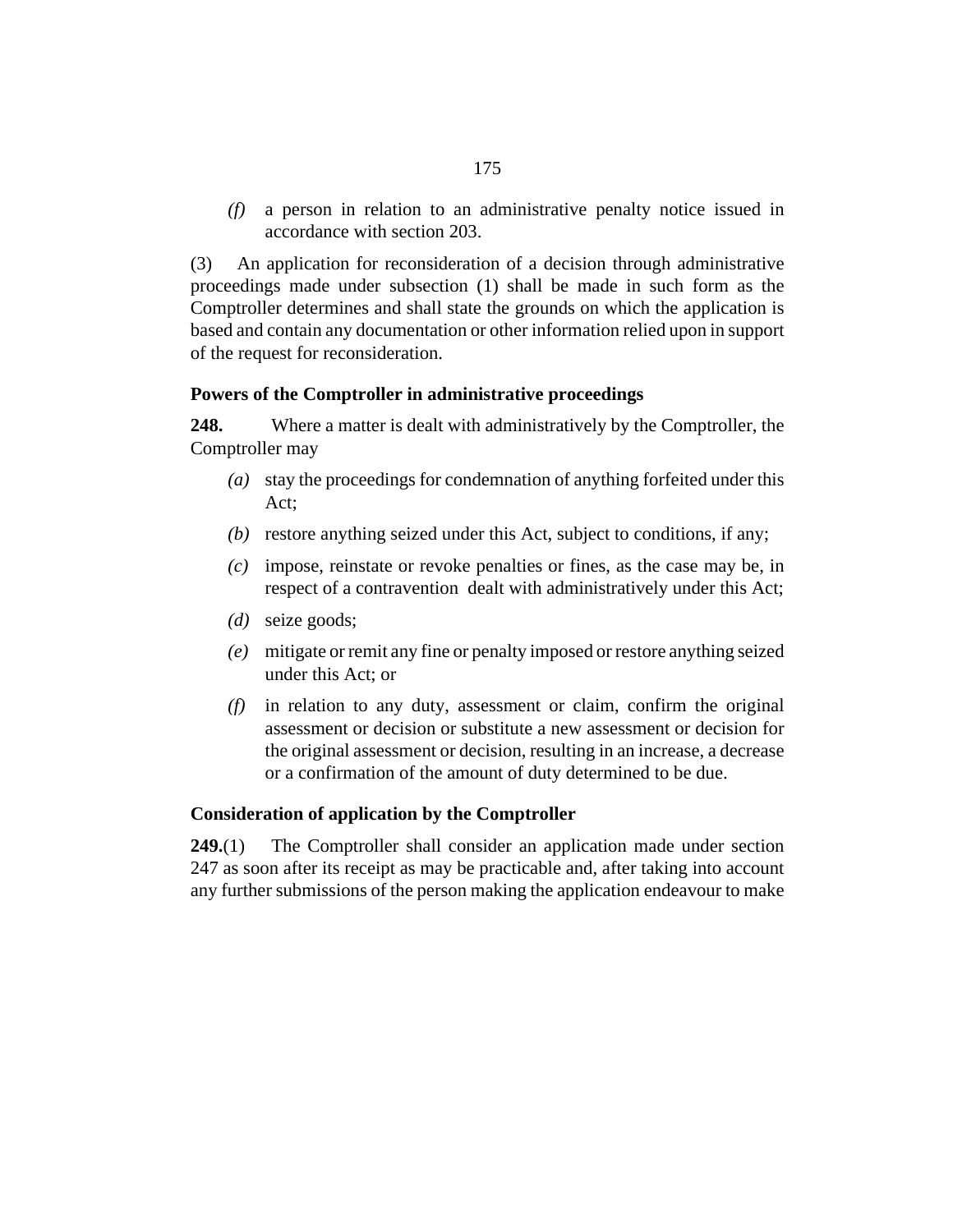*(f)* a person in relation to an administrative penalty notice issued in accordance with section 203.

(3) An application for reconsideration of a decision through administrative proceedings made under subsection (1) shall be made in such form as the Comptroller determines and shall state the grounds on which the application is based and contain any documentation or other information relied upon in support of the request for reconsideration.

**Powers of the Comptroller in administrative proceedings**

**248.** Where a matter is dealt with administratively by the Comptroller, the Comptroller may

*(a)* stay the proceedings for condemnation of anything forfeited under this Act;

*(b)* restore anything seized under this Act, subject to conditions, if any;

*(c)* impose, reinstate or revoke penalties or fines, as the case may be, in respect of a contravention dealt with administratively under this Act;

*(d)* seize goods;

*(e)* mitigate or remit any fine or penalty imposed or restore anything seized under this Act; or

*(f)* in relation to any duty, assessment or claim, confirm the original assessment or decision or substitute a new assessment or decision for the original assessment or decision, resulting in an increase, a decrease or a confirmation of the amount of duty determined to be due.

**Consideration of application by the Comptroller**

**249.**(1) The Comptroller shall consider an application made under section 247 as soon after its receipt as may be practicable and, after taking into account any further submissions of the person making the application endeavour to make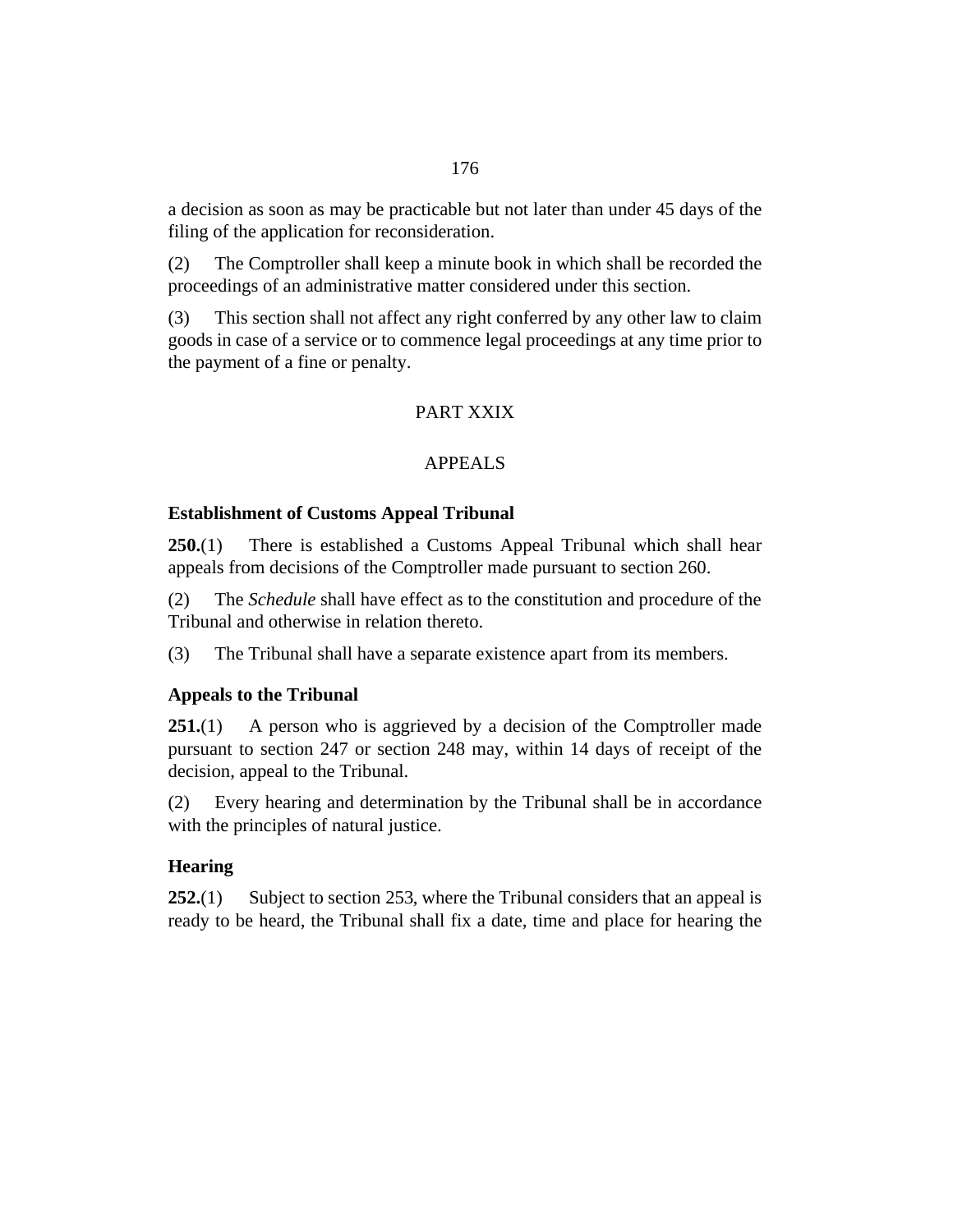a decision as soon as may be practicable but not later than under 45 days of the filing of the application for reconsideration.

(2) The Comptroller shall keep a minute book in which shall be recorded the proceedings of an administrative matter considered under this section.

(3) This section shall not affect any right conferred by any other law to claim goods in case of a service or to commence legal proceedings at any time prior to the payment of a fine or penalty.

## PART XXIX

## APPEALS

### Establishment of Customs Appeal Tribunal

**250.**(1) There is established a Customs Appeal Tribunal which shall hear appeals from decisions of the Comptroller made pursuant to section 260.

(2) The *Schedule* shall have effect as to the constitution and procedure of the Tribunal and otherwise in relation thereto.

(3) The Tribunal shall have a separate existence apart from its members.

### Appeals to the Tribunal

**251.**(1) A person who is aggrieved by a decision of the Comptroller made pursuant to section 247 or section 248 may, within 14 days of receipt of the decision, appeal to the Tribunal.

(2) Every hearing and determination by the Tribunal shall be in accordance with the principles of natural justice.

### Hearing

**252.**(1) Subject to section 253, where the Tribunal considers that an appeal is ready to be heard, the Tribunal shall fix a date, time and place for hearing the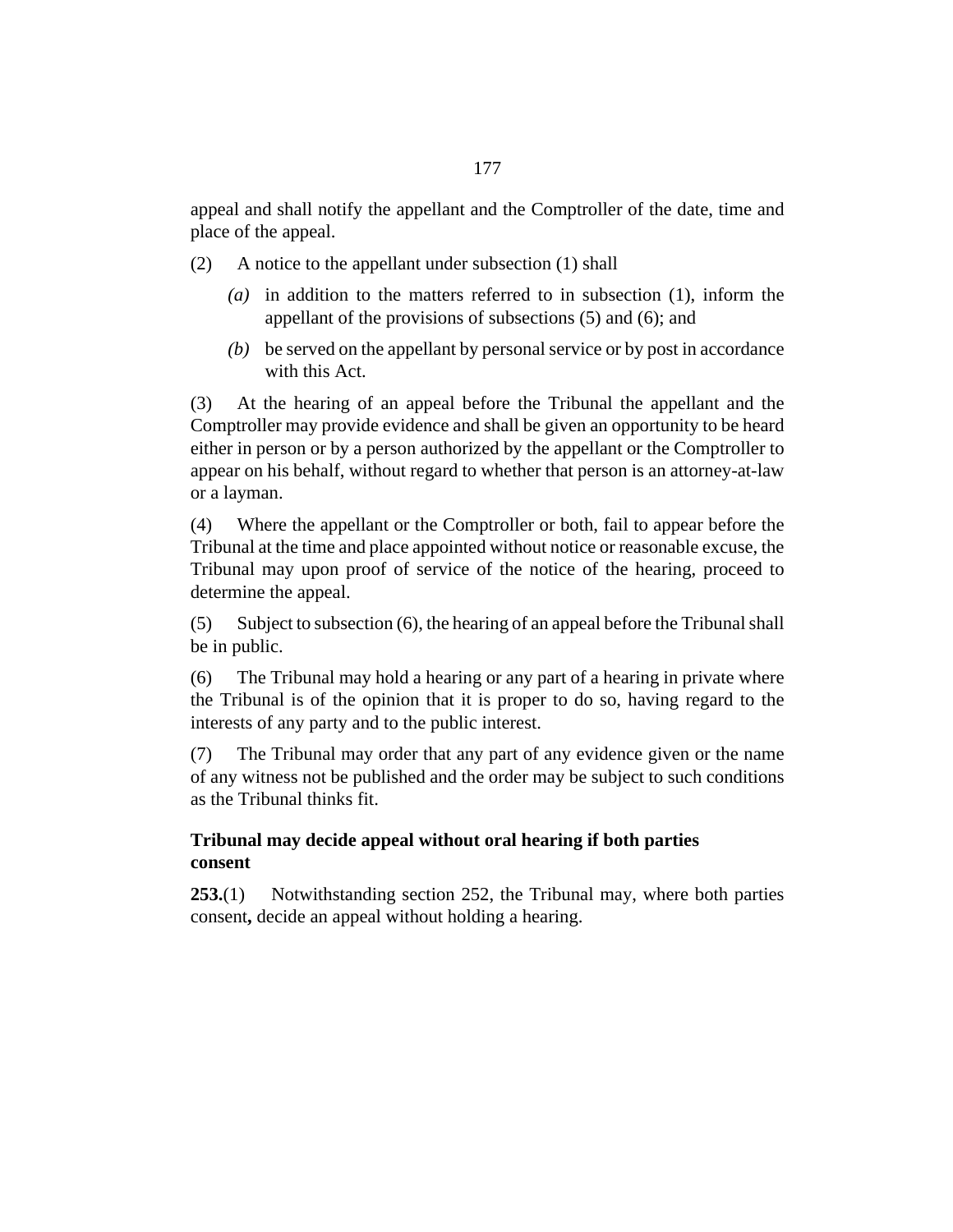appeal and shall notify the appellant and the Comptroller of the date, time and place of the appeal.

(2) A notice to the appellant under subsection (1) shall

*(a)* in addition to the matters referred to in subsection (1), inform the appellant of the provisions of subsections (5) and (6); and

*(b)* be served on the appellant by personal service or by post in accordance with this Act.

(3) At the hearing of an appeal before the Tribunal the appellant and the Comptroller may provide evidence and shall be given an opportunity to be heard either in person or by a person authorized by the appellant or the Comptroller to appear on his behalf, without regard to whether that person is an attorney-at-law or a layman.

(4) Where the appellant or the Comptroller or both, fail to appear before the Tribunal at the time and place appointed without notice or reasonable excuse, the Tribunal may upon proof of service of the notice of the hearing, proceed to determine the appeal.

(5) Subject to subsection (6), the hearing of an appeal before the Tribunal shall be in public.

(6) The Tribunal may hold a hearing or any part of a hearing in private where the Tribunal is of the opinion that it is proper to do so, having regard to the interests of any party and to the public interest.

(7) The Tribunal may order that any part of any evidence given or the name of any witness not be published and the order may be subject to such conditions as the Tribunal thinks fit.

### Tribunal may decide appeal without oral hearing if both parties consent

**253.**(1) Notwithstanding section 252, the Tribunal may, where both parties consent**,** decide an appeal without holding a hearing.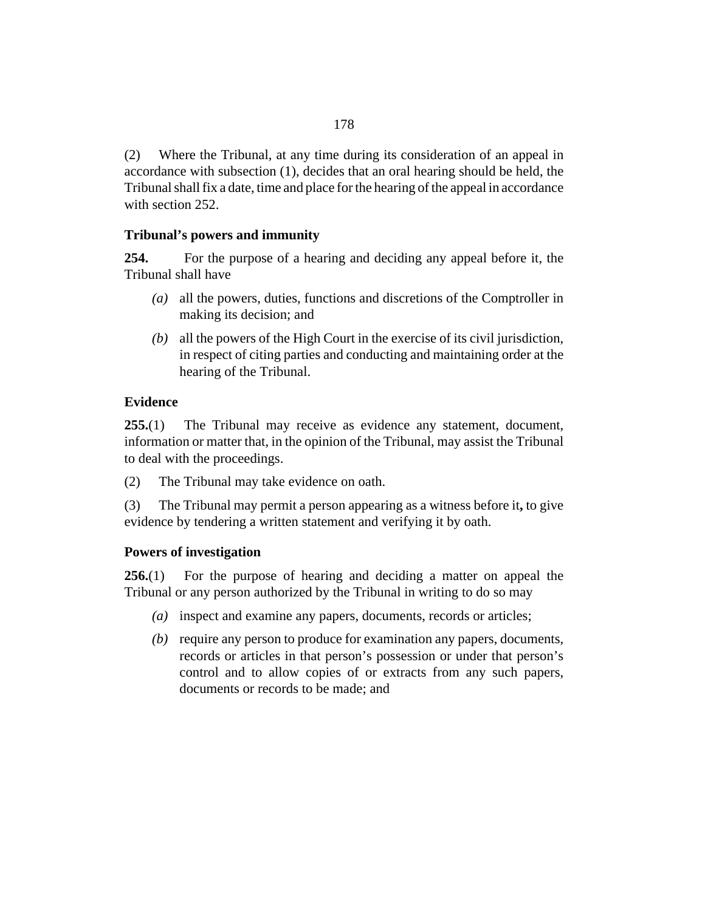(2) Where the Tribunal, at any time during its consideration of an appeal in accordance with subsection (1), decides that an oral hearing should be held, the Tribunal shall fix a date, time and place for the hearing of the appeal in accordance with section 252.

**Tribunal's powers and immunity**

**254.** For the purpose of a hearing and deciding any appeal before it, the Tribunal shall have

- *(a)* all the powers, duties, functions and discretions of the Comptroller in making its decision; and
- *(b)* all the powers of the High Court in the exercise of its civil jurisdiction, in respect of citing parties and conducting and maintaining order at the hearing of the Tribunal.

**Evidence**

**255.**(1) The Tribunal may receive as evidence any statement, document, information or matter that, in the opinion of the Tribunal, may assist the Tribunal to deal with the proceedings.

(2) The Tribunal may take evidence on oath.

(3) The Tribunal may permit a person appearing as a witness before it**,** to give evidence by tendering a written statement and verifying it by oath.

**Powers of investigation**

**256.**(1) For the purpose of hearing and deciding a matter on appeal the Tribunal or any person authorized by the Tribunal in writing to do so may

- *(a)* inspect and examine any papers, documents, records or articles;
- *(b)* require any person to produce for examination any papers, documents, records or articles in that person's possession or under that person's control and to allow copies of or extracts from any such papers, documents or records to be made; and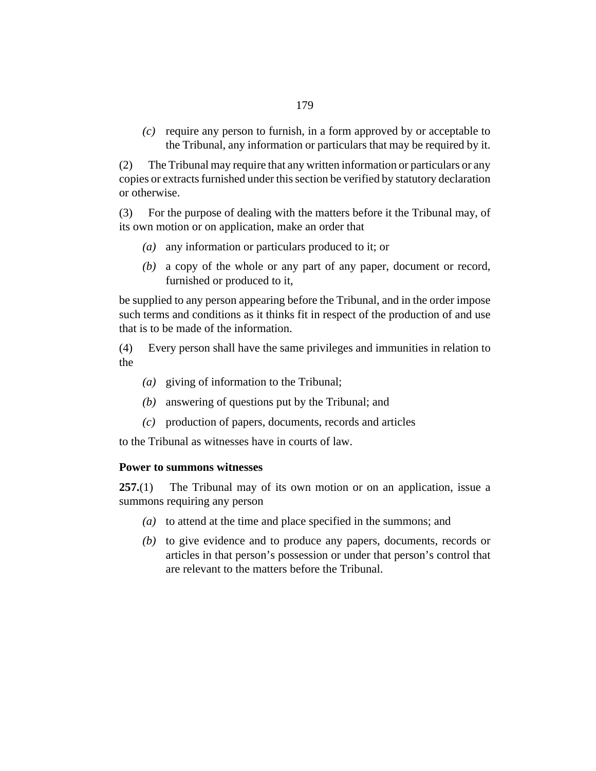*(c)* require any person to furnish, in a form approved by or acceptable to the Tribunal, any information or particulars that may be required by it.

(2) The Tribunal may require that any written information or particulars or any copies or extracts furnished under this section be verified by statutory declaration or otherwise.

(3) For the purpose of dealing with the matters before it the Tribunal may, of its own motion or on application, make an order that

*(a)* any information or particulars produced to it; or

*(b)* a copy of the whole or any part of any paper, document or record, furnished or produced to it,

be supplied to any person appearing before the Tribunal, and in the order impose such terms and conditions as it thinks fit in respect of the production of and use that is to be made of the information.

(4) Every person shall have the same privileges and immunities in relation to the

*(a)* giving of information to the Tribunal;

*(b)* answering of questions put by the Tribunal; and

*(c)* production of papers, documents, records and articles

to the Tribunal as witnesses have in courts of law.

**Power to summons witnesses**

**257.**(1) The Tribunal may of its own motion or on an application, issue a summons requiring any person

*(a)* to attend at the time and place specified in the summons; and

*(b)* to give evidence and to produce any papers, documents, records or articles in that person's possession or under that person's control that are relevant to the matters before the Tribunal.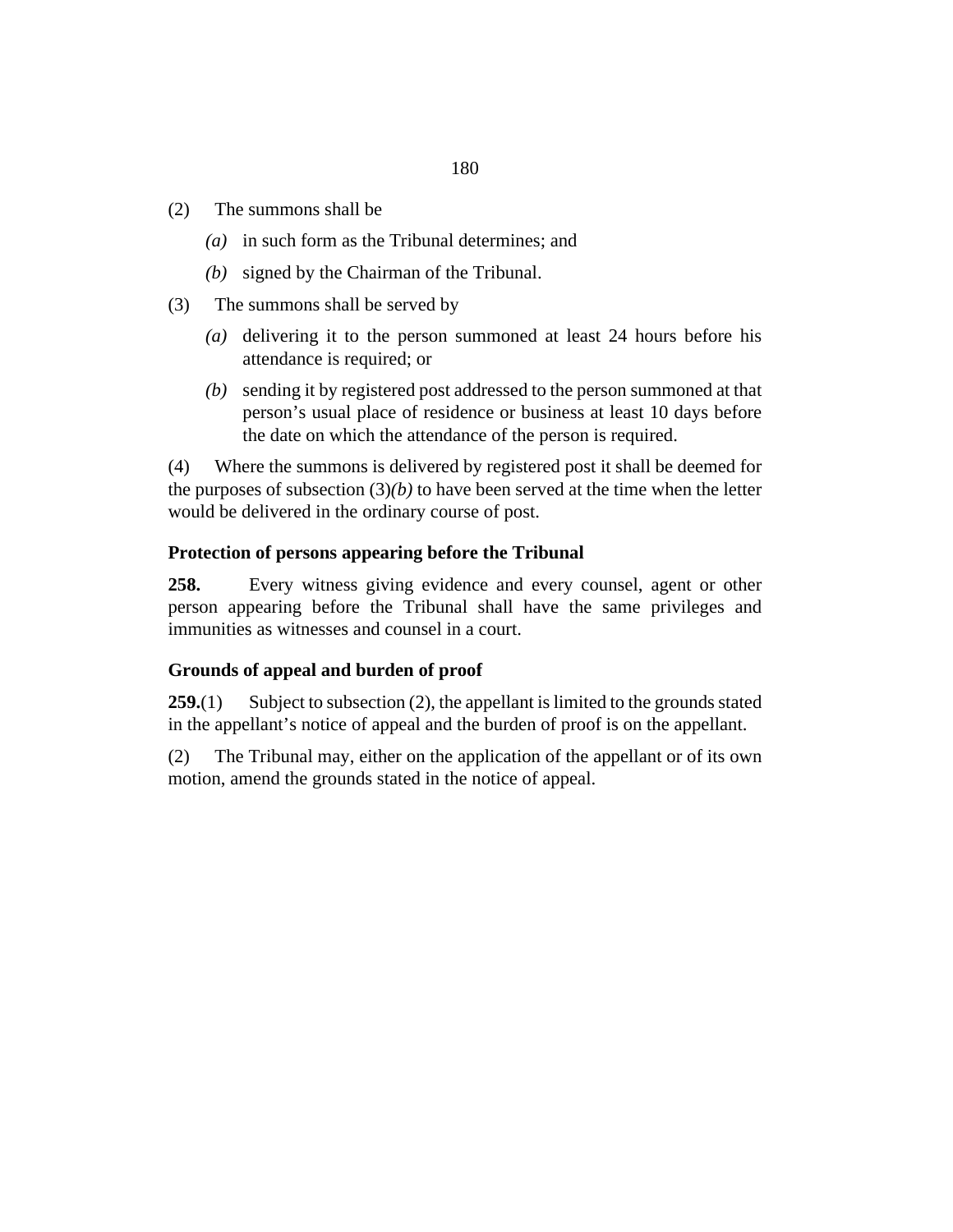(2) The summons shall be

*(a)* in such form as the Tribunal determines; and

*(b)* signed by the Chairman of the Tribunal.

(3) The summons shall be served by

*(a)* delivering it to the person summoned at least 24 hours before his attendance is required; or

*(b)* sending it by registered post addressed to the person summoned at that person's usual place of residence or business at least 10 days before the date on which the attendance of the person is required.

(4) Where the summons is delivered by registered post it shall be deemed for the purposes of subsection (3)*(b)* to have been served at the time when the letter would be delivered in the ordinary course of post.

**Protection of persons appearing before the Tribunal**

**258.** Every witness giving evidence and every counsel, agent or other person appearing before the Tribunal shall have the same privileges and immunities as witnesses and counsel in a court.

**Grounds of appeal and burden of proof**

**259.**(1) Subject to subsection (2), the appellant is limited to the grounds stated in the appellant's notice of appeal and the burden of proof is on the appellant.

(2) The Tribunal may, either on the application of the appellant or of its own motion, amend the grounds stated in the notice of appeal.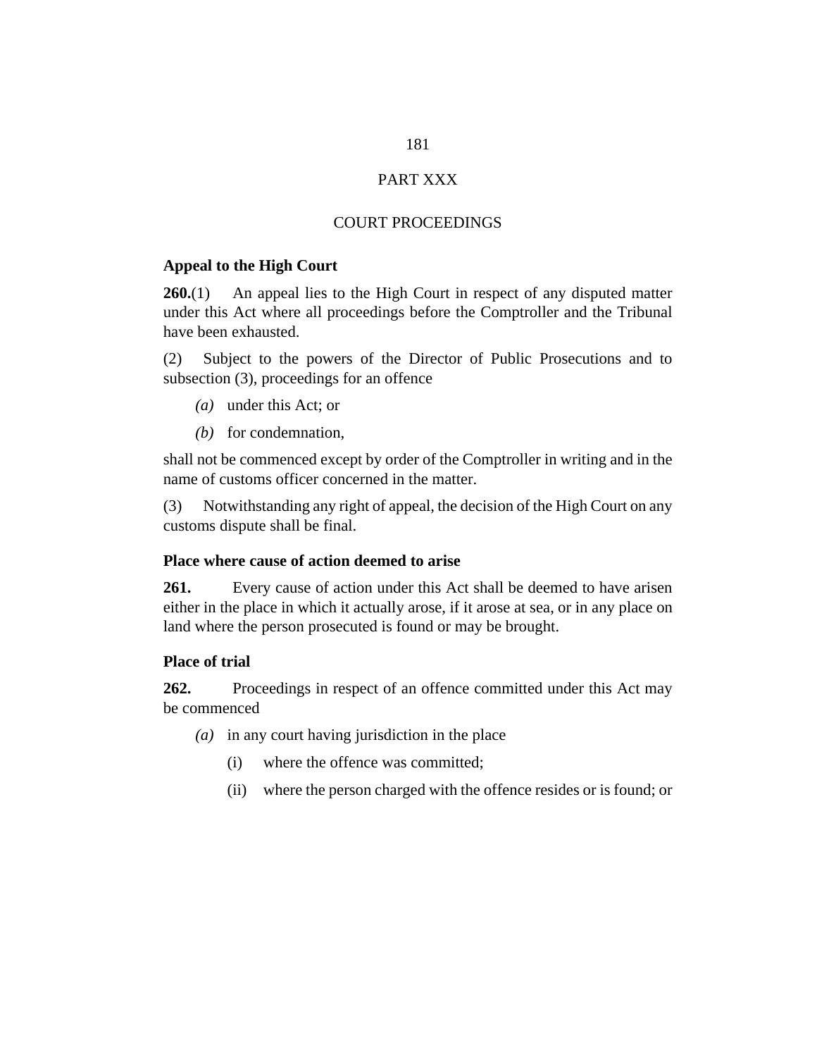# PART XXX

## COURT PROCEEDINGS

### Appeal to the High Court

**260.**(1) An appeal lies to the High Court in respect of any disputed matter under this Act where all proceedings before the Comptroller and the Tribunal have been exhausted.

(2) Subject to the powers of the Director of Public Prosecutions and to subsection (3), proceedings for an offence

*(a)* under this Act; or

*(b)* for condemnation,

shall not be commenced except by order of the Comptroller in writing and in the name of customs officer concerned in the matter.

(3) Notwithstanding any right of appeal, the decision of the High Court on any customs dispute shall be final.

### Place where cause of action deemed to arise

**261.** Every cause of action under this Act shall be deemed to have arisen either in the place in which it actually arose, if it arose at sea, or in any place on land where the person prosecuted is found or may be brought.

### Place of trial

**262.** Proceedings in respect of an offence committed under this Act may be commenced

*(a)* in any court having jurisdiction in the place

(i) where the offence was committed;

(ii) where the person charged with the offence resides or is found; or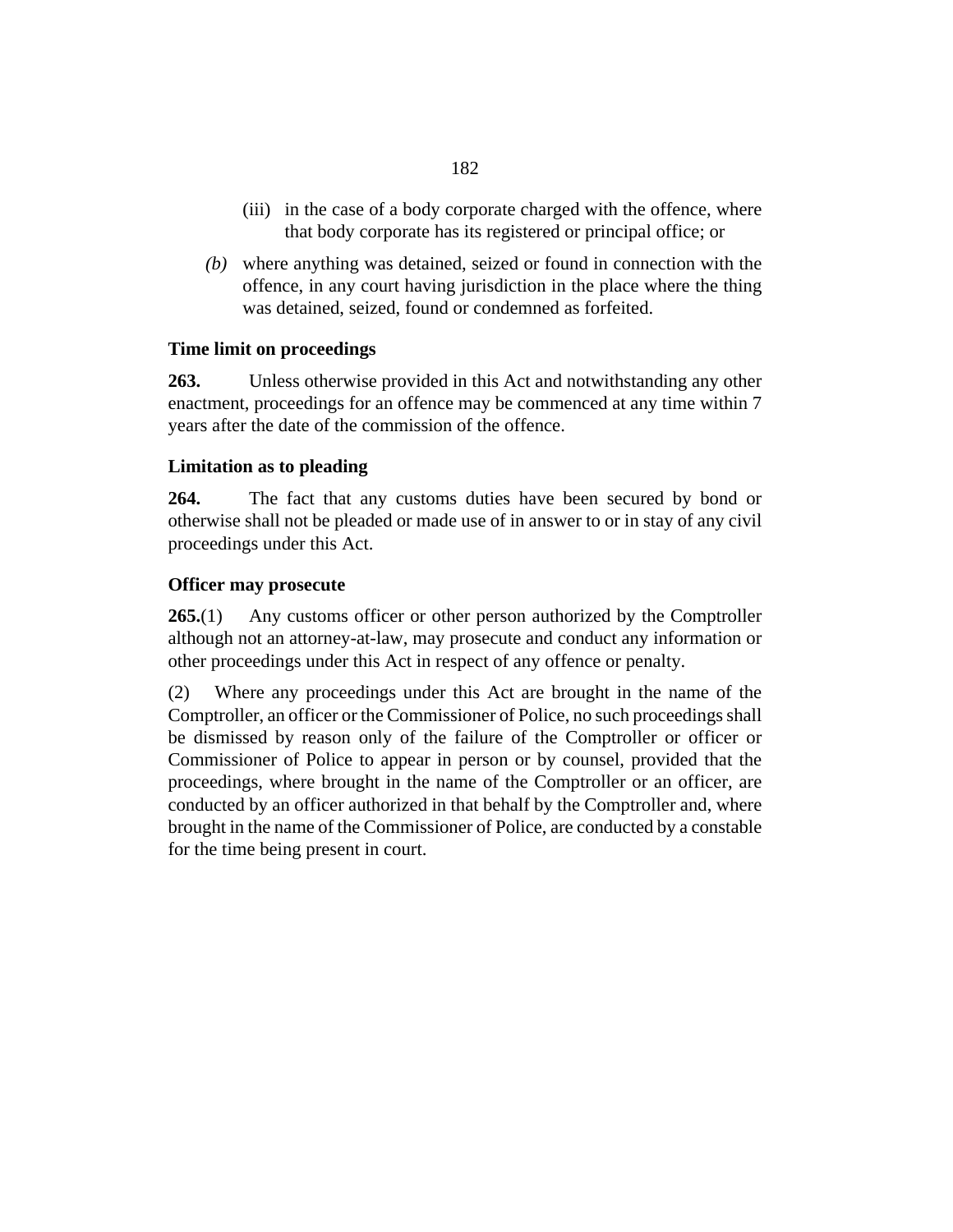(iii) in the case of a body corporate charged with the offence, where that body corporate has its registered or principal office; or

*(b)* where anything was detained, seized or found in connection with the offence, in any court having jurisdiction in the place where the thing was detained, seized, found or condemned as forfeited.

**Time limit on proceedings**

**263.** Unless otherwise provided in this Act and notwithstanding any other enactment, proceedings for an offence may be commenced at any time within 7 years after the date of the commission of the offence.

**Limitation as to pleading**

**264.** The fact that any customs duties have been secured by bond or otherwise shall not be pleaded or made use of in answer to or in stay of any civil proceedings under this Act.

**Officer may prosecute**

**265.**(1) Any customs officer or other person authorized by the Comptroller although not an attorney-at-law, may prosecute and conduct any information or other proceedings under this Act in respect of any offence or penalty.

(2) Where any proceedings under this Act are brought in the name of the Comptroller, an officer or the Commissioner of Police, no such proceedings shall be dismissed by reason only of the failure of the Comptroller or officer or Commissioner of Police to appear in person or by counsel, provided that the proceedings, where brought in the name of the Comptroller or an officer, are conducted by an officer authorized in that behalf by the Comptroller and, where brought in the name of the Commissioner of Police, are conducted by a constable for the time being present in court.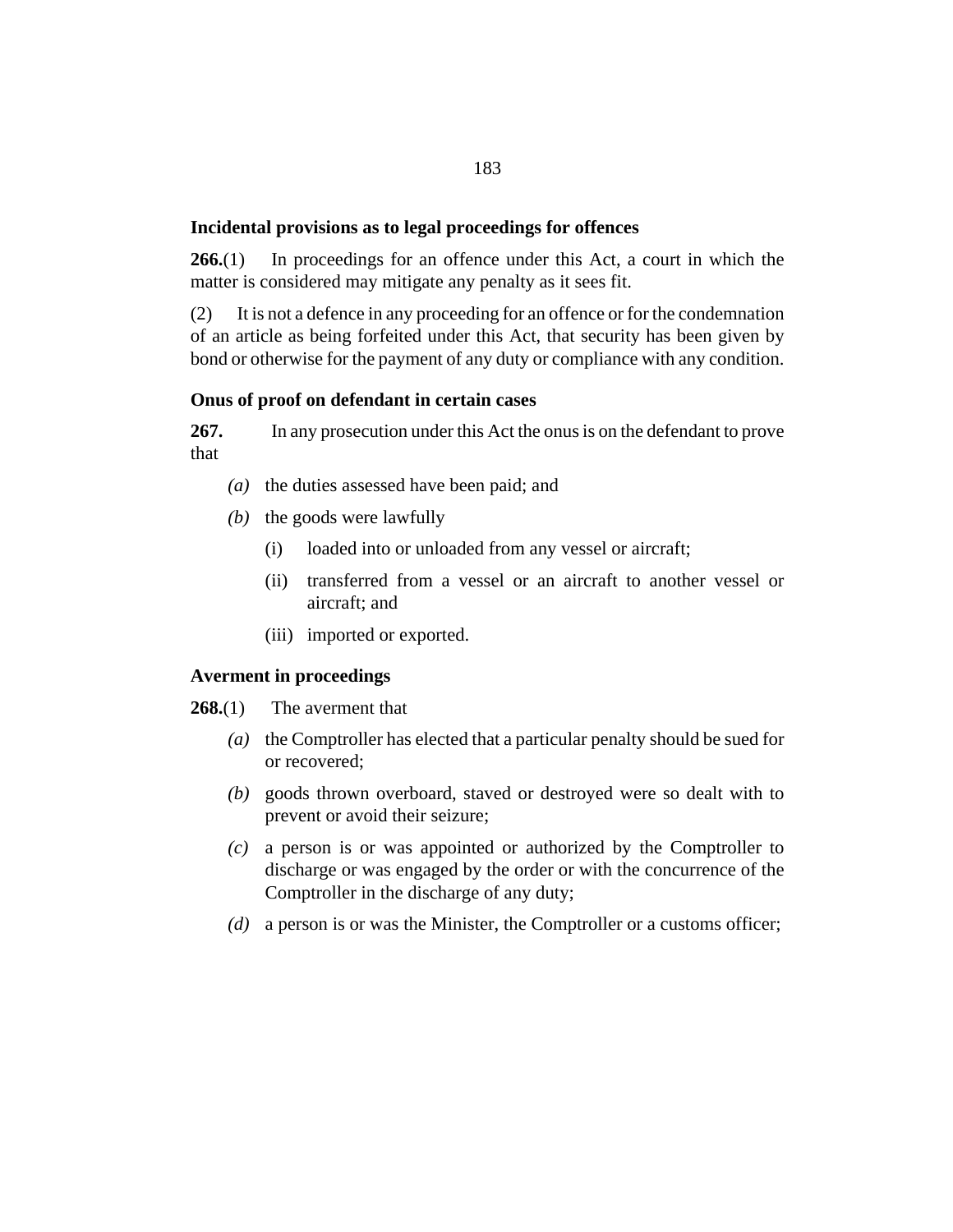### Incidental provisions as to legal proceedings for offences

**266.**(1) In proceedings for an offence under this Act, a court in which the matter is considered may mitigate any penalty as it sees fit.

(2) It is not a defence in any proceeding for an offence or for the condemnation of an article as being forfeited under this Act, that security has been given by bond or otherwise for the payment of any duty or compliance with any condition.

### Onus of proof on defendant in certain cases

**267.** In any prosecution under this Act the onus is on the defendant to prove that

*(a)* the duties assessed have been paid; and

*(b)* the goods were lawfully

(i) loaded into or unloaded from any vessel or aircraft;

(ii) transferred from a vessel or an aircraft to another vessel or aircraft; and

(iii) imported or exported.

### Averment in proceedings

**268.**(1) The averment that

*(a)* the Comptroller has elected that a particular penalty should be sued for or recovered;

*(b)* goods thrown overboard, staved or destroyed were so dealt with to prevent or avoid their seizure;

*(c)* a person is or was appointed or authorized by the Comptroller to discharge or was engaged by the order or with the concurrence of the Comptroller in the discharge of any duty;

*(d)* a person is or was the Minister, the Comptroller or a customs officer;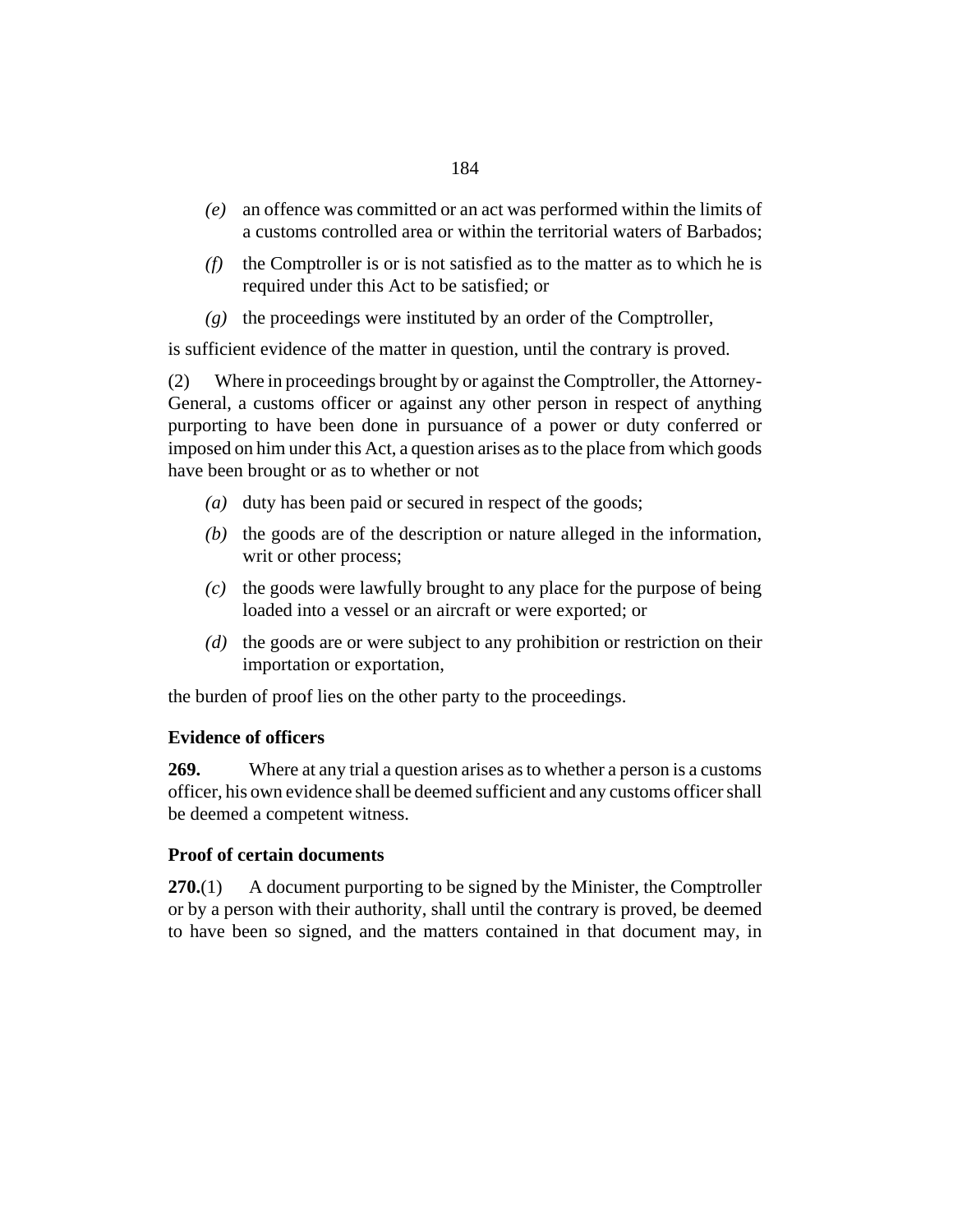*(e)* an offence was committed or an act was performed within the limits of a customs controlled area or within the territorial waters of Barbados;

*(f)* the Comptroller is or is not satisfied as to the matter as to which he is required under this Act to be satisfied; or

*(g)* the proceedings were instituted by an order of the Comptroller,

is sufficient evidence of the matter in question, until the contrary is proved.

(2) Where in proceedings brought by or against the Comptroller, the Attorney-General, a customs officer or against any other person in respect of anything purporting to have been done in pursuance of a power or duty conferred or imposed on him under this Act, a question arises as to the place from which goods have been brought or as to whether or not

*(a)* duty has been paid or secured in respect of the goods;

*(b)* the goods are of the description or nature alleged in the information, writ or other process;

*(c)* the goods were lawfully brought to any place for the purpose of being loaded into a vessel or an aircraft or were exported; or

*(d)* the goods are or were subject to any prohibition or restriction on their importation or exportation,

the burden of proof lies on the other party to the proceedings.

**Evidence of officers**

**269.** Where at any trial a question arises as to whether a person is a customs officer, his own evidence shall be deemed sufficient and any customs officer shall be deemed a competent witness.

**Proof of certain documents**

**270.**(1) A document purporting to be signed by the Minister, the Comptroller or by a person with their authority, shall until the contrary is proved, be deemed to have been so signed, and the matters contained in that document may, in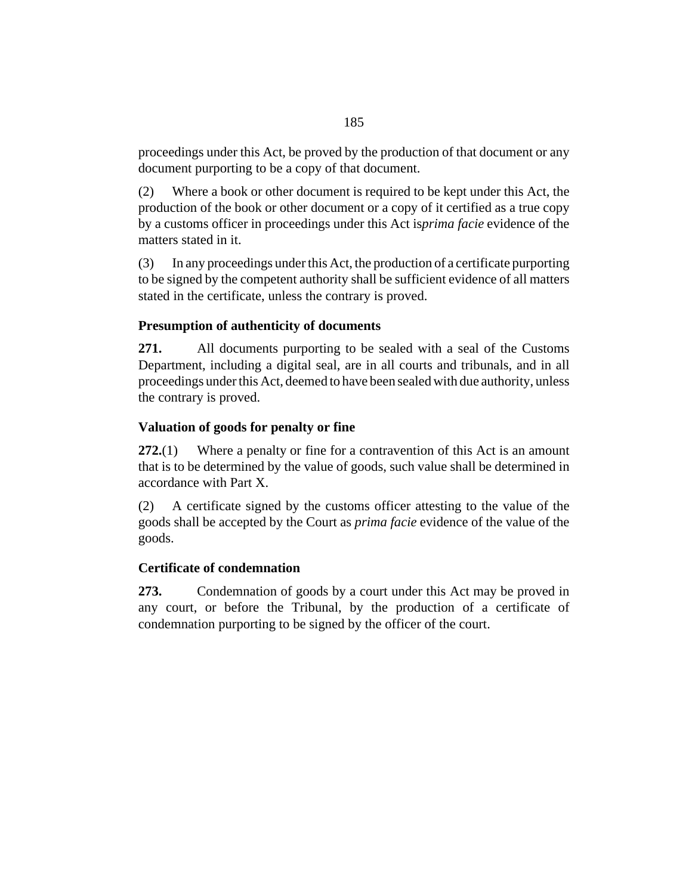proceedings under this Act, be proved by the production of that document or any document purporting to be a copy of that document.

(2) Where a book or other document is required to be kept under this Act, the production of the book or other document or a copy of it certified as a true copy by a customs officer in proceedings under this Act is *prima facie* evidence of the matters stated in it.

(3) In any proceedings under this Act, the production of a certificate purporting to be signed by the competent authority shall be sufficient evidence of all matters stated in the certificate, unless the contrary is proved.

### Presumption of authenticity of documents

**271.** All documents purporting to be sealed with a seal of the Customs Department, including a digital seal, are in all courts and tribunals, and in all proceedings under this Act, deemed to have been sealed with due authority, unless the contrary is proved.

### Valuation of goods for penalty or fine

**272.**(1) Where a penalty or fine for a contravention of this Act is an amount that is to be determined by the value of goods, such value shall be determined in accordance with Part X.

(2) A certificate signed by the customs officer attesting to the value of the goods shall be accepted by the Court as *prima facie* evidence of the value of the goods.

### Certificate of condemnation

**273.** Condemnation of goods by a court under this Act may be proved in any court, or before the Tribunal, by the production of a certificate of condemnation purporting to be signed by the officer of the court.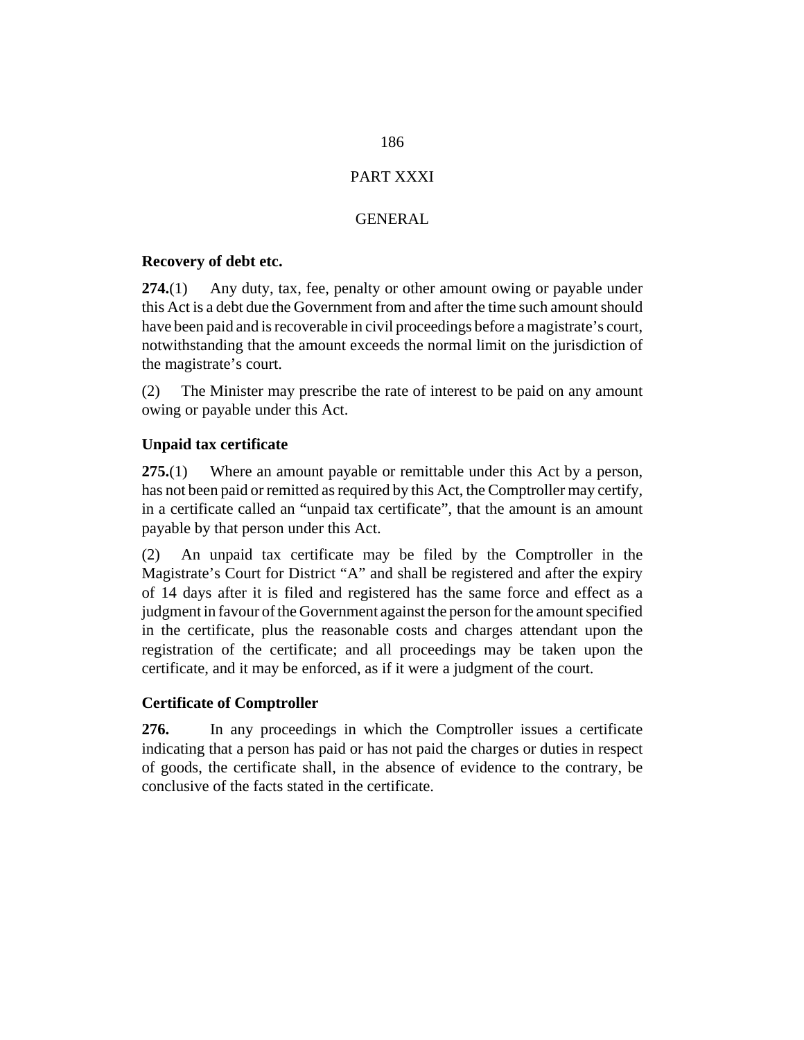## PART XXXI

## GENERAL

### Recovery of debt etc.

**274.**(1) Any duty, tax, fee, penalty or other amount owing or payable under this Act is a debt due the Government from and after the time such amount should have been paid and is recoverable in civil proceedings before a magistrate's court, notwithstanding that the amount exceeds the normal limit on the jurisdiction of the magistrate's court.

(2) The Minister may prescribe the rate of interest to be paid on any amount owing or payable under this Act.

### Unpaid tax certificate

**275.**(1) Where an amount payable or remittable under this Act by a person, has not been paid or remitted as required by this Act, the Comptroller may certify, in a certificate called an "unpaid tax certificate", that the amount is an amount payable by that person under this Act.

(2) An unpaid tax certificate may be filed by the Comptroller in the Magistrate's Court for District "A" and shall be registered and after the expiry of 14 days after it is filed and registered has the same force and effect as a judgment in favour of the Government against the person for the amount specified in the certificate, plus the reasonable costs and charges attendant upon the registration of the certificate; and all proceedings may be taken upon the certificate, and it may be enforced, as if it were a judgment of the court.

### Certificate of Comptroller

**276.** In any proceedings in which the Comptroller issues a certificate indicating that a person has paid or has not paid the charges or duties in respect of goods, the certificate shall, in the absence of evidence to the contrary, be conclusive of the facts stated in the certificate.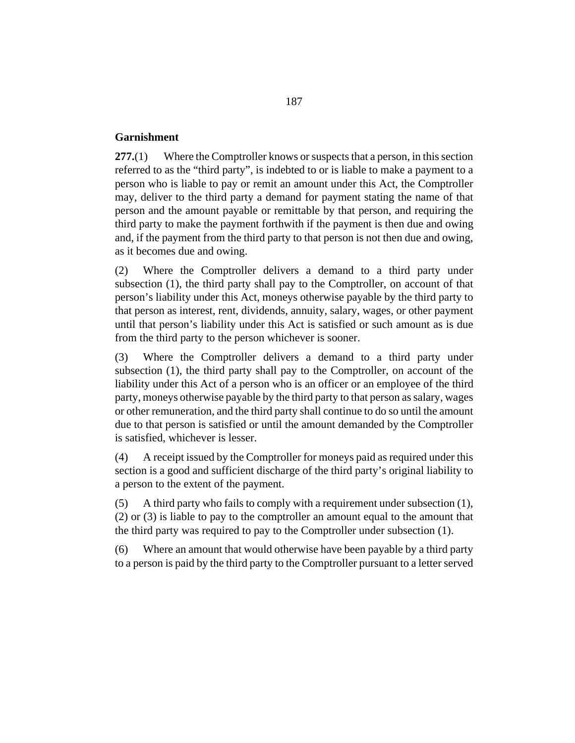**Garnishment**

**277.**(1) Where the Comptroller knows or suspects that a person, in this section referred to as the "third party", is indebted to or is liable to make a payment to a person who is liable to pay or remit an amount under this Act, the Comptroller may, deliver to the third party a demand for payment stating the name of that person and the amount payable or remittable by that person, and requiring the third party to make the payment forthwith if the payment is then due and owing and, if the payment from the third party to that person is not then due and owing, as it becomes due and owing.

(2) Where the Comptroller delivers a demand to a third party under subsection (1), the third party shall pay to the Comptroller, on account of that person's liability under this Act, moneys otherwise payable by the third party to that person as interest, rent, dividends, annuity, salary, wages, or other payment until that person's liability under this Act is satisfied or such amount as is due from the third party to the person whichever is sooner.

(3) Where the Comptroller delivers a demand to a third party under subsection (1), the third party shall pay to the Comptroller, on account of the liability under this Act of a person who is an officer or an employee of the third party, moneys otherwise payable by the third party to that person as salary, wages or other remuneration, and the third party shall continue to do so until the amount due to that person is satisfied or until the amount demanded by the Comptroller is satisfied, whichever is lesser.

(4) A receipt issued by the Comptroller for moneys paid as required under this section is a good and sufficient discharge of the third party's original liability to a person to the extent of the payment.

(5) A third party who fails to comply with a requirement under subsection (1), (2) or (3) is liable to pay to the comptroller an amount equal to the amount that the third party was required to pay to the Comptroller under subsection (1).

(6) Where an amount that would otherwise have been payable by a third party to a person is paid by the third party to the Comptroller pursuant to a letter served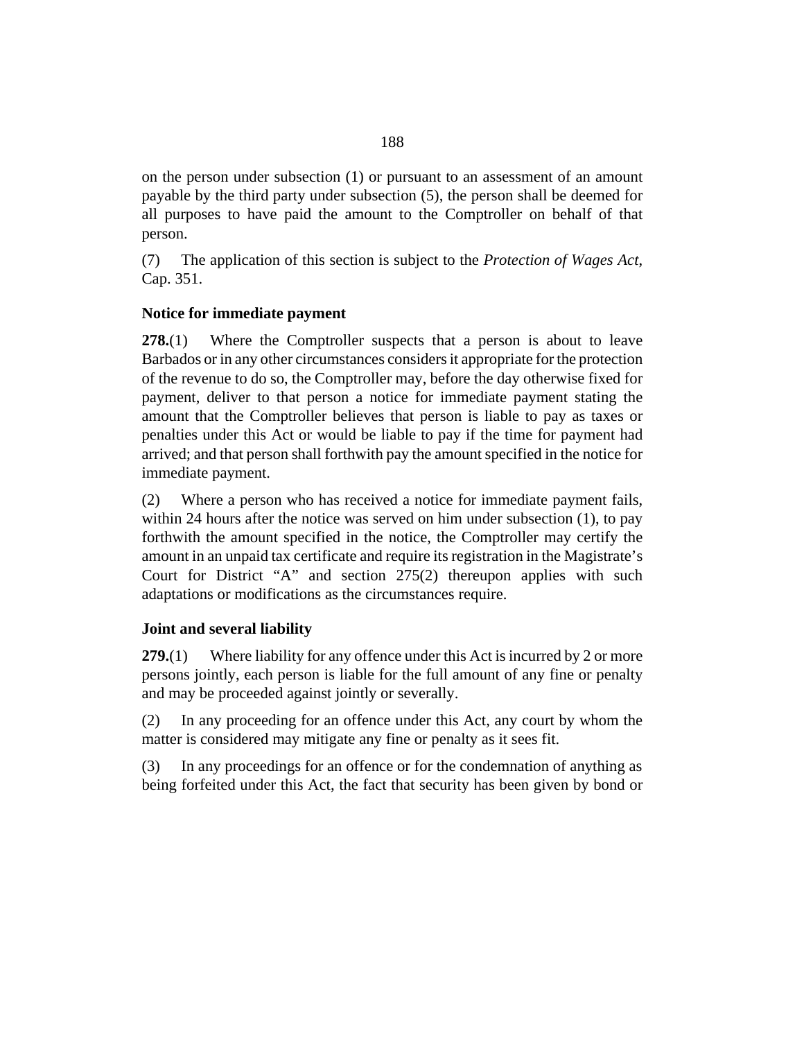on the person under subsection (1) or pursuant to an assessment of an amount payable by the third party under subsection (5), the person shall be deemed for all purposes to have paid the amount to the Comptroller on behalf of that person.

(7) The application of this section is subject to the *Protection of Wages Act*, Cap. 351.

### Notice for immediate payment

**278.**(1) Where the Comptroller suspects that a person is about to leave Barbados or in any other circumstances considers it appropriate for the protection of the revenue to do so, the Comptroller may, before the day otherwise fixed for payment, deliver to that person a notice for immediate payment stating the amount that the Comptroller believes that person is liable to pay as taxes or penalties under this Act or would be liable to pay if the time for payment had arrived; and that person shall forthwith pay the amount specified in the notice for immediate payment.

(2) Where a person who has received a notice for immediate payment fails, within 24 hours after the notice was served on him under subsection (1), to pay forthwith the amount specified in the notice, the Comptroller may certify the amount in an unpaid tax certificate and require its registration in the Magistrate's Court for District "A" and section 275(2) thereupon applies with such adaptations or modifications as the circumstances require.

### Joint and several liability

**279.**(1) Where liability for any offence under this Act is incurred by 2 or more persons jointly, each person is liable for the full amount of any fine or penalty and may be proceeded against jointly or severally.

(2) In any proceeding for an offence under this Act, any court by whom the matter is considered may mitigate any fine or penalty as it sees fit.

(3) In any proceedings for an offence or for the condemnation of anything as being forfeited under this Act, the fact that security has been given by bond or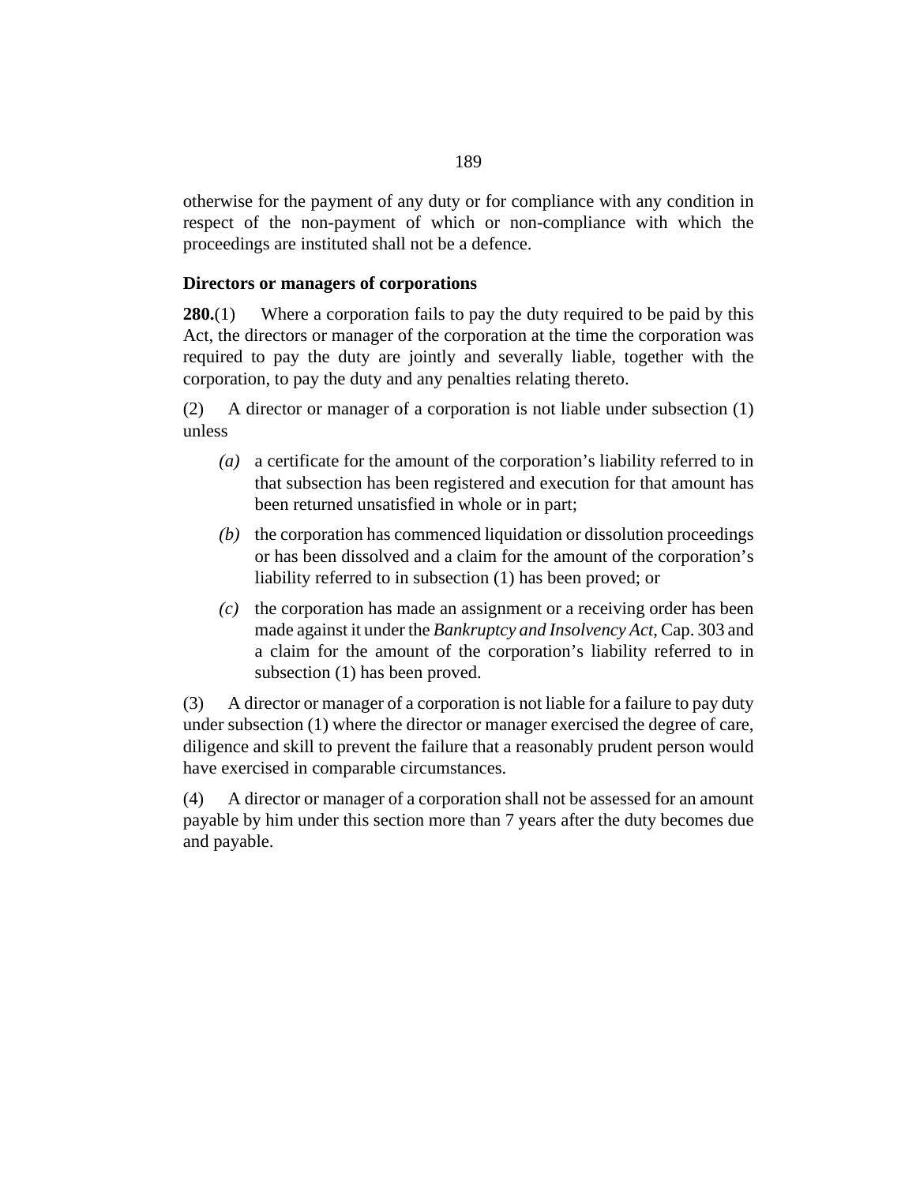otherwise for the payment of any duty or for compliance with any condition in respect of the non-payment of which or non-compliance with which the proceedings are instituted shall not be a defence.

### Directors or managers of corporations

**280.**(1) Where a corporation fails to pay the duty required to be paid by this Act, the directors or manager of the corporation at the time the corporation was required to pay the duty are jointly and severally liable, together with the corporation, to pay the duty and any penalties relating thereto.

(2) A director or manager of a corporation is not liable under subsection (1) unless

- *(a)* a certificate for the amount of the corporation's liability referred to in that subsection has been registered and execution for that amount has been returned unsatisfied in whole or in part;
- *(b)* the corporation has commenced liquidation or dissolution proceedings or has been dissolved and a claim for the amount of the corporation's liability referred to in subsection (1) has been proved; or
- *(c)* the corporation has made an assignment or a receiving order has been made against it under the *Bankruptcy and Insolvency Act*, Cap. 303 and a claim for the amount of the corporation's liability referred to in subsection (1) has been proved.

(3) A director or manager of a corporation is not liable for a failure to pay duty under subsection (1) where the director or manager exercised the degree of care, diligence and skill to prevent the failure that a reasonably prudent person would have exercised in comparable circumstances.

(4) A director or manager of a corporation shall not be assessed for an amount payable by him under this section more than 7 years after the duty becomes due and payable.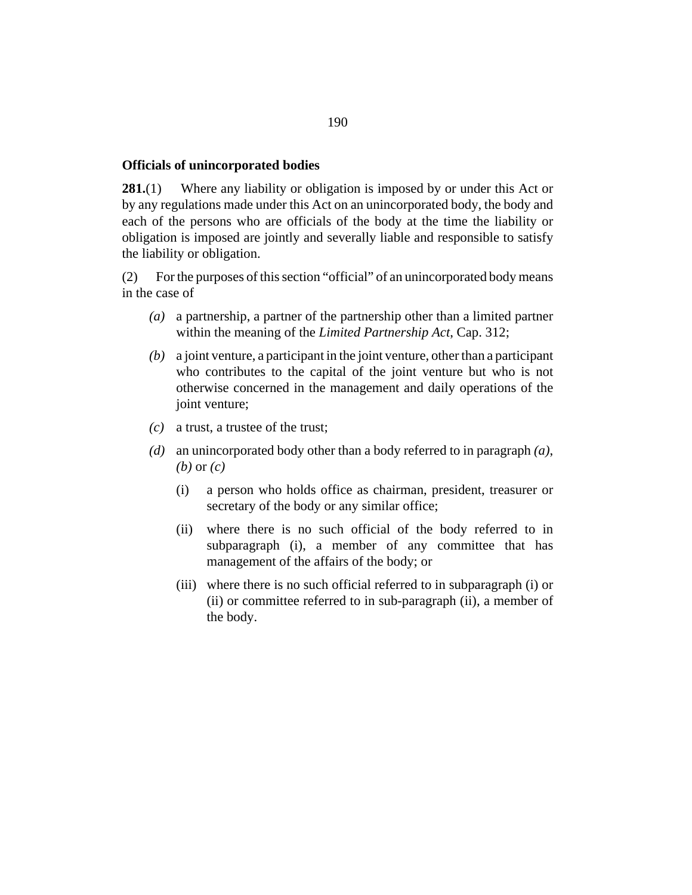### Officials of unincorporated bodies

**281.**(1) Where any liability or obligation is imposed by or under this Act or by any regulations made under this Act on an unincorporated body, the body and each of the persons who are officials of the body at the time the liability or obligation is imposed are jointly and severally liable and responsible to satisfy the liability or obligation.

(2) For the purposes of this section "official" of an unincorporated body means in the case of

- *(a)* a partnership, a partner of the partnership other than a limited partner within the meaning of the *Limited Partnership Act*, Cap. 312;
- *(b)* a joint venture, a participant in the joint venture, other than a participant who contributes to the capital of the joint venture but who is not otherwise concerned in the management and daily operations of the joint venture;
- *(c)* a trust, a trustee of the trust;
- *(d)* an unincorporated body other than a body referred to in paragraph *(a)*, *(b)* or *(c)*
  - (i) a person who holds office as chairman, president, treasurer or secretary of the body or any similar office;
  - (ii) where there is no such official of the body referred to in subparagraph (i), a member of any committee that has management of the affairs of the body; or
  - (iii) where there is no such official referred to in subparagraph (i) or (ii) or committee referred to in sub-paragraph (ii), a member of the body.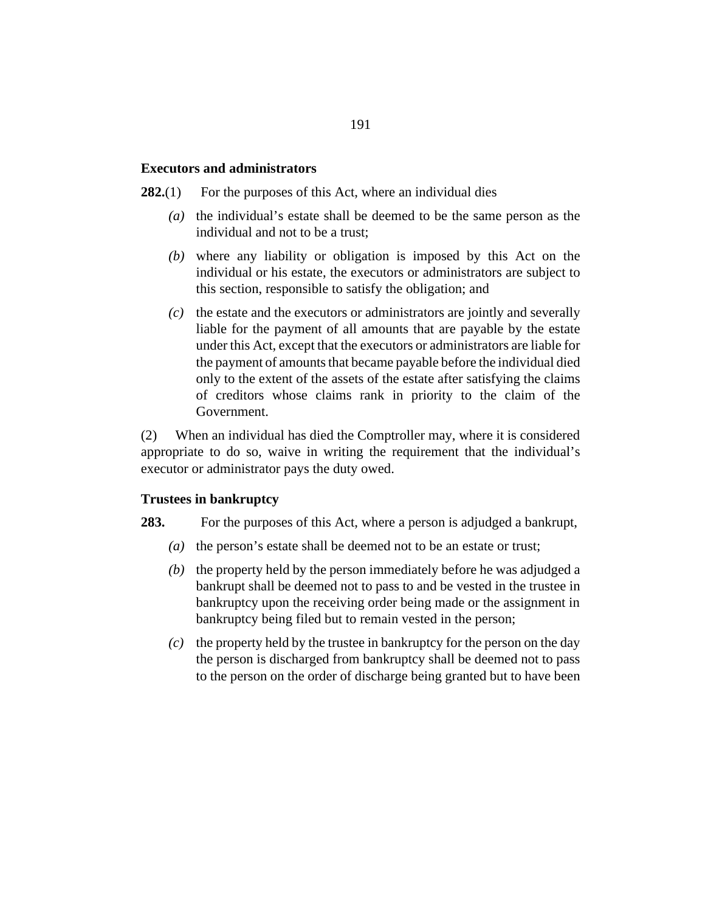### Executors and administrators

**282.**(1) For the purposes of this Act, where an individual dies

- *(a)* the individual's estate shall be deemed to be the same person as the individual and not to be a trust;
- *(b)* where any liability or obligation is imposed by this Act on the individual or his estate, the executors or administrators are subject to this section, responsible to satisfy the obligation; and
- *(c)* the estate and the executors or administrators are jointly and severally liable for the payment of all amounts that are payable by the estate under this Act, except that the executors or administrators are liable for the payment of amounts that became payable before the individual died only to the extent of the assets of the estate after satisfying the claims of creditors whose claims rank in priority to the claim of the Government.

(2) When an individual has died the Comptroller may, where it is considered appropriate to do so, waive in writing the requirement that the individual's executor or administrator pays the duty owed.

### Trustees in bankruptcy

**283.** For the purposes of this Act, where a person is adjudged a bankrupt,

- *(a)* the person's estate shall be deemed not to be an estate or trust;
- *(b)* the property held by the person immediately before he was adjudged a bankrupt shall be deemed not to pass to and be vested in the trustee in bankruptcy upon the receiving order being made or the assignment in bankruptcy being filed but to remain vested in the person;
- *(c)* the property held by the trustee in bankruptcy for the person on the day the person is discharged from bankruptcy shall be deemed not to pass to the person on the order of discharge being granted but to have been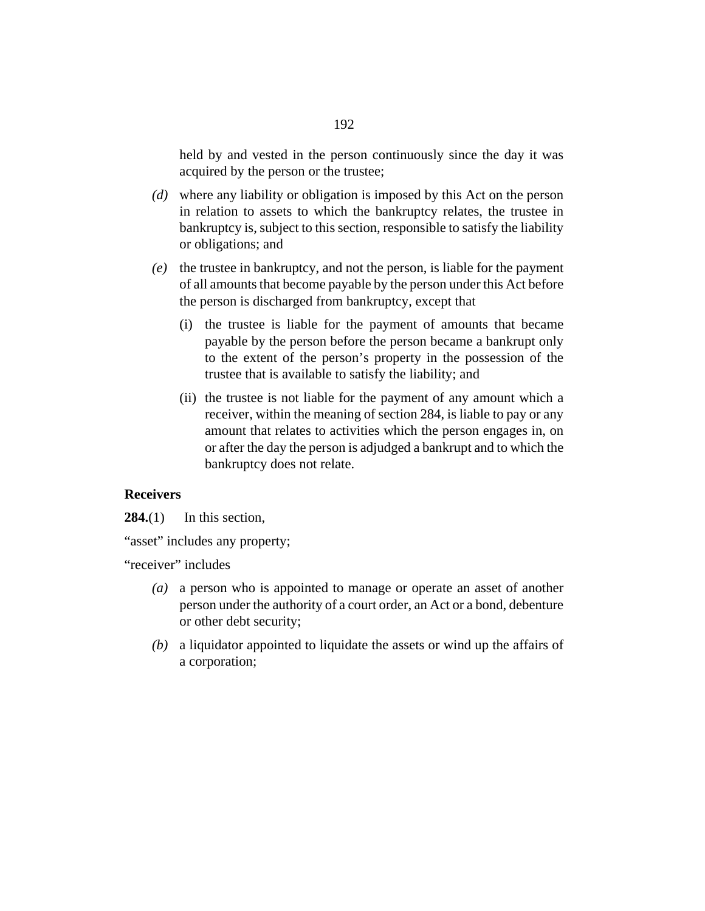held by and vested in the person continuously since the day it was acquired by the person or the trustee;

*(d)* where any liability or obligation is imposed by this Act on the person in relation to assets to which the bankruptcy relates, the trustee in bankruptcy is, subject to this section, responsible to satisfy the liability or obligations; and

*(e)* the trustee in bankruptcy, and not the person, is liable for the payment of all amounts that become payable by the person under this Act before the person is discharged from bankruptcy, except that

(i) the trustee is liable for the payment of amounts that became payable by the person before the person became a bankrupt only to the extent of the person's property in the possession of the trustee that is available to satisfy the liability; and

(ii) the trustee is not liable for the payment of any amount which a receiver, within the meaning of section 284, is liable to pay or any amount that relates to activities which the person engages in, on or after the day the person is adjudged a bankrupt and to which the bankruptcy does not relate.

**Receivers**

**284.**(1) In this section,

"asset" includes any property;

"receiver" includes

*(a)* a person who is appointed to manage or operate an asset of another person under the authority of a court order, an Act or a bond, debenture or other debt security;

*(b)* a liquidator appointed to liquidate the assets or wind up the affairs of a corporation;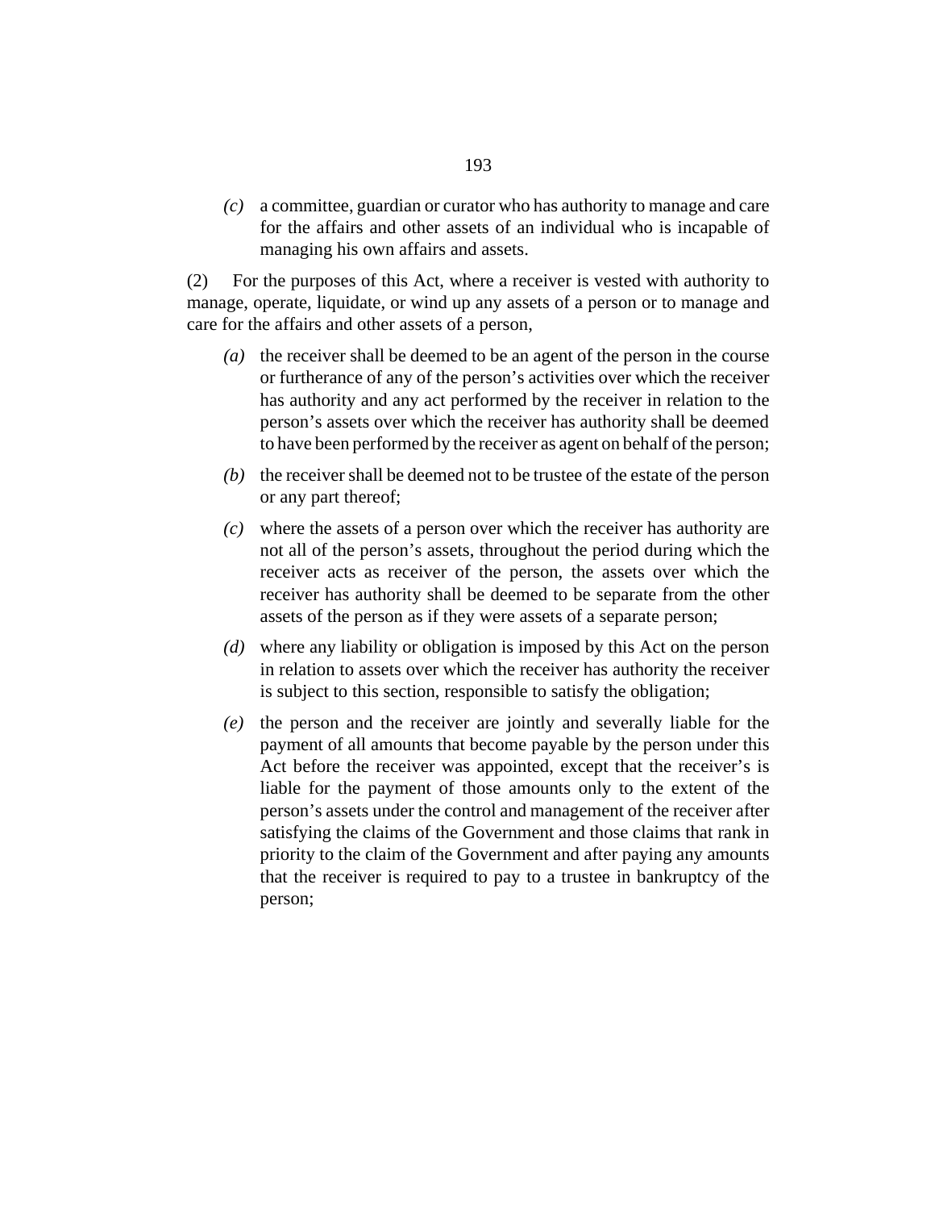*(c)* a committee, guardian or curator who has authority to manage and care for the affairs and other assets of an individual who is incapable of managing his own affairs and assets.

(2) For the purposes of this Act, where a receiver is vested with authority to manage, operate, liquidate, or wind up any assets of a person or to manage and care for the affairs and other assets of a person,

*(a)* the receiver shall be deemed to be an agent of the person in the course or furtherance of any of the person's activities over which the receiver has authority and any act performed by the receiver in relation to the person's assets over which the receiver has authority shall be deemed to have been performed by the receiver as agent on behalf of the person;

*(b)* the receiver shall be deemed not to be trustee of the estate of the person or any part thereof;

*(c)* where the assets of a person over which the receiver has authority are not all of the person's assets, throughout the period during which the receiver acts as receiver of the person, the assets over which the receiver has authority shall be deemed to be separate from the other assets of the person as if they were assets of a separate person;

*(d)* where any liability or obligation is imposed by this Act on the person in relation to assets over which the receiver has authority the receiver is subject to this section, responsible to satisfy the obligation;

*(e)* the person and the receiver are jointly and severally liable for the payment of all amounts that become payable by the person under this Act before the receiver was appointed, except that the receiver's is liable for the payment of those amounts only to the extent of the person's assets under the control and management of the receiver after satisfying the claims of the Government and those claims that rank in priority to the claim of the Government and after paying any amounts that the receiver is required to pay to a trustee in bankruptcy of the person;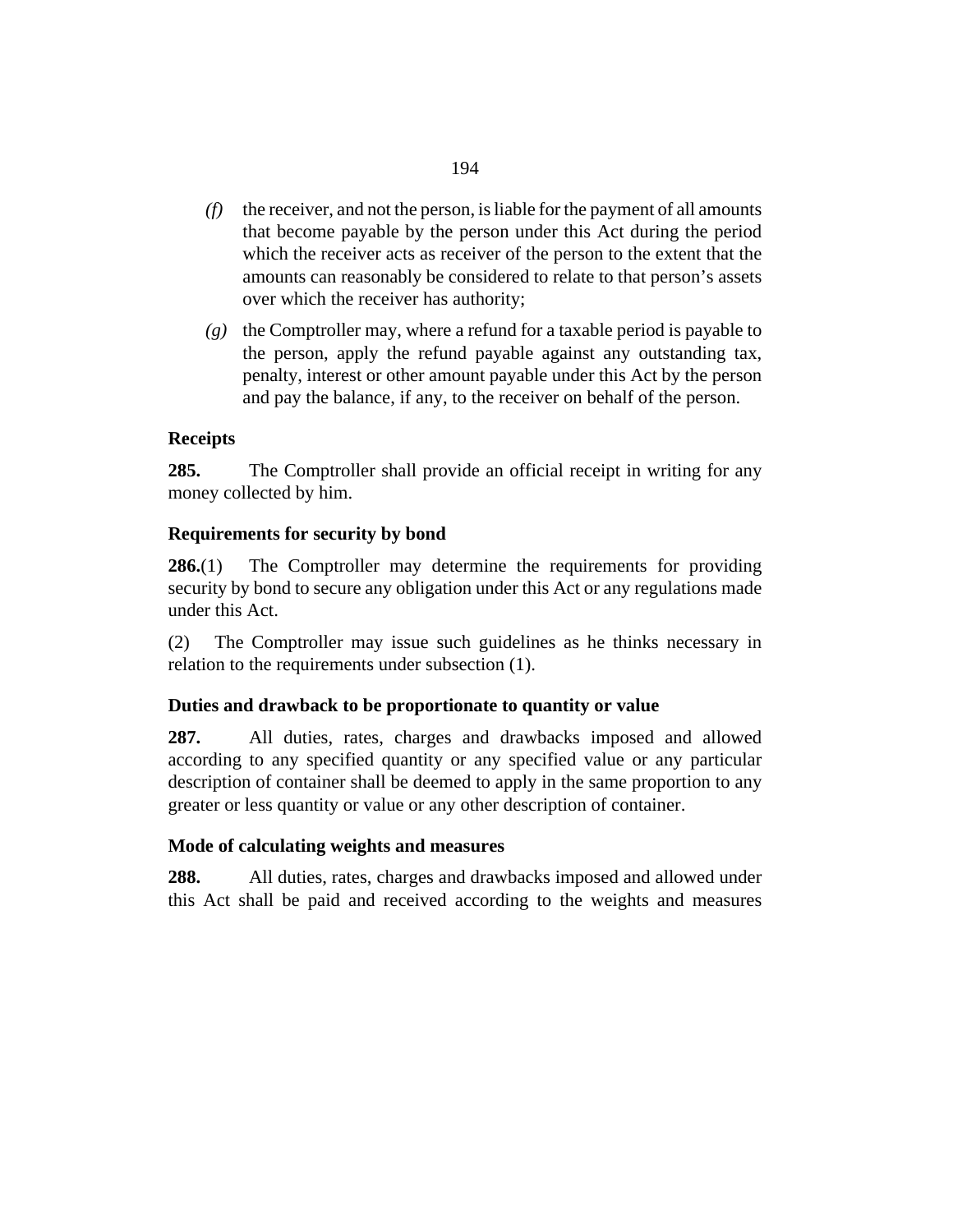*(f)* the receiver, and not the person, is liable for the payment of all amounts that become payable by the person under this Act during the period which the receiver acts as receiver of the person to the extent that the amounts can reasonably be considered to relate to that person's assets over which the receiver has authority;

*(g)* the Comptroller may, where a refund for a taxable period is payable to the person, apply the refund payable against any outstanding tax, penalty, interest or other amount payable under this Act by the person and pay the balance, if any, to the receiver on behalf of the person.

### Receipts

**285.** The Comptroller shall provide an official receipt in writing for any money collected by him.

### Requirements for security by bond

**286.**(1) The Comptroller may determine the requirements for providing security by bond to secure any obligation under this Act or any regulations made under this Act.

(2) The Comptroller may issue such guidelines as he thinks necessary in relation to the requirements under subsection (1).

### Duties and drawback to be proportionate to quantity or value

**287.** All duties, rates, charges and drawbacks imposed and allowed according to any specified quantity or any specified value or any particular description of container shall be deemed to apply in the same proportion to any greater or less quantity or value or any other description of container.

### Mode of calculating weights and measures

**288.** All duties, rates, charges and drawbacks imposed and allowed under this Act shall be paid and received according to the weights and measures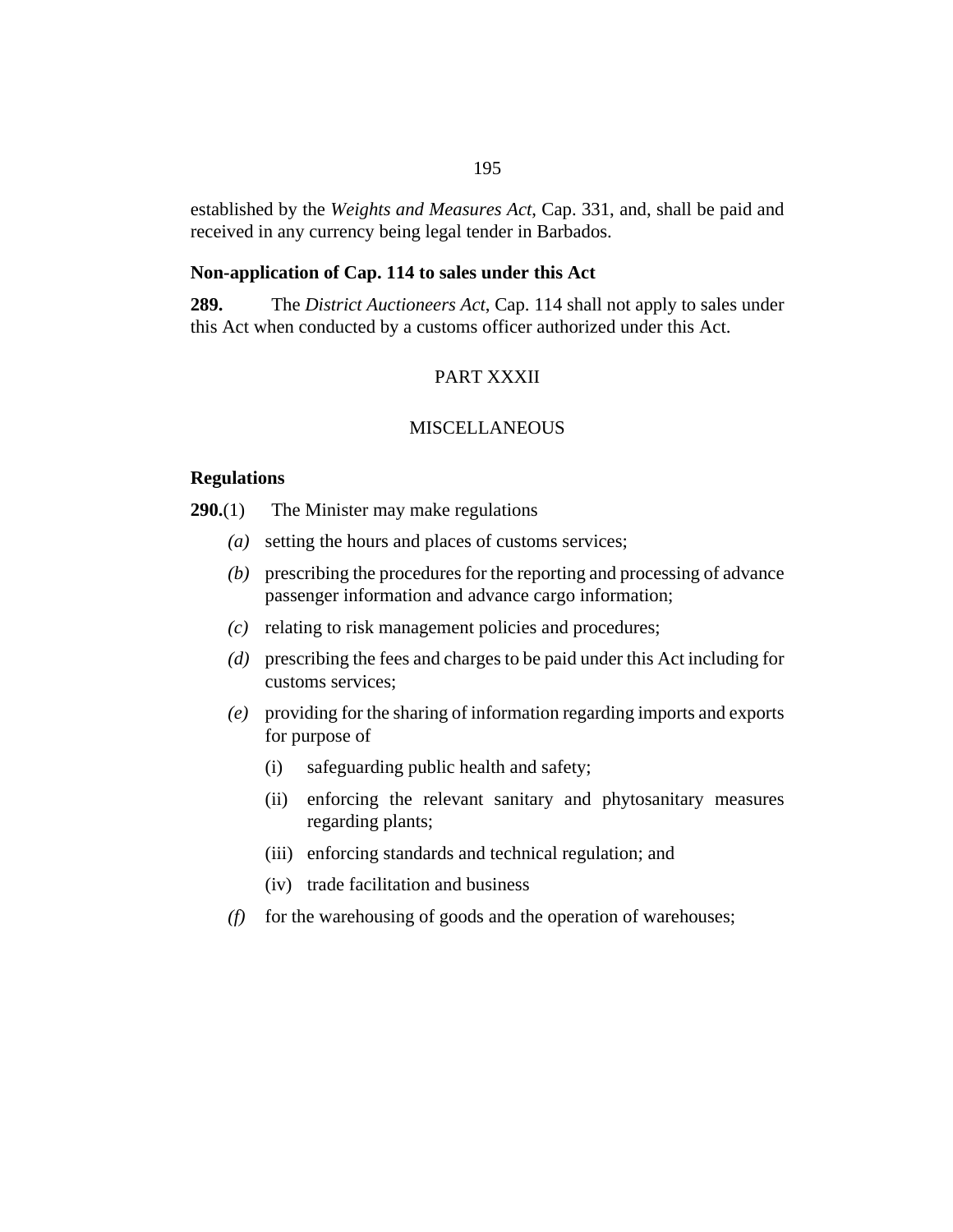established by the *Weights and Measures Act*, Cap. 331, and, shall be paid and received in any currency being legal tender in Barbados.

**Non-application of Cap. 114 to sales under this Act**

**289.** The *District Auctioneers Act*, Cap. 114 shall not apply to sales under this Act when conducted by a customs officer authorized under this Act.

PART XXXII

MISCELLANEOUS

**Regulations**

**290.**(1) The Minister may make regulations

*(a)* setting the hours and places of customs services;

*(b)* prescribing the procedures for the reporting and processing of advance passenger information and advance cargo information;

*(c)* relating to risk management policies and procedures;

*(d)* prescribing the fees and charges to be paid under this Act including for customs services;

*(e)* providing for the sharing of information regarding imports and exports for purpose of

(i) safeguarding public health and safety;

(ii) enforcing the relevant sanitary and phytosanitary measures regarding plants;

(iii) enforcing standards and technical regulation; and

(iv) trade facilitation and business

*(f)* for the warehousing of goods and the operation of warehouses;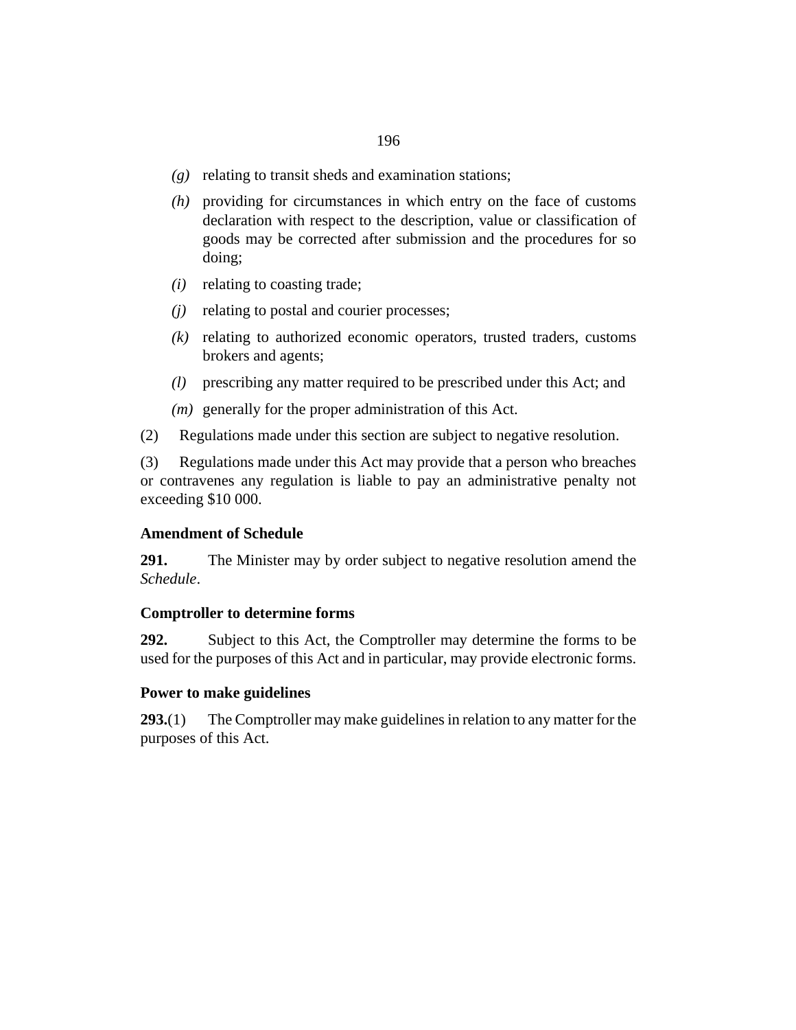*(g)* relating to transit sheds and examination stations;

*(h)* providing for circumstances in which entry on the face of customs declaration with respect to the description, value or classification of goods may be corrected after submission and the procedures for so doing;

*(i)* relating to coasting trade;

*(j)* relating to postal and courier processes;

*(k)* relating to authorized economic operators, trusted traders, customs brokers and agents;

*(l)* prescribing any matter required to be prescribed under this Act; and

*(m)* generally for the proper administration of this Act.

(2) Regulations made under this section are subject to negative resolution.

(3) Regulations made under this Act may provide that a person who breaches or contravenes any regulation is liable to pay an administrative penalty not exceeding $10 000.

**Amendment of Schedule**

**291.** The Minister may by order subject to negative resolution amend the *Schedule*.

**Comptroller to determine forms**

**292.** Subject to this Act, the Comptroller may determine the forms to be used for the purposes of this Act and in particular, may provide electronic forms.

**Power to make guidelines**

**293.**(1) The Comptroller may make guidelines in relation to any matter for the purposes of this Act.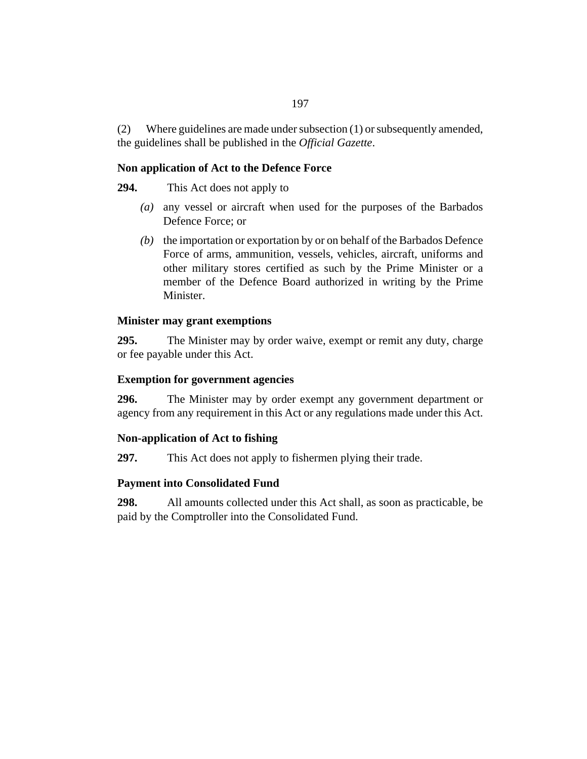(2) Where guidelines are made under subsection (1) or subsequently amended, the guidelines shall be published in the *Official Gazette*.

### Non application of Act to the Defence Force

**294.** This Act does not apply to

*(a)* any vessel or aircraft when used for the purposes of the Barbados Defence Force; or

*(b)* the importation or exportation by or on behalf of the Barbados Defence Force of arms, ammunition, vessels, vehicles, aircraft, uniforms and other military stores certified as such by the Prime Minister or a member of the Defence Board authorized in writing by the Prime Minister.

### Minister may grant exemptions

**295.** The Minister may by order waive, exempt or remit any duty, charge or fee payable under this Act.

### Exemption for government agencies

**296.** The Minister may by order exempt any government department or agency from any requirement in this Act or any regulations made under this Act.

### Non-application of Act to fishing

**297.** This Act does not apply to fishermen plying their trade.

### Payment into Consolidated Fund

**298.** All amounts collected under this Act shall, as soon as practicable, be paid by the Comptroller into the Consolidated Fund.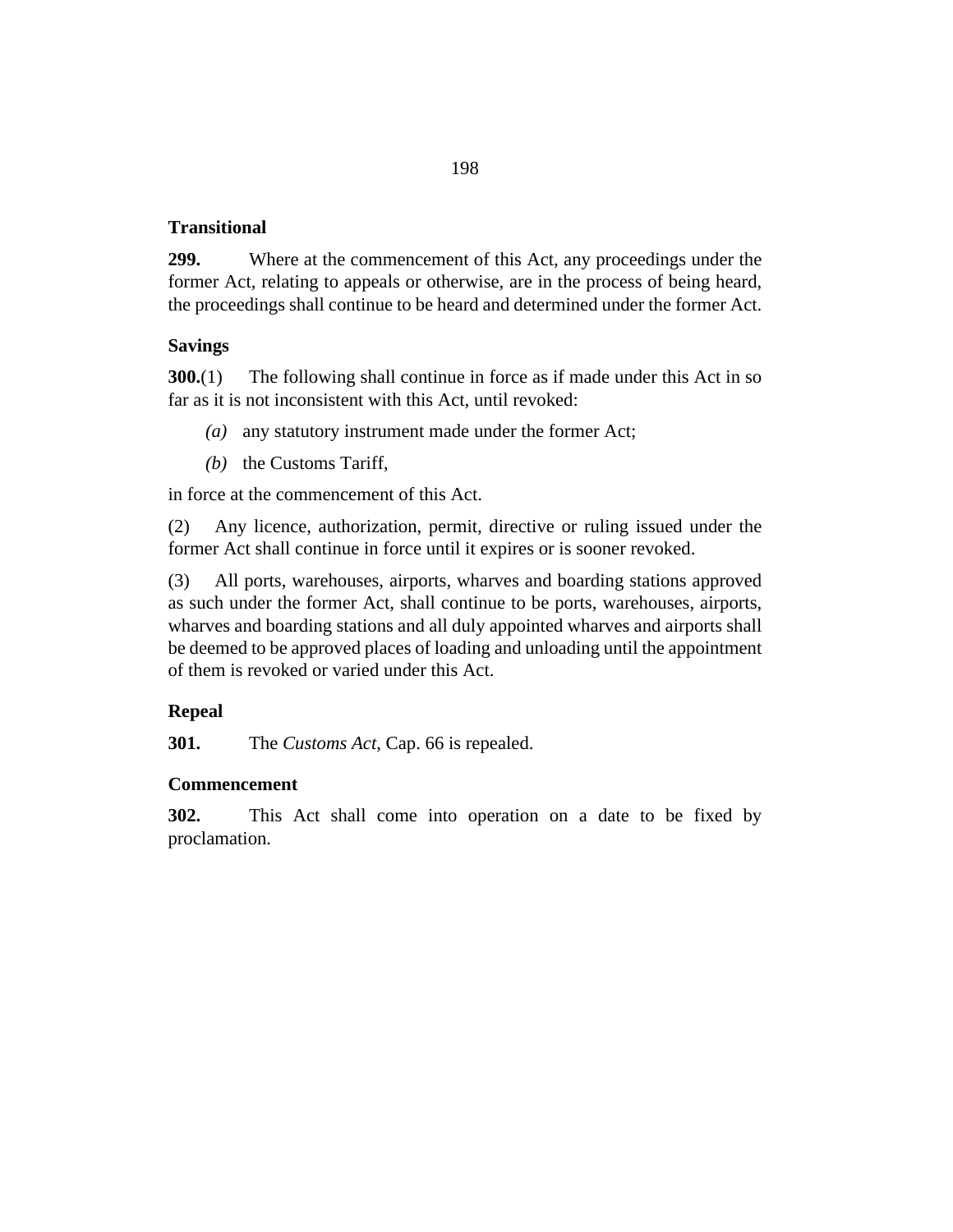### Transitional

**299.** Where at the commencement of this Act, any proceedings under the former Act, relating to appeals or otherwise, are in the process of being heard, the proceedings shall continue to be heard and determined under the former Act.

### Savings

**300.**(1) The following shall continue in force as if made under this Act in so far as it is not inconsistent with this Act, until revoked:

*(a)* any statutory instrument made under the former Act;

*(b)* the Customs Tariff,

in force at the commencement of this Act.

(2) Any licence, authorization, permit, directive or ruling issued under the former Act shall continue in force until it expires or is sooner revoked.

(3) All ports, warehouses, airports, wharves and boarding stations approved as such under the former Act, shall continue to be ports, warehouses, airports, wharves and boarding stations and all duly appointed wharves and airports shall be deemed to be approved places of loading and unloading until the appointment of them is revoked or varied under this Act.

### Repeal

**301.** The *Customs Act*, Cap. 66 is repealed.

### Commencement

**302.** This Act shall come into operation on a date to be fixed by proclamation.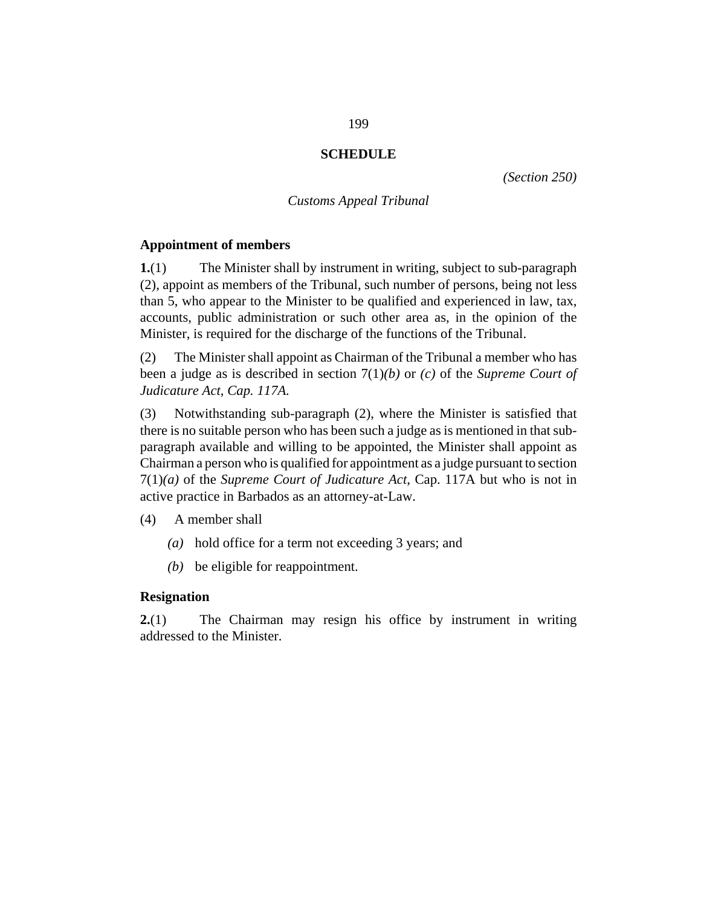# SCHEDULE

*(Section 250)*

*Customs Appeal Tribunal*

**Appointment of members**

**1.**(1) The Minister shall by instrument in writing, subject to sub-paragraph (2), appoint as members of the Tribunal, such number of persons, being not less than 5, who appear to the Minister to be qualified and experienced in law, tax, accounts, public administration or such other area as, in the opinion of the Minister, is required for the discharge of the functions of the Tribunal.

(2) The Minister shall appoint as Chairman of the Tribunal a member who has been a judge as is described in section 7(1)*(b)* or *(c)* of the *Supreme Court of Judicature Act, Cap. 117A.*

(3) Notwithstanding sub-paragraph (2), where the Minister is satisfied that there is no suitable person who has been such a judge as is mentioned in that sub-paragraph available and willing to be appointed, the Minister shall appoint as Chairman a person who is qualified for appointment as a judge pursuant to section 7(1)*(a)* of the *Supreme Court of Judicature Act*, Cap. 117A but who is not in active practice in Barbados as an attorney-at-Law.

(4) A member shall

*(a)* hold office for a term not exceeding 3 years; and

*(b)* be eligible for reappointment.

**Resignation**

**2.**(1) The Chairman may resign his office by instrument in writing addressed to the Minister.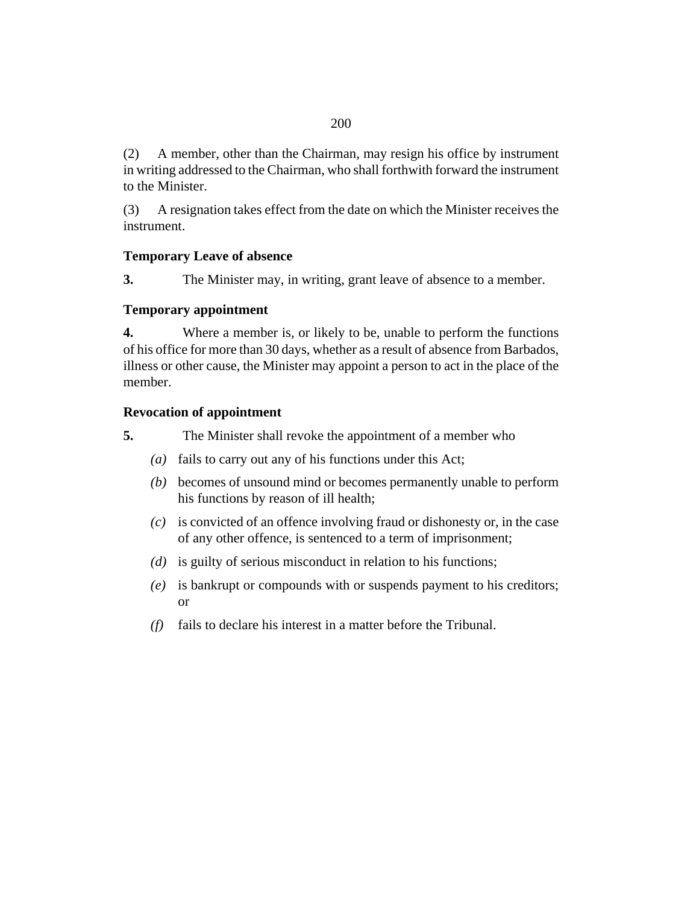(2) A member, other than the Chairman, may resign his office by instrument in writing addressed to the Chairman, who shall forthwith forward the instrument to the Minister.

(3) A resignation takes effect from the date on which the Minister receives the instrument.

**Temporary Leave of absence**

**3.** The Minister may, in writing, grant leave of absence to a member.

**Temporary appointment**

**4.** Where a member is, or likely to be, unable to perform the functions of his office for more than 30 days, whether as a result of absence from Barbados, illness or other cause, the Minister may appoint a person to act in the place of the member.

**Revocation of appointment**

**5.** The Minister shall revoke the appointment of a member who

*(a)* fails to carry out any of his functions under this Act;

*(b)* becomes of unsound mind or becomes permanently unable to perform his functions by reason of ill health;

*(c)* is convicted of an offence involving fraud or dishonesty or, in the case of any other offence, is sentenced to a term of imprisonment;

*(d)* is guilty of serious misconduct in relation to his functions;

*(e)* is bankrupt or compounds with or suspends payment to his creditors; or

*(f)* fails to declare his interest in a matter before the Tribunal.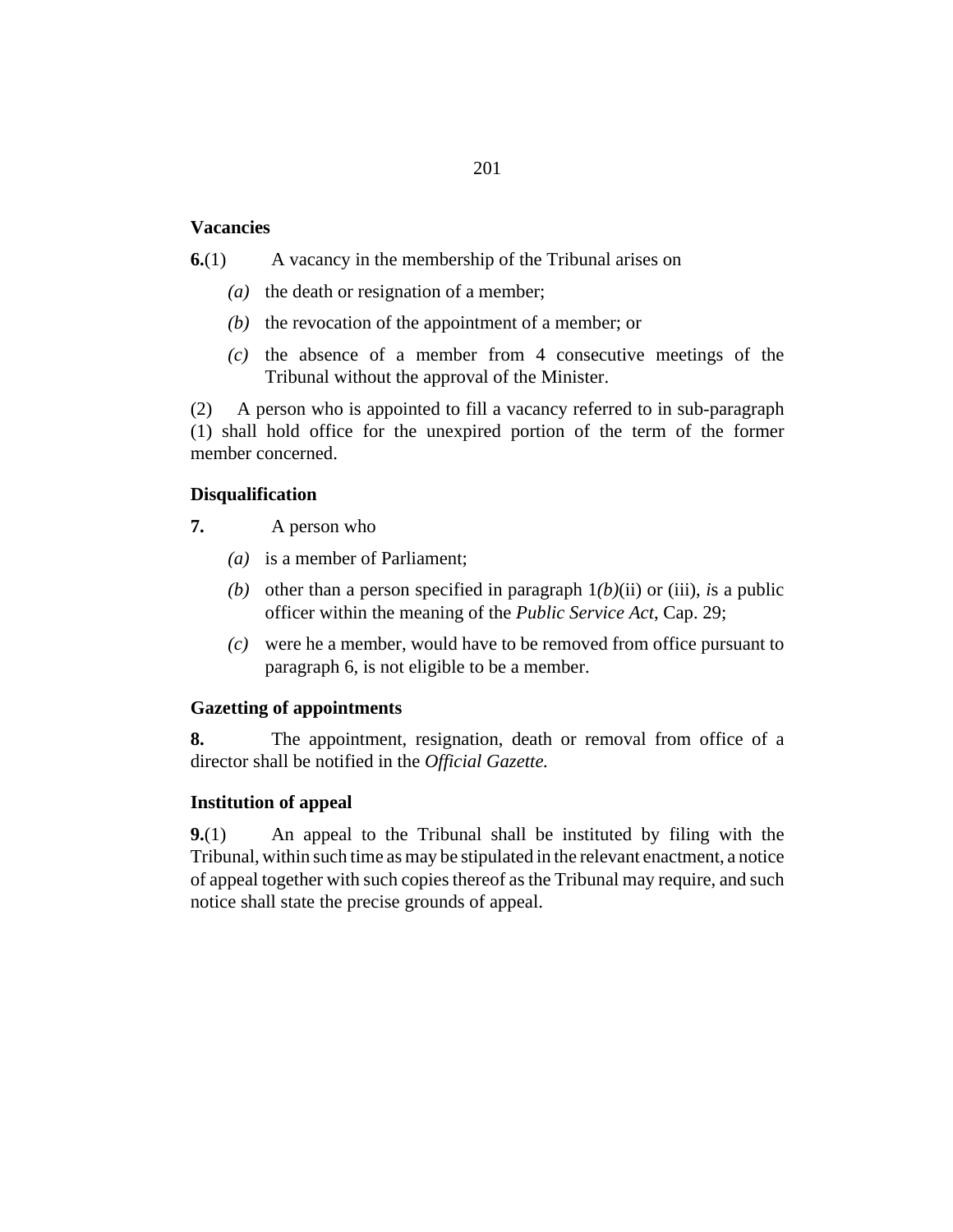### Vacancies

**6.**(1) A vacancy in the membership of the Tribunal arises on

*(a)* the death or resignation of a member;

*(b)* the revocation of the appointment of a member; or

*(c)* the absence of a member from 4 consecutive meetings of the Tribunal without the approval of the Minister.

(2) A person who is appointed to fill a vacancy referred to in sub-paragraph (1) shall hold office for the unexpired portion of the term of the former member concerned.

### Disqualification

**7.** A person who

*(a)* is a member of Parliament;

*(b)* other than a person specified in paragraph 1*(b)*(ii) or (iii), *i*s a public officer within the meaning of the *Public Service Act*, Cap. 29;

*(c)* were he a member, would have to be removed from office pursuant to paragraph 6, is not eligible to be a member.

### Gazetting of appointments

**8.** The appointment, resignation, death or removal from office of a director shall be notified in the *Official Gazette.*

### Institution of appeal

**9.**(1) An appeal to the Tribunal shall be instituted by filing with the Tribunal, within such time as may be stipulated in the relevant enactment, a notice of appeal together with such copies thereof as the Tribunal may require, and such notice shall state the precise grounds of appeal.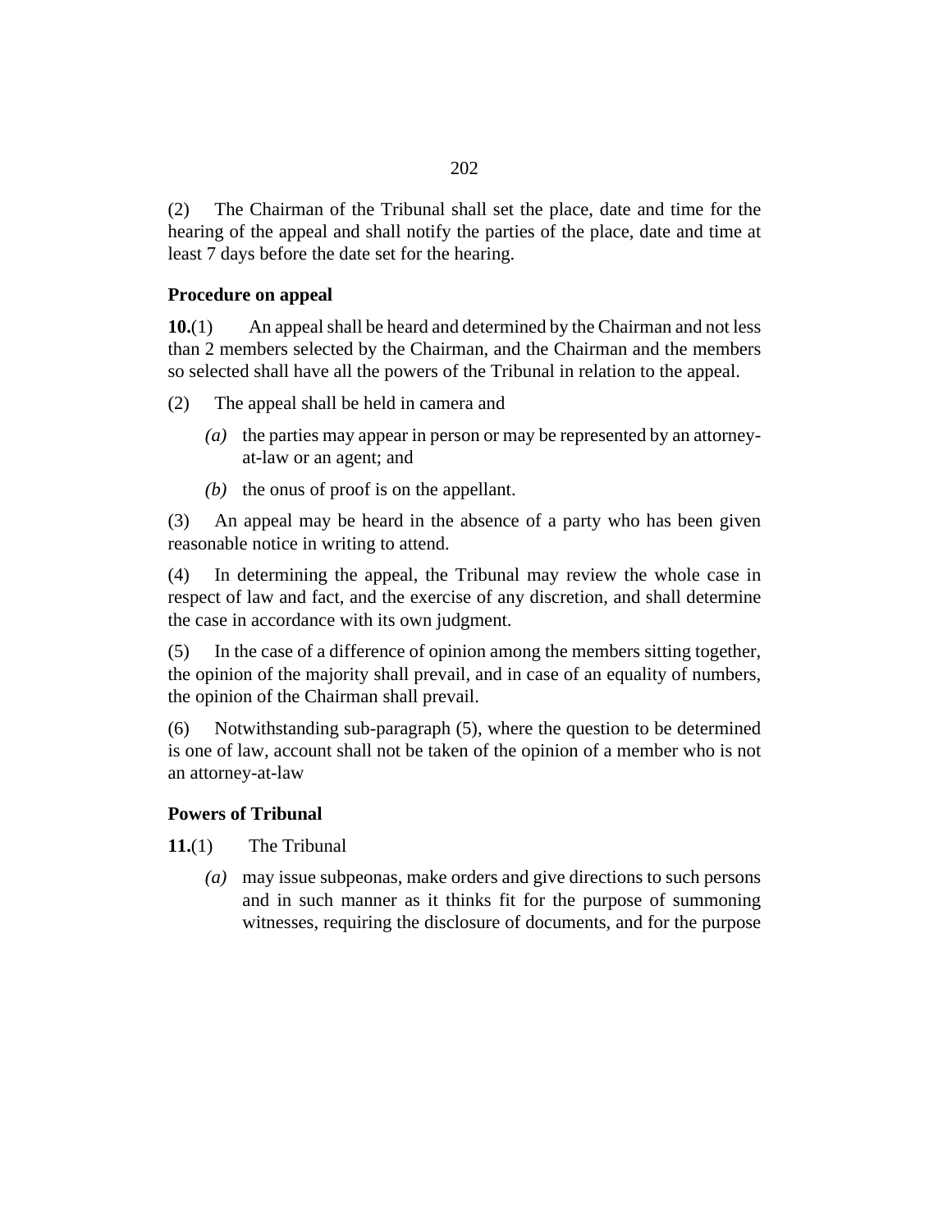(2) The Chairman of the Tribunal shall set the place, date and time for the hearing of the appeal and shall notify the parties of the place, date and time at least 7 days before the date set for the hearing.

### Procedure on appeal

**10.**(1) An appeal shall be heard and determined by the Chairman and not less than 2 members selected by the Chairman, and the Chairman and the members so selected shall have all the powers of the Tribunal in relation to the appeal.

(2) The appeal shall be held in camera and

*(a)* the parties may appear in person or may be represented by an attorney-at-law or an agent; and

*(b)* the onus of proof is on the appellant.

(3) An appeal may be heard in the absence of a party who has been given reasonable notice in writing to attend.

(4) In determining the appeal, the Tribunal may review the whole case in respect of law and fact, and the exercise of any discretion, and shall determine the case in accordance with its own judgment.

(5) In the case of a difference of opinion among the members sitting together, the opinion of the majority shall prevail, and in case of an equality of numbers, the opinion of the Chairman shall prevail.

(6) Notwithstanding sub-paragraph (5), where the question to be determined is one of law, account shall not be taken of the opinion of a member who is not an attorney-at-law

### Powers of Tribunal

**11.**(1) The Tribunal

*(a)* may issue subpeonas, make orders and give directions to such persons and in such manner as it thinks fit for the purpose of summoning witnesses, requiring the disclosure of documents, and for the purpose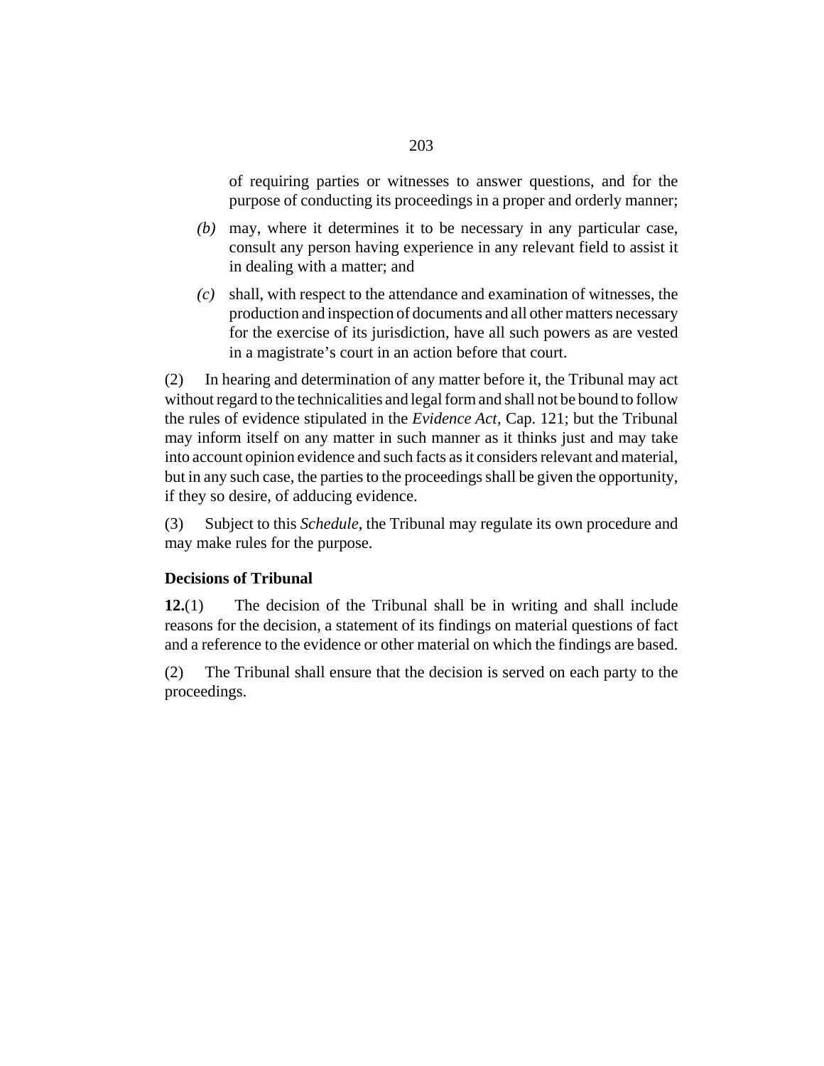of requiring parties or witnesses to answer questions, and for the purpose of conducting its proceedings in a proper and orderly manner;

*(b)* may, where it determines it to be necessary in any particular case, consult any person having experience in any relevant field to assist it in dealing with a matter; and

*(c)* shall, with respect to the attendance and examination of witnesses, the production and inspection of documents and all other matters necessary for the exercise of its jurisdiction, have all such powers as are vested in a magistrate's court in an action before that court.

(2) In hearing and determination of any matter before it, the Tribunal may act without regard to the technicalities and legal form and shall not be bound to follow the rules of evidence stipulated in the *Evidence Act*, Cap. 121; but the Tribunal may inform itself on any matter in such manner as it thinks just and may take into account opinion evidence and such facts as it considers relevant and material, but in any such case, the parties to the proceedings shall be given the opportunity, if they so desire, of adducing evidence.

(3) Subject to this *Schedule*, the Tribunal may regulate its own procedure and may make rules for the purpose.

**Decisions of Tribunal**

**12.**(1) The decision of the Tribunal shall be in writing and shall include reasons for the decision, a statement of its findings on material questions of fact and a reference to the evidence or other material on which the findings are based.

(2) The Tribunal shall ensure that the decision is served on each party to the proceedings.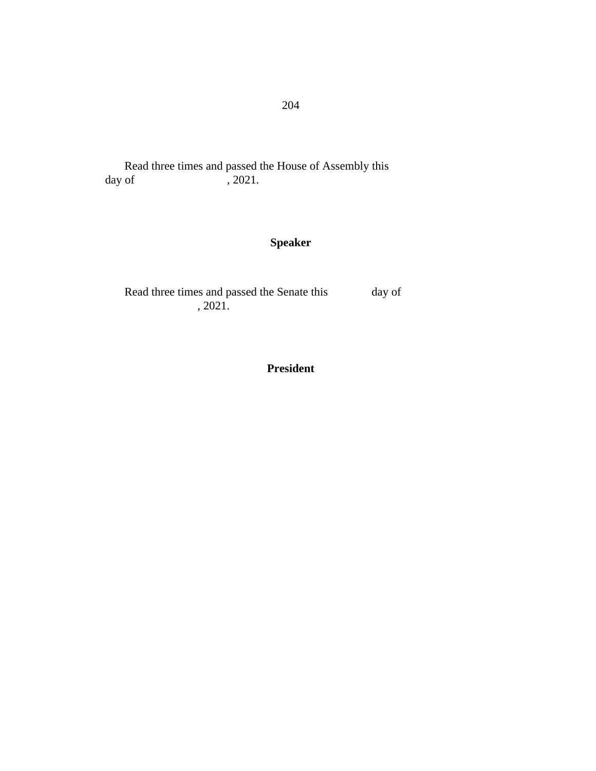Read three times and passed the House of Assembly this day of , 2021.

**Speaker**

Read three times and passed the Senate this day of , 2021.

**President**